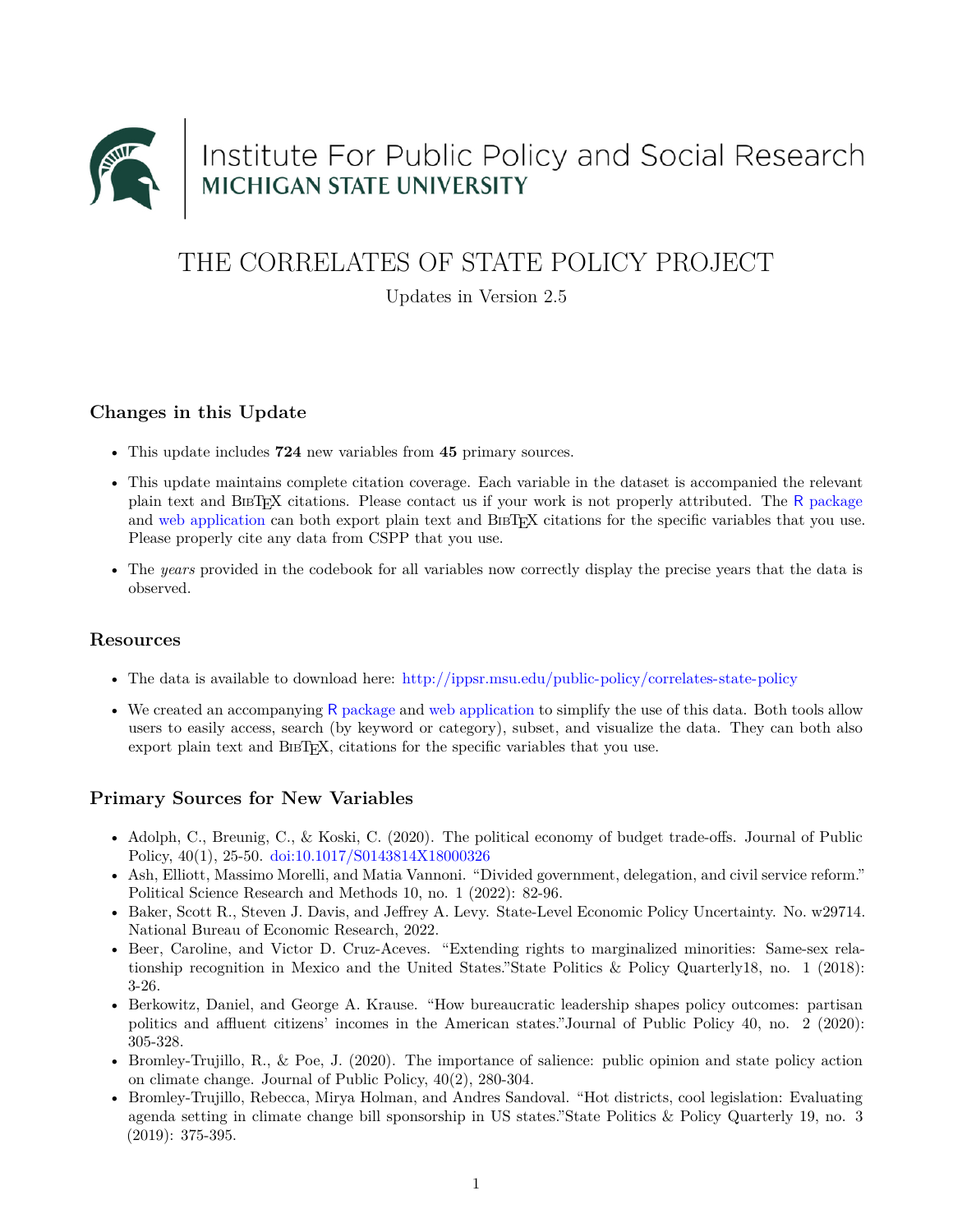Institute For Public Policy and Social Research
MICHIGAN STATE UNIVERSITY

# THE CORRELATES OF STATE POLICY PROJECT

Updates in Version 2.5

## Changes in this Update

- This update includes **724** new variables from **45** primary sources.
- This update maintains complete citation coverage. Each variable in the dataset is accompanied the relevant plain text and BibTeX citations. Please contact us if your work is not properly attributed. The R package and web application can both export plain text and BibTeX citations for the specific variables that you use. Please properly cite any data from CSPP that you use.
- The *years* provided in the codebook for all variables now correctly display the precise years that the data is observed.

## Resources

- The data is available to download here: http://ippsr.msu.edu/public-policy/correlates-state-policy
- We created an accompanying R package and web application to simplify the use of this data. Both tools allow users to easily access, search (by keyword or category), subset, and visualize the data. They can both also export plain text and BibTeX, citations for the specific variables that you use.

## Primary Sources for New Variables

- Adolph, C., Breunig, C., & Koski, C. (2020). The political economy of budget trade-offs. Journal of Public Policy, 40(1), 25-50. doi:10.1017/S0143814X18000326
- Ash, Elliott, Massimo Morelli, and Matia Vannoni. "Divided government, delegation, and civil service reform." Political Science Research and Methods 10, no. 1 (2022): 82-96.
- Baker, Scott R., Steven J. Davis, and Jeffrey A. Levy. State-Level Economic Policy Uncertainty. No. w29714. National Bureau of Economic Research, 2022.
- Beer, Caroline, and Victor D. Cruz-Aceves. "Extending rights to marginalized minorities: Same-sex relationship recognition in Mexico and the United States."State Politics & Policy Quarterly18, no. 1 (2018): 3-26.
- Berkowitz, Daniel, and George A. Krause. "How bureaucratic leadership shapes policy outcomes: partisan politics and affluent citizens' incomes in the American states."Journal of Public Policy 40, no. 2 (2020): 305-328.
- Bromley-Trujillo, R., & Poe, J. (2020). The importance of salience: public opinion and state policy action on climate change. Journal of Public Policy, 40(2), 280-304.
- Bromley-Trujillo, Rebecca, Mirya Holman, and Andres Sandoval. "Hot districts, cool legislation: Evaluating agenda setting in climate change bill sponsorship in US states."State Politics & Policy Quarterly 19, no. 3 (2019): 375-395.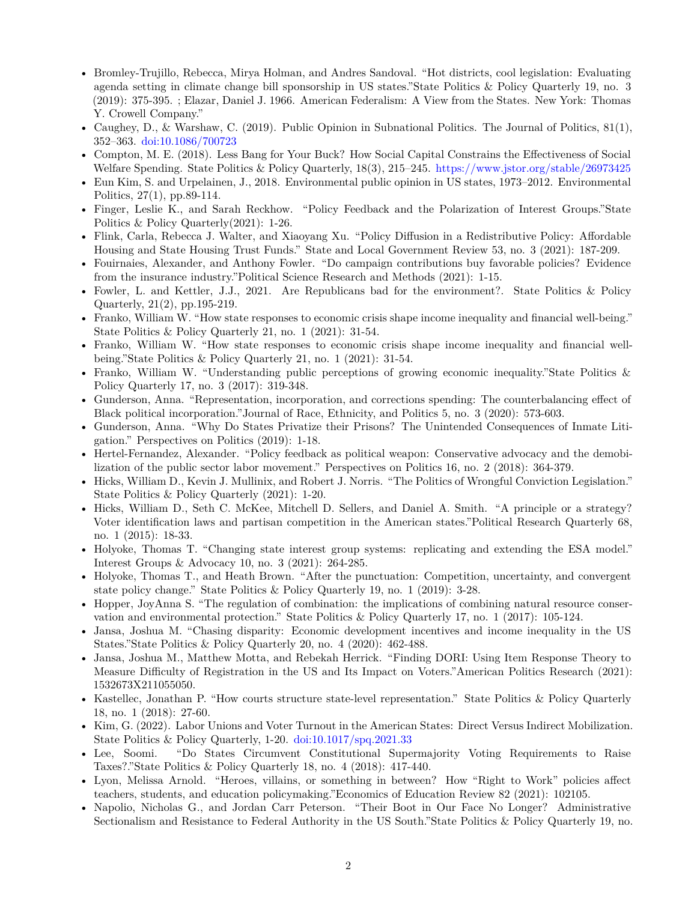- Bromley-Trujillo, Rebecca, Mirya Holman, and Andres Sandoval. "Hot districts, cool legislation: Evaluating agenda setting in climate change bill sponsorship in US states."State Politics & Policy Quarterly 19, no. 3 (2019): 375-395. ; Elazar, Daniel J. 1966. American Federalism: A View from the States. New York: Thomas Y. Crowell Company."
- Caughey, D., & Warshaw, C. (2019). Public Opinion in Subnational Politics. The Journal of Politics, 81(1), 352–363. doi:10.1086/700723
- Compton, M. E. (2018). Less Bang for Your Buck? How Social Capital Constrains the Effectiveness of Social Welfare Spending. State Politics & Policy Quarterly, 18(3), 215–245. https://www.jstor.org/stable/26973425
- Eun Kim, S. and Urpelainen, J., 2018. Environmental public opinion in US states, 1973–2012. Environmental Politics, 27(1), pp.89-114.
- Finger, Leslie K., and Sarah Reckhow. "Policy Feedback and the Polarization of Interest Groups."State Politics & Policy Quarterly(2021): 1-26.
- Flink, Carla, Rebecca J. Walter, and Xiaoyang Xu. "Policy Diffusion in a Redistributive Policy: Affordable Housing and State Housing Trust Funds." State and Local Government Review 53, no. 3 (2021): 187-209.
- Fouirnaies, Alexander, and Anthony Fowler. "Do campaign contributions buy favorable policies? Evidence from the insurance industry."Political Science Research and Methods (2021): 1-15.
- Fowler, L. and Kettler, J.J., 2021. Are Republicans bad for the environment?. State Politics & Policy Quarterly, 21(2), pp.195-219.
- Franko, William W. "How state responses to economic crisis shape income inequality and financial well-being." State Politics & Policy Quarterly 21, no. 1 (2021): 31-54.
- Franko, William W. "How state responses to economic crisis shape income inequality and financial well-being."State Politics & Policy Quarterly 21, no. 1 (2021): 31-54.
- Franko, William W. "Understanding public perceptions of growing economic inequality."State Politics & Policy Quarterly 17, no. 3 (2017): 319-348.
- Gunderson, Anna. "Representation, incorporation, and corrections spending: The counterbalancing effect of Black political incorporation."Journal of Race, Ethnicity, and Politics 5, no. 3 (2020): 573-603.
- Gunderson, Anna. "Why Do States Privatize their Prisons? The Unintended Consequences of Inmate Litigation." Perspectives on Politics (2019): 1-18.
- Hertel-Fernandez, Alexander. "Policy feedback as political weapon: Conservative advocacy and the demobilization of the public sector labor movement." Perspectives on Politics 16, no. 2 (2018): 364-379.
- Hicks, William D., Kevin J. Mullinix, and Robert J. Norris. "The Politics of Wrongful Conviction Legislation." State Politics & Policy Quarterly (2021): 1-20.
- Hicks, William D., Seth C. McKee, Mitchell D. Sellers, and Daniel A. Smith. "A principle or a strategy? Voter identification laws and partisan competition in the American states."Political Research Quarterly 68, no. 1 (2015): 18-33.
- Holyoke, Thomas T. "Changing state interest group systems: replicating and extending the ESA model." Interest Groups & Advocacy 10, no. 3 (2021): 264-285.
- Holyoke, Thomas T., and Heath Brown. "After the punctuation: Competition, uncertainty, and convergent state policy change." State Politics & Policy Quarterly 19, no. 1 (2019): 3-28.
- Hopper, JoyAnna S. "The regulation of combination: the implications of combining natural resource conservation and environmental protection." State Politics & Policy Quarterly 17, no. 1 (2017): 105-124.
- Jansa, Joshua M. "Chasing disparity: Economic development incentives and income inequality in the US States."State Politics & Policy Quarterly 20, no. 4 (2020): 462-488.
- Jansa, Joshua M., Matthew Motta, and Rebekah Herrick. "Finding DORI: Using Item Response Theory to Measure Difficulty of Registration in the US and Its Impact on Voters."American Politics Research (2021): 1532673X211055050.
- Kastellec, Jonathan P. "How courts structure state-level representation." State Politics & Policy Quarterly 18, no. 1 (2018): 27-60.
- Kim, G. (2022). Labor Unions and Voter Turnout in the American States: Direct Versus Indirect Mobilization. State Politics & Policy Quarterly, 1-20. doi:10.1017/spq.2021.33
- Lee, Soomi. "Do States Circumvent Constitutional Supermajority Voting Requirements to Raise Taxes?."State Politics & Policy Quarterly 18, no. 4 (2018): 417-440.
- Lyon, Melissa Arnold. "Heroes, villains, or something in between? How "Right to Work" policies affect teachers, students, and education policymaking."Economics of Education Review 82 (2021): 102105.
- Napolio, Nicholas G., and Jordan Carr Peterson. "Their Boot in Our Face No Longer? Administrative Sectionalism and Resistance to Federal Authority in the US South."State Politics & Policy Quarterly 19, no.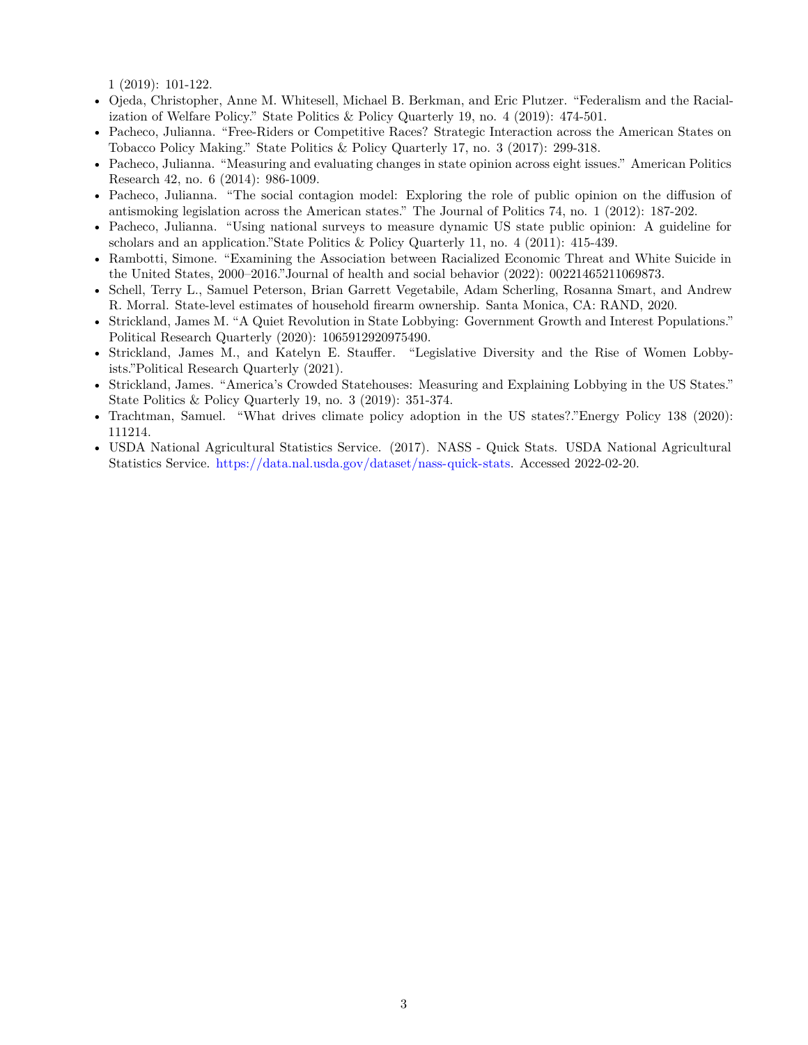1 (2019): 101-122.

- Ojeda, Christopher, Anne M. Whitesell, Michael B. Berkman, and Eric Plutzer. "Federalism and the Racialization of Welfare Policy." State Politics & Policy Quarterly 19, no. 4 (2019): 474-501.
- Pacheco, Julianna. "Free-Riders or Competitive Races? Strategic Interaction across the American States on Tobacco Policy Making." State Politics & Policy Quarterly 17, no. 3 (2017): 299-318.
- Pacheco, Julianna. "Measuring and evaluating changes in state opinion across eight issues." American Politics Research 42, no. 6 (2014): 986-1009.
- Pacheco, Julianna. "The social contagion model: Exploring the role of public opinion on the diffusion of antismoking legislation across the American states." The Journal of Politics 74, no. 1 (2012): 187-202.
- Pacheco, Julianna. "Using national surveys to measure dynamic US state public opinion: A guideline for scholars and an application."State Politics & Policy Quarterly 11, no. 4 (2011): 415-439.
- Rambotti, Simone. "Examining the Association between Racialized Economic Threat and White Suicide in the United States, 2000–2016."Journal of health and social behavior (2022): 00221465211069873.
- Schell, Terry L., Samuel Peterson, Brian Garrett Vegetabile, Adam Scherling, Rosanna Smart, and Andrew R. Morral. State-level estimates of household firearm ownership. Santa Monica, CA: RAND, 2020.
- Strickland, James M. "A Quiet Revolution in State Lobbying: Government Growth and Interest Populations." Political Research Quarterly (2020): 1065912920975490.
- Strickland, James M., and Katelyn E. Stauffer. "Legislative Diversity and the Rise of Women Lobbyists."Political Research Quarterly (2021).
- Strickland, James. "America's Crowded Statehouses: Measuring and Explaining Lobbying in the US States." State Politics & Policy Quarterly 19, no. 3 (2019): 351-374.
- Trachtman, Samuel. "What drives climate policy adoption in the US states?."Energy Policy 138 (2020): 111214.
- USDA National Agricultural Statistics Service. (2017). NASS - Quick Stats. USDA National Agricultural Statistics Service. https://data.nal.usda.gov/dataset/nass-quick-stats. Accessed 2022-02-20.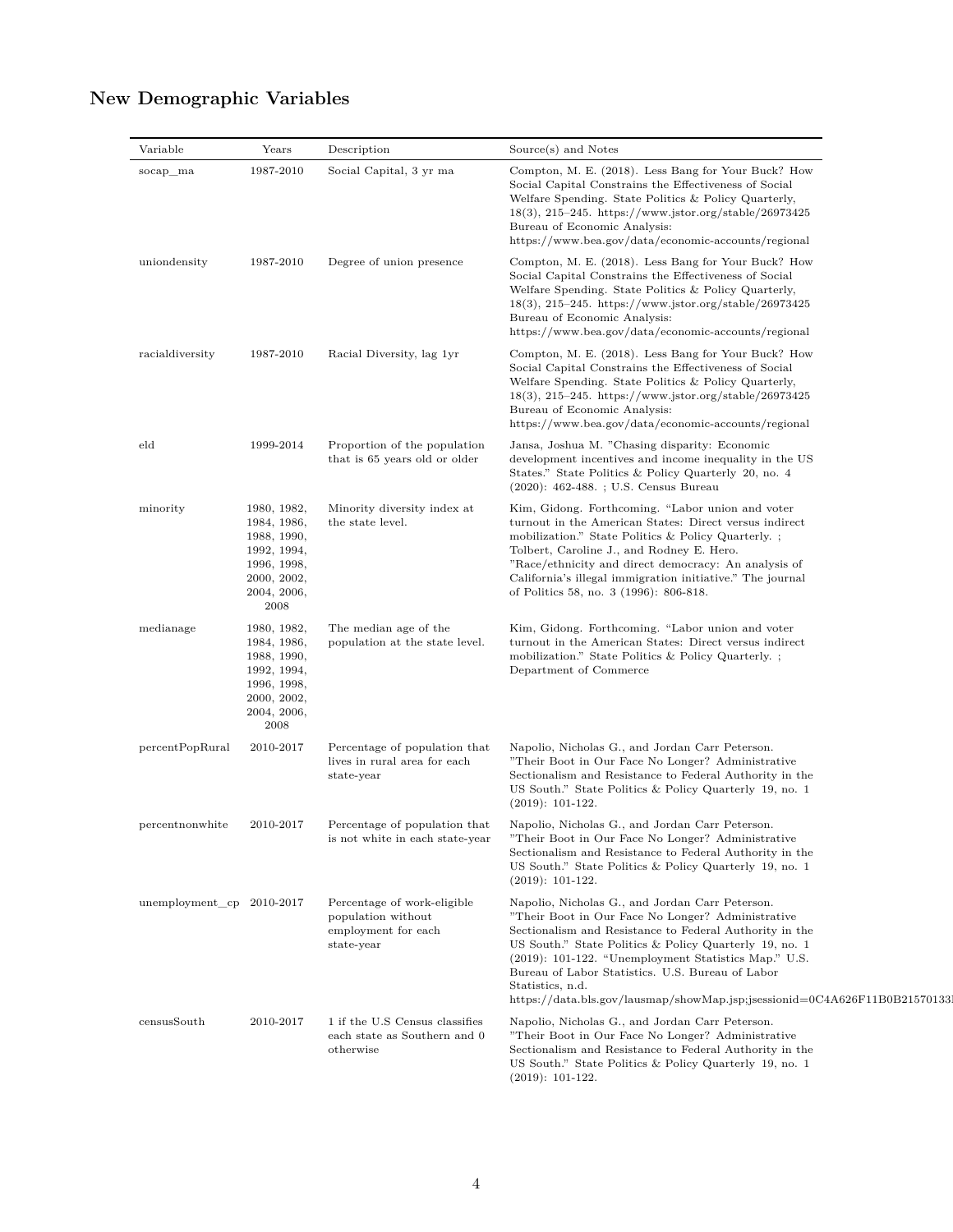## New Demographic Variables

| Variable | Years | Description | Source(s) and Notes |
| --- | --- | --- | --- |
| socap_ma | 1987-2010 | Social Capital, 3 yr ma | Compton, M. E. (2018). Less Bang for Your Buck? How Social Capital Constrains the Effectiveness of Social Welfare Spending. State Politics & Policy Quarterly, 18(3), 215–245. https://www.jstor.org/stable/26973425 Bureau of Economic Analysis: https://www.bea.gov/data/economic-accounts/regional |
| uniondensity | 1987-2010 | Degree of union presence | Compton, M. E. (2018). Less Bang for Your Buck? How Social Capital Constrains the Effectiveness of Social Welfare Spending. State Politics & Policy Quarterly, 18(3), 215–245. https://www.jstor.org/stable/26973425 Bureau of Economic Analysis: https://www.bea.gov/data/economic-accounts/regional |
| racialdiversity | 1987-2010 | Racial Diversity, lag 1yr | Compton, M. E. (2018). Less Bang for Your Buck? How Social Capital Constrains the Effectiveness of Social Welfare Spending. State Politics & Policy Quarterly, 18(3), 215–245. https://www.jstor.org/stable/26973425 Bureau of Economic Analysis: https://www.bea.gov/data/economic-accounts/regional |
| eld | 1999-2014 | Proportion of the population that is 65 years old or older | Jansa, Joshua M. "Chasing disparity: Economic development incentives and income inequality in the US States." State Politics & Policy Quarterly 20, no. 4 (2020): 462-488. ; U.S. Census Bureau |
| minority | 1980, 1982, 1984, 1986, 1988, 1990, 1992, 1994, 1996, 1998, 2000, 2002, 2004, 2006, 2008 | Minority diversity index at the state level. | Kim, Gidong. Forthcoming. "Labor union and voter turnout in the American States: Direct versus indirect mobilization." State Politics & Policy Quarterly. ; Tolbert, Caroline J., and Rodney E. Hero. "Race/ethnicity and direct democracy: An analysis of California's illegal immigration initiative." The journal of Politics 58, no. 3 (1996): 806-818. |
| medianage | 1980, 1982, 1984, 1986, 1988, 1990, 1992, 1994, 1996, 1998, 2000, 2002, 2004, 2006, 2008 | The median age of the population at the state level. | Kim, Gidong. Forthcoming. "Labor union and voter turnout in the American States: Direct versus indirect mobilization." State Politics & Policy Quarterly. ; Department of Commerce |
| percentPopRural | 2010-2017 | Percentage of population that lives in rural area for each state-year | Napolio, Nicholas G., and Jordan Carr Peterson. "Their Boot in Our Face No Longer? Administrative Sectionalism and Resistance to Federal Authority in the US South." State Politics & Policy Quarterly 19, no. 1 (2019): 101-122. |
| percentnonwhite | 2010-2017 | Percentage of population that is not white in each state-year | Napolio, Nicholas G., and Jordan Carr Peterson. "Their Boot in Our Face No Longer? Administrative Sectionalism and Resistance to Federal Authority in the US South." State Politics & Policy Quarterly 19, no. 1 (2019): 101-122. |
| unemployment_cp | 2010-2017 | Percentage of work-eligible population without employment for each state-year | Napolio, Nicholas G., and Jordan Carr Peterson. "Their Boot in Our Face No Longer? Administrative Sectionalism and Resistance to Federal Authority in the US South." State Politics & Policy Quarterly 19, no. 1 (2019): 101-122. "Unemployment Statistics Map." U.S. Bureau of Labor Statistics. U.S. Bureau of Labor Statistics, n.d. https://data.bls.gov/lausmap/showMap.jsp;jsessionid=0C4A626F11B0B21570133 |
| censusSouth | 2010-2017 | 1 if the U.S Census classifies each state as Southern and 0 otherwise | Napolio, Nicholas G., and Jordan Carr Peterson. "Their Boot in Our Face No Longer? Administrative Sectionalism and Resistance to Federal Authority in the US South." State Politics & Policy Quarterly 19, no. 1 (2019): 101-122. |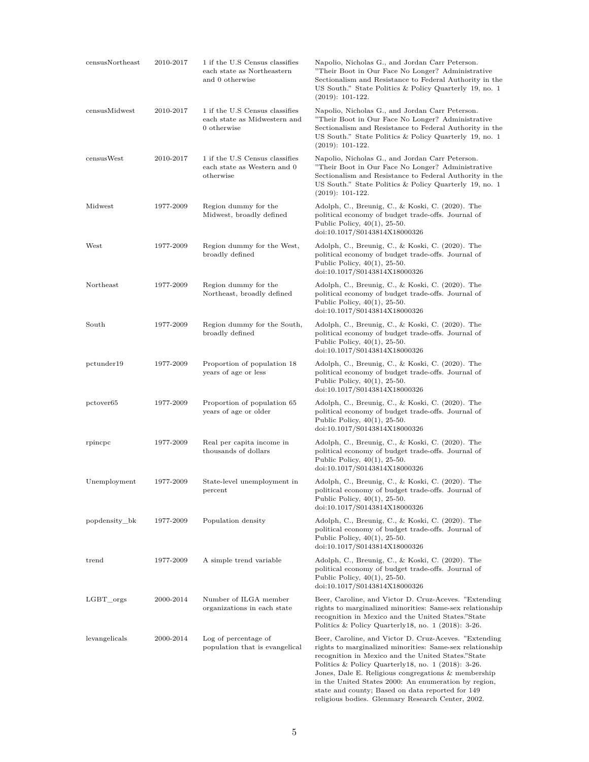| | | | |
|---|---|---|---|
| censusNortheast | 2010-2017 | 1 if the U.S Census classifies each state as Northeastern and 0 otherwise | Napolio, Nicholas G., and Jordan Carr Peterson. "Their Boot in Our Face No Longer? Administrative Sectionalism and Resistance to Federal Authority in the US South." State Politics & Policy Quarterly 19, no. 1 (2019): 101-122. |
| censusMidwest | 2010-2017 | 1 if the U.S Census classifies each state as Midwestern and 0 otherwise | Napolio, Nicholas G., and Jordan Carr Peterson. "Their Boot in Our Face No Longer? Administrative Sectionalism and Resistance to Federal Authority in the US South." State Politics & Policy Quarterly 19, no. 1 (2019): 101-122. |
| censusWest | 2010-2017 | 1 if the U.S Census classifies each state as Western and 0 otherwise | Napolio, Nicholas G., and Jordan Carr Peterson. "Their Boot in Our Face No Longer? Administrative Sectionalism and Resistance to Federal Authority in the US South." State Politics & Policy Quarterly 19, no. 1 (2019): 101-122. |
| Midwest | 1977-2009 | Region dummy for the Midwest, broadly defined | Adolph, C., Breunig, C., & Koski, C. (2020). The political economy of budget trade-offs. Journal of Public Policy, 40(1), 25-50. doi:10.1017/S0143814X18000326 |
| West | 1977-2009 | Region dummy for the West, broadly defined | Adolph, C., Breunig, C., & Koski, C. (2020). The political economy of budget trade-offs. Journal of Public Policy, 40(1), 25-50. doi:10.1017/S0143814X18000326 |
| Northeast | 1977-2009 | Region dummy for the Northeast, broadly defined | Adolph, C., Breunig, C., & Koski, C. (2020). The political economy of budget trade-offs. Journal of Public Policy, 40(1), 25-50. doi:10.1017/S0143814X18000326 |
| South | 1977-2009 | Region dummy for the South, broadly defined | Adolph, C., Breunig, C., & Koski, C. (2020). The political economy of budget trade-offs. Journal of Public Policy, 40(1), 25-50. doi:10.1017/S0143814X18000326 |
| pctunder19 | 1977-2009 | Proportion of population 18 years of age or less | Adolph, C., Breunig, C., & Koski, C. (2020). The political economy of budget trade-offs. Journal of Public Policy, 40(1), 25-50. doi:10.1017/S0143814X18000326 |
| pctover65 | 1977-2009 | Proportion of population 65 years of age or older | Adolph, C., Breunig, C., & Koski, C. (2020). The political economy of budget trade-offs. Journal of Public Policy, 40(1), 25-50. doi:10.1017/S0143814X18000326 |
| rpincpc | 1977-2009 | Real per capita income in thousands of dollars | Adolph, C., Breunig, C., & Koski, C. (2020). The political economy of budget trade-offs. Journal of Public Policy, 40(1), 25-50. doi:10.1017/S0143814X18000326 |
| Unemployment | 1977-2009 | State-level unemployment in percent | Adolph, C., Breunig, C., & Koski, C. (2020). The political economy of budget trade-offs. Journal of Public Policy, 40(1), 25-50. doi:10.1017/S0143814X18000326 |
| popdensity_bk | 1977-2009 | Population density | Adolph, C., Breunig, C., & Koski, C. (2020). The political economy of budget trade-offs. Journal of Public Policy, 40(1), 25-50. doi:10.1017/S0143814X18000326 |
| trend | 1977-2009 | A simple trend variable | Adolph, C., Breunig, C., & Koski, C. (2020). The political economy of budget trade-offs. Journal of Public Policy, 40(1), 25-50. doi:10.1017/S0143814X18000326 |
| LGBT_orgs | 2000-2014 | Number of ILGA member organizations in each state | Beer, Caroline, and Victor D. Cruz-Aceves. "Extending rights to marginalized minorities: Same-sex relationship recognition in Mexico and the United States."State Politics & Policy Quarterly18, no. 1 (2018): 3-26. |
| levangelicals | 2000-2014 | Log of percentage of population that is evangelical | Beer, Caroline, and Victor D. Cruz-Aceves. "Extending rights to marginalized minorities: Same-sex relationship recognition in Mexico and the United States."State Politics & Policy Quarterly18, no. 1 (2018): 3-26. Jones, Dale E. Religious congregations & membership in the United States 2000: An enumeration by region, state and county; Based on data reported for 149 religious bodies. Glenmary Research Center, 2002. |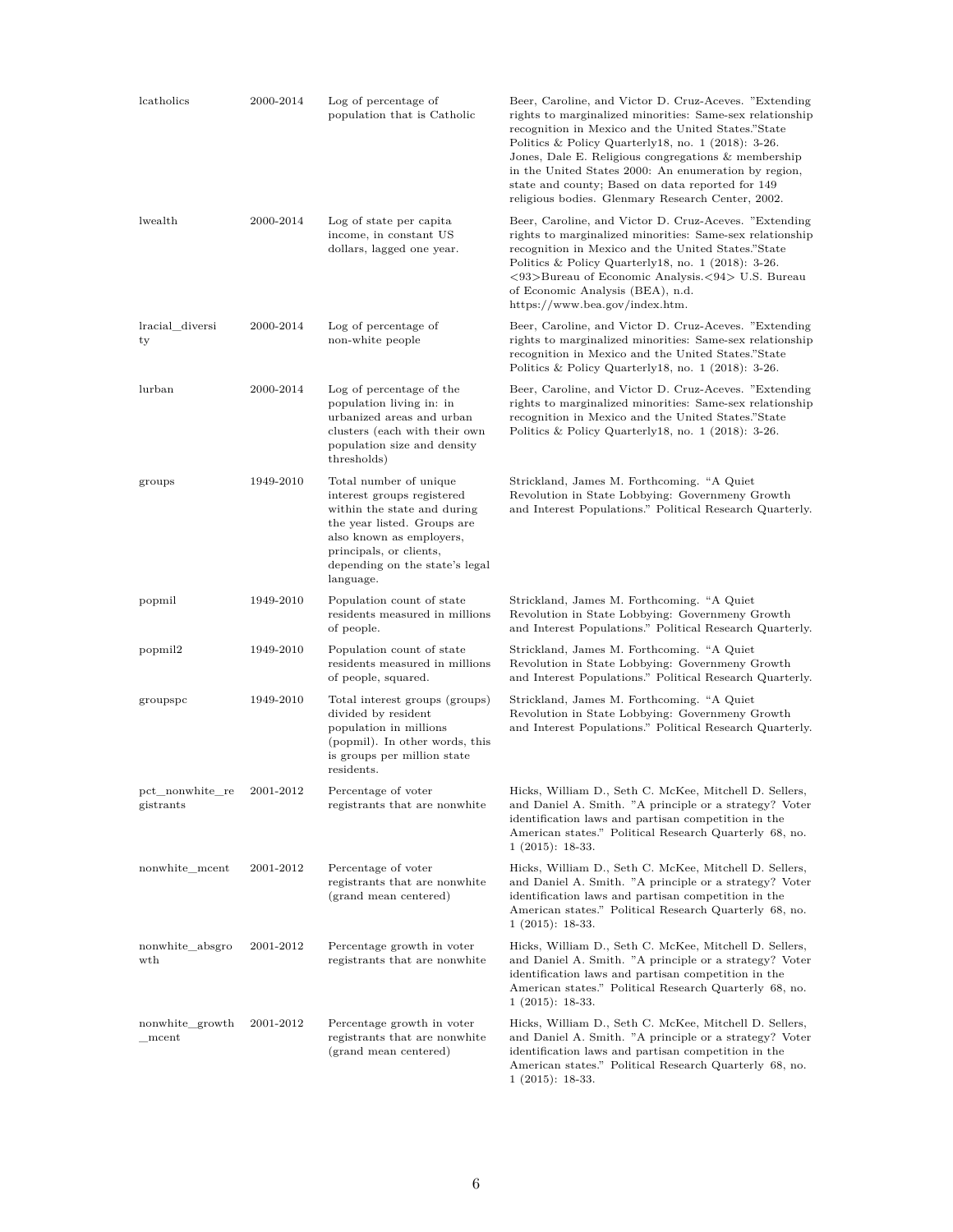| | | | |
|---|---|---|---|
| lcatholics | 2000-2014 | Log of percentage of population that is Catholic | Beer, Caroline, and Victor D. Cruz-Aceves. "Extending rights to marginalized minorities: Same-sex relationship recognition in Mexico and the United States."State Politics & Policy Quarterly18, no. 1 (2018): 3-26. Jones, Dale E. Religious congregations & membership in the United States 2000: An enumeration by region, state and county; Based on data reported for 149 religious bodies. Glenmary Research Center, 2002. |
| lwealth | 2000-2014 | Log of state per capita income, in constant US dollars, lagged one year. | Beer, Caroline, and Victor D. Cruz-Aceves. "Extending rights to marginalized minorities: Same-sex relationship recognition in Mexico and the United States."State Politics & Policy Quarterly18, no. 1 (2018): 3-26. <93>Bureau of Economic Analysis.<94> U.S. Bureau of Economic Analysis (BEA), n.d. https://www.bea.gov/index.htm. |
| lracial_diversity | 2000-2014 | Log of percentage of non-white people | Beer, Caroline, and Victor D. Cruz-Aceves. "Extending rights to marginalized minorities: Same-sex relationship recognition in Mexico and the United States."State Politics & Policy Quarterly18, no. 1 (2018): 3-26. |
| lurban | 2000-2014 | Log of percentage of the population living in: in urbanized areas and urban clusters (each with their own population size and density thresholds) | Beer, Caroline, and Victor D. Cruz-Aceves. "Extending rights to marginalized minorities: Same-sex relationship recognition in Mexico and the United States."State Politics & Policy Quarterly18, no. 1 (2018): 3-26. |
| groups | 1949-2010 | Total number of unique interest groups registered within the state and during the year listed. Groups are also known as employers, principals, or clients, depending on the state's legal language. | Strickland, James M. Forthcoming. "A Quiet Revolution in State Lobbying: Governmeny Growth and Interest Populations." Political Research Quarterly. |
| popmil | 1949-2010 | Population count of state residents measured in millions of people. | Strickland, James M. Forthcoming. "A Quiet Revolution in State Lobbying: Governmeny Growth and Interest Populations." Political Research Quarterly. |
| popmil2 | 1949-2010 | Population count of state residents measured in millions of people, squared. | Strickland, James M. Forthcoming. "A Quiet Revolution in State Lobbying: Governmeny Growth and Interest Populations." Political Research Quarterly. |
| groupspc | 1949-2010 | Total interest groups (groups) divided by resident population in millions (popmil). In other words, this is groups per million state residents. | Strickland, James M. Forthcoming. "A Quiet Revolution in State Lobbying: Governmeny Growth and Interest Populations." Political Research Quarterly. |
| pct_nonwhite_registrants | 2001-2012 | Percentage of voter registrants that are nonwhite | Hicks, William D., Seth C. McKee, Mitchell D. Sellers, and Daniel A. Smith. "A principle or a strategy? Voter identification laws and partisan competition in the American states." Political Research Quarterly 68, no. 1 (2015): 18-33. |
| nonwhite_mcent | 2001-2012 | Percentage of voter registrants that are nonwhite (grand mean centered) | Hicks, William D., Seth C. McKee, Mitchell D. Sellers, and Daniel A. Smith. "A principle or a strategy? Voter identification laws and partisan competition in the American states." Political Research Quarterly 68, no. 1 (2015): 18-33. |
| nonwhite_absgrowth | 2001-2012 | Percentage growth in voter registrants that are nonwhite | Hicks, William D., Seth C. McKee, Mitchell D. Sellers, and Daniel A. Smith. "A principle or a strategy? Voter identification laws and partisan competition in the American states." Political Research Quarterly 68, no. 1 (2015): 18-33. |
| nonwhite_growth_mcent | 2001-2012 | Percentage growth in voter registrants that are nonwhite (grand mean centered) | Hicks, William D., Seth C. McKee, Mitchell D. Sellers, and Daniel A. Smith. "A principle or a strategy? Voter identification laws and partisan competition in the American states." Political Research Quarterly 68, no. 1 (2015): 18-33. |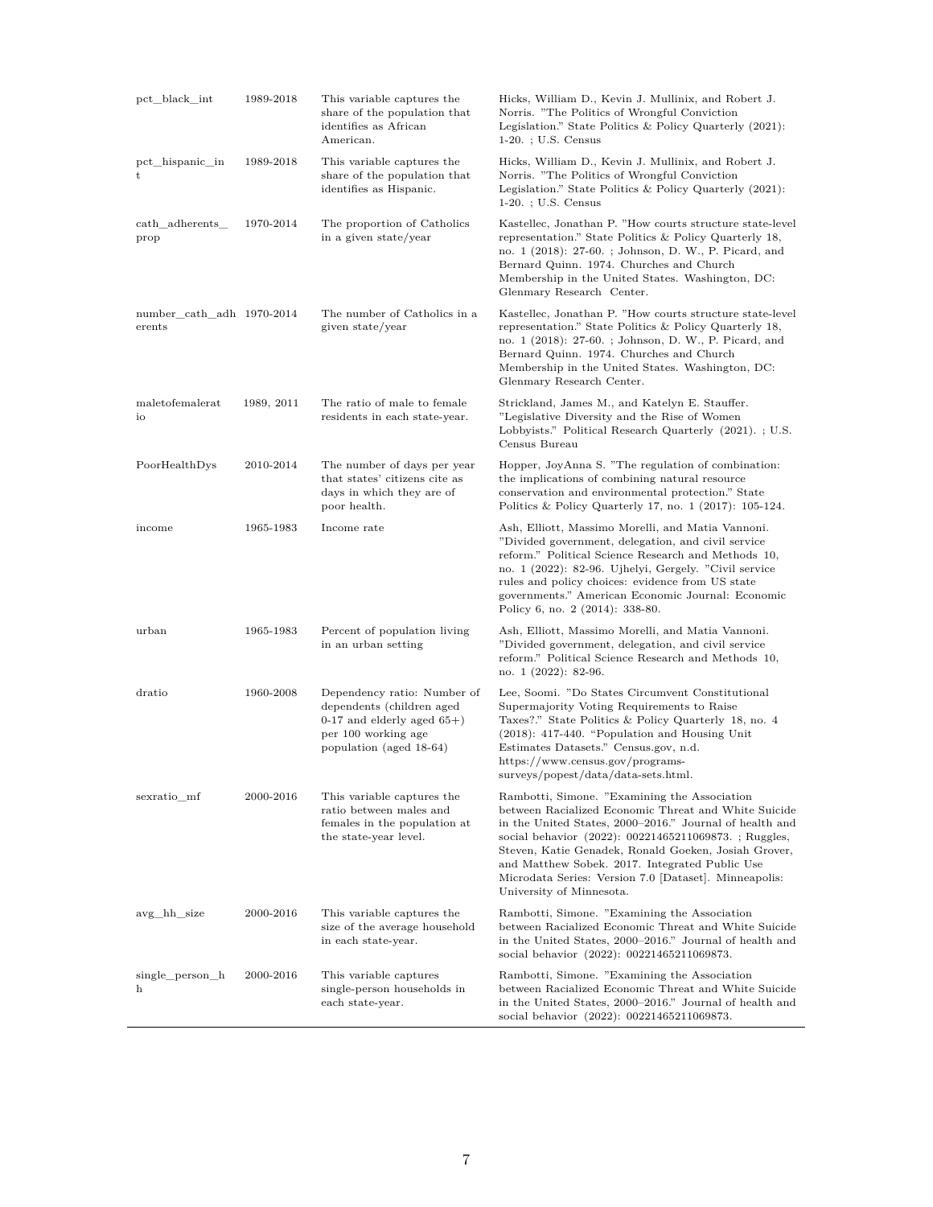| | | | |
|---|---|---|---|
| pct_black_int | 1989-2018 | This variable captures the share of the population that identifies as African American. | Hicks, William D., Kevin J. Mullinix, and Robert J. Norris. "The Politics of Wrongful Conviction Legislation." State Politics & Policy Quarterly (2021): 1-20. ; U.S. Census |
| pct_hispanic_int | 1989-2018 | This variable captures the share of the population that identifies as Hispanic. | Hicks, William D., Kevin J. Mullinix, and Robert J. Norris. "The Politics of Wrongful Conviction Legislation." State Politics & Policy Quarterly (2021): 1-20. ; U.S. Census |
| cath_adherents_prop | 1970-2014 | The proportion of Catholics in a given state/year | Kastellec, Jonathan P. "How courts structure state-level representation." State Politics & Policy Quarterly 18, no. 1 (2018): 27-60. ; Johnson, D. W., P. Picard, and Bernard Quinn. 1974. Churches and Church Membership in the United States. Washington, DC: Glenmary Research Center. |
| number_cath_adherents | 1970-2014 | The number of Catholics in a given state/year | Kastellec, Jonathan P. "How courts structure state-level representation." State Politics & Policy Quarterly 18, no. 1 (2018): 27-60. ; Johnson, D. W., P. Picard, and Bernard Quinn. 1974. Churches and Church Membership in the United States. Washington, DC: Glenmary Research Center. |
| maletofemaleratio | 1989, 2011 | The ratio of male to female residents in each state-year. | Strickland, James M., and Katelyn E. Stauffer. "Legislative Diversity and the Rise of Women Lobbyists." Political Research Quarterly (2021). ; U.S. Census Bureau |
| PoorHealthDys | 2010-2014 | The number of days per year that states' citizens cite as days in which they are of poor health. | Hopper, JoyAnna S. "The regulation of combination: the implications of combining natural resource conservation and environmental protection." State Politics & Policy Quarterly 17, no. 1 (2017): 105-124. |
| income | 1965-1983 | Income rate | Ash, Elliott, Massimo Morelli, and Matia Vannoni. "Divided government, delegation, and civil service reform." Political Science Research and Methods 10, no. 1 (2022): 82-96. Ujhelyi, Gergely. "Civil service rules and policy choices: evidence from US state governments." American Economic Journal: Economic Policy 6, no. 2 (2014): 338-80. |
| urban | 1965-1983 | Percent of population living in an urban setting | Ash, Elliott, Massimo Morelli, and Matia Vannoni. "Divided government, delegation, and civil service reform." Political Science Research and Methods 10, no. 1 (2022): 82-96. |
| dratio | 1960-2008 | Dependency ratio: Number of dependents (children aged 0-17 and elderly aged 65+) per 100 working age population (aged 18-64) | Lee, Soomi. "Do States Circumvent Constitutional Supermajority Voting Requirements to Raise Taxes?." State Politics & Policy Quarterly 18, no. 4 (2018): 417-440. "Population and Housing Unit Estimates Datasets." Census.gov, n.d. https://www.census.gov/programs-surveys/popest/data/data-sets.html. |
| sexratio_mf | 2000-2016 | This variable captures the ratio between males and females in the population at the state-year level. | Rambotti, Simone. "Examining the Association between Racialized Economic Threat and White Suicide in the United States, 2000–2016." Journal of health and social behavior (2022): 00221465211069873. ; Ruggles, Steven, Katie Genadek, Ronald Goeken, Josiah Grover, and Matthew Sobek. 2017. Integrated Public Use Microdata Series: Version 7.0 [Dataset]. Minneapolis: University of Minnesota. |
| avg_hh_size | 2000-2016 | This variable captures the size of the average household in each state-year. | Rambotti, Simone. "Examining the Association between Racialized Economic Threat and White Suicide in the United States, 2000–2016." Journal of health and social behavior (2022): 00221465211069873. |
| single_person_hh | 2000-2016 | This variable captures single-person households in each state-year. | Rambotti, Simone. "Examining the Association between Racialized Economic Threat and White Suicide in the United States, 2000–2016." Journal of health and social behavior (2022): 00221465211069873. |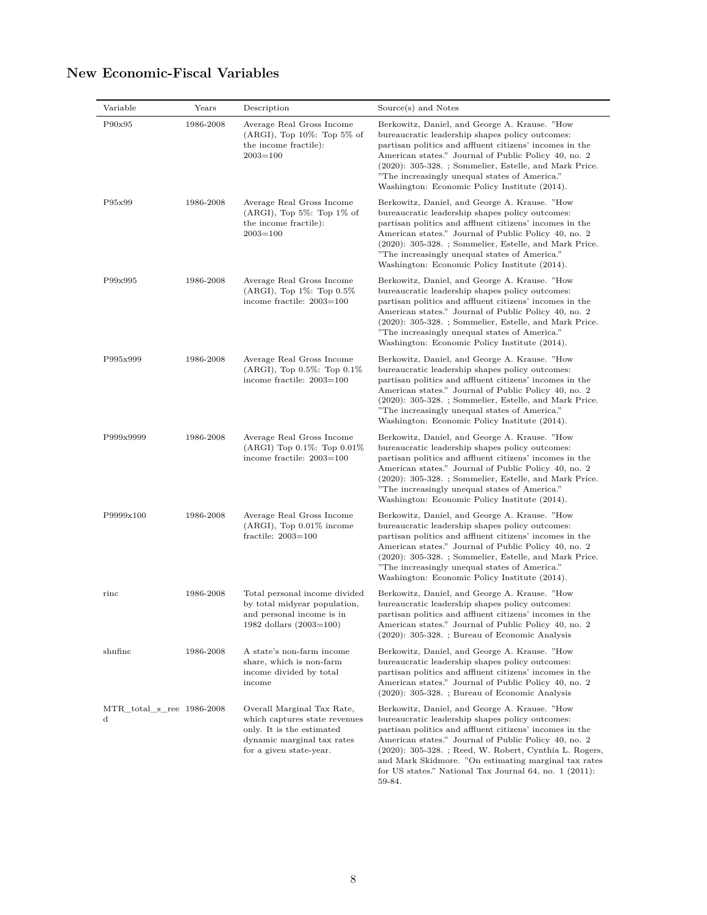## New Economic-Fiscal Variables

| Variable | Years | Description | Source(s) and Notes |
|---|---|---|---|
| P90x95 | 1986-2008 | Average Real Gross Income (ARGI), Top 10%: Top 5% of the income fractile): 2003=100 | Berkowitz, Daniel, and George A. Krause. "How bureaucratic leadership shapes policy outcomes: partisan politics and affluent citizens' incomes in the American states." Journal of Public Policy 40, no. 2 (2020): 305-328. ; Sommelier, Estelle, and Mark Price. "The increasingly unequal states of America." Washington: Economic Policy Institute (2014). |
| P95x99 | 1986-2008 | Average Real Gross Income (ARGI), Top 5%: Top 1% of the income fractile): 2003=100 | Berkowitz, Daniel, and George A. Krause. "How bureaucratic leadership shapes policy outcomes: partisan politics and affluent citizens' incomes in the American states." Journal of Public Policy 40, no. 2 (2020): 305-328. ; Sommelier, Estelle, and Mark Price. "The increasingly unequal states of America." Washington: Economic Policy Institute (2014). |
| P99x995 | 1986-2008 | Average Real Gross Income (ARGI), Top 1%: Top 0.5% income fractile: 2003=100 | Berkowitz, Daniel, and George A. Krause. "How bureaucratic leadership shapes policy outcomes: partisan politics and affluent citizens' incomes in the American states." Journal of Public Policy 40, no. 2 (2020): 305-328. ; Sommelier, Estelle, and Mark Price. "The increasingly unequal states of America." Washington: Economic Policy Institute (2014). |
| P995x999 | 1986-2008 | Average Real Gross Income (ARGI), Top 0.5%: Top 0.1% income fractile: 2003=100 | Berkowitz, Daniel, and George A. Krause. "How bureaucratic leadership shapes policy outcomes: partisan politics and affluent citizens' incomes in the American states." Journal of Public Policy 40, no. 2 (2020): 305-328. ; Sommelier, Estelle, and Mark Price. "The increasingly unequal states of America." Washington: Economic Policy Institute (2014). |
| P999x9999 | 1986-2008 | Average Real Gross Income (ARGI) Top 0.1%: Top 0.01% income fractile: 2003=100 | Berkowitz, Daniel, and George A. Krause. "How bureaucratic leadership shapes policy outcomes: partisan politics and affluent citizens' incomes in the American states." Journal of Public Policy 40, no. 2 (2020): 305-328. ; Sommelier, Estelle, and Mark Price. "The increasingly unequal states of America." Washington: Economic Policy Institute (2014). |
| P9999x100 | 1986-2008 | Average Real Gross Income (ARGI), Top 0.01% income fractile: 2003=100 | Berkowitz, Daniel, and George A. Krause. "How bureaucratic leadership shapes policy outcomes: partisan politics and affluent citizens' incomes in the American states." Journal of Public Policy 40, no. 2 (2020): 305-328. ; Sommelier, Estelle, and Mark Price. "The increasingly unequal states of America." Washington: Economic Policy Institute (2014). |
| rinc | 1986-2008 | Total personal income divided by total midyear population, and personal income is in 1982 dollars (2003=100) | Berkowitz, Daniel, and George A. Krause. "How bureaucratic leadership shapes policy outcomes: partisan politics and affluent citizens' incomes in the American states." Journal of Public Policy 40, no. 2 (2020): 305-328. ; Bureau of Economic Analysis |
| shnfinc | 1986-2008 | A state's non-farm income share, which is non-farm income divided by total income | Berkowitz, Daniel, and George A. Krause. "How bureaucratic leadership shapes policy outcomes: partisan politics and affluent citizens' incomes in the American states." Journal of Public Policy 40, no. 2 (2020): 305-328. ; Bureau of Economic Analysis |
| MTR_total_s_reed | 1986-2008 | Overall Marginal Tax Rate, which captures state revenues only. It is the estimated dynamic marginal tax rates for a given state-year. | Berkowitz, Daniel, and George A. Krause. "How bureaucratic leadership shapes policy outcomes: partisan politics and affluent citizens' incomes in the American states." Journal of Public Policy 40, no. 2 (2020): 305-328. ; Reed, W. Robert, Cynthia L. Rogers, and Mark Skidmore. "On estimating marginal tax rates for US states." National Tax Journal 64, no. 1 (2011): 59-84. |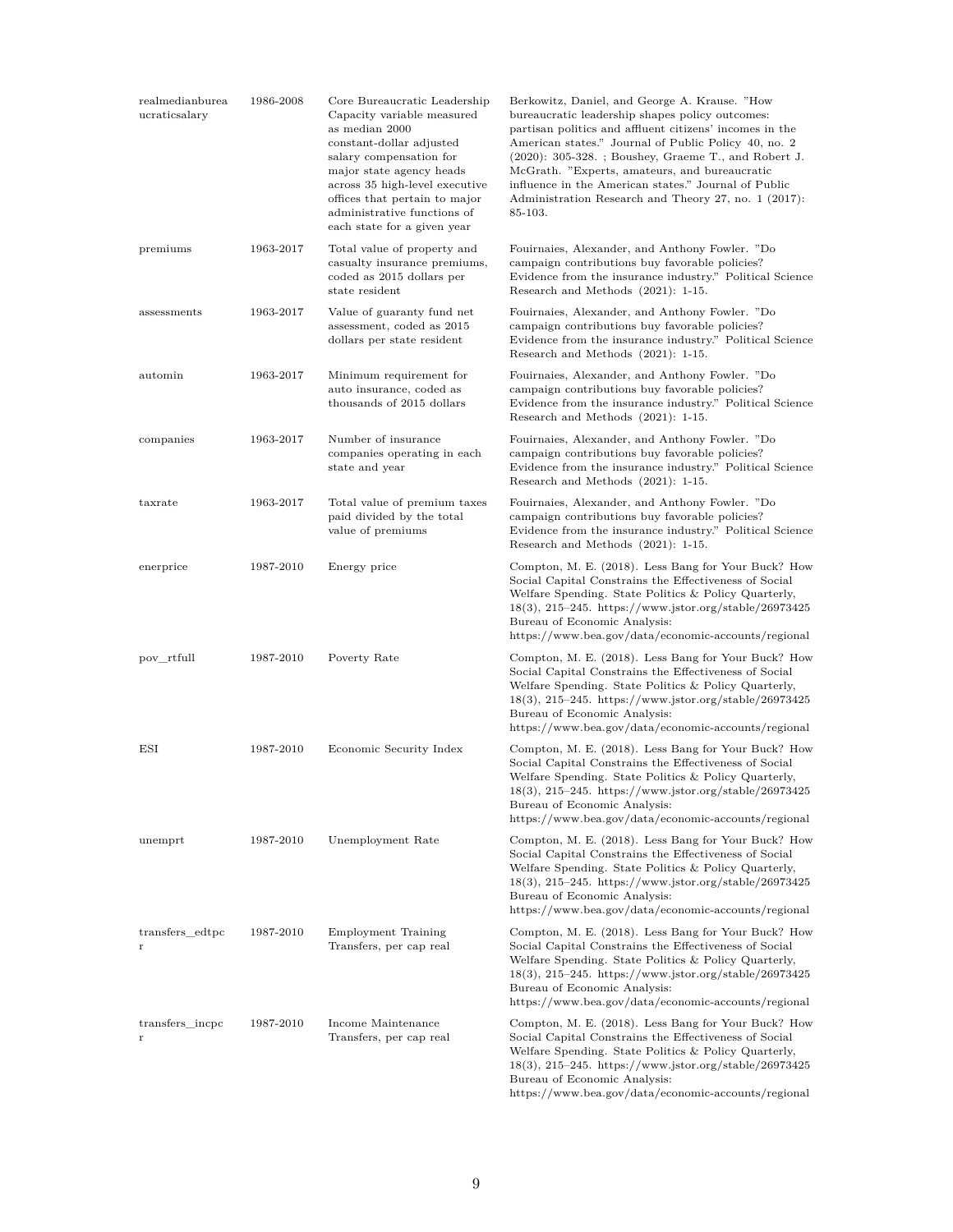| realmedianbureaucraticsalary | 1986-2008 | Core Bureaucratic Leadership Capacity variable measured as median 2000 constant-dollar adjusted salary compensation for major state agency heads across 35 high-level executive offices that pertain to major administrative functions of each state for a given year | Berkowitz, Daniel, and George A. Krause. "How bureaucratic leadership shapes policy outcomes: partisan politics and affluent citizens' incomes in the American states." Journal of Public Policy 40, no. 2 (2020): 305-328. ; Boushey, Graeme T., and Robert J. McGrath. "Experts, amateurs, and bureaucratic influence in the American states." Journal of Public Administration Research and Theory 27, no. 1 (2017): 85-103. |
|---|---|---|---|
| premiums | 1963-2017 | Total value of property and casualty insurance premiums, coded as 2015 dollars per state resident | Fouirnaies, Alexander, and Anthony Fowler. "Do campaign contributions buy favorable policies? Evidence from the insurance industry." Political Science Research and Methods (2021): 1-15. |
| assessments | 1963-2017 | Value of guaranty fund net assessment, coded as 2015 dollars per state resident | Fouirnaies, Alexander, and Anthony Fowler. "Do campaign contributions buy favorable policies? Evidence from the insurance industry." Political Science Research and Methods (2021): 1-15. |
| automin | 1963-2017 | Minimum requirement for auto insurance, coded as thousands of 2015 dollars | Fouirnaies, Alexander, and Anthony Fowler. "Do campaign contributions buy favorable policies? Evidence from the insurance industry." Political Science Research and Methods (2021): 1-15. |
| companies | 1963-2017 | Number of insurance companies operating in each state and year | Fouirnaies, Alexander, and Anthony Fowler. "Do campaign contributions buy favorable policies? Evidence from the insurance industry." Political Science Research and Methods (2021): 1-15. |
| taxrate | 1963-2017 | Total value of premium taxes paid divided by the total value of premiums | Fouirnaies, Alexander, and Anthony Fowler. "Do campaign contributions buy favorable policies? Evidence from the insurance industry." Political Science Research and Methods (2021): 1-15. |
| enerprice | 1987-2010 | Energy price | Compton, M. E. (2018). Less Bang for Your Buck? How Social Capital Constrains the Effectiveness of Social Welfare Spending. State Politics & Policy Quarterly, 18(3), 215–245. https://www.jstor.org/stable/26973425 Bureau of Economic Analysis: https://www.bea.gov/data/economic-accounts/regional |
| pov_rtfull | 1987-2010 | Poverty Rate | Compton, M. E. (2018). Less Bang for Your Buck? How Social Capital Constrains the Effectiveness of Social Welfare Spending. State Politics & Policy Quarterly, 18(3), 215–245. https://www.jstor.org/stable/26973425 Bureau of Economic Analysis: https://www.bea.gov/data/economic-accounts/regional |
| ESI | 1987-2010 | Economic Security Index | Compton, M. E. (2018). Less Bang for Your Buck? How Social Capital Constrains the Effectiveness of Social Welfare Spending. State Politics & Policy Quarterly, 18(3), 215–245. https://www.jstor.org/stable/26973425 Bureau of Economic Analysis: https://www.bea.gov/data/economic-accounts/regional |
| unemprt | 1987-2010 | Unemployment Rate | Compton, M. E. (2018). Less Bang for Your Buck? How Social Capital Constrains the Effectiveness of Social Welfare Spending. State Politics & Policy Quarterly, 18(3), 215–245. https://www.jstor.org/stable/26973425 Bureau of Economic Analysis: https://www.bea.gov/data/economic-accounts/regional |
| transfers_edtpcr | 1987-2010 | Employment Training Transfers, per cap real | Compton, M. E. (2018). Less Bang for Your Buck? How Social Capital Constrains the Effectiveness of Social Welfare Spending. State Politics & Policy Quarterly, 18(3), 215–245. https://www.jstor.org/stable/26973425 Bureau of Economic Analysis: https://www.bea.gov/data/economic-accounts/regional |
| transfers_incpcr | 1987-2010 | Income Maintenance Transfers, per cap real | Compton, M. E. (2018). Less Bang for Your Buck? How Social Capital Constrains the Effectiveness of Social Welfare Spending. State Politics & Policy Quarterly, 18(3), 215–245. https://www.jstor.org/stable/26973425 Bureau of Economic Analysis: https://www.bea.gov/data/economic-accounts/regional |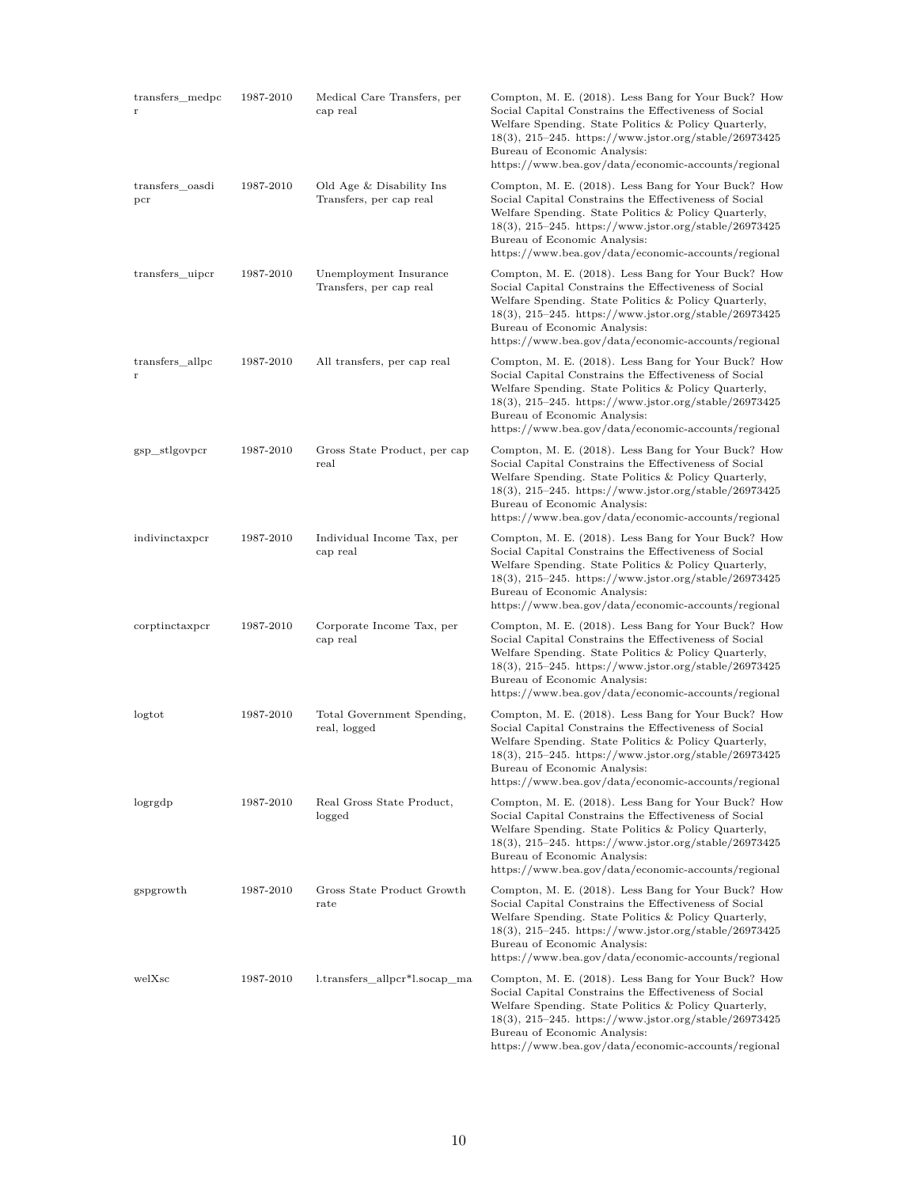| | | | |
|---|---|---|---|
| transfers_medpcr | 1987-2010 | Medical Care Transfers, per cap real | Compton, M. E. (2018). Less Bang for Your Buck? How Social Capital Constrains the Effectiveness of Social Welfare Spending. State Politics & Policy Quarterly, 18(3), 215–245. https://www.jstor.org/stable/26973425 Bureau of Economic Analysis: https://www.bea.gov/data/economic-accounts/regional |
| transfers_oasdipcr | 1987-2010 | Old Age & Disability Ins Transfers, per cap real | Compton, M. E. (2018). Less Bang for Your Buck? How Social Capital Constrains the Effectiveness of Social Welfare Spending. State Politics & Policy Quarterly, 18(3), 215–245. https://www.jstor.org/stable/26973425 Bureau of Economic Analysis: https://www.bea.gov/data/economic-accounts/regional |
| transfers_uipcr | 1987-2010 | Unemployment Insurance Transfers, per cap real | Compton, M. E. (2018). Less Bang for Your Buck? How Social Capital Constrains the Effectiveness of Social Welfare Spending. State Politics & Policy Quarterly, 18(3), 215–245. https://www.jstor.org/stable/26973425 Bureau of Economic Analysis: https://www.bea.gov/data/economic-accounts/regional |
| transfers_allpcr | 1987-2010 | All transfers, per cap real | Compton, M. E. (2018). Less Bang for Your Buck? How Social Capital Constrains the Effectiveness of Social Welfare Spending. State Politics & Policy Quarterly, 18(3), 215–245. https://www.jstor.org/stable/26973425 Bureau of Economic Analysis: https://www.bea.gov/data/economic-accounts/regional |
| gsp_stlgovpcr | 1987-2010 | Gross State Product, per cap real | Compton, M. E. (2018). Less Bang for Your Buck? How Social Capital Constrains the Effectiveness of Social Welfare Spending. State Politics & Policy Quarterly, 18(3), 215–245. https://www.jstor.org/stable/26973425 Bureau of Economic Analysis: https://www.bea.gov/data/economic-accounts/regional |
| indivinctaxpcr | 1987-2010 | Individual Income Tax, per cap real | Compton, M. E. (2018). Less Bang for Your Buck? How Social Capital Constrains the Effectiveness of Social Welfare Spending. State Politics & Policy Quarterly, 18(3), 215–245. https://www.jstor.org/stable/26973425 Bureau of Economic Analysis: https://www.bea.gov/data/economic-accounts/regional |
| corptinctaxpcr | 1987-2010 | Corporate Income Tax, per cap real | Compton, M. E. (2018). Less Bang for Your Buck? How Social Capital Constrains the Effectiveness of Social Welfare Spending. State Politics & Policy Quarterly, 18(3), 215–245. https://www.jstor.org/stable/26973425 Bureau of Economic Analysis: https://www.bea.gov/data/economic-accounts/regional |
| logtot | 1987-2010 | Total Government Spending, real, logged | Compton, M. E. (2018). Less Bang for Your Buck? How Social Capital Constrains the Effectiveness of Social Welfare Spending. State Politics & Policy Quarterly, 18(3), 215–245. https://www.jstor.org/stable/26973425 Bureau of Economic Analysis: https://www.bea.gov/data/economic-accounts/regional |
| logrgdp | 1987-2010 | Real Gross State Product, logged | Compton, M. E. (2018). Less Bang for Your Buck? How Social Capital Constrains the Effectiveness of Social Welfare Spending. State Politics & Policy Quarterly, 18(3), 215–245. https://www.jstor.org/stable/26973425 Bureau of Economic Analysis: https://www.bea.gov/data/economic-accounts/regional |
| gspgrowth | 1987-2010 | Gross State Product Growth rate | Compton, M. E. (2018). Less Bang for Your Buck? How Social Capital Constrains the Effectiveness of Social Welfare Spending. State Politics & Policy Quarterly, 18(3), 215–245. https://www.jstor.org/stable/26973425 Bureau of Economic Analysis: https://www.bea.gov/data/economic-accounts/regional |
| welXsc | 1987-2010 | l.transfers_allpcr*l.socap_ma | Compton, M. E. (2018). Less Bang for Your Buck? How Social Capital Constrains the Effectiveness of Social Welfare Spending. State Politics & Policy Quarterly, 18(3), 215–245. https://www.jstor.org/stable/26973425 Bureau of Economic Analysis: https://www.bea.gov/data/economic-accounts/regional |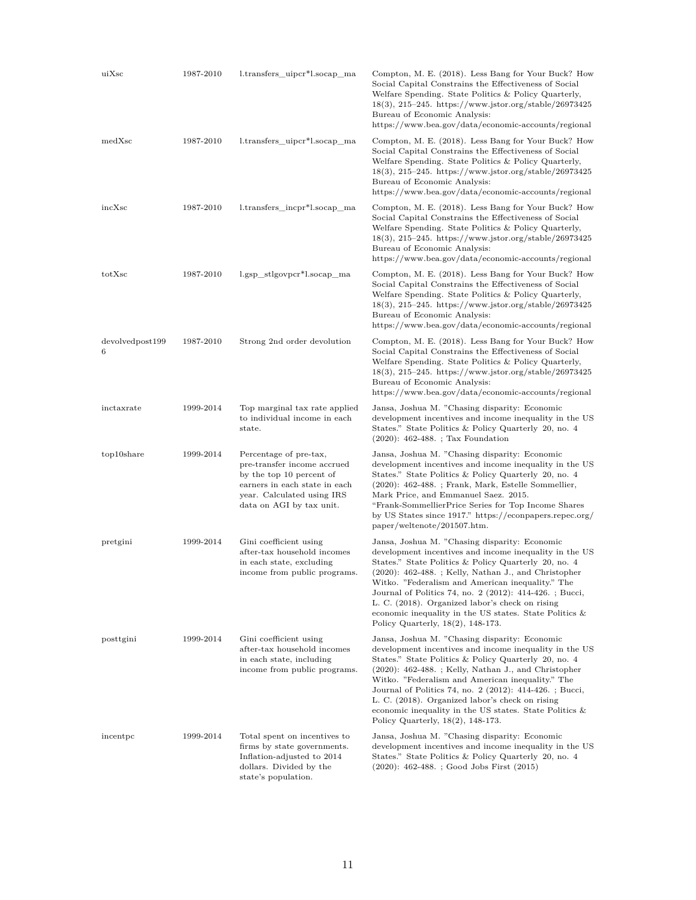| | | | |
|---|---|---|---|
| uiXsc | 1987-2010 | l.transfers_uipcr*l.socap_ma | Compton, M. E. (2018). Less Bang for Your Buck? How Social Capital Constrains the Effectiveness of Social Welfare Spending. State Politics & Policy Quarterly, 18(3), 215–245. https://www.jstor.org/stable/26973425 Bureau of Economic Analysis: https://www.bea.gov/data/economic-accounts/regional |
| medXsc | 1987-2010 | l.transfers_uipcr*l.socap_ma | Compton, M. E. (2018). Less Bang for Your Buck? How Social Capital Constrains the Effectiveness of Social Welfare Spending. State Politics & Policy Quarterly, 18(3), 215–245. https://www.jstor.org/stable/26973425 Bureau of Economic Analysis: https://www.bea.gov/data/economic-accounts/regional |
| incXsc | 1987-2010 | l.transfers_incpr*l.socap_ma | Compton, M. E. (2018). Less Bang for Your Buck? How Social Capital Constrains the Effectiveness of Social Welfare Spending. State Politics & Policy Quarterly, 18(3), 215–245. https://www.jstor.org/stable/26973425 Bureau of Economic Analysis: https://www.bea.gov/data/economic-accounts/regional |
| totXsc | 1987-2010 | l.gsp_stlgovpcr*l.socap_ma | Compton, M. E. (2018). Less Bang for Your Buck? How Social Capital Constrains the Effectiveness of Social Welfare Spending. State Politics & Policy Quarterly, 18(3), 215–245. https://www.jstor.org/stable/26973425 Bureau of Economic Analysis: https://www.bea.gov/data/economic-accounts/regional |
| devolvedpost1996 | 1987-2010 | Strong 2nd order devolution | Compton, M. E. (2018). Less Bang for Your Buck? How Social Capital Constrains the Effectiveness of Social Welfare Spending. State Politics & Policy Quarterly, 18(3), 215–245. https://www.jstor.org/stable/26973425 Bureau of Economic Analysis: https://www.bea.gov/data/economic-accounts/regional |
| inctaxrate | 1999-2014 | Top marginal tax rate applied to individual income in each state. | Jansa, Joshua M. "Chasing disparity: Economic development incentives and income inequality in the US States." State Politics & Policy Quarterly 20, no. 4 (2020): 462-488. ; Tax Foundation |
| top10share | 1999-2014 | Percentage of pre-tax, pre-transfer income accrued by the top 10 percent of earners in each state in each year. Calculated using IRS data on AGI by tax unit. | Jansa, Joshua M. "Chasing disparity: Economic development incentives and income inequality in the US States." State Politics & Policy Quarterly 20, no. 4 (2020): 462-488. ; Frank, Mark, Estelle Sommellier, Mark Price, and Emmanuel Saez. 2015. "Frank-SommellierPrice Series for Top Income Shares by US States since 1917." https://econpapers.repec.org/paper/weltenote/201507.htm. |
| pretgini | 1999-2014 | Gini coefficient using after-tax household incomes in each state, excluding income from public programs. | Jansa, Joshua M. "Chasing disparity: Economic development incentives and income inequality in the US States." State Politics & Policy Quarterly 20, no. 4 (2020): 462-488. ; Kelly, Nathan J., and Christopher Witko. "Federalism and American inequality." The Journal of Politics 74, no. 2 (2012): 414-426. ; Bucci, L. C. (2018). Organized labor's check on rising economic inequality in the US states. State Politics & Policy Quarterly, 18(2), 148-173. |
| posttgini | 1999-2014 | Gini coefficient using after-tax household incomes in each state, including income from public programs. | Jansa, Joshua M. "Chasing disparity: Economic development incentives and income inequality in the US States." State Politics & Policy Quarterly 20, no. 4 (2020): 462-488. ; Kelly, Nathan J., and Christopher Witko. "Federalism and American inequality." The Journal of Politics 74, no. 2 (2012): 414-426. ; Bucci, L. C. (2018). Organized labor's check on rising economic inequality in the US states. State Politics & Policy Quarterly, 18(2), 148-173. |
| incentpc | 1999-2014 | Total spent on incentives to firms by state governments. Inflation-adjusted to 2014 dollars. Divided by the state's population. | Jansa, Joshua M. "Chasing disparity: Economic development incentives and income inequality in the US States." State Politics & Policy Quarterly 20, no. 4 (2020): 462-488. ; Good Jobs First (2015) |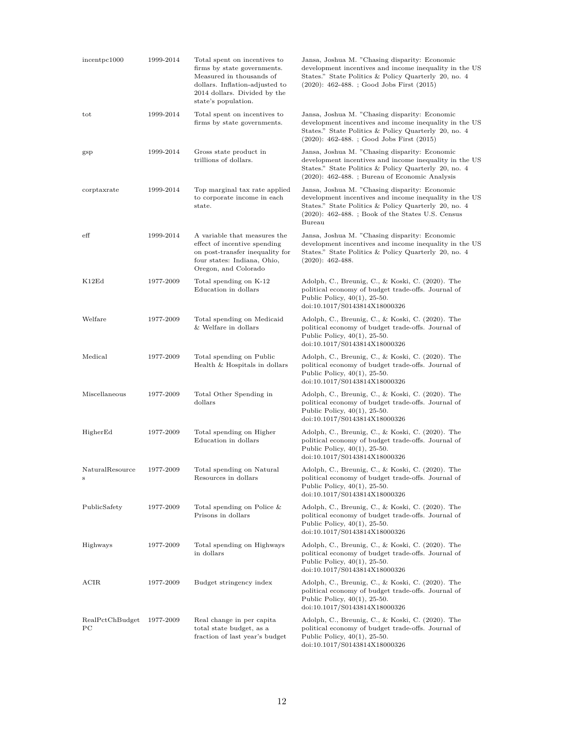| | | | |
|---|---|---|---|
| incentpc1000 | 1999-2014 | Total spent on incentives to firms by state governments. Measured in thousands of dollars. Inflation-adjusted to 2014 dollars. Divided by the state's population. | Jansa, Joshua M. "Chasing disparity: Economic development incentives and income inequality in the US States." State Politics & Policy Quarterly 20, no. 4 (2020): 462-488. ; Good Jobs First (2015) |
| tot | 1999-2014 | Total spent on incentives to firms by state governments. | Jansa, Joshua M. "Chasing disparity: Economic development incentives and income inequality in the US States." State Politics & Policy Quarterly 20, no. 4 (2020): 462-488. ; Good Jobs First (2015) |
| gsp | 1999-2014 | Gross state product in trillions of dollars. | Jansa, Joshua M. "Chasing disparity: Economic development incentives and income inequality in the US States." State Politics & Policy Quarterly 20, no. 4 (2020): 462-488. ; Bureau of Economic Analysis |
| corptaxrate | 1999-2014 | Top marginal tax rate applied to corporate income in each state. | Jansa, Joshua M. "Chasing disparity: Economic development incentives and income inequality in the US States." State Politics & Policy Quarterly 20, no. 4 (2020): 462-488. ; Book of the States U.S. Census Bureau |
| eff | 1999-2014 | A variable that measures the effect of incentive spending on post-transfer inequality for four states: Indiana, Ohio, Oregon, and Colorado | Jansa, Joshua M. "Chasing disparity: Economic development incentives and income inequality in the US States." State Politics & Policy Quarterly 20, no. 4 (2020): 462-488. |
| K12Ed | 1977-2009 | Total spending on K-12 Education in dollars | Adolph, C., Breunig, C., & Koski, C. (2020). The political economy of budget trade-offs. Journal of Public Policy, 40(1), 25-50. doi:10.1017/S0143814X18000326 |
| Welfare | 1977-2009 | Total spending on Medicaid & Welfare in dollars | Adolph, C., Breunig, C., & Koski, C. (2020). The political economy of budget trade-offs. Journal of Public Policy, 40(1), 25-50. doi:10.1017/S0143814X18000326 |
| Medical | 1977-2009 | Total spending on Public Health & Hospitals in dollars | Adolph, C., Breunig, C., & Koski, C. (2020). The political economy of budget trade-offs. Journal of Public Policy, 40(1), 25-50. doi:10.1017/S0143814X18000326 |
| Miscellaneous | 1977-2009 | Total Other Spending in dollars | Adolph, C., Breunig, C., & Koski, C. (2020). The political economy of budget trade-offs. Journal of Public Policy, 40(1), 25-50. doi:10.1017/S0143814X18000326 |
| HigherEd | 1977-2009 | Total spending on Higher Education in dollars | Adolph, C., Breunig, C., & Koski, C. (2020). The political economy of budget trade-offs. Journal of Public Policy, 40(1), 25-50. doi:10.1017/S0143814X18000326 |
| NaturalResources | 1977-2009 | Total spending on Natural Resources in dollars | Adolph, C., Breunig, C., & Koski, C. (2020). The political economy of budget trade-offs. Journal of Public Policy, 40(1), 25-50. doi:10.1017/S0143814X18000326 |
| PublicSafety | 1977-2009 | Total spending on Police & Prisons in dollars | Adolph, C., Breunig, C., & Koski, C. (2020). The political economy of budget trade-offs. Journal of Public Policy, 40(1), 25-50. doi:10.1017/S0143814X18000326 |
| Highways | 1977-2009 | Total spending on Highways in dollars | Adolph, C., Breunig, C., & Koski, C. (2020). The political economy of budget trade-offs. Journal of Public Policy, 40(1), 25-50. doi:10.1017/S0143814X18000326 |
| ACIR | 1977-2009 | Budget stringency index | Adolph, C., Breunig, C., & Koski, C. (2020). The political economy of budget trade-offs. Journal of Public Policy, 40(1), 25-50. doi:10.1017/S0143814X18000326 |
| RealPctChBudgetPC | 1977-2009 | Real change in per capita total state budget, as a fraction of last year's budget | Adolph, C., Breunig, C., & Koski, C. (2020). The political economy of budget trade-offs. Journal of Public Policy, 40(1), 25-50. doi:10.1017/S0143814X18000326 |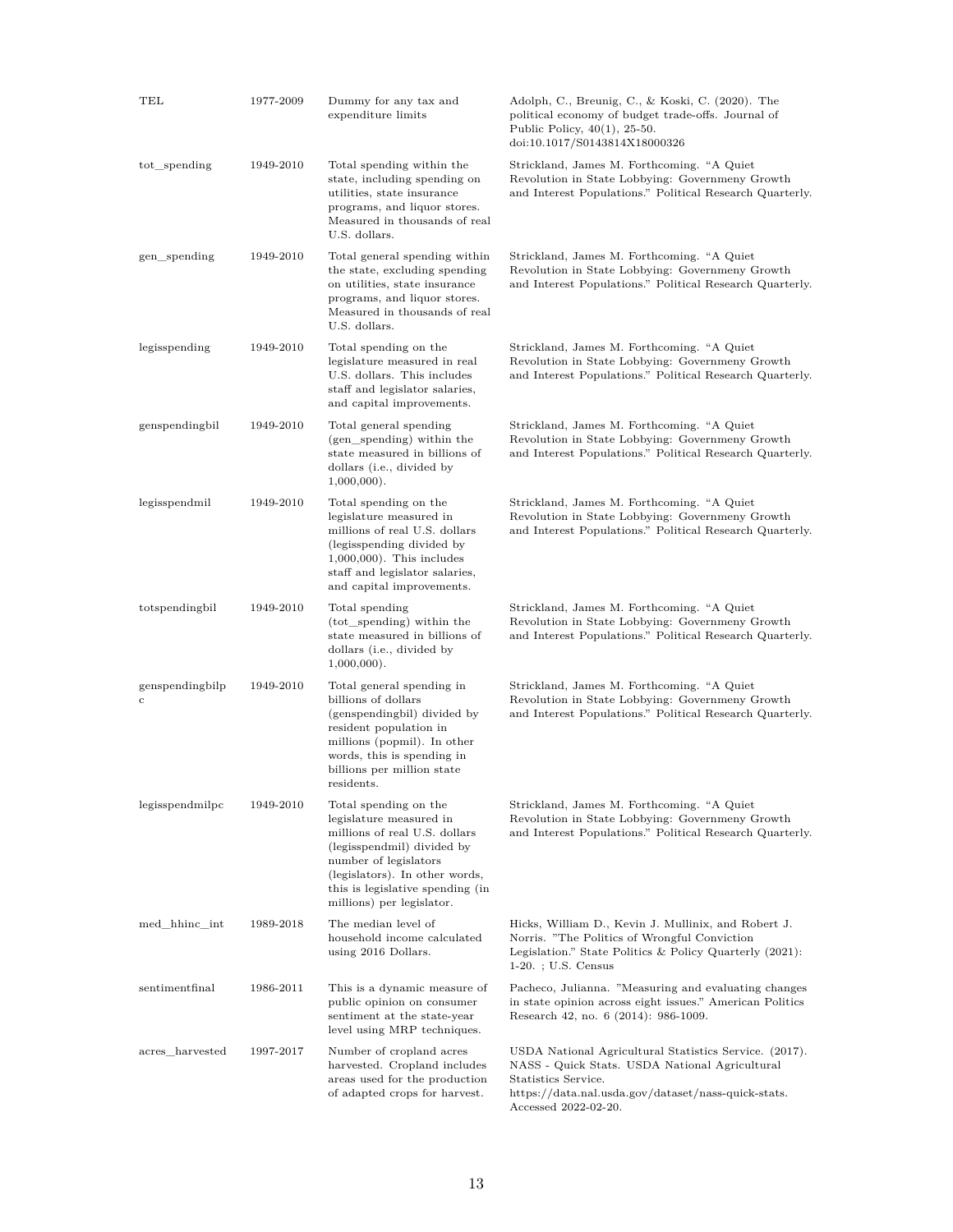| | | | |
|---|---|---|---|
| TEL | 1977-2009 | Dummy for any tax and expenditure limits | Adolph, C., Breunig, C., & Koski, C. (2020). The political economy of budget trade-offs. Journal of Public Policy, 40(1), 25-50. doi:10.1017/S0143814X18000326 |
| tot_spending | 1949-2010 | Total spending within the state, including spending on utilities, state insurance programs, and liquor stores. Measured in thousands of real U.S. dollars. | Strickland, James M. Forthcoming. "A Quiet Revolution in State Lobbying: Governmeny Growth and Interest Populations." Political Research Quarterly. |
| gen_spending | 1949-2010 | Total general spending within the state, excluding spending on utilities, state insurance programs, and liquor stores. Measured in thousands of real U.S. dollars. | Strickland, James M. Forthcoming. "A Quiet Revolution in State Lobbying: Governmeny Growth and Interest Populations." Political Research Quarterly. |
| legisspending | 1949-2010 | Total spending on the legislature measured in real U.S. dollars. This includes staff and legislator salaries, and capital improvements. | Strickland, James M. Forthcoming. "A Quiet Revolution in State Lobbying: Governmeny Growth and Interest Populations." Political Research Quarterly. |
| genspendingbil | 1949-2010 | Total general spending (gen_spending) within the state measured in billions of dollars (i.e., divided by 1,000,000). | Strickland, James M. Forthcoming. "A Quiet Revolution in State Lobbying: Governmeny Growth and Interest Populations." Political Research Quarterly. |
| legisspendmil | 1949-2010 | Total spending on the legislature measured in millions of real U.S. dollars (legisspending divided by 1,000,000). This includes staff and legislator salaries, and capital improvements. | Strickland, James M. Forthcoming. "A Quiet Revolution in State Lobbying: Governmeny Growth and Interest Populations." Political Research Quarterly. |
| totspendingbil | 1949-2010 | Total spending (tot_spending) within the state measured in billions of dollars (i.e., divided by 1,000,000). | Strickland, James M. Forthcoming. "A Quiet Revolution in State Lobbying: Governmeny Growth and Interest Populations." Political Research Quarterly. |
| genspendingbilpc | 1949-2010 | Total general spending in billions of dollars (genspendingbil) divided by resident population in millions (popmil). In other words, this is spending in billions per million state residents. | Strickland, James M. Forthcoming. "A Quiet Revolution in State Lobbying: Governmeny Growth and Interest Populations." Political Research Quarterly. |
| legisspendmilpc | 1949-2010 | Total spending on the legislature measured in millions of real U.S. dollars (legisspendmil) divided by number of legislators (legislators). In other words, this is legislative spending (in millions) per legislator. | Strickland, James M. Forthcoming. "A Quiet Revolution in State Lobbying: Governmeny Growth and Interest Populations." Political Research Quarterly. |
| med_hhinc_int | 1989-2018 | The median level of household income calculated using 2016 Dollars. | Hicks, William D., Kevin J. Mullinix, and Robert J. Norris. "The Politics of Wrongful Conviction Legislation." State Politics & Policy Quarterly (2021): 1-20. ; U.S. Census |
| sentimentfinal | 1986-2011 | This is a dynamic measure of public opinion on consumer sentiment at the state-year level using MRP techniques. | Pacheco, Julianna. "Measuring and evaluating changes in state opinion across eight issues." American Politics Research 42, no. 6 (2014): 986-1009. |
| acres_harvested | 1997-2017 | Number of cropland acres harvested. Cropland includes areas used for the production of adapted crops for harvest. | USDA National Agricultural Statistics Service. (2017). NASS - Quick Stats. USDA National Agricultural Statistics Service. https://data.nal.usda.gov/dataset/nass-quick-stats. Accessed 2022-02-20. |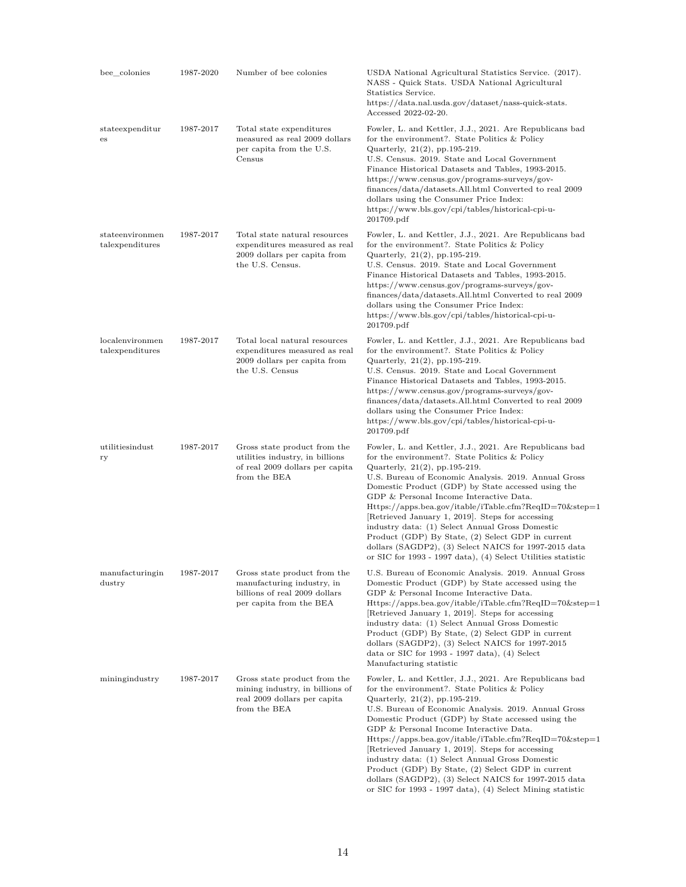| bee_colonies | 1987-2020 | Number of bee colonies | USDA National Agricultural Statistics Service. (2017). NASS - Quick Stats. USDA National Agricultural Statistics Service. https://data.nal.usda.gov/dataset/nass-quick-stats. Accessed 2022-02-20. |
|---|---|---|---|
| stateexpenditures | 1987-2017 | Total state expenditures measured as real 2009 dollars per capita from the U.S. Census | Fowler, L. and Kettler, J.J., 2021. Are Republicans bad for the environment?. State Politics & Policy Quarterly, 21(2), pp.195-219. U.S. Census. 2019. State and Local Government Finance Historical Datasets and Tables, 1993-2015. https://www.census.gov/programs-surveys/gov-finances/data/datasets.All.html Converted to real 2009 dollars using the Consumer Price Index: https://www.bls.gov/cpi/tables/historical-cpi-u-201709.pdf |
| stateenvironmentalexpenditures | 1987-2017 | Total state natural resources expenditures measured as real 2009 dollars per capita from the U.S. Census. | Fowler, L. and Kettler, J.J., 2021. Are Republicans bad for the environment?. State Politics & Policy Quarterly, 21(2), pp.195-219. U.S. Census. 2019. State and Local Government Finance Historical Datasets and Tables, 1993-2015. https://www.census.gov/programs-surveys/gov-finances/data/datasets.All.html Converted to real 2009 dollars using the Consumer Price Index: https://www.bls.gov/cpi/tables/historical-cpi-u-201709.pdf |
| localenvironmentalexpenditures | 1987-2017 | Total local natural resources expenditures measured as real 2009 dollars per capita from the U.S. Census | Fowler, L. and Kettler, J.J., 2021. Are Republicans bad for the environment?. State Politics & Policy Quarterly, 21(2), pp.195-219. U.S. Census. 2019. State and Local Government Finance Historical Datasets and Tables, 1993-2015. https://www.census.gov/programs-surveys/gov-finances/data/datasets.All.html Converted to real 2009 dollars using the Consumer Price Index: https://www.bls.gov/cpi/tables/historical-cpi-u-201709.pdf |
| utilitiesindustry | 1987-2017 | Gross state product from the utilities industry, in billions of real 2009 dollars per capita from the BEA | Fowler, L. and Kettler, J.J., 2021. Are Republicans bad for the environment?. State Politics & Policy Quarterly, 21(2), pp.195-219. U.S. Bureau of Economic Analysis. 2019. Annual Gross Domestic Product (GDP) by State accessed using the GDP & Personal Income Interactive Data. Https://apps.bea.gov/itable/iTable.cfm?ReqID=70&step=1 [Retrieved January 1, 2019]. Steps for accessing industry data: (1) Select Annual Gross Domestic Product (GDP) By State, (2) Select GDP in current dollars (SAGDP2), (3) Select NAICS for 1997-2015 data or SIC for 1993 - 1997 data), (4) Select Utilities statistic |
| manufacturingindustry | 1987-2017 | Gross state product from the manufacturing industry, in billions of real 2009 dollars per capita from the BEA | U.S. Bureau of Economic Analysis. 2019. Annual Gross Domestic Product (GDP) by State accessed using the GDP & Personal Income Interactive Data. Https://apps.bea.gov/itable/iTable.cfm?ReqID=70&step=1 [Retrieved January 1, 2019]. Steps for accessing industry data: (1) Select Annual Gross Domestic Product (GDP) By State, (2) Select GDP in current dollars (SAGDP2), (3) Select NAICS for 1997-2015 data or SIC for 1993 - 1997 data), (4) Select Manufacturing statistic |
| miningindustry | 1987-2017 | Gross state product from the mining industry, in billions of real 2009 dollars per capita from the BEA | Fowler, L. and Kettler, J.J., 2021. Are Republicans bad for the environment?. State Politics & Policy Quarterly, 21(2), pp.195-219. U.S. Bureau of Economic Analysis. 2019. Annual Gross Domestic Product (GDP) by State accessed using the GDP & Personal Income Interactive Data. Https://apps.bea.gov/itable/iTable.cfm?ReqID=70&step=1 [Retrieved January 1, 2019]. Steps for accessing industry data: (1) Select Annual Gross Domestic Product (GDP) By State, (2) Select GDP in current dollars (SAGDP2), (3) Select NAICS for 1997-2015 data or SIC for 1993 - 1997 data), (4) Select Mining statistic |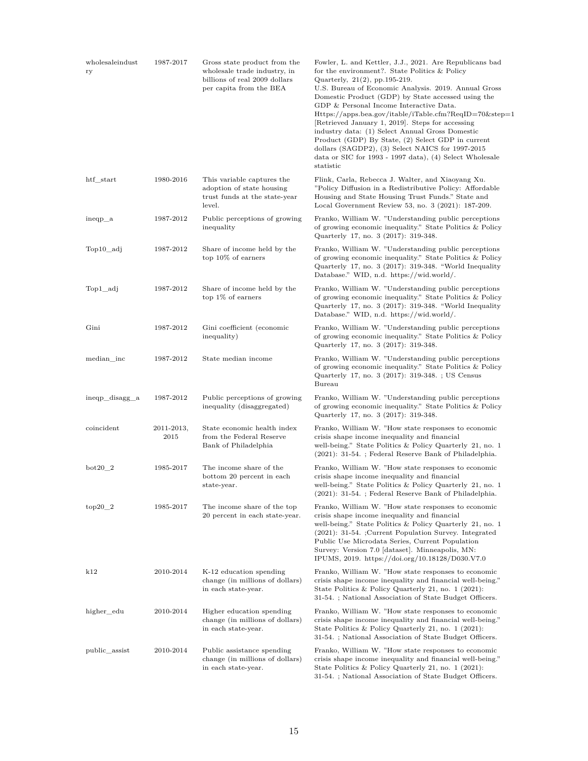| | | | |
|---|---|---|---|
| wholesaleindustry | 1987-2017 | Gross state product from the wholesale trade industry, in billions of real 2009 dollars per capita from the BEA | Fowler, L. and Kettler, J.J., 2021. Are Republicans bad for the environment?. State Politics & Policy Quarterly, 21(2), pp.195-219. U.S. Bureau of Economic Analysis. 2019. Annual Gross Domestic Product (GDP) by State accessed using the GDP & Personal Income Interactive Data. Https://apps.bea.gov/itable/iTable.cfm?ReqID=70&step=1 [Retrieved January 1, 2019]. Steps for accessing industry data: (1) Select Annual Gross Domestic Product (GDP) By State, (2) Select GDP in current dollars (SAGDP2), (3) Select NAICS for 1997-2015 data or SIC for 1993 - 1997 data), (4) Select Wholesale statistic |
| htf_start | 1980-2016 | This variable captures the adoption of state housing trust funds at the state-year level. | Flink, Carla, Rebecca J. Walter, and Xiaoyang Xu. "Policy Diffusion in a Redistributive Policy: Affordable Housing and State Housing Trust Funds." State and Local Government Review 53, no. 3 (2021): 187-209. |
| ineqp_a | 1987-2012 | Public perceptions of growing inequality | Franko, William W. "Understanding public perceptions of growing economic inequality." State Politics & Policy Quarterly 17, no. 3 (2017): 319-348. |
| Top10_adj | 1987-2012 | Share of income held by the top 10% of earners | Franko, William W. "Understanding public perceptions of growing economic inequality." State Politics & Policy Quarterly 17, no. 3 (2017): 319-348. "World Inequality Database." WID, n.d. https://wid.world/. |
| Top1_adj | 1987-2012 | Share of income held by the top 1% of earners | Franko, William W. "Understanding public perceptions of growing economic inequality." State Politics & Policy Quarterly 17, no. 3 (2017): 319-348. "World Inequality Database." WID, n.d. https://wid.world/. |
| Gini | 1987-2012 | Gini coefficient (economic inequality) | Franko, William W. "Understanding public perceptions of growing economic inequality." State Politics & Policy Quarterly 17, no. 3 (2017): 319-348. |
| median_inc | 1987-2012 | State median income | Franko, William W. "Understanding public perceptions of growing economic inequality." State Politics & Policy Quarterly 17, no. 3 (2017): 319-348. ; US Census Bureau |
| ineqp_disagg_a | 1987-2012 | Public perceptions of growing inequality (disaggregated) | Franko, William W. "Understanding public perceptions of growing economic inequality." State Politics & Policy Quarterly 17, no. 3 (2017): 319-348. |
| coincident | 2011-2013, 2015 | State economic health index from the Federal Reserve Bank of Philadelphia | Franko, William W. "How state responses to economic crisis shape income inequality and financial well-being." State Politics & Policy Quarterly 21, no. 1 (2021): 31-54. ; Federal Reserve Bank of Philadelphia. |
| bot20_2 | 1985-2017 | The income share of the bottom 20 percent in each state-year. | Franko, William W. "How state responses to economic crisis shape income inequality and financial well-being." State Politics & Policy Quarterly 21, no. 1 (2021): 31-54. ; Federal Reserve Bank of Philadelphia. |
| top20_2 | 1985-2017 | The income share of the top 20 percent in each state-year. | Franko, William W. "How state responses to economic crisis shape income inequality and financial well-being." State Politics & Policy Quarterly 21, no. 1 (2021): 31-54. ;Current Population Survey. Integrated Public Use Microdata Series, Current Population Survey: Version 7.0 [dataset]. Minneapolis, MN: IPUMS, 2019. https://doi.org/10.18128/D030.V7.0 |
| k12 | 2010-2014 | K-12 education spending change (in millions of dollars) in each state-year. | Franko, William W. "How state responses to economic crisis shape income inequality and financial well-being." State Politics & Policy Quarterly 21, no. 1 (2021): 31-54. ; National Association of State Budget Officers. |
| higher_edu | 2010-2014 | Higher education spending change (in millions of dollars) in each state-year. | Franko, William W. "How state responses to economic crisis shape income inequality and financial well-being." State Politics & Policy Quarterly 21, no. 1 (2021): 31-54. ; National Association of State Budget Officers. |
| public_assist | 2010-2014 | Public assistance spending change (in millions of dollars) in each state-year. | Franko, William W. "How state responses to economic crisis shape income inequality and financial well-being." State Politics & Policy Quarterly 21, no. 1 (2021): 31-54. ; National Association of State Budget Officers. |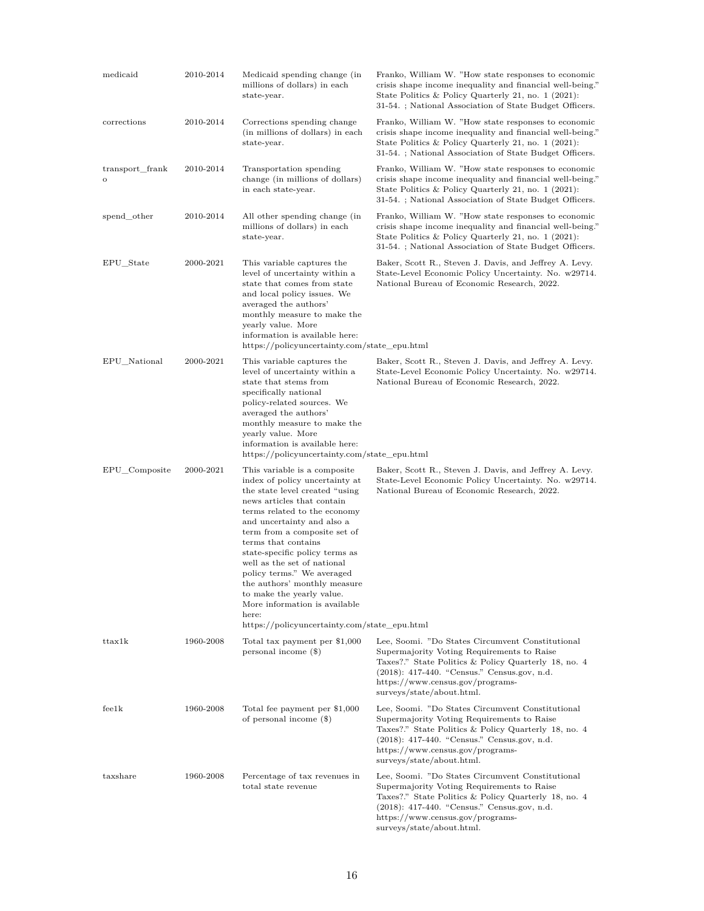| | | | |
|---|---|---|---|
| medicaid | 2010-2014 | Medicaid spending change (in millions of dollars) in each state-year. | Franko, William W. "How state responses to economic crisis shape income inequality and financial well-being." State Politics & Policy Quarterly 21, no. 1 (2021): 31-54. ; National Association of State Budget Officers. |
| corrections | 2010-2014 | Corrections spending change (in millions of dollars) in each state-year. | Franko, William W. "How state responses to economic crisis shape income inequality and financial well-being." State Politics & Policy Quarterly 21, no. 1 (2021): 31-54. ; National Association of State Budget Officers. |
| transport_franko | 2010-2014 | Transportation spending change (in millions of dollars) in each state-year. | Franko, William W. "How state responses to economic crisis shape income inequality and financial well-being." State Politics & Policy Quarterly 21, no. 1 (2021): 31-54. ; National Association of State Budget Officers. |
| spend_other | 2010-2014 | All other spending change (in millions of dollars) in each state-year. | Franko, William W. "How state responses to economic crisis shape income inequality and financial well-being." State Politics & Policy Quarterly 21, no. 1 (2021): 31-54. ; National Association of State Budget Officers. |
| EPU_State | 2000-2021 | This variable captures the level of uncertainty within a state that comes from state and local policy issues. We averaged the authors' monthly measure to make the yearly value. More information is available here: https://policyuncertainty.com/state_epu.html | Baker, Scott R., Steven J. Davis, and Jeffrey A. Levy. State-Level Economic Policy Uncertainty. No. w29714. National Bureau of Economic Research, 2022. |
| EPU_National | 2000-2021 | This variable captures the level of uncertainty within a state that stems from specifically national policy-related sources. We averaged the authors' monthly measure to make the yearly value. More information is available here: https://policyuncertainty.com/state_epu.html | Baker, Scott R., Steven J. Davis, and Jeffrey A. Levy. State-Level Economic Policy Uncertainty. No. w29714. National Bureau of Economic Research, 2022. |
| EPU_Composite | 2000-2021 | This variable is a composite index of policy uncertainty at the state level created "using news articles that contain terms related to the economy and uncertainty and also a term from a composite set of terms that contains state-specific policy terms as well as the set of national policy terms." We averaged the authors' monthly measure to make the yearly value. More information is available here: https://policyuncertainty.com/state_epu.html | Baker, Scott R., Steven J. Davis, and Jeffrey A. Levy. State-Level Economic Policy Uncertainty. No. w29714. National Bureau of Economic Research, 2022. |
| ttax1k | 1960-2008 | Total tax payment per $1,000 personal income ($) | Lee, Soomi. "Do States Circumvent Constitutional Supermajority Voting Requirements to Raise Taxes?." State Politics & Policy Quarterly 18, no. 4 (2018): 417-440. "Census." Census.gov, n.d. https://www.census.gov/programs-surveys/state/about.html. |
| fee1k | 1960-2008 | Total fee payment per $1,000 of personal income ($) | Lee, Soomi. "Do States Circumvent Constitutional Supermajority Voting Requirements to Raise Taxes?." State Politics & Policy Quarterly 18, no. 4 (2018): 417-440. "Census." Census.gov, n.d. https://www.census.gov/programs-surveys/state/about.html. |
| taxshare | 1960-2008 | Percentage of tax revenues in total state revenue | Lee, Soomi. "Do States Circumvent Constitutional Supermajority Voting Requirements to Raise Taxes?." State Politics & Policy Quarterly 18, no. 4 (2018): 417-440. "Census." Census.gov, n.d. https://www.census.gov/programs-surveys/state/about.html. |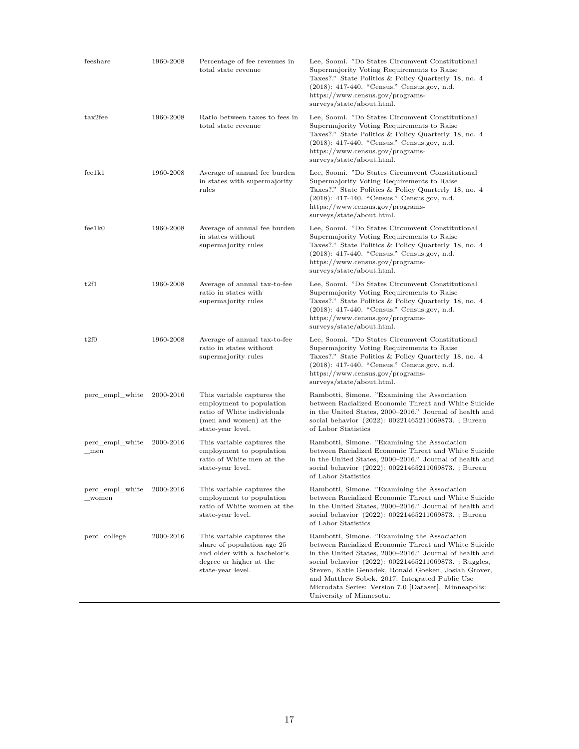| | | | |
|---|---|---|---|
| feeshare | 1960-2008 | Percentage of fee revenues in total state revenue | Lee, Soomi. "Do States Circumvent Constitutional Supermajority Voting Requirements to Raise Taxes?." State Politics & Policy Quarterly 18, no. 4 (2018): 417-440. "Census." Census.gov, n.d. https://www.census.gov/programs-surveys/state/about.html. |
| tax2fee | 1960-2008 | Ratio between taxes to fees in total state revenue | Lee, Soomi. "Do States Circumvent Constitutional Supermajority Voting Requirements to Raise Taxes?." State Politics & Policy Quarterly 18, no. 4 (2018): 417-440. "Census." Census.gov, n.d. https://www.census.gov/programs-surveys/state/about.html. |
| fee1k1 | 1960-2008 | Average of annual fee burden in states with supermajority rules | Lee, Soomi. "Do States Circumvent Constitutional Supermajority Voting Requirements to Raise Taxes?." State Politics & Policy Quarterly 18, no. 4 (2018): 417-440. "Census." Census.gov, n.d. https://www.census.gov/programs-surveys/state/about.html. |
| fee1k0 | 1960-2008 | Average of annual fee burden in states without supermajority rules | Lee, Soomi. "Do States Circumvent Constitutional Supermajority Voting Requirements to Raise Taxes?." State Politics & Policy Quarterly 18, no. 4 (2018): 417-440. "Census." Census.gov, n.d. https://www.census.gov/programs-surveys/state/about.html. |
| t2f1 | 1960-2008 | Average of annual tax-to-fee ratio in states with supermajority rules | Lee, Soomi. "Do States Circumvent Constitutional Supermajority Voting Requirements to Raise Taxes?." State Politics & Policy Quarterly 18, no. 4 (2018): 417-440. "Census." Census.gov, n.d. https://www.census.gov/programs-surveys/state/about.html. |
| t2f0 | 1960-2008 | Average of annual tax-to-fee ratio in states without supermajority rules | Lee, Soomi. "Do States Circumvent Constitutional Supermajority Voting Requirements to Raise Taxes?." State Politics & Policy Quarterly 18, no. 4 (2018): 417-440. "Census." Census.gov, n.d. https://www.census.gov/programs-surveys/state/about.html. |
| perc_empl_white | 2000-2016 | This variable captures the employment to population ratio of White individuals (men and women) at the state-year level. | Rambotti, Simone. "Examining the Association between Racialized Economic Threat and White Suicide in the United States, 2000–2016." Journal of health and social behavior (2022): 00221465211069873. ; Bureau of Labor Statistics |
| perc_empl_white_men | 2000-2016 | This variable captures the employment to population ratio of White men at the state-year level. | Rambotti, Simone. "Examining the Association between Racialized Economic Threat and White Suicide in the United States, 2000–2016." Journal of health and social behavior (2022): 00221465211069873. ; Bureau of Labor Statistics |
| perc_empl_white_women | 2000-2016 | This variable captures the employment to population ratio of White women at the state-year level. | Rambotti, Simone. "Examining the Association between Racialized Economic Threat and White Suicide in the United States, 2000–2016." Journal of health and social behavior (2022): 00221465211069873. ; Bureau of Labor Statistics |
| perc_college | 2000-2016 | This variable captures the share of population age 25 and older with a bachelor's degree or higher at the state-year level. | Rambotti, Simone. "Examining the Association between Racialized Economic Threat and White Suicide in the United States, 2000–2016." Journal of health and social behavior (2022): 00221465211069873. ; Ruggles, Steven, Katie Genadek, Ronald Goeken, Josiah Grover, and Matthew Sobek. 2017. Integrated Public Use Microdata Series: Version 7.0 [Dataset]. Minneapolis: University of Minnesota. |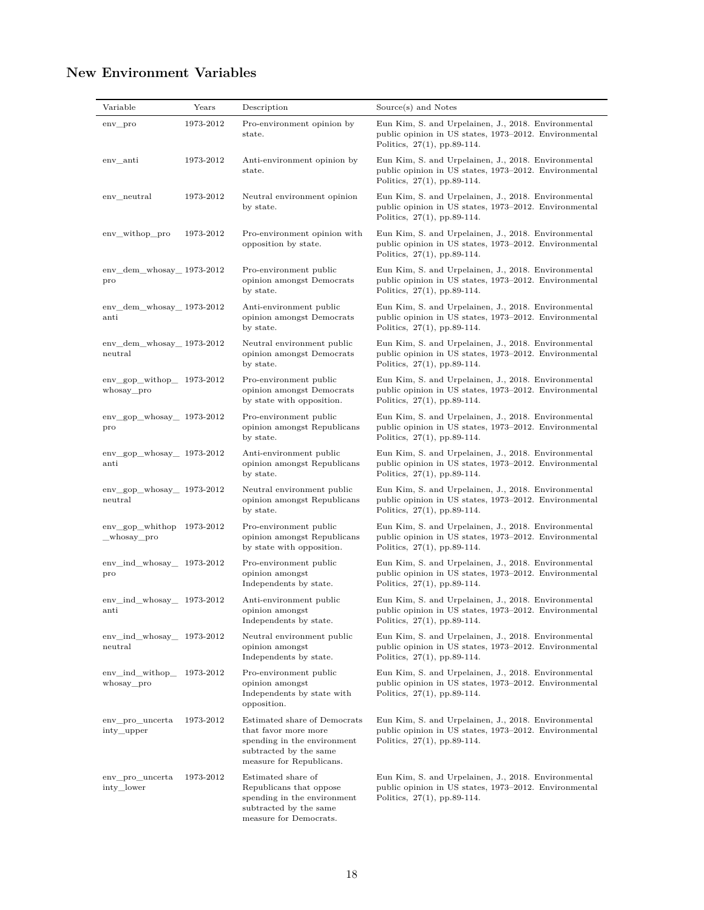## New Environment Variables

| Variable | Years | Description | Source(s) and Notes |
|---|---|---|---|
| env_pro | 1973-2012 | Pro-environment opinion by state. | Eun Kim, S. and Urpelainen, J., 2018. Environmental public opinion in US states, 1973–2012. Environmental Politics, 27(1), pp.89-114. |
| env_anti | 1973-2012 | Anti-environment opinion by state. | Eun Kim, S. and Urpelainen, J., 2018. Environmental public opinion in US states, 1973–2012. Environmental Politics, 27(1), pp.89-114. |
| env_neutral | 1973-2012 | Neutral environment opinion by state. | Eun Kim, S. and Urpelainen, J., 2018. Environmental public opinion in US states, 1973–2012. Environmental Politics, 27(1), pp.89-114. |
| env_withop_pro | 1973-2012 | Pro-environment opinion with opposition by state. | Eun Kim, S. and Urpelainen, J., 2018. Environmental public opinion in US states, 1973–2012. Environmental Politics, 27(1), pp.89-114. |
| env_dem_whosay_pro | 1973-2012 | Pro-environment public opinion amongst Democrats by state. | Eun Kim, S. and Urpelainen, J., 2018. Environmental public opinion in US states, 1973–2012. Environmental Politics, 27(1), pp.89-114. |
| env_dem_whosay_anti | 1973-2012 | Anti-environment public opinion amongst Democrats by state. | Eun Kim, S. and Urpelainen, J., 2018. Environmental public opinion in US states, 1973–2012. Environmental Politics, 27(1), pp.89-114. |
| env_dem_whosay_neutral | 1973-2012 | Neutral environment public opinion amongst Democrats by state. | Eun Kim, S. and Urpelainen, J., 2018. Environmental public opinion in US states, 1973–2012. Environmental Politics, 27(1), pp.89-114. |
| env_gop_withop_whosay_pro | 1973-2012 | Pro-environment public opinion amongst Democrats by state with opposition. | Eun Kim, S. and Urpelainen, J., 2018. Environmental public opinion in US states, 1973–2012. Environmental Politics, 27(1), pp.89-114. |
| env_gop_whosay_pro | 1973-2012 | Pro-environment public opinion amongst Republicans by state. | Eun Kim, S. and Urpelainen, J., 2018. Environmental public opinion in US states, 1973–2012. Environmental Politics, 27(1), pp.89-114. |
| env_gop_whosay_anti | 1973-2012 | Anti-environment public opinion amongst Republicans by state. | Eun Kim, S. and Urpelainen, J., 2018. Environmental public opinion in US states, 1973–2012. Environmental Politics, 27(1), pp.89-114. |
| env_gop_whosay_neutral | 1973-2012 | Neutral environment public opinion amongst Republicans by state. | Eun Kim, S. and Urpelainen, J., 2018. Environmental public opinion in US states, 1973–2012. Environmental Politics, 27(1), pp.89-114. |
| env_gop_whithop_whosay_pro | 1973-2012 | Pro-environment public opinion amongst Republicans by state with opposition. | Eun Kim, S. and Urpelainen, J., 2018. Environmental public opinion in US states, 1973–2012. Environmental Politics, 27(1), pp.89-114. |
| env_ind_whosay_pro | 1973-2012 | Pro-environment public opinion amongst Independents by state. | Eun Kim, S. and Urpelainen, J., 2018. Environmental public opinion in US states, 1973–2012. Environmental Politics, 27(1), pp.89-114. |
| env_ind_whosay_anti | 1973-2012 | Anti-environment public opinion amongst Independents by state. | Eun Kim, S. and Urpelainen, J., 2018. Environmental public opinion in US states, 1973–2012. Environmental Politics, 27(1), pp.89-114. |
| env_ind_whosay_neutral | 1973-2012 | Neutral environment public opinion amongst Independents by state. | Eun Kim, S. and Urpelainen, J., 2018. Environmental public opinion in US states, 1973–2012. Environmental Politics, 27(1), pp.89-114. |
| env_ind_withop_whosay_pro | 1973-2012 | Pro-environment public opinion amongst Independents by state with opposition. | Eun Kim, S. and Urpelainen, J., 2018. Environmental public opinion in US states, 1973–2012. Environmental Politics, 27(1), pp.89-114. |
| env_pro_uncertainty_upper | 1973-2012 | Estimated share of Democrats that favor more more spending in the environment subtracted by the same measure for Republicans. | Eun Kim, S. and Urpelainen, J., 2018. Environmental public opinion in US states, 1973–2012. Environmental Politics, 27(1), pp.89-114. |
| env_pro_uncertainty_lower | 1973-2012 | Estimated share of Republicans that oppose spending in the environment subtracted by the same measure for Democrats. | Eun Kim, S. and Urpelainen, J., 2018. Environmental public opinion in US states, 1973–2012. Environmental Politics, 27(1), pp.89-114. |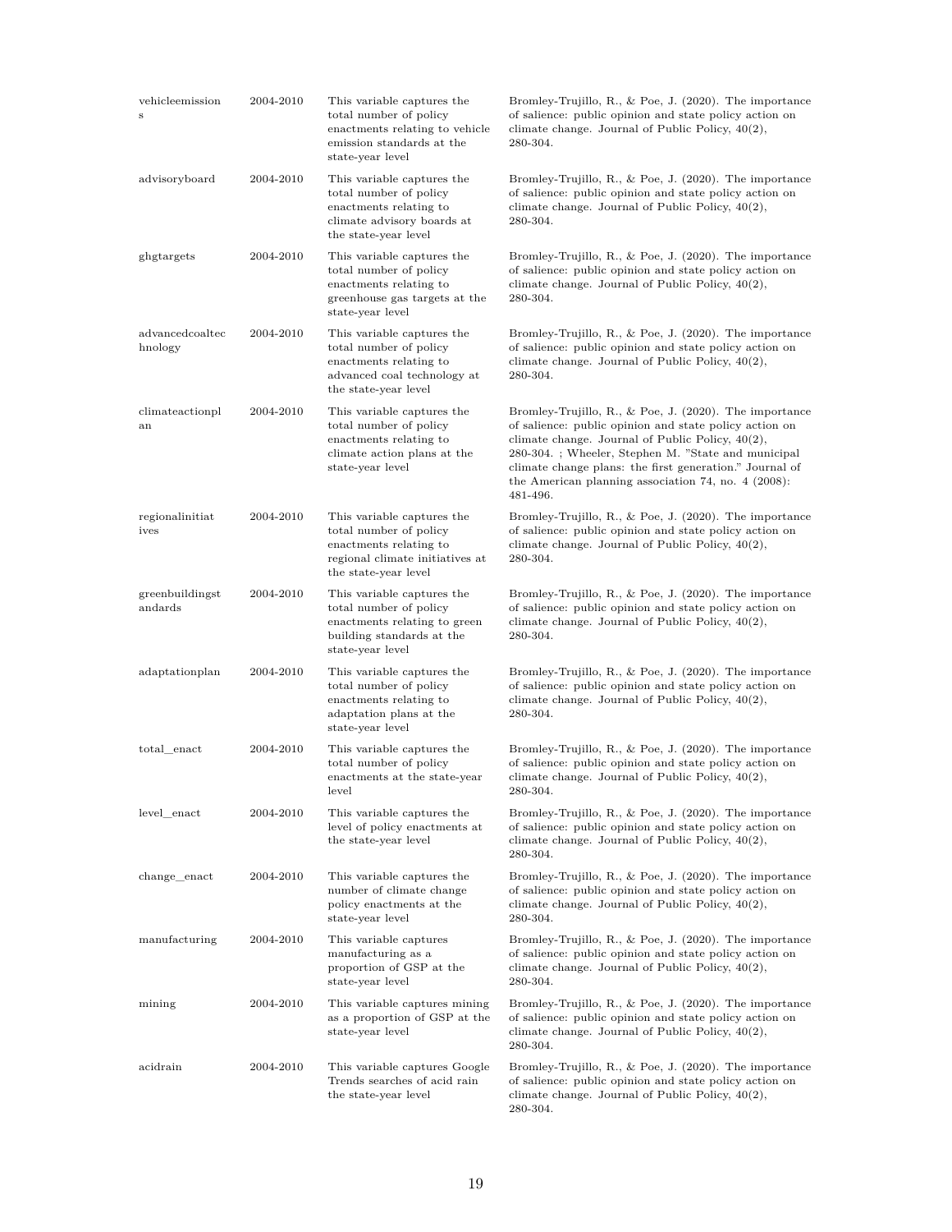| | | | |
|---|---|---|---|
| vehicleemissions | 2004-2010 | This variable captures the total number of policy enactments relating to vehicle emission standards at the state-year level | Bromley-Trujillo, R., & Poe, J. (2020). The importance of salience: public opinion and state policy action on climate change. Journal of Public Policy, 40(2), 280-304. |
| advisoryboard | 2004-2010 | This variable captures the total number of policy enactments relating to climate advisory boards at the state-year level | Bromley-Trujillo, R., & Poe, J. (2020). The importance of salience: public opinion and state policy action on climate change. Journal of Public Policy, 40(2), 280-304. |
| ghgtargets | 2004-2010 | This variable captures the total number of policy enactments relating to greenhouse gas targets at the state-year level | Bromley-Trujillo, R., & Poe, J. (2020). The importance of salience: public opinion and state policy action on climate change. Journal of Public Policy, 40(2), 280-304. |
| advancedcoaltechnology | 2004-2010 | This variable captures the total number of policy enactments relating to advanced coal technology at the state-year level | Bromley-Trujillo, R., & Poe, J. (2020). The importance of salience: public opinion and state policy action on climate change. Journal of Public Policy, 40(2), 280-304. |
| climateactionplan | 2004-2010 | This variable captures the total number of policy enactments relating to climate action plans at the state-year level | Bromley-Trujillo, R., & Poe, J. (2020). The importance of salience: public opinion and state policy action on climate change. Journal of Public Policy, 40(2), 280-304. ; Wheeler, Stephen M. "State and municipal climate change plans: the first generation." Journal of the American planning association 74, no. 4 (2008): 481-496. |
| regionalinitiatives | 2004-2010 | This variable captures the total number of policy enactments relating to regional climate initiatives at the state-year level | Bromley-Trujillo, R., & Poe, J. (2020). The importance of salience: public opinion and state policy action on climate change. Journal of Public Policy, 40(2), 280-304. |
| greenbuildingstandards | 2004-2010 | This variable captures the total number of policy enactments relating to green building standards at the state-year level | Bromley-Trujillo, R., & Poe, J. (2020). The importance of salience: public opinion and state policy action on climate change. Journal of Public Policy, 40(2), 280-304. |
| adaptationplan | 2004-2010 | This variable captures the total number of policy enactments relating to adaptation plans at the state-year level | Bromley-Trujillo, R., & Poe, J. (2020). The importance of salience: public opinion and state policy action on climate change. Journal of Public Policy, 40(2), 280-304. |
| total_enact | 2004-2010 | This variable captures the total number of policy enactments at the state-year level | Bromley-Trujillo, R., & Poe, J. (2020). The importance of salience: public opinion and state policy action on climate change. Journal of Public Policy, 40(2), 280-304. |
| level_enact | 2004-2010 | This variable captures the level of policy enactments at the state-year level | Bromley-Trujillo, R., & Poe, J. (2020). The importance of salience: public opinion and state policy action on climate change. Journal of Public Policy, 40(2), 280-304. |
| change_enact | 2004-2010 | This variable captures the number of climate change policy enactments at the state-year level | Bromley-Trujillo, R., & Poe, J. (2020). The importance of salience: public opinion and state policy action on climate change. Journal of Public Policy, 40(2), 280-304. |
| manufacturing | 2004-2010 | This variable captures manufacturing as a proportion of GSP at the state-year level | Bromley-Trujillo, R., & Poe, J. (2020). The importance of salience: public opinion and state policy action on climate change. Journal of Public Policy, 40(2), 280-304. |
| mining | 2004-2010 | This variable captures mining as a proportion of GSP at the state-year level | Bromley-Trujillo, R., & Poe, J. (2020). The importance of salience: public opinion and state policy action on climate change. Journal of Public Policy, 40(2), 280-304. |
| acidrain | 2004-2010 | This variable captures Google Trends searches of acid rain the state-year level | Bromley-Trujillo, R., & Poe, J. (2020). The importance of salience: public opinion and state policy action on climate change. Journal of Public Policy, 40(2), 280-304. |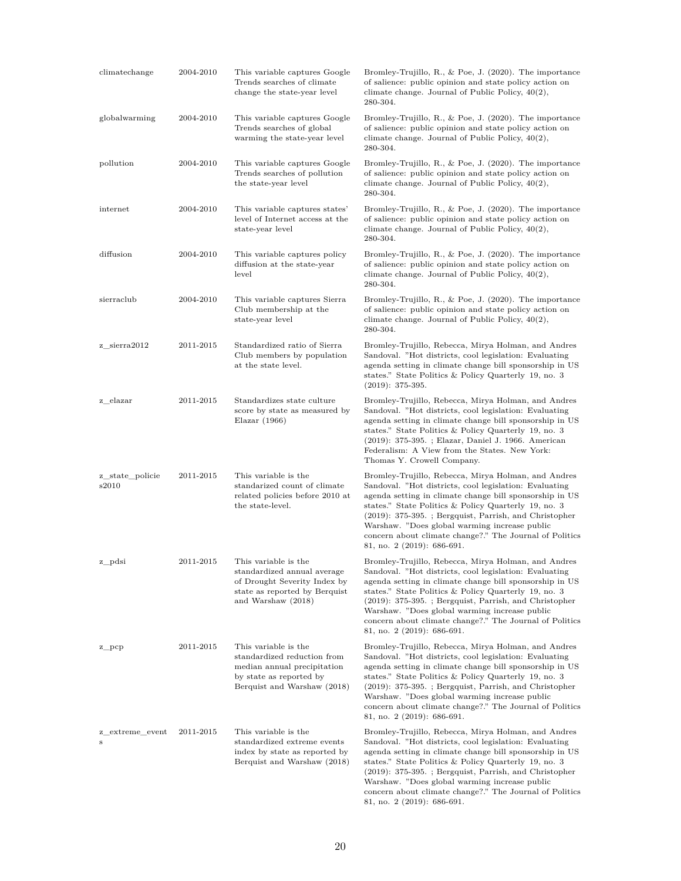| climatechange | 2004-2010 | This variable captures Google Trends searches of climate change the state-year level | Bromley-Trujillo, R., & Poe, J. (2020). The importance of salience: public opinion and state policy action on climate change. Journal of Public Policy, 40(2), 280-304. |
|---|---|---|---|
| globalwarming | 2004-2010 | This variable captures Google Trends searches of global warming the state-year level | Bromley-Trujillo, R., & Poe, J. (2020). The importance of salience: public opinion and state policy action on climate change. Journal of Public Policy, 40(2), 280-304. |
| pollution | 2004-2010 | This variable captures Google Trends searches of pollution the state-year level | Bromley-Trujillo, R., & Poe, J. (2020). The importance of salience: public opinion and state policy action on climate change. Journal of Public Policy, 40(2), 280-304. |
| internet | 2004-2010 | This variable captures states' level of Internet access at the state-year level | Bromley-Trujillo, R., & Poe, J. (2020). The importance of salience: public opinion and state policy action on climate change. Journal of Public Policy, 40(2), 280-304. |
| diffusion | 2004-2010 | This variable captures policy diffusion at the state-year level | Bromley-Trujillo, R., & Poe, J. (2020). The importance of salience: public opinion and state policy action on climate change. Journal of Public Policy, 40(2), 280-304. |
| sierraclub | 2004-2010 | This variable captures Sierra Club membership at the state-year level | Bromley-Trujillo, R., & Poe, J. (2020). The importance of salience: public opinion and state policy action on climate change. Journal of Public Policy, 40(2), 280-304. |
| z_sierra2012 | 2011-2015 | Standardized ratio of Sierra Club members by population at the state level. | Bromley-Trujillo, Rebecca, Mirya Holman, and Andres Sandoval. "Hot districts, cool legislation: Evaluating agenda setting in climate change bill sponsorship in US states." State Politics & Policy Quarterly 19, no. 3 (2019): 375-395. |
| z_elazar | 2011-2015 | Standardizes state culture score by state as measured by Elazar (1966) | Bromley-Trujillo, Rebecca, Mirya Holman, and Andres Sandoval. "Hot districts, cool legislation: Evaluating agenda setting in climate change bill sponsorship in US states." State Politics & Policy Quarterly 19, no. 3 (2019): 375-395. ; Elazar, Daniel J. 1966. American Federalism: A View from the States. New York: Thomas Y. Crowell Company. |
| z_state_policies2010 | 2011-2015 | This variable is the standarized count of climate related policies before 2010 at the state-level. | Bromley-Trujillo, Rebecca, Mirya Holman, and Andres Sandoval. "Hot districts, cool legislation: Evaluating agenda setting in climate change bill sponsorship in US states." State Politics & Policy Quarterly 19, no. 3 (2019): 375-395. ; Bergquist, Parrish, and Christopher Warshaw. "Does global warming increase public concern about climate change?." The Journal of Politics 81, no. 2 (2019): 686-691. |
| z_pdsi | 2011-2015 | This variable is the standardized annual average of Drought Severity Index by state as reported by Berquist and Warshaw (2018) | Bromley-Trujillo, Rebecca, Mirya Holman, and Andres Sandoval. "Hot districts, cool legislation: Evaluating agenda setting in climate change bill sponsorship in US states." State Politics & Policy Quarterly 19, no. 3 (2019): 375-395. ; Bergquist, Parrish, and Christopher Warshaw. "Does global warming increase public concern about climate change?." The Journal of Politics 81, no. 2 (2019): 686-691. |
| z_pcp | 2011-2015 | This variable is the standardized reduction from median annual precipitation by state as reported by Berquist and Warshaw (2018) | Bromley-Trujillo, Rebecca, Mirya Holman, and Andres Sandoval. "Hot districts, cool legislation: Evaluating agenda setting in climate change bill sponsorship in US states." State Politics & Policy Quarterly 19, no. 3 (2019): 375-395. ; Bergquist, Parrish, and Christopher Warshaw. "Does global warming increase public concern about climate change?." The Journal of Politics 81, no. 2 (2019): 686-691. |
| z_extreme_events | 2011-2015 | This variable is the standardized extreme events index by state as reported by Berquist and Warshaw (2018) | Bromley-Trujillo, Rebecca, Mirya Holman, and Andres Sandoval. "Hot districts, cool legislation: Evaluating agenda setting in climate change bill sponsorship in US states." State Politics & Policy Quarterly 19, no. 3 (2019): 375-395. ; Bergquist, Parrish, and Christopher Warshaw. "Does global warming increase public concern about climate change?." The Journal of Politics 81, no. 2 (2019): 686-691. |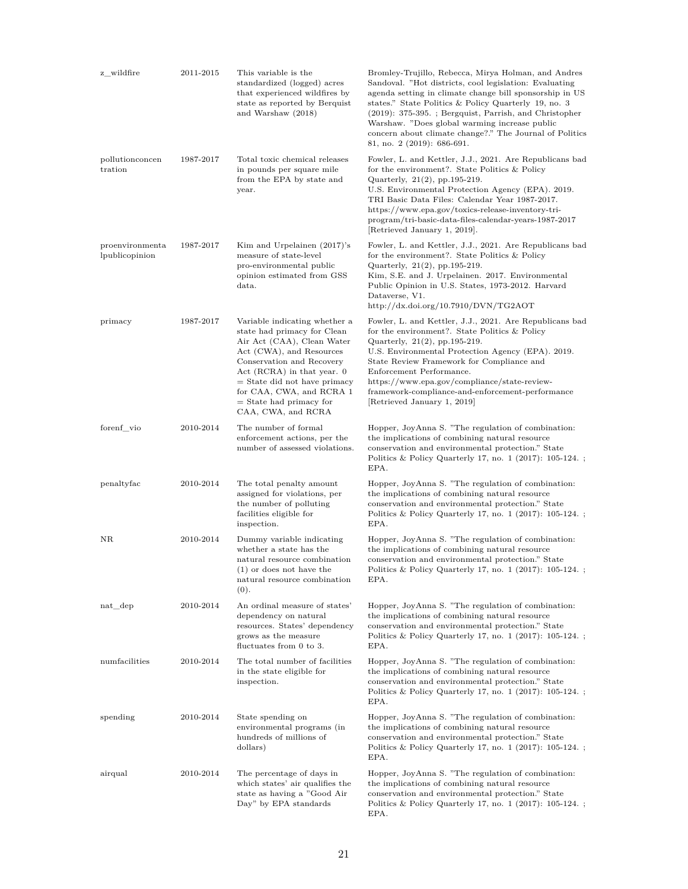| | | | |
|---|---|---|---|
| z_wildfire | 2011-2015 | This variable is the standardized (logged) acres that experienced wildfires by state as reported by Berquist and Warshaw (2018) | Bromley-Trujillo, Rebecca, Mirya Holman, and Andres Sandoval. "Hot districts, cool legislation: Evaluating agenda setting in climate change bill sponsorship in US states." State Politics & Policy Quarterly 19, no. 3 (2019): 375-395. ; Bergquist, Parrish, and Christopher Warshaw. "Does global warming increase public concern about climate change?." The Journal of Politics 81, no. 2 (2019): 686-691. |
| pollutionconcentration | 1987-2017 | Total toxic chemical releases in pounds per square mile from the EPA by state and year. | Fowler, L. and Kettler, J.J., 2021. Are Republicans bad for the environment?. State Politics & Policy Quarterly, 21(2), pp.195-219. U.S. Environmental Protection Agency (EPA). 2019. TRI Basic Data Files: Calendar Year 1987-2017. https://www.epa.gov/toxics-release-inventory-tri-program/tri-basic-data-files-calendar-years-1987-2017 [Retrieved January 1, 2019]. |
| proenvironmentalpublicopinion | 1987-2017 | Kim and Urpelainen (2017)'s measure of state-level pro-environmental public opinion estimated from GSS data. | Fowler, L. and Kettler, J.J., 2021. Are Republicans bad for the environment?. State Politics & Policy Quarterly, 21(2), pp.195-219. Kim, S.E. and J. Urpelainen. 2017. Environmental Public Opinion in U.S. States, 1973-2012. Harvard Dataverse, V1. http://dx.doi.org/10.7910/DVN/TG2AOT |
| primacy | 1987-2017 | Variable indicating whether a state had primacy for Clean Air Act (CAA), Clean Water Act (CWA), and Resources Conservation and Recovery Act (RCRA) in that year. 0 = State did not have primacy for CAA, CWA, and RCRA 1 = State had primacy for CAA, CWA, and RCRA | Fowler, L. and Kettler, J.J., 2021. Are Republicans bad for the environment?. State Politics & Policy Quarterly, 21(2), pp.195-219. U.S. Environmental Protection Agency (EPA). 2019. State Review Framework for Compliance and Enforcement Performance. https://www.epa.gov/compliance/state-review-framework-compliance-and-enforcement-performance [Retrieved January 1, 2019] |
| forenf_vio | 2010-2014 | The number of formal enforcement actions, per the number of assessed violations. | Hopper, JoyAnna S. "The regulation of combination: the implications of combining natural resource conservation and environmental protection." State Politics & Policy Quarterly 17, no. 1 (2017): 105-124. ; EPA. |
| penaltyfac | 2010-2014 | The total penalty amount assigned for violations, per the number of polluting facilities eligible for inspection. | Hopper, JoyAnna S. "The regulation of combination: the implications of combining natural resource conservation and environmental protection." State Politics & Policy Quarterly 17, no. 1 (2017): 105-124. ; EPA. |
| NR | 2010-2014 | Dummy variable indicating whether a state has the natural resource combination (1) or does not have the natural resource combination (0). | Hopper, JoyAnna S. "The regulation of combination: the implications of combining natural resource conservation and environmental protection." State Politics & Policy Quarterly 17, no. 1 (2017): 105-124. ; EPA. |
| nat_dep | 2010-2014 | An ordinal measure of states' dependency on natural resources. States' dependency grows as the measure fluctuates from 0 to 3. | Hopper, JoyAnna S. "The regulation of combination: the implications of combining natural resource conservation and environmental protection." State Politics & Policy Quarterly 17, no. 1 (2017): 105-124. ; EPA. |
| numfacilities | 2010-2014 | The total number of facilities in the state eligible for inspection. | Hopper, JoyAnna S. "The regulation of combination: the implications of combining natural resource conservation and environmental protection." State Politics & Policy Quarterly 17, no. 1 (2017): 105-124. ; EPA. |
| spending | 2010-2014 | State spending on environmental programs (in hundreds of millions of dollars) | Hopper, JoyAnna S. "The regulation of combination: the implications of combining natural resource conservation and environmental protection." State Politics & Policy Quarterly 17, no. 1 (2017): 105-124. ; EPA. |
| airqual | 2010-2014 | The percentage of days in which states' air qualifies the state as having a "Good Air Day" by EPA standards | Hopper, JoyAnna S. "The regulation of combination: the implications of combining natural resource conservation and environmental protection." State Politics & Policy Quarterly 17, no. 1 (2017): 105-124. ; EPA. |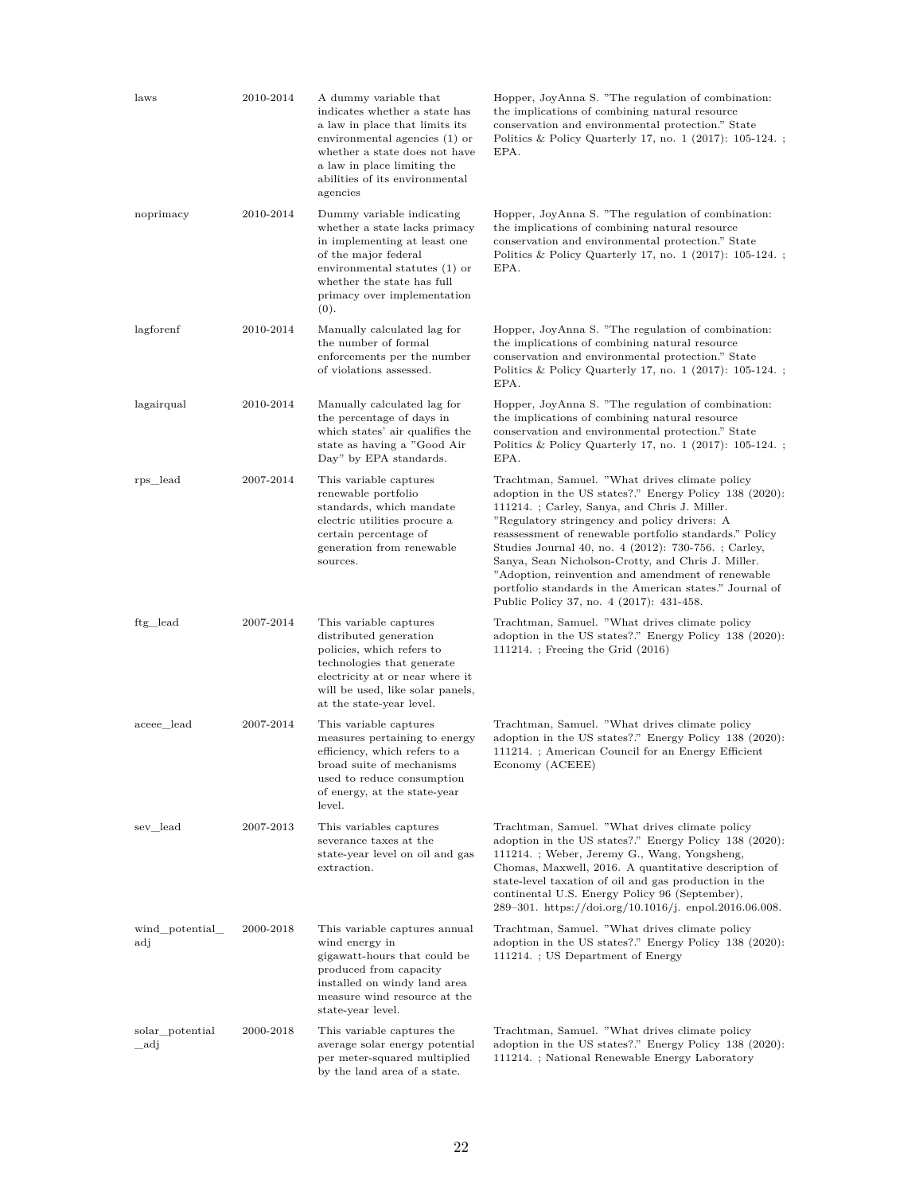| | | | |
|---|---|---|---|
| laws | 2010-2014 | A dummy variable that indicates whether a state has a law in place that limits its environmental agencies (1) or whether a state does not have a law in place limiting the abilities of its environmental agencies | Hopper, JoyAnna S. "The regulation of combination: the implications of combining natural resource conservation and environmental protection." State Politics & Policy Quarterly 17, no. 1 (2017): 105-124. ; EPA. |
| noprimacy | 2010-2014 | Dummy variable indicating whether a state lacks primacy in implementing at least one of the major federal environmental statutes (1) or whether the state has full primacy over implementation (0). | Hopper, JoyAnna S. "The regulation of combination: the implications of combining natural resource conservation and environmental protection." State Politics & Policy Quarterly 17, no. 1 (2017): 105-124. ; EPA. |
| lagforenf | 2010-2014 | Manually calculated lag for the number of formal enforcements per the number of violations assessed. | Hopper, JoyAnna S. "The regulation of combination: the implications of combining natural resource conservation and environmental protection." State Politics & Policy Quarterly 17, no. 1 (2017): 105-124. ; EPA. |
| lagairqual | 2010-2014 | Manually calculated lag for the percentage of days in which states' air qualifies the state as having a "Good Air Day" by EPA standards. | Hopper, JoyAnna S. "The regulation of combination: the implications of combining natural resource conservation and environmental protection." State Politics & Policy Quarterly 17, no. 1 (2017): 105-124. ; EPA. |
| rps_lead | 2007-2014 | This variable captures renewable portfolio standards, which mandate electric utilities procure a certain percentage of generation from renewable sources. | Trachtman, Samuel. "What drives climate policy adoption in the US states?." Energy Policy 138 (2020): 111214. ; Carley, Sanya, and Chris J. Miller. "Regulatory stringency and policy drivers: A reassessment of renewable portfolio standards." Policy Studies Journal 40, no. 4 (2012): 730-756. ; Carley, Sanya, Sean Nicholson-Crotty, and Chris J. Miller. "Adoption, reinvention and amendment of renewable portfolio standards in the American states." Journal of Public Policy 37, no. 4 (2017): 431-458. |
| ftg_lead | 2007-2014 | This variable captures distributed generation policies, which refers to technologies that generate electricity at or near where it will be used, like solar panels, at the state-year level. | Trachtman, Samuel. "What drives climate policy adoption in the US states?." Energy Policy 138 (2020): 111214. ; Freeing the Grid (2016) |
| aceee_lead | 2007-2014 | This variable captures measures pertaining to energy efficiency, which refers to a broad suite of mechanisms used to reduce consumption of energy, at the state-year level. | Trachtman, Samuel. "What drives climate policy adoption in the US states?." Energy Policy 138 (2020): 111214. ; American Council for an Energy Efficient Economy (ACEEE) |
| sev_lead | 2007-2013 | This variables captures severance taxes at the state-year level on oil and gas extraction. | Trachtman, Samuel. "What drives climate policy adoption in the US states?." Energy Policy 138 (2020): 111214. ; Weber, Jeremy G., Wang, Yongsheng, Chomas, Maxwell, 2016. A quantitative description of state-level taxation of oil and gas production in the continental U.S. Energy Policy 96 (September), 289–301. https://doi.org/10.1016/j. enpol.2016.06.008. |
| wind_potential_adj | 2000-2018 | This variable captures annual wind energy in gigawatt-hours that could be produced from capacity installed on windy land area measure wind resource at the state-year level. | Trachtman, Samuel. "What drives climate policy adoption in the US states?." Energy Policy 138 (2020): 111214. ; US Department of Energy |
| solar_potential_adj | 2000-2018 | This variable captures the average solar energy potential per meter-squared multiplied by the land area of a state. | Trachtman, Samuel. "What drives climate policy adoption in the US states?." Energy Policy 138 (2020): 111214. ; National Renewable Energy Laboratory |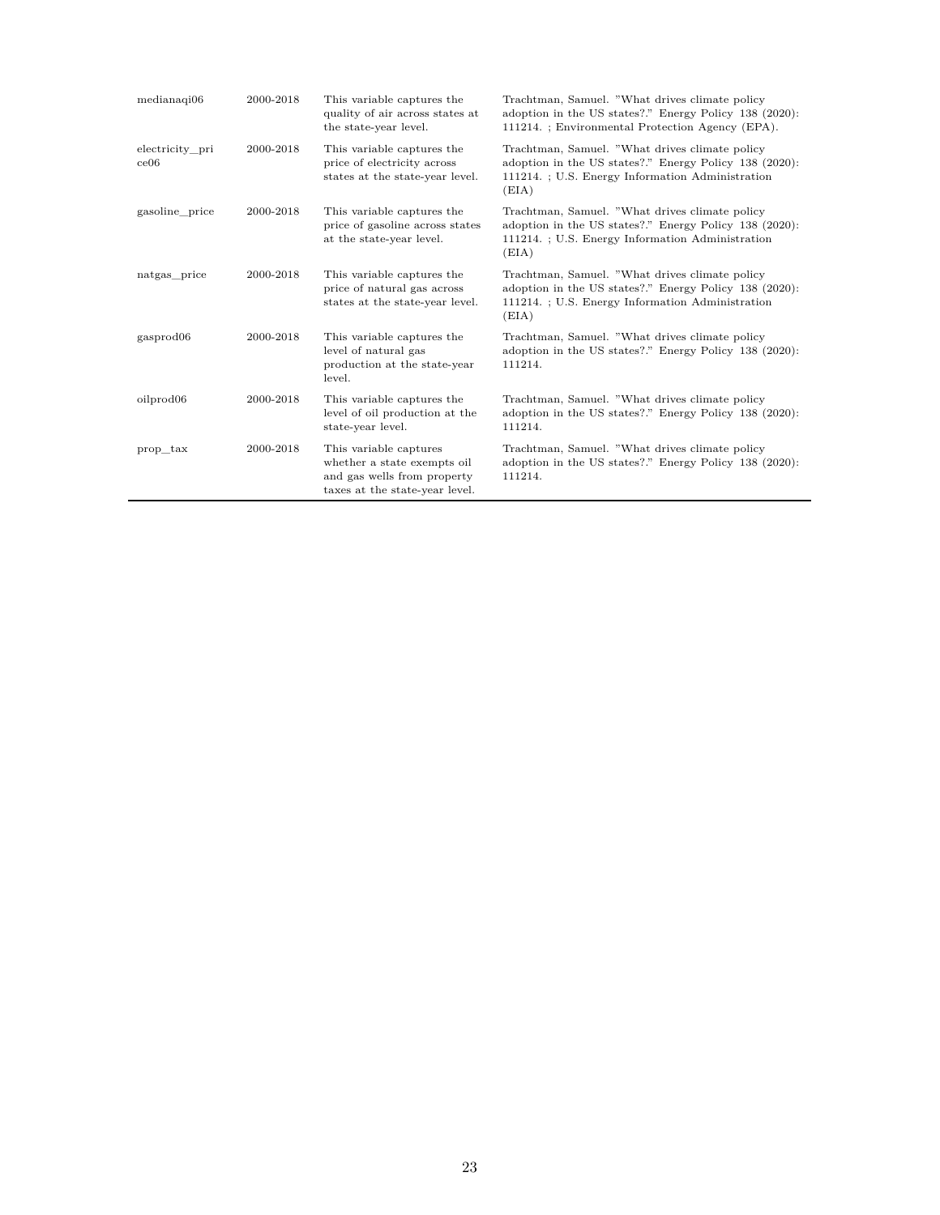| | | | |
|---|---|---|---|
| medianaqi06 | 2000-2018 | This variable captures the quality of air across states at the state-year level. | Trachtman, Samuel. "What drives climate policy adoption in the US states?." Energy Policy 138 (2020): 111214. ; Environmental Protection Agency (EPA). |
| electricity_price06 | 2000-2018 | This variable captures the price of electricity across states at the state-year level. | Trachtman, Samuel. "What drives climate policy adoption in the US states?." Energy Policy 138 (2020): 111214. ; U.S. Energy Information Administration (EIA) |
| gasoline_price | 2000-2018 | This variable captures the price of gasoline across states at the state-year level. | Trachtman, Samuel. "What drives climate policy adoption in the US states?." Energy Policy 138 (2020): 111214. ; U.S. Energy Information Administration (EIA) |
| natgas_price | 2000-2018 | This variable captures the price of natural gas across states at the state-year level. | Trachtman, Samuel. "What drives climate policy adoption in the US states?." Energy Policy 138 (2020): 111214. ; U.S. Energy Information Administration (EIA) |
| gasprod06 | 2000-2018 | This variable captures the level of natural gas production at the state-year level. | Trachtman, Samuel. "What drives climate policy adoption in the US states?." Energy Policy 138 (2020): 111214. |
| oilprod06 | 2000-2018 | This variable captures the level of oil production at the state-year level. | Trachtman, Samuel. "What drives climate policy adoption in the US states?." Energy Policy 138 (2020): 111214. |
| prop_tax | 2000-2018 | This variable captures whether a state exempts oil and gas wells from property taxes at the state-year level. | Trachtman, Samuel. "What drives climate policy adoption in the US states?." Energy Policy 138 (2020): 111214. |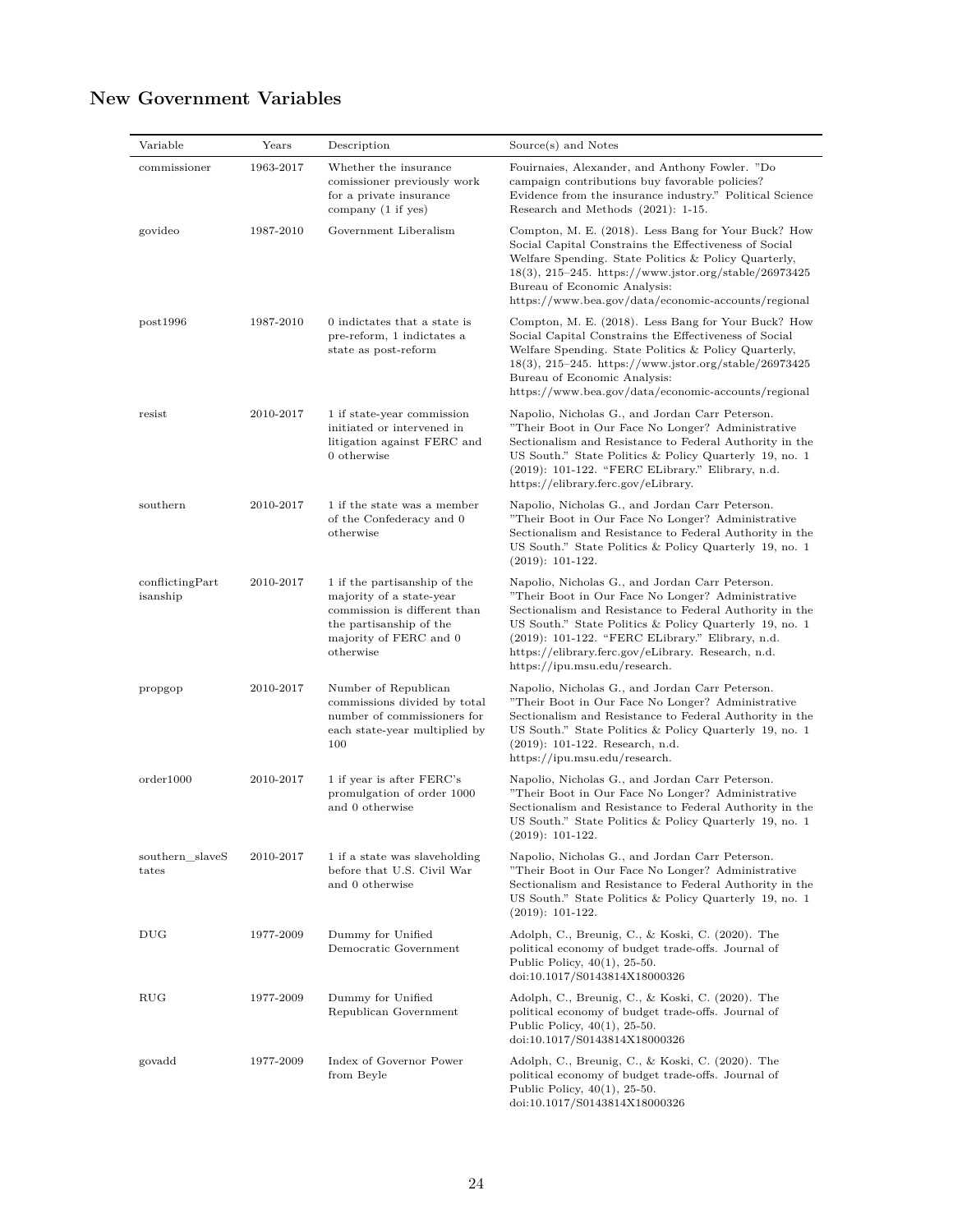## New Government Variables

| Variable | Years | Description | Source(s) and Notes |
|---|---|---|---|
| commissioner | 1963-2017 | Whether the insurance comissioner previously work for a private insurance company (1 if yes) | Fouirnaies, Alexander, and Anthony Fowler. "Do campaign contributions buy favorable policies? Evidence from the insurance industry." Political Science Research and Methods (2021): 1-15. |
| govideo | 1987-2010 | Government Liberalism | Compton, M. E. (2018). Less Bang for Your Buck? How Social Capital Constrains the Effectiveness of Social Welfare Spending. State Politics & Policy Quarterly, 18(3), 215–245. https://www.jstor.org/stable/26973425 Bureau of Economic Analysis: https://www.bea.gov/data/economic-accounts/regional |
| post1996 | 1987-2010 | 0 indictates that a state is pre-reform, 1 indictates a state as post-reform | Compton, M. E. (2018). Less Bang for Your Buck? How Social Capital Constrains the Effectiveness of Social Welfare Spending. State Politics & Policy Quarterly, 18(3), 215–245. https://www.jstor.org/stable/26973425 Bureau of Economic Analysis: https://www.bea.gov/data/economic-accounts/regional |
| resist | 2010-2017 | 1 if state-year commission initiated or intervened in litigation against FERC and 0 otherwise | Napolio, Nicholas G., and Jordan Carr Peterson. "Their Boot in Our Face No Longer? Administrative Sectionalism and Resistance to Federal Authority in the US South." State Politics & Policy Quarterly 19, no. 1 (2019): 101-122. "FERC ELibrary." Elibrary, n.d. https://elibrary.ferc.gov/eLibrary. |
| southern | 2010-2017 | 1 if the state was a member of the Confederacy and 0 otherwise | Napolio, Nicholas G., and Jordan Carr Peterson. "Their Boot in Our Face No Longer? Administrative Sectionalism and Resistance to Federal Authority in the US South." State Politics & Policy Quarterly 19, no. 1 (2019): 101-122. |
| conflictingPartisanship | 2010-2017 | 1 if the partisanship of the majority of a state-year commission is different than the partisanship of the majority of FERC and 0 otherwise | Napolio, Nicholas G., and Jordan Carr Peterson. "Their Boot in Our Face No Longer? Administrative Sectionalism and Resistance to Federal Authority in the US South." State Politics & Policy Quarterly 19, no. 1 (2019): 101-122. "FERC ELibrary." Elibrary, n.d. https://elibrary.ferc.gov/eLibrary. Research, n.d. https://ipu.msu.edu/research. |
| propgop | 2010-2017 | Number of Republican commissions divided by total number of commissioners for each state-year multiplied by 100 | Napolio, Nicholas G., and Jordan Carr Peterson. "Their Boot in Our Face No Longer? Administrative Sectionalism and Resistance to Federal Authority in the US South." State Politics & Policy Quarterly 19, no. 1 (2019): 101-122. Research, n.d. https://ipu.msu.edu/research. |
| order1000 | 2010-2017 | 1 if year is after FERC's promulgation of order 1000 and 0 otherwise | Napolio, Nicholas G., and Jordan Carr Peterson. "Their Boot in Our Face No Longer? Administrative Sectionalism and Resistance to Federal Authority in the US South." State Politics & Policy Quarterly 19, no. 1 (2019): 101-122. |
| southern_slaveStates | 2010-2017 | 1 if a state was slaveholding before that U.S. Civil War and 0 otherwise | Napolio, Nicholas G., and Jordan Carr Peterson. "Their Boot in Our Face No Longer? Administrative Sectionalism and Resistance to Federal Authority in the US South." State Politics & Policy Quarterly 19, no. 1 (2019): 101-122. |
| DUG | 1977-2009 | Dummy for Unified Democratic Government | Adolph, C., Breunig, C., & Koski, C. (2020). The political economy of budget trade-offs. Journal of Public Policy, 40(1), 25-50. doi:10.1017/S0143814X18000326 |
| RUG | 1977-2009 | Dummy for Unified Republican Government | Adolph, C., Breunig, C., & Koski, C. (2020). The political economy of budget trade-offs. Journal of Public Policy, 40(1), 25-50. doi:10.1017/S0143814X18000326 |
| govadd | 1977-2009 | Index of Governor Power from Beyle | Adolph, C., Breunig, C., & Koski, C. (2020). The political economy of budget trade-offs. Journal of Public Policy, 40(1), 25-50. doi:10.1017/S0143814X18000326 |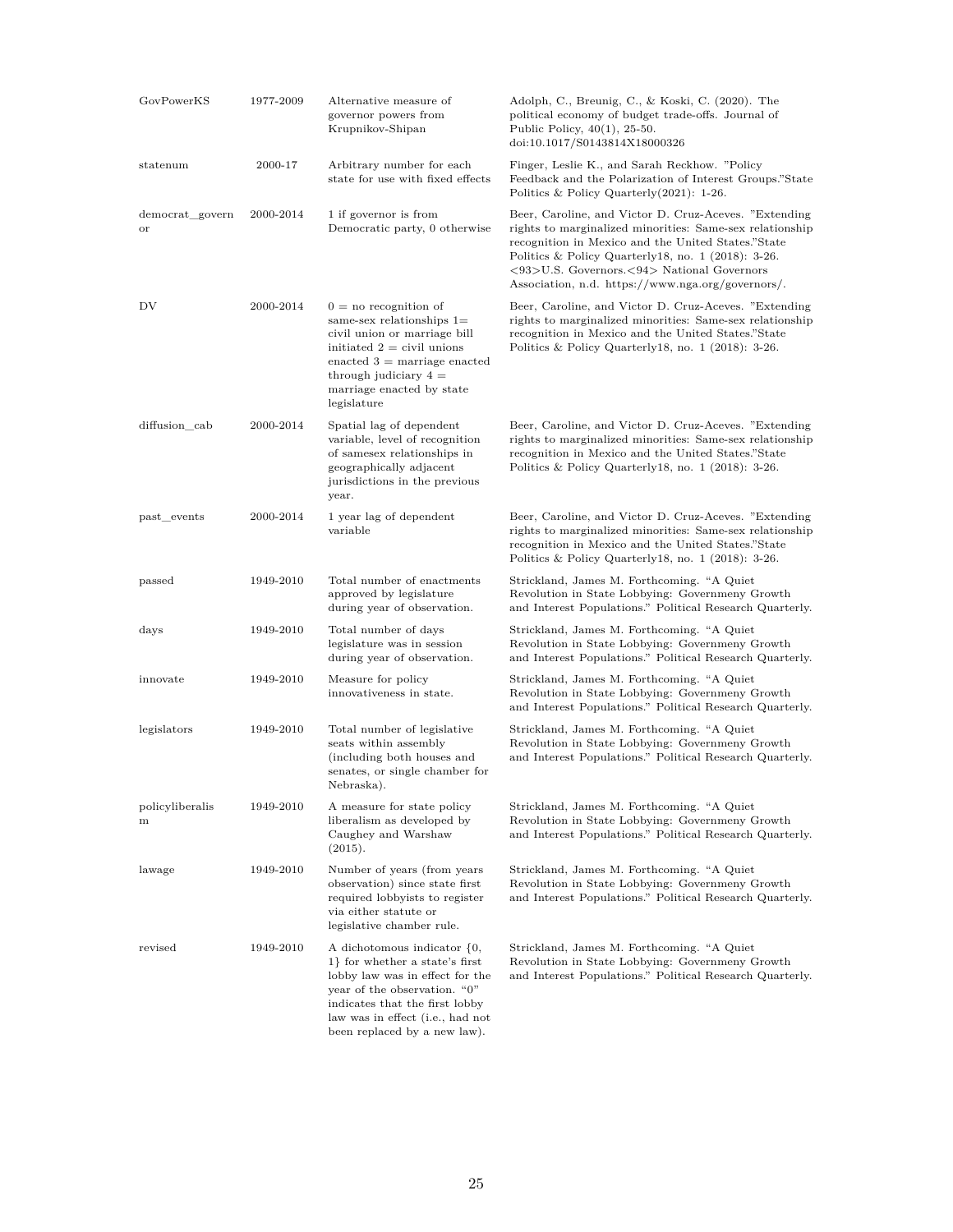| | | | |
|---|---|---|---|
| GovPowerKS | 1977-2009 | Alternative measure of governor powers from Krupnikov-Shipan | Adolph, C., Breunig, C., & Koski, C. (2020). The political economy of budget trade-offs. Journal of Public Policy, 40(1), 25-50. doi:10.1017/S0143814X18000326 |
| statenum | 2000-17 | Arbitrary number for each state for use with fixed effects | Finger, Leslie K., and Sarah Reckhow. "Policy Feedback and the Polarization of Interest Groups."State Politics & Policy Quarterly(2021): 1-26. |
| democrat_governor | 2000-2014 | 1 if governor is from Democratic party, 0 otherwise | Beer, Caroline, and Victor D. Cruz-Aceves. "Extending rights to marginalized minorities: Same-sex relationship recognition in Mexico and the United States."State Politics & Policy Quarterly18, no. 1 (2018): 3-26. <93>U.S. Governors.<94> National Governors Association, n.d. https://www.nga.org/governors/. |
| DV | 2000-2014 | 0 = no recognition of same-sex relationships 1= civil union or marriage bill initiated 2 = civil unions enacted 3 = marriage enacted through judiciary 4 = marriage enacted by state legislature | Beer, Caroline, and Victor D. Cruz-Aceves. "Extending rights to marginalized minorities: Same-sex relationship recognition in Mexico and the United States."State Politics & Policy Quarterly18, no. 1 (2018): 3-26. |
| diffusion_cab | 2000-2014 | Spatial lag of dependent variable, level of recognition of samesex relationships in geographically adjacent jurisdictions in the previous year. | Beer, Caroline, and Victor D. Cruz-Aceves. "Extending rights to marginalized minorities: Same-sex relationship recognition in Mexico and the United States."State Politics & Policy Quarterly18, no. 1 (2018): 3-26. |
| past_events | 2000-2014 | 1 year lag of dependent variable | Beer, Caroline, and Victor D. Cruz-Aceves. "Extending rights to marginalized minorities: Same-sex relationship recognition in Mexico and the United States."State Politics & Policy Quarterly18, no. 1 (2018): 3-26. |
| passed | 1949-2010 | Total number of enactments approved by legislature during year of observation. | Strickland, James M. Forthcoming. "A Quiet Revolution in State Lobbying: Governmeny Growth and Interest Populations." Political Research Quarterly. |
| days | 1949-2010 | Total number of days legislature was in session during year of observation. | Strickland, James M. Forthcoming. "A Quiet Revolution in State Lobbying: Governmeny Growth and Interest Populations." Political Research Quarterly. |
| innovate | 1949-2010 | Measure for policy innovativeness in state. | Strickland, James M. Forthcoming. "A Quiet Revolution in State Lobbying: Governmeny Growth and Interest Populations." Political Research Quarterly. |
| legislators | 1949-2010 | Total number of legislative seats within assembly (including both houses and senates, or single chamber for Nebraska). | Strickland, James M. Forthcoming. "A Quiet Revolution in State Lobbying: Governmeny Growth and Interest Populations." Political Research Quarterly. |
| policyliberalism | 1949-2010 | A measure for state policy liberalism as developed by Caughey and Warshaw (2015). | Strickland, James M. Forthcoming. "A Quiet Revolution in State Lobbying: Governmeny Growth and Interest Populations." Political Research Quarterly. |
| lawage | 1949-2010 | Number of years (from years observation) since state first required lobbyists to register via either statute or legislative chamber rule. | Strickland, James M. Forthcoming. "A Quiet Revolution in State Lobbying: Governmeny Growth and Interest Populations." Political Research Quarterly. |
| revised | 1949-2010 | A dichotomous indicator {0, 1} for whether a state's first lobby law was in effect for the year of the observation. "0" indicates that the first lobby law was in effect (i.e., had not been replaced by a new law). | Strickland, James M. Forthcoming. "A Quiet Revolution in State Lobbying: Governmeny Growth and Interest Populations." Political Research Quarterly. |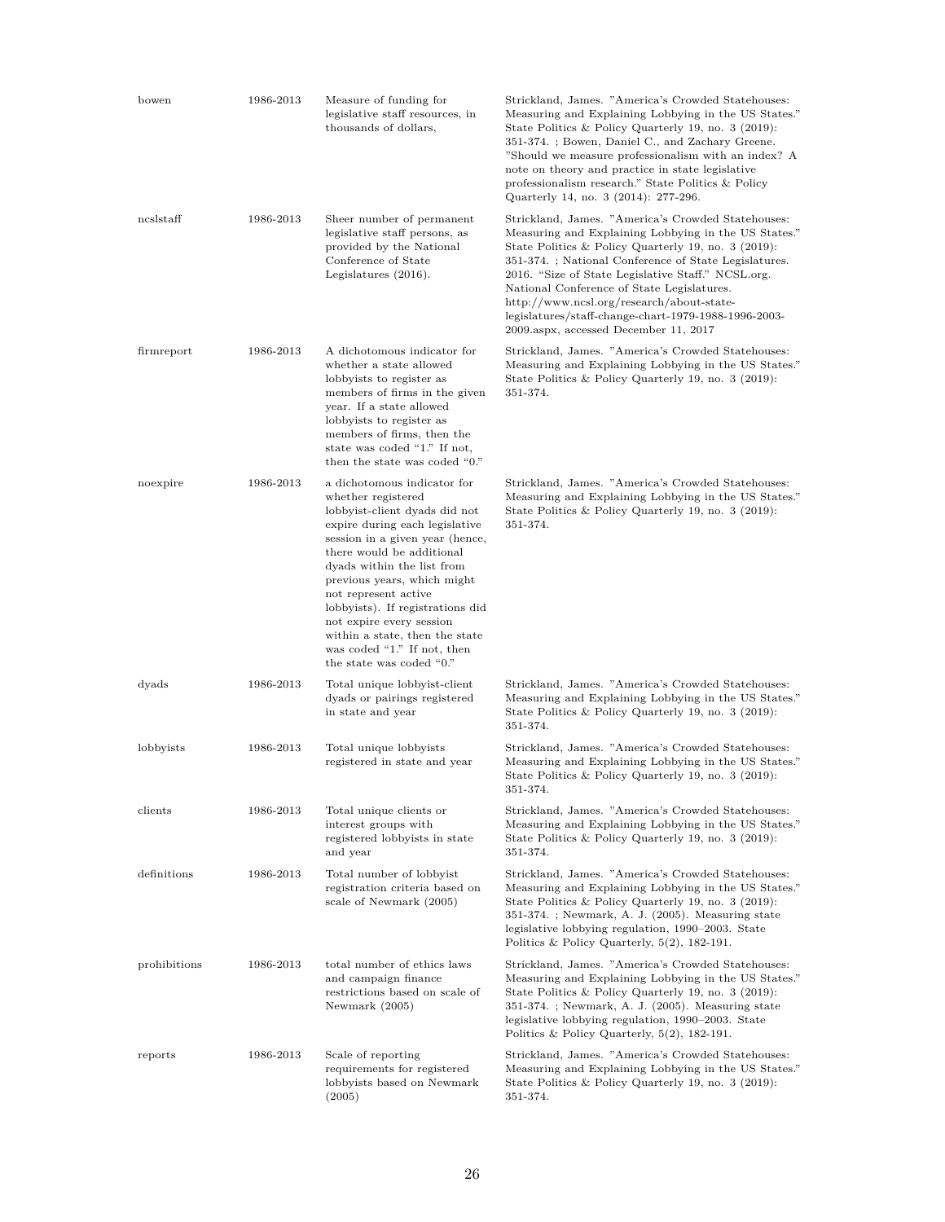| | | | |
|---|---|---|---|
| bowen | 1986-2013 | Measure of funding for legislative staff resources, in thousands of dollars, | Strickland, James. "America's Crowded Statehouses: Measuring and Explaining Lobbying in the US States." State Politics & Policy Quarterly 19, no. 3 (2019): 351-374. ; Bowen, Daniel C., and Zachary Greene. "Should we measure professionalism with an index? A note on theory and practice in state legislative professionalism research." State Politics & Policy Quarterly 14, no. 3 (2014): 277-296. |
| ncslstaff | 1986-2013 | Sheer number of permanent legislative staff persons, as provided by the National Conference of State Legislatures (2016). | Strickland, James. "America's Crowded Statehouses: Measuring and Explaining Lobbying in the US States." State Politics & Policy Quarterly 19, no. 3 (2019): 351-374. ; National Conference of State Legislatures. 2016. "Size of State Legislative Staff." NCSL.org. National Conference of State Legislatures. http://www.ncsl.org/research/about-state-legislatures/staff-change-chart-1979-1988-1996-2003-2009.aspx, accessed December 11, 2017 |
| firmreport | 1986-2013 | A dichotomous indicator for whether a state allowed lobbyists to register as members of firms in the given year. If a state allowed lobbyists to register as members of firms, then the state was coded "1." If not, then the state was coded "0." | Strickland, James. "America's Crowded Statehouses: Measuring and Explaining Lobbying in the US States." State Politics & Policy Quarterly 19, no. 3 (2019): 351-374. |
| noexpire | 1986-2013 | a dichotomous indicator for whether registered lobbyist-client dyads did not expire during each legislative session in a given year (hence, there would be additional dyads within the list from previous years, which might not represent active lobbyists). If registrations did not expire every session within a state, then the state was coded "1." If not, then the state was coded "0." | Strickland, James. "America's Crowded Statehouses: Measuring and Explaining Lobbying in the US States." State Politics & Policy Quarterly 19, no. 3 (2019): 351-374. |
| dyads | 1986-2013 | Total unique lobbyist-client dyads or pairings registered in state and year | Strickland, James. "America's Crowded Statehouses: Measuring and Explaining Lobbying in the US States." State Politics & Policy Quarterly 19, no. 3 (2019): 351-374. |
| lobbyists | 1986-2013 | Total unique lobbyists registered in state and year | Strickland, James. "America's Crowded Statehouses: Measuring and Explaining Lobbying in the US States." State Politics & Policy Quarterly 19, no. 3 (2019): 351-374. |
| clients | 1986-2013 | Total unique clients or interest groups with registered lobbyists in state and year | Strickland, James. "America's Crowded Statehouses: Measuring and Explaining Lobbying in the US States." State Politics & Policy Quarterly 19, no. 3 (2019): 351-374. |
| definitions | 1986-2013 | Total number of lobbyist registration criteria based on scale of Newmark (2005) | Strickland, James. "America's Crowded Statehouses: Measuring and Explaining Lobbying in the US States." State Politics & Policy Quarterly 19, no. 3 (2019): 351-374. ; Newmark, A. J. (2005). Measuring state legislative lobbying regulation, 1990–2003. State Politics & Policy Quarterly, 5(2), 182-191. |
| prohibitions | 1986-2013 | total number of ethics laws and campaign finance restrictions based on scale of Newmark (2005) | Strickland, James. "America's Crowded Statehouses: Measuring and Explaining Lobbying in the US States." State Politics & Policy Quarterly 19, no. 3 (2019): 351-374. ; Newmark, A. J. (2005). Measuring state legislative lobbying regulation, 1990–2003. State Politics & Policy Quarterly, 5(2), 182-191. |
| reports | 1986-2013 | Scale of reporting requirements for registered lobbyists based on Newmark (2005) | Strickland, James. "America's Crowded Statehouses: Measuring and Explaining Lobbying in the US States." State Politics & Policy Quarterly 19, no. 3 (2019): 351-374. |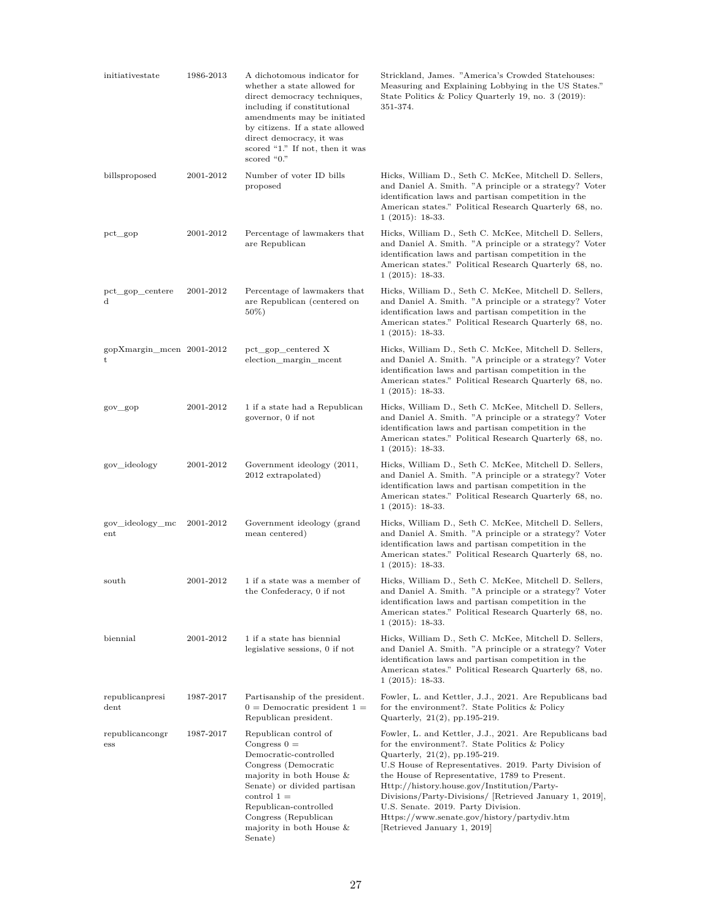| | | | |
|---|---|---|---|
| initiativestate | 1986-2013 | A dichotomous indicator for whether a state allowed for direct democracy techniques, including if constitutional amendments may be initiated by citizens. If a state allowed direct democracy, it was scored "1." If not, then it was scored "0." | Strickland, James. "America's Crowded Statehouses: Measuring and Explaining Lobbying in the US States." State Politics & Policy Quarterly 19, no. 3 (2019): 351-374. |
| billsproposed | 2001-2012 | Number of voter ID bills proposed | Hicks, William D., Seth C. McKee, Mitchell D. Sellers, and Daniel A. Smith. "A principle or a strategy? Voter identification laws and partisan competition in the American states." Political Research Quarterly 68, no. 1 (2015): 18-33. |
| pct_gop | 2001-2012 | Percentage of lawmakers that are Republican | Hicks, William D., Seth C. McKee, Mitchell D. Sellers, and Daniel A. Smith. "A principle or a strategy? Voter identification laws and partisan competition in the American states." Political Research Quarterly 68, no. 1 (2015): 18-33. |
| pct_gop_centered | 2001-2012 | Percentage of lawmakers that are Republican (centered on 50%) | Hicks, William D., Seth C. McKee, Mitchell D. Sellers, and Daniel A. Smith. "A principle or a strategy? Voter identification laws and partisan competition in the American states." Political Research Quarterly 68, no. 1 (2015): 18-33. |
| gopXmargin_mcent | 2001-2012 | pct_gop_centered X election_margin_mcent | Hicks, William D., Seth C. McKee, Mitchell D. Sellers, and Daniel A. Smith. "A principle or a strategy? Voter identification laws and partisan competition in the American states." Political Research Quarterly 68, no. 1 (2015): 18-33. |
| gov_gop | 2001-2012 | 1 if a state had a Republican governor, 0 if not | Hicks, William D., Seth C. McKee, Mitchell D. Sellers, and Daniel A. Smith. "A principle or a strategy? Voter identification laws and partisan competition in the American states." Political Research Quarterly 68, no. 1 (2015): 18-33. |
| gov_ideology | 2001-2012 | Government ideology (2011, 2012 extrapolated) | Hicks, William D., Seth C. McKee, Mitchell D. Sellers, and Daniel A. Smith. "A principle or a strategy? Voter identification laws and partisan competition in the American states." Political Research Quarterly 68, no. 1 (2015): 18-33. |
| gov_ideology_mcent | 2001-2012 | Government ideology (grand mean centered) | Hicks, William D., Seth C. McKee, Mitchell D. Sellers, and Daniel A. Smith. "A principle or a strategy? Voter identification laws and partisan competition in the American states." Political Research Quarterly 68, no. 1 (2015): 18-33. |
| south | 2001-2012 | 1 if a state was a member of the Confederacy, 0 if not | Hicks, William D., Seth C. McKee, Mitchell D. Sellers, and Daniel A. Smith. "A principle or a strategy? Voter identification laws and partisan competition in the American states." Political Research Quarterly 68, no. 1 (2015): 18-33. |
| biennial | 2001-2012 | 1 if a state has biennial legislative sessions, 0 if not | Hicks, William D., Seth C. McKee, Mitchell D. Sellers, and Daniel A. Smith. "A principle or a strategy? Voter identification laws and partisan competition in the American states." Political Research Quarterly 68, no. 1 (2015): 18-33. |
| republicanpresident | 1987-2017 | Partisanship of the president. 0 = Democratic president 1 = Republican president. | Fowler, L. and Kettler, J.J., 2021. Are Republicans bad for the environment?. State Politics & Policy Quarterly, 21(2), pp.195-219. |
| republicancongress | 1987-2017 | Republican control of Congress 0 = Democratic-controlled Congress (Democratic majority in both House & Senate) or divided partisan control 1 = Republican-controlled Congress (Republican majority in both House & Senate) | Fowler, L. and Kettler, J.J., 2021. Are Republicans bad for the environment?. State Politics & Policy Quarterly, 21(2), pp.195-219. U.S House of Representatives. 2019. Party Division of the House of Representative, 1789 to Present. Http://history.house.gov/Institution/Party-Divisions/Party-Divisions/ [Retrieved January 1, 2019], U.S. Senate. 2019. Party Division. Https://www.senate.gov/history/partydiv.htm [Retrieved January 1, 2019] |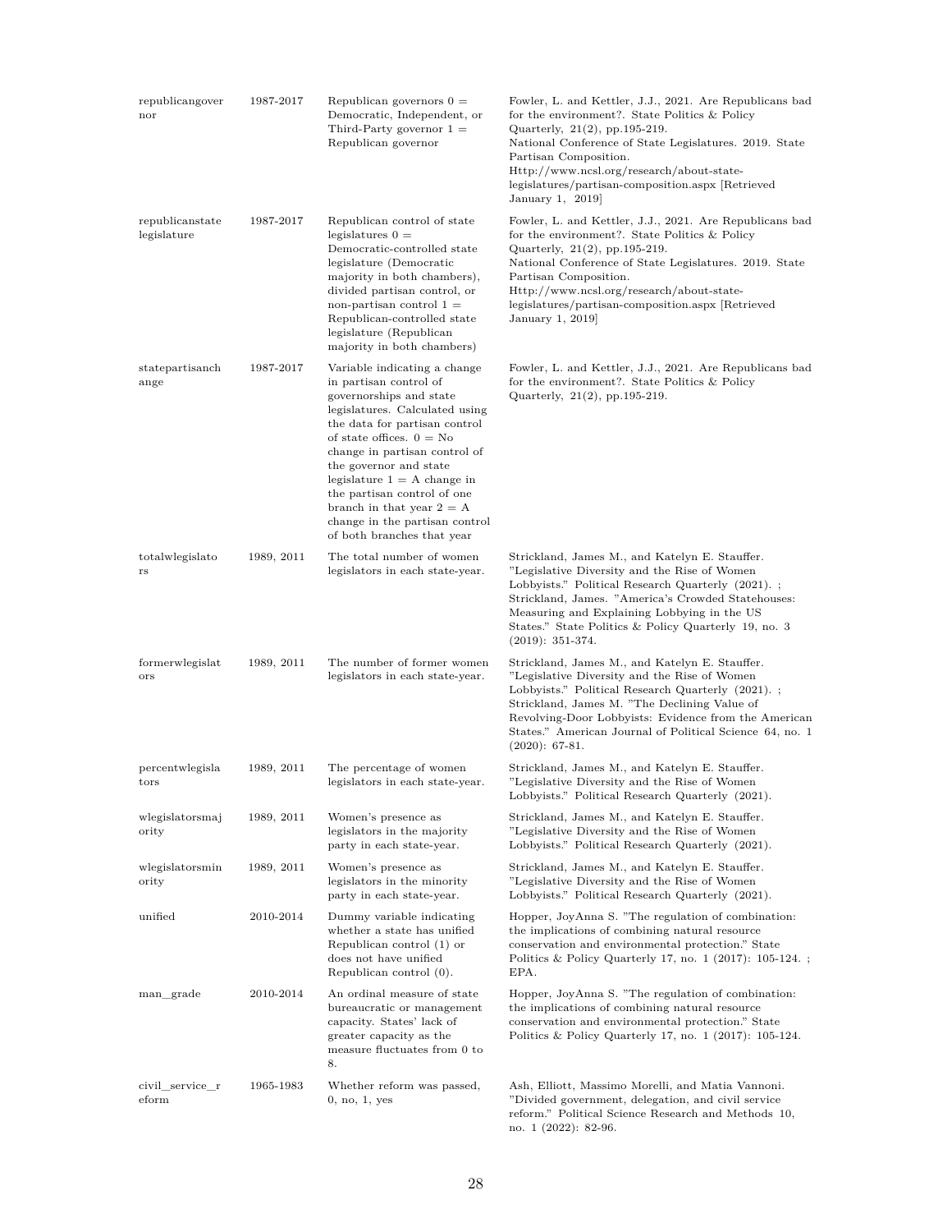| | | | |
|---|---|---|---|
| republicangovernor | 1987-2017 | Republican governors 0 = Democratic, Independent, or Third-Party governor 1 = Republican governor | Fowler, L. and Kettler, J.J., 2021. Are Republicans bad for the environment?. State Politics & Policy Quarterly, 21(2), pp.195-219. National Conference of State Legislatures. 2019. State Partisan Composition. Http://www.ncsl.org/research/about-state-legislatures/partisan-composition.aspx [Retrieved January 1, 2019] |
| republicanstatelegislature | 1987-2017 | Republican control of state legislatures 0 = Democratic-controlled state legislature (Democratic majority in both chambers), divided partisan control, or non-partisan control 1 = Republican-controlled state legislature (Republican majority in both chambers) | Fowler, L. and Kettler, J.J., 2021. Are Republicans bad for the environment?. State Politics & Policy Quarterly, 21(2), pp.195-219. National Conference of State Legislatures. 2019. State Partisan Composition. Http://www.ncsl.org/research/about-state-legislatures/partisan-composition.aspx [Retrieved January 1, 2019] |
| statepartisanchange | 1987-2017 | Variable indicating a change in partisan control of governorships and state legislatures. Calculated using the data for partisan control of state offices. 0 = No change in partisan control of the governor and state legislature 1 = A change in the partisan control of one branch in that year 2 = A change in the partisan control of both branches that year | Fowler, L. and Kettler, J.J., 2021. Are Republicans bad for the environment?. State Politics & Policy Quarterly, 21(2), pp.195-219. |
| totalwlegislators | 1989, 2011 | The total number of women legislators in each state-year. | Strickland, James M., and Katelyn E. Stauffer. "Legislative Diversity and the Rise of Women Lobbyists." Political Research Quarterly (2021). ; Strickland, James. "America's Crowded Statehouses: Measuring and Explaining Lobbying in the US States." State Politics & Policy Quarterly 19, no. 3 (2019): 351-374. |
| formerwlegislators | 1989, 2011 | The number of former women legislators in each state-year. | Strickland, James M., and Katelyn E. Stauffer. "Legislative Diversity and the Rise of Women Lobbyists." Political Research Quarterly (2021). ; Strickland, James M. "The Declining Value of Revolving-Door Lobbyists: Evidence from the American States." American Journal of Political Science 64, no. 1 (2020): 67-81. |
| percentwlegislators | 1989, 2011 | The percentage of women legislators in each state-year. | Strickland, James M., and Katelyn E. Stauffer. "Legislative Diversity and the Rise of Women Lobbyists." Political Research Quarterly (2021). |
| wlegislatorsmajority | 1989, 2011 | Women's presence as legislators in the majority party in each state-year. | Strickland, James M., and Katelyn E. Stauffer. "Legislative Diversity and the Rise of Women Lobbyists." Political Research Quarterly (2021). |
| wlegislatorsminority | 1989, 2011 | Women's presence as legislators in the minority party in each state-year. | Strickland, James M., and Katelyn E. Stauffer. "Legislative Diversity and the Rise of Women Lobbyists." Political Research Quarterly (2021). |
| unified | 2010-2014 | Dummy variable indicating whether a state has unified Republican control (1) or does not have unified Republican control (0). | Hopper, JoyAnna S. "The regulation of combination: the implications of combining natural resource conservation and environmental protection." State Politics & Policy Quarterly 17, no. 1 (2017): 105-124. ; EPA. |
| man_grade | 2010-2014 | An ordinal measure of state bureaucratic or management capacity. States' lack of greater capacity as the measure fluctuates from 0 to 8. | Hopper, JoyAnna S. "The regulation of combination: the implications of combining natural resource conservation and environmental protection." State Politics & Policy Quarterly 17, no. 1 (2017): 105-124. |
| civil_service_reform | 1965-1983 | Whether reform was passed, 0, no, 1, yes | Ash, Elliott, Massimo Morelli, and Matia Vannoni. "Divided government, delegation, and civil service reform." Political Science Research and Methods 10, no. 1 (2022): 82-96. |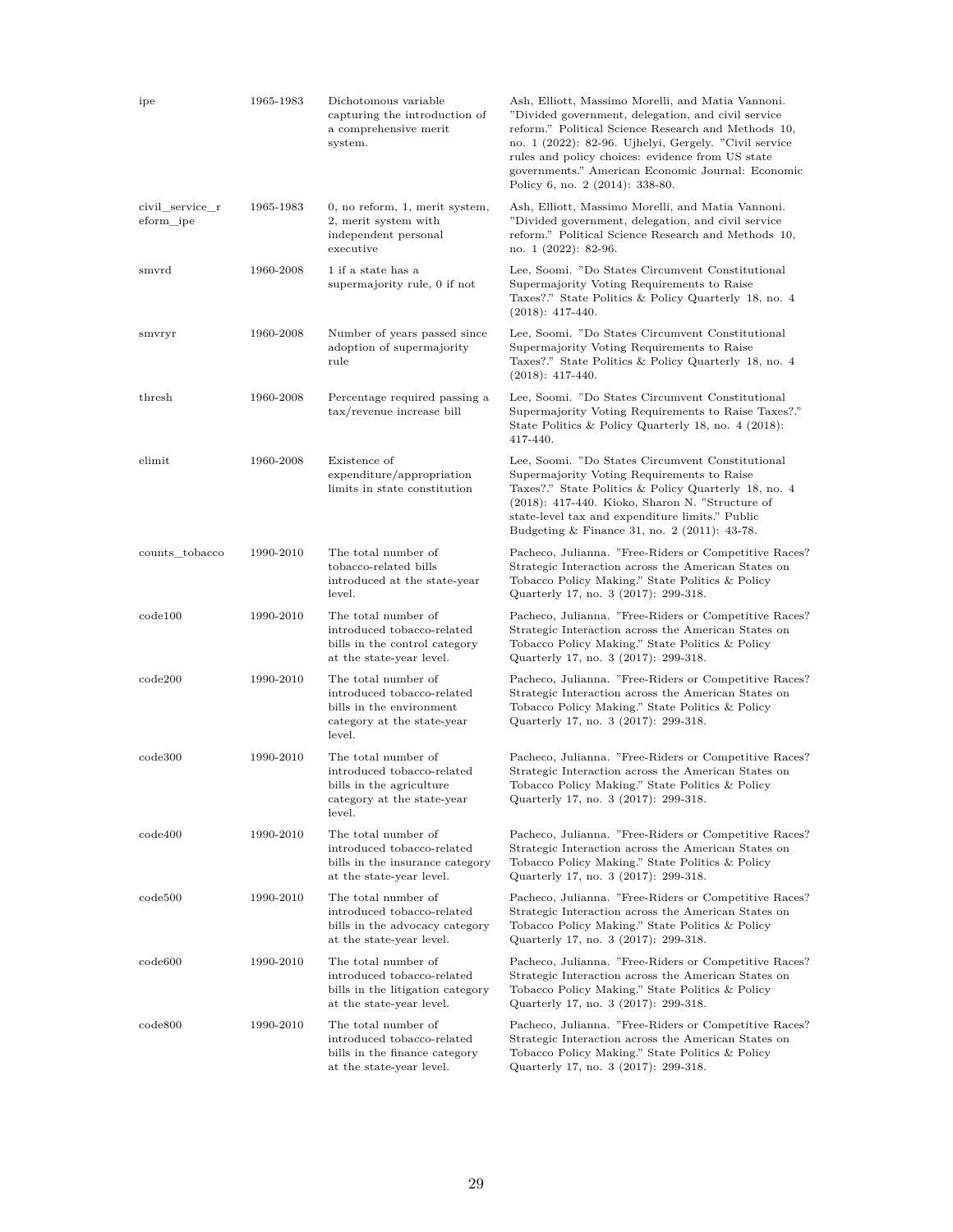| | | | |
|---|---|---|---|
| ipe | 1965-1983 | Dichotomous variable capturing the introduction of a comprehensive merit system. | Ash, Elliott, Massimo Morelli, and Matia Vannoni. "Divided government, delegation, and civil service reform." Political Science Research and Methods 10, no. 1 (2022): 82-96. Ujhelyi, Gergely. "Civil service rules and policy choices: evidence from US state governments." American Economic Journal: Economic Policy 6, no. 2 (2014): 338-80. |
| civil_service_reform_ipe | 1965-1983 | 0, no reform, 1, merit system, 2, merit system with independent personal executive | Ash, Elliott, Massimo Morelli, and Matia Vannoni. "Divided government, delegation, and civil service reform." Political Science Research and Methods 10, no. 1 (2022): 82-96. |
| smvrd | 1960-2008 | 1 if a state has a supermajority rule, 0 if not | Lee, Soomi. "Do States Circumvent Constitutional Supermajority Voting Requirements to Raise Taxes?." State Politics & Policy Quarterly 18, no. 4 (2018): 417-440. |
| smvryr | 1960-2008 | Number of years passed since adoption of supermajority rule | Lee, Soomi. "Do States Circumvent Constitutional Supermajority Voting Requirements to Raise Taxes?." State Politics & Policy Quarterly 18, no. 4 (2018): 417-440. |
| thresh | 1960-2008 | Percentage required passing a tax/revenue increase bill | Lee, Soomi. "Do States Circumvent Constitutional Supermajority Voting Requirements to Raise Taxes?." State Politics & Policy Quarterly 18, no. 4 (2018): 417-440. |
| elimit | 1960-2008 | Existence of expenditure/appropriation limits in state constitution | Lee, Soomi. "Do States Circumvent Constitutional Supermajority Voting Requirements to Raise Taxes?." State Politics & Policy Quarterly 18, no. 4 (2018): 417-440. Kioko, Sharon N. "Structure of state-level tax and expenditure limits." Public Budgeting & Finance 31, no. 2 (2011): 43-78. |
| counts_tobacco | 1990-2010 | The total number of tobacco-related bills introduced at the state-year level. | Pacheco, Julianna. "Free-Riders or Competitive Races? Strategic Interaction across the American States on Tobacco Policy Making." State Politics & Policy Quarterly 17, no. 3 (2017): 299-318. |
| code100 | 1990-2010 | The total number of introduced tobacco-related bills in the control category at the state-year level. | Pacheco, Julianna. "Free-Riders or Competitive Races? Strategic Interaction across the American States on Tobacco Policy Making." State Politics & Policy Quarterly 17, no. 3 (2017): 299-318. |
| code200 | 1990-2010 | The total number of introduced tobacco-related bills in the environment category at the state-year level. | Pacheco, Julianna. "Free-Riders or Competitive Races? Strategic Interaction across the American States on Tobacco Policy Making." State Politics & Policy Quarterly 17, no. 3 (2017): 299-318. |
| code300 | 1990-2010 | The total number of introduced tobacco-related bills in the agriculture category at the state-year level. | Pacheco, Julianna. "Free-Riders or Competitive Races? Strategic Interaction across the American States on Tobacco Policy Making." State Politics & Policy Quarterly 17, no. 3 (2017): 299-318. |
| code400 | 1990-2010 | The total number of introduced tobacco-related bills in the insurance category at the state-year level. | Pacheco, Julianna. "Free-Riders or Competitive Races? Strategic Interaction across the American States on Tobacco Policy Making." State Politics & Policy Quarterly 17, no. 3 (2017): 299-318. |
| code500 | 1990-2010 | The total number of introduced tobacco-related bills in the advocacy category at the state-year level. | Pacheco, Julianna. "Free-Riders or Competitive Races? Strategic Interaction across the American States on Tobacco Policy Making." State Politics & Policy Quarterly 17, no. 3 (2017): 299-318. |
| code600 | 1990-2010 | The total number of introduced tobacco-related bills in the litigation category at the state-year level. | Pacheco, Julianna. "Free-Riders or Competitive Races? Strategic Interaction across the American States on Tobacco Policy Making." State Politics & Policy Quarterly 17, no. 3 (2017): 299-318. |
| code800 | 1990-2010 | The total number of introduced tobacco-related bills in the finance category at the state-year level. | Pacheco, Julianna. "Free-Riders or Competitive Races? Strategic Interaction across the American States on Tobacco Policy Making." State Politics & Policy Quarterly 17, no. 3 (2017): 299-318. |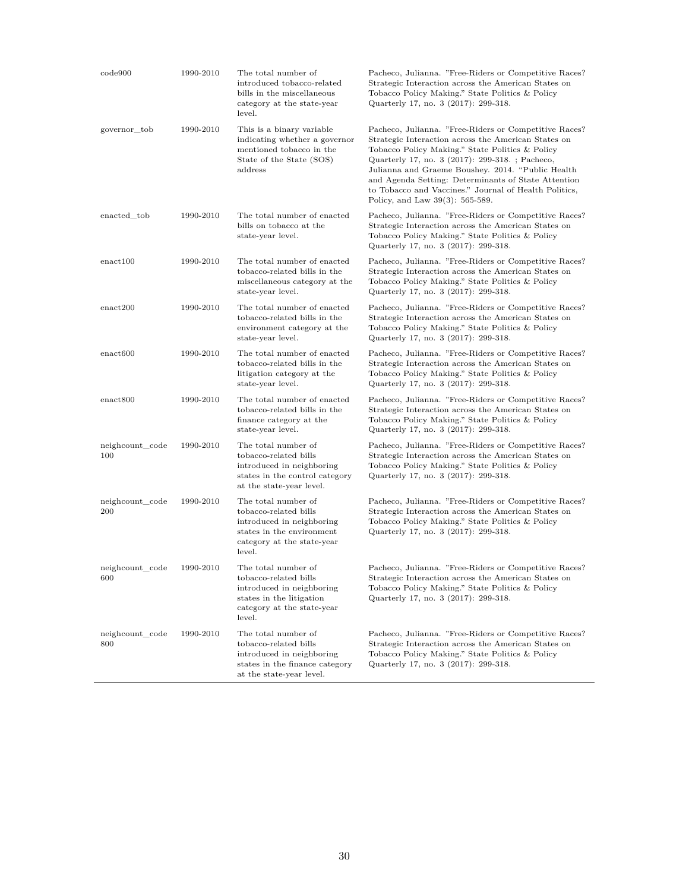| | | | |
|---|---|---|---|
| code900 | 1990-2010 | The total number of introduced tobacco-related bills in the miscellaneous category at the state-year level. | Pacheco, Julianna. "Free-Riders or Competitive Races? Strategic Interaction across the American States on Tobacco Policy Making." State Politics & Policy Quarterly 17, no. 3 (2017): 299-318. |
| governor_tob | 1990-2010 | This is a binary variable indicating whether a governor mentioned tobacco in the State of the State (SOS) address | Pacheco, Julianna. "Free-Riders or Competitive Races? Strategic Interaction across the American States on Tobacco Policy Making." State Politics & Policy Quarterly 17, no. 3 (2017): 299-318. ; Pacheco, Julianna and Graeme Boushey. 2014. "Public Health and Agenda Setting: Determinants of State Attention to Tobacco and Vaccines." Journal of Health Politics, Policy, and Law 39(3): 565-589. |
| enacted_tob | 1990-2010 | The total number of enacted bills on tobacco at the state-year level. | Pacheco, Julianna. "Free-Riders or Competitive Races? Strategic Interaction across the American States on Tobacco Policy Making." State Politics & Policy Quarterly 17, no. 3 (2017): 299-318. |
| enact100 | 1990-2010 | The total number of enacted tobacco-related bills in the miscellaneous category at the state-year level. | Pacheco, Julianna. "Free-Riders or Competitive Races? Strategic Interaction across the American States on Tobacco Policy Making." State Politics & Policy Quarterly 17, no. 3 (2017): 299-318. |
| enact200 | 1990-2010 | The total number of enacted tobacco-related bills in the environment category at the state-year level. | Pacheco, Julianna. "Free-Riders or Competitive Races? Strategic Interaction across the American States on Tobacco Policy Making." State Politics & Policy Quarterly 17, no. 3 (2017): 299-318. |
| enact600 | 1990-2010 | The total number of enacted tobacco-related bills in the litigation category at the state-year level. | Pacheco, Julianna. "Free-Riders or Competitive Races? Strategic Interaction across the American States on Tobacco Policy Making." State Politics & Policy Quarterly 17, no. 3 (2017): 299-318. |
| enact800 | 1990-2010 | The total number of enacted tobacco-related bills in the finance category at the state-year level. | Pacheco, Julianna. "Free-Riders or Competitive Races? Strategic Interaction across the American States on Tobacco Policy Making." State Politics & Policy Quarterly 17, no. 3 (2017): 299-318. |
| neighcount_code 100 | 1990-2010 | The total number of tobacco-related bills introduced in neighboring states in the control category at the state-year level. | Pacheco, Julianna. "Free-Riders or Competitive Races? Strategic Interaction across the American States on Tobacco Policy Making." State Politics & Policy Quarterly 17, no. 3 (2017): 299-318. |
| neighcount_code 200 | 1990-2010 | The total number of tobacco-related bills introduced in neighboring states in the environment category at the state-year level. | Pacheco, Julianna. "Free-Riders or Competitive Races? Strategic Interaction across the American States on Tobacco Policy Making." State Politics & Policy Quarterly 17, no. 3 (2017): 299-318. |
| neighcount_code 600 | 1990-2010 | The total number of tobacco-related bills introduced in neighboring states in the litigation category at the state-year level. | Pacheco, Julianna. "Free-Riders or Competitive Races? Strategic Interaction across the American States on Tobacco Policy Making." State Politics & Policy Quarterly 17, no. 3 (2017): 299-318. |
| neighcount_code 800 | 1990-2010 | The total number of tobacco-related bills introduced in neighboring states in the finance category at the state-year level. | Pacheco, Julianna. "Free-Riders or Competitive Races? Strategic Interaction across the American States on Tobacco Policy Making." State Politics & Policy Quarterly 17, no. 3 (2017): 299-318. |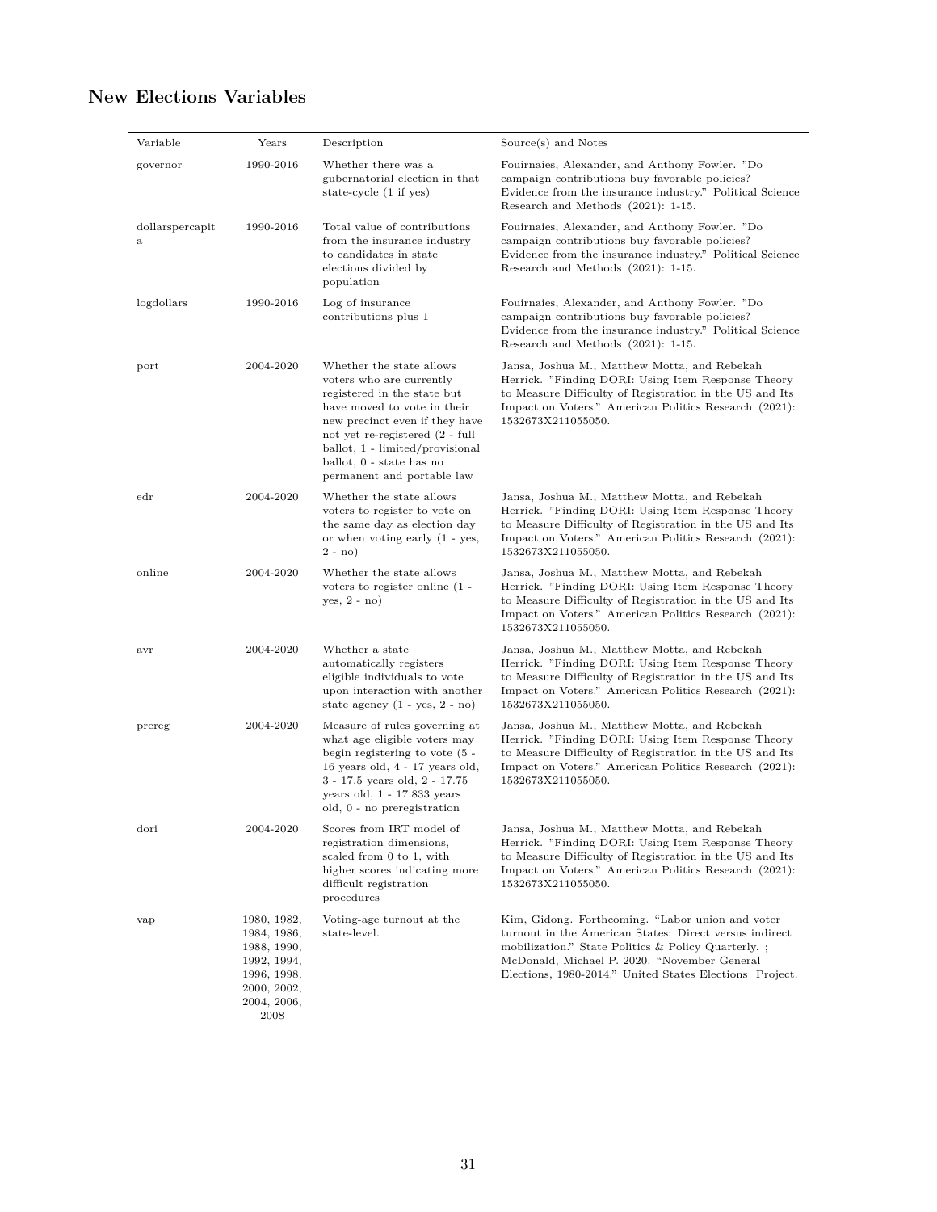## New Elections Variables

| Variable | Years | Description | Source(s) and Notes |
|---|---|---|---|
| governor | 1990-2016 | Whether there was a gubernatorial election in that state-cycle (1 if yes) | Fouirnaies, Alexander, and Anthony Fowler. "Do campaign contributions buy favorable policies? Evidence from the insurance industry." Political Science Research and Methods (2021): 1-15. |
| dollarspercapita | 1990-2016 | Total value of contributions from the insurance industry to candidates in state elections divided by population | Fouirnaies, Alexander, and Anthony Fowler. "Do campaign contributions buy favorable policies? Evidence from the insurance industry." Political Science Research and Methods (2021): 1-15. |
| logdollars | 1990-2016 | Log of insurance contributions plus 1 | Fouirnaies, Alexander, and Anthony Fowler. "Do campaign contributions buy favorable policies? Evidence from the insurance industry." Political Science Research and Methods (2021): 1-15. |
| port | 2004-2020 | Whether the state allows voters who are currently registered in the state but have moved to vote in their new precinct even if they have not yet re-registered (2 - full ballot, 1 - limited/provisional ballot, 0 - state has no permanent and portable law | Jansa, Joshua M., Matthew Motta, and Rebekah Herrick. "Finding DORI: Using Item Response Theory to Measure Difficulty of Registration in the US and Its Impact on Voters." American Politics Research (2021): 1532673X211055050. |
| edr | 2004-2020 | Whether the state allows voters to register to vote on the same day as election day or when voting early (1 - yes, 2 - no) | Jansa, Joshua M., Matthew Motta, and Rebekah Herrick. "Finding DORI: Using Item Response Theory to Measure Difficulty of Registration in the US and Its Impact on Voters." American Politics Research (2021): 1532673X211055050. |
| online | 2004-2020 | Whether the state allows voters to register online (1 - yes, 2 - no) | Jansa, Joshua M., Matthew Motta, and Rebekah Herrick. "Finding DORI: Using Item Response Theory to Measure Difficulty of Registration in the US and Its Impact on Voters." American Politics Research (2021): 1532673X211055050. |
| avr | 2004-2020 | Whether a state automatically registers eligible individuals to vote upon interaction with another state agency (1 - yes, 2 - no) | Jansa, Joshua M., Matthew Motta, and Rebekah Herrick. "Finding DORI: Using Item Response Theory to Measure Difficulty of Registration in the US and Its Impact on Voters." American Politics Research (2021): 1532673X211055050. |
| prereg | 2004-2020 | Measure of rules governing at what age eligible voters may begin registering to vote (5 - 16 years old, 4 - 17 years old, 3 - 17.5 years old, 2 - 17.75 years old, 1 - 17.833 years old, 0 - no preregistration | Jansa, Joshua M., Matthew Motta, and Rebekah Herrick. "Finding DORI: Using Item Response Theory to Measure Difficulty of Registration in the US and Its Impact on Voters." American Politics Research (2021): 1532673X211055050. |
| dori | 2004-2020 | Scores from IRT model of registration dimensions, scaled from 0 to 1, with higher scores indicating more difficult registration procedures | Jansa, Joshua M., Matthew Motta, and Rebekah Herrick. "Finding DORI: Using Item Response Theory to Measure Difficulty of Registration in the US and Its Impact on Voters." American Politics Research (2021): 1532673X211055050. |
| vap | 1980, 1982, 1984, 1986, 1988, 1990, 1992, 1994, 1996, 1998, 2000, 2002, 2004, 2006, 2008 | Voting-age turnout at the state-level. | Kim, Gidong. Forthcoming. "Labor union and voter turnout in the American States: Direct versus indirect mobilization." State Politics & Policy Quarterly. ; McDonald, Michael P. 2020. "November General Elections, 1980-2014." United States Elections Project. |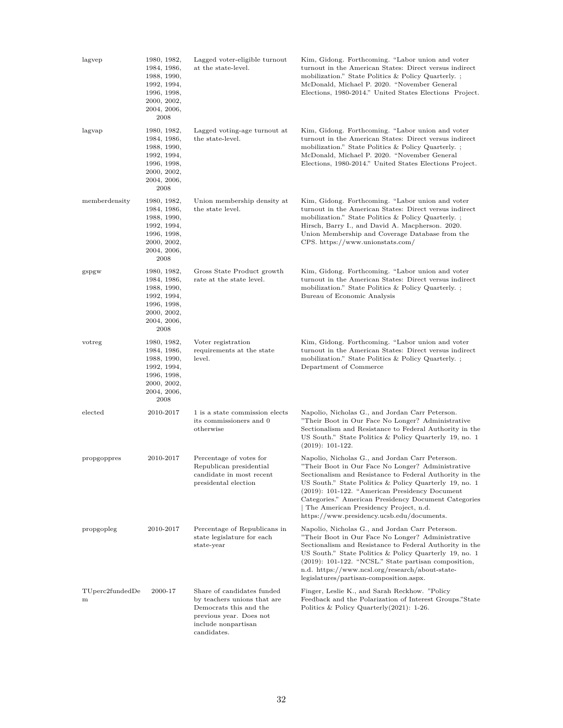| | | | |
|---|---|---|---|
| lagvep | 1980, 1982, 1984, 1986, 1988, 1990, 1992, 1994, 1996, 1998, 2000, 2002, 2004, 2006, 2008 | Lagged voter-eligible turnout at the state-level. | Kim, Gidong. Forthcoming. “Labor union and voter turnout in the American States: Direct versus indirect mobilization.” State Politics & Policy Quarterly. ; McDonald, Michael P. 2020. “November General Elections, 1980-2014.” United States Elections Project. |
| lagvap | 1980, 1982, 1984, 1986, 1988, 1990, 1992, 1994, 1996, 1998, 2000, 2002, 2004, 2006, 2008 | Lagged voting-age turnout at the state-level. | Kim, Gidong. Forthcoming. “Labor union and voter turnout in the American States: Direct versus indirect mobilization.” State Politics & Policy Quarterly. ; McDonald, Michael P. 2020. “November General Elections, 1980-2014.” United States Elections Project. |
| memberdensity | 1980, 1982, 1984, 1986, 1988, 1990, 1992, 1994, 1996, 1998, 2000, 2002, 2004, 2006, 2008 | Union membership density at the state level. | Kim, Gidong. Forthcoming. “Labor union and voter turnout in the American States: Direct versus indirect mobilization.” State Politics & Policy Quarterly. ; Hirsch, Barry I., and David A. Macpherson. 2020. Union Membership and Coverage Database from the CPS. https://www.unionstats.com/ |
| gspgw | 1980, 1982, 1984, 1986, 1988, 1990, 1992, 1994, 1996, 1998, 2000, 2002, 2004, 2006, 2008 | Gross State Product growth rate at the state level. | Kim, Gidong. Forthcoming. “Labor union and voter turnout in the American States: Direct versus indirect mobilization.” State Politics & Policy Quarterly. ; Bureau of Economic Analysis |
| votreg | 1980, 1982, 1984, 1986, 1988, 1990, 1992, 1994, 1996, 1998, 2000, 2002, 2004, 2006, 2008 | Voter registration requirements at the state level. | Kim, Gidong. Forthcoming. “Labor union and voter turnout in the American States: Direct versus indirect mobilization.” State Politics & Policy Quarterly. ; Department of Commerce |
| elected | 2010-2017 | 1 is a state commission elects its commissioners and 0 otherwise | Napolio, Nicholas G., and Jordan Carr Peterson. ”Their Boot in Our Face No Longer? Administrative Sectionalism and Resistance to Federal Authority in the US South.” State Politics & Policy Quarterly 19, no. 1 (2019): 101-122. |
| propgoppres | 2010-2017 | Percentage of votes for Republican presidential candidate in most recent presidental election | Napolio, Nicholas G., and Jordan Carr Peterson. ”Their Boot in Our Face No Longer? Administrative Sectionalism and Resistance to Federal Authority in the US South.” State Politics & Policy Quarterly 19, no. 1 (2019): 101-122. “American Presidency Document Categories.” American Presidency Document Categories \| The American Presidency Project, n.d. https://www.presidency.ucsb.edu/documents. |
| propgopleg | 2010-2017 | Percentage of Republicans in state legislature for each state-year | Napolio, Nicholas G., and Jordan Carr Peterson. ”Their Boot in Our Face No Longer? Administrative Sectionalism and Resistance to Federal Authority in the US South.” State Politics & Policy Quarterly 19, no. 1 (2019): 101-122. “NCSL.” State partisan composition, n.d. https://www.ncsl.org/research/about-state-legislatures/partisan-composition.aspx. |
| TUperc2fundedDem | 2000-17 | Share of candidates funded by teachers unions that are Democrats this and the previous year. Does not include nonpartisan candidates. | Finger, Leslie K., and Sarah Reckhow. ”Policy Feedback and the Polarization of Interest Groups.”State Politics & Policy Quarterly(2021): 1-26. |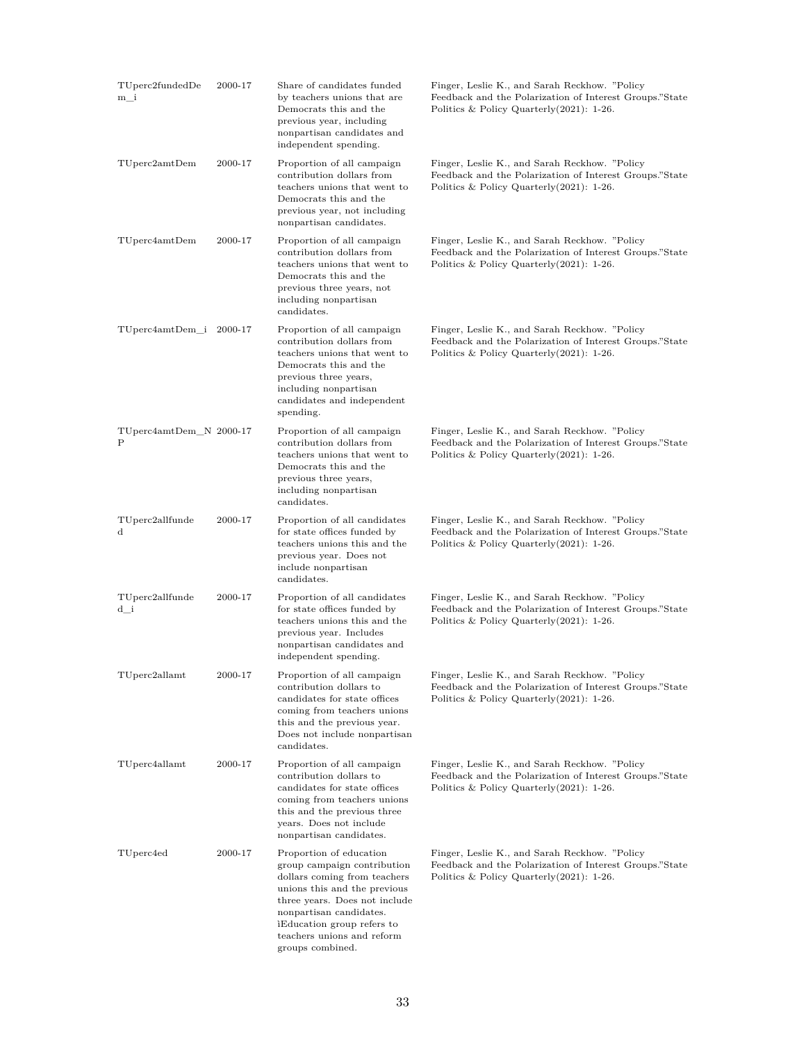| | | | |
|---|---|---|---|
| TUperc2fundedDem_i | 2000-17 | Share of candidates funded by teachers unions that are Democrats this and the previous year, including nonpartisan candidates and independent spending. | Finger, Leslie K., and Sarah Reckhow. "Policy Feedback and the Polarization of Interest Groups."State Politics & Policy Quarterly(2021): 1-26. |
| TUperc2amtDem | 2000-17 | Proportion of all campaign contribution dollars from teachers unions that went to Democrats this and the previous year, not including nonpartisan candidates. | Finger, Leslie K., and Sarah Reckhow. "Policy Feedback and the Polarization of Interest Groups."State Politics & Policy Quarterly(2021): 1-26. |
| TUperc4amtDem | 2000-17 | Proportion of all campaign contribution dollars from teachers unions that went to Democrats this and the previous three years, not including nonpartisan candidates. | Finger, Leslie K., and Sarah Reckhow. "Policy Feedback and the Polarization of Interest Groups."State Politics & Policy Quarterly(2021): 1-26. |
| TUperc4amtDem_i | 2000-17 | Proportion of all campaign contribution dollars from teachers unions that went to Democrats this and the previous three years, including nonpartisan candidates and independent spending. | Finger, Leslie K., and Sarah Reckhow. "Policy Feedback and the Polarization of Interest Groups."State Politics & Policy Quarterly(2021): 1-26. |
| TUperc4amtDem_NP | 2000-17 | Proportion of all campaign contribution dollars from teachers unions that went to Democrats this and the previous three years, including nonpartisan candidates. | Finger, Leslie K., and Sarah Reckhow. "Policy Feedback and the Polarization of Interest Groups."State Politics & Policy Quarterly(2021): 1-26. |
| TUperc2allfunded | 2000-17 | Proportion of all candidates for state offices funded by teachers unions this and the previous year. Does not include nonpartisan candidates. | Finger, Leslie K., and Sarah Reckhow. "Policy Feedback and the Polarization of Interest Groups."State Politics & Policy Quarterly(2021): 1-26. |
| TUperc2allfunded_i | 2000-17 | Proportion of all candidates for state offices funded by teachers unions this and the previous year. Includes nonpartisan candidates and independent spending. | Finger, Leslie K., and Sarah Reckhow. "Policy Feedback and the Polarization of Interest Groups."State Politics & Policy Quarterly(2021): 1-26. |
| TUperc2allamt | 2000-17 | Proportion of all campaign contribution dollars to candidates for state offices coming from teachers unions this and the previous year. Does not include nonpartisan candidates. | Finger, Leslie K., and Sarah Reckhow. "Policy Feedback and the Polarization of Interest Groups."State Politics & Policy Quarterly(2021): 1-26. |
| TUperc4allamt | 2000-17 | Proportion of all campaign contribution dollars to candidates for state offices coming from teachers unions this and the previous three years. Does not include nonpartisan candidates. | Finger, Leslie K., and Sarah Reckhow. "Policy Feedback and the Polarization of Interest Groups."State Politics & Policy Quarterly(2021): 1-26. |
| TUperc4ed | 2000-17 | Proportion of education group campaign contribution dollars coming from teachers unions this and the previous three years. Does not include nonpartisan candidates. ìEducation group refers to teachers unions and reform groups combined. | Finger, Leslie K., and Sarah Reckhow. "Policy Feedback and the Polarization of Interest Groups."State Politics & Policy Quarterly(2021): 1-26. |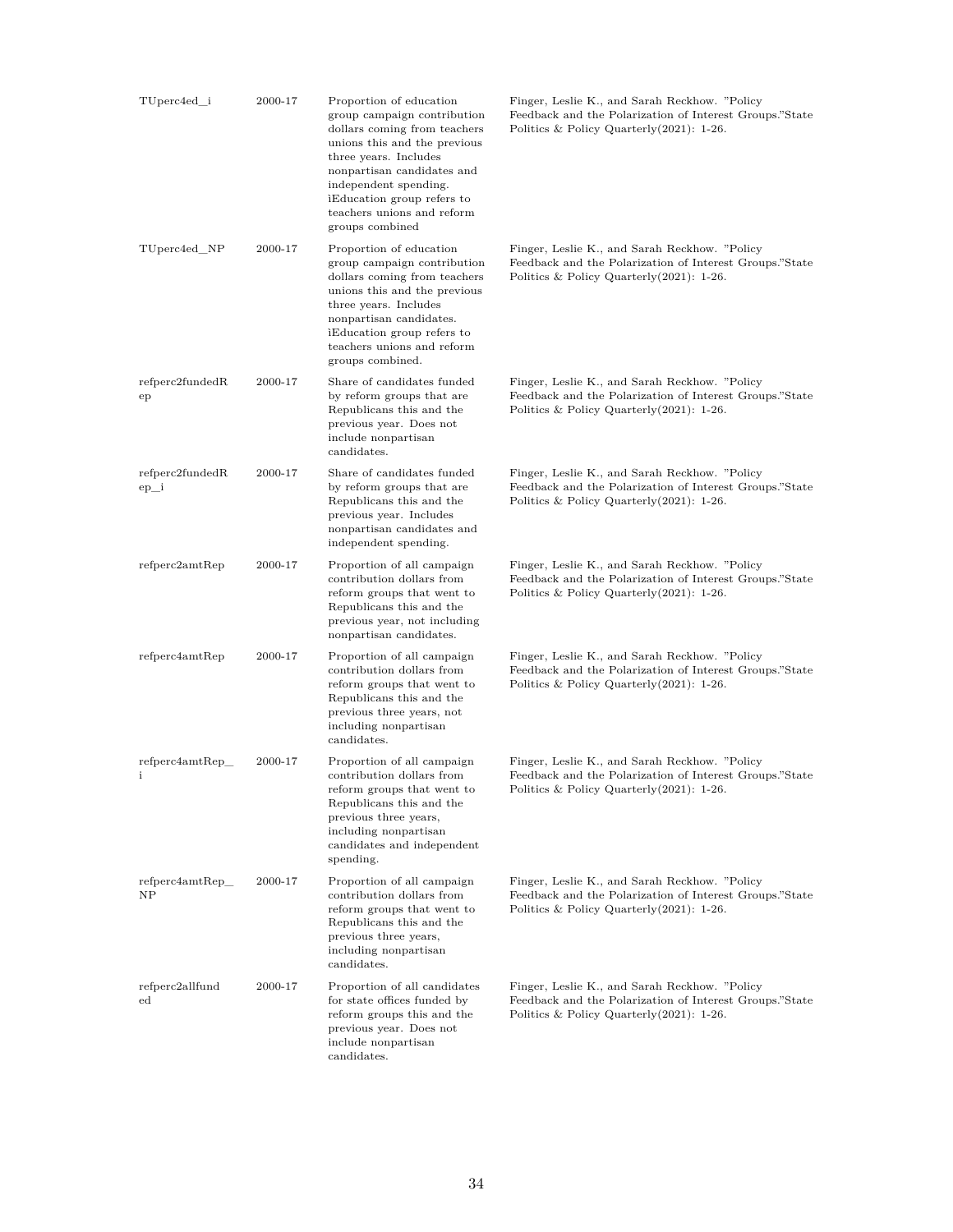| | | | |
|---|---|---|---|
| TUperc4ed_i | 2000-17 | Proportion of education group campaign contribution dollars coming from teachers unions this and the previous three years. Includes nonpartisan candidates and independent spending. ìEducation group refers to teachers unions and reform groups combined | Finger, Leslie K., and Sarah Reckhow. "Policy Feedback and the Polarization of Interest Groups."State Politics & Policy Quarterly(2021): 1-26. |
| TUperc4ed_NP | 2000-17 | Proportion of education group campaign contribution dollars coming from teachers unions this and the previous three years. Includes nonpartisan candidates. ìEducation group refers to teachers unions and reform groups combined. | Finger, Leslie K., and Sarah Reckhow. "Policy Feedback and the Polarization of Interest Groups."State Politics & Policy Quarterly(2021): 1-26. |
| refperc2fundedRep | 2000-17 | Share of candidates funded by reform groups that are Republicans this and the previous year. Does not include nonpartisan candidates. | Finger, Leslie K., and Sarah Reckhow. "Policy Feedback and the Polarization of Interest Groups."State Politics & Policy Quarterly(2021): 1-26. |
| refperc2fundedRep_i | 2000-17 | Share of candidates funded by reform groups that are Republicans this and the previous year. Includes nonpartisan candidates and independent spending. | Finger, Leslie K., and Sarah Reckhow. "Policy Feedback and the Polarization of Interest Groups."State Politics & Policy Quarterly(2021): 1-26. |
| refperc2amtRep | 2000-17 | Proportion of all campaign contribution dollars from reform groups that went to Republicans this and the previous year, not including nonpartisan candidates. | Finger, Leslie K., and Sarah Reckhow. "Policy Feedback and the Polarization of Interest Groups."State Politics & Policy Quarterly(2021): 1-26. |
| refperc4amtRep | 2000-17 | Proportion of all campaign contribution dollars from reform groups that went to Republicans this and the previous three years, not including nonpartisan candidates. | Finger, Leslie K., and Sarah Reckhow. "Policy Feedback and the Polarization of Interest Groups."State Politics & Policy Quarterly(2021): 1-26. |
| refperc4amtRep_i | 2000-17 | Proportion of all campaign contribution dollars from reform groups that went to Republicans this and the previous three years, including nonpartisan candidates and independent spending. | Finger, Leslie K., and Sarah Reckhow. "Policy Feedback and the Polarization of Interest Groups."State Politics & Policy Quarterly(2021): 1-26. |
| refperc4amtRep_NP | 2000-17 | Proportion of all campaign contribution dollars from reform groups that went to Republicans this and the previous three years, including nonpartisan candidates. | Finger, Leslie K., and Sarah Reckhow. "Policy Feedback and the Polarization of Interest Groups."State Politics & Policy Quarterly(2021): 1-26. |
| refperc2allfunded | 2000-17 | Proportion of all candidates for state offices funded by reform groups this and the previous year. Does not include nonpartisan candidates. | Finger, Leslie K., and Sarah Reckhow. "Policy Feedback and the Polarization of Interest Groups."State Politics & Policy Quarterly(2021): 1-26. |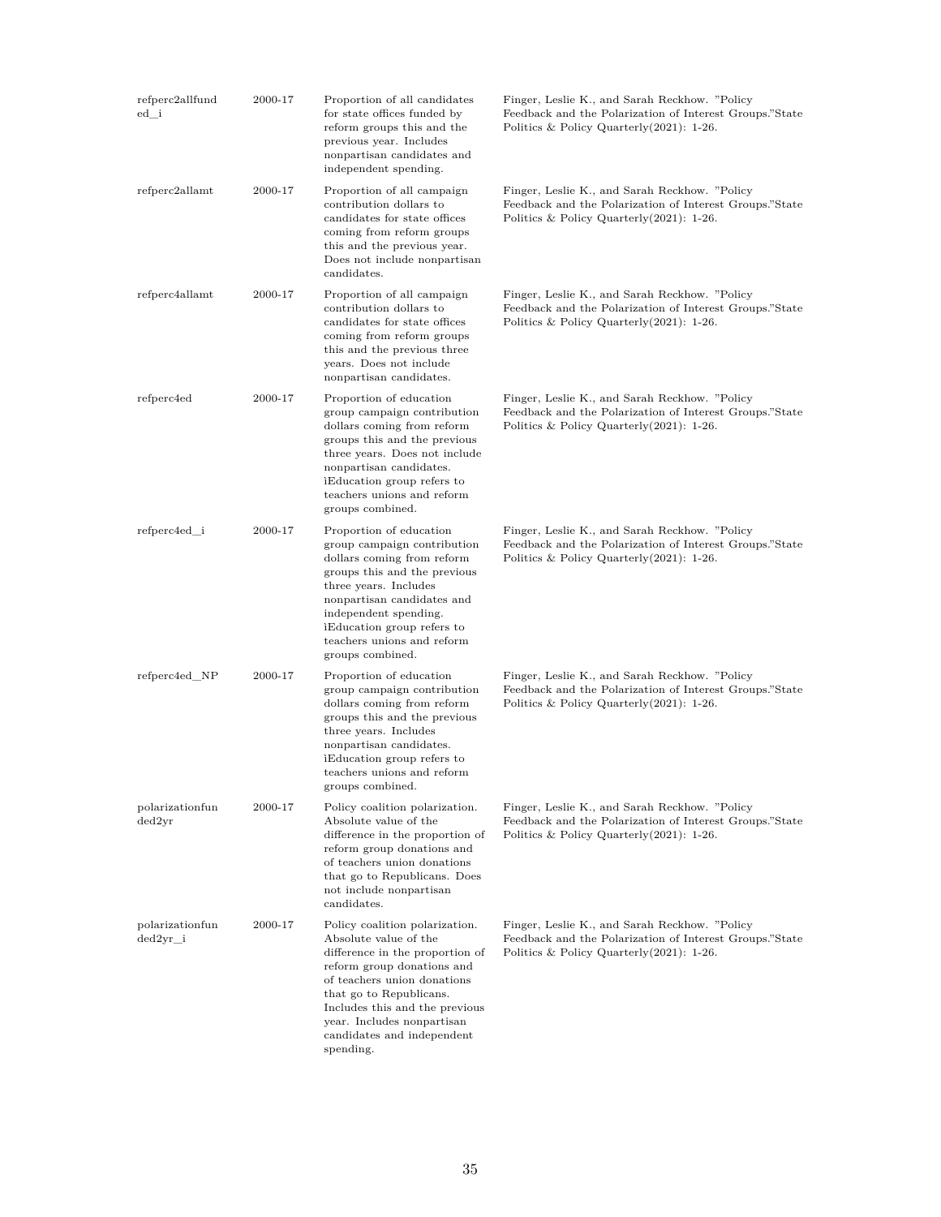| | | | |
|---|---|---|---|
| refperc2allfunded_i | 2000-17 | Proportion of all candidates for state offices funded by reform groups this and the previous year. Includes nonpartisan candidates and independent spending. | Finger, Leslie K., and Sarah Reckhow. "Policy Feedback and the Polarization of Interest Groups."State Politics & Policy Quarterly(2021): 1-26. |
| refperc2allamt | 2000-17 | Proportion of all campaign contribution dollars to candidates for state offices coming from reform groups this and the previous year. Does not include nonpartisan candidates. | Finger, Leslie K., and Sarah Reckhow. "Policy Feedback and the Polarization of Interest Groups."State Politics & Policy Quarterly(2021): 1-26. |
| refperc4allamt | 2000-17 | Proportion of all campaign contribution dollars to candidates for state offices coming from reform groups this and the previous three years. Does not include nonpartisan candidates. | Finger, Leslie K., and Sarah Reckhow. "Policy Feedback and the Polarization of Interest Groups."State Politics & Policy Quarterly(2021): 1-26. |
| refperc4ed | 2000-17 | Proportion of education group campaign contribution dollars coming from reform groups this and the previous three years. Does not include nonpartisan candidates. ìEducation group refers to teachers unions and reform groups combined. | Finger, Leslie K., and Sarah Reckhow. "Policy Feedback and the Polarization of Interest Groups."State Politics & Policy Quarterly(2021): 1-26. |
| refperc4ed_i | 2000-17 | Proportion of education group campaign contribution dollars coming from reform groups this and the previous three years. Includes nonpartisan candidates and independent spending. ìEducation group refers to teachers unions and reform groups combined. | Finger, Leslie K., and Sarah Reckhow. "Policy Feedback and the Polarization of Interest Groups."State Politics & Policy Quarterly(2021): 1-26. |
| refperc4ed_NP | 2000-17 | Proportion of education group campaign contribution dollars coming from reform groups this and the previous three years. Includes nonpartisan candidates. ìEducation group refers to teachers unions and reform groups combined. | Finger, Leslie K., and Sarah Reckhow. "Policy Feedback and the Polarization of Interest Groups."State Politics & Policy Quarterly(2021): 1-26. |
| polarizationfunded2yr | 2000-17 | Policy coalition polarization. Absolute value of the difference in the proportion of reform group donations and of teachers union donations that go to Republicans. Does not include nonpartisan candidates. | Finger, Leslie K., and Sarah Reckhow. "Policy Feedback and the Polarization of Interest Groups."State Politics & Policy Quarterly(2021): 1-26. |
| polarizationfunded2yr_i | 2000-17 | Policy coalition polarization. Absolute value of the difference in the proportion of reform group donations and of teachers union donations that go to Republicans. Includes this and the previous year. Includes nonpartisan candidates and independent spending. | Finger, Leslie K., and Sarah Reckhow. "Policy Feedback and the Polarization of Interest Groups."State Politics & Policy Quarterly(2021): 1-26. |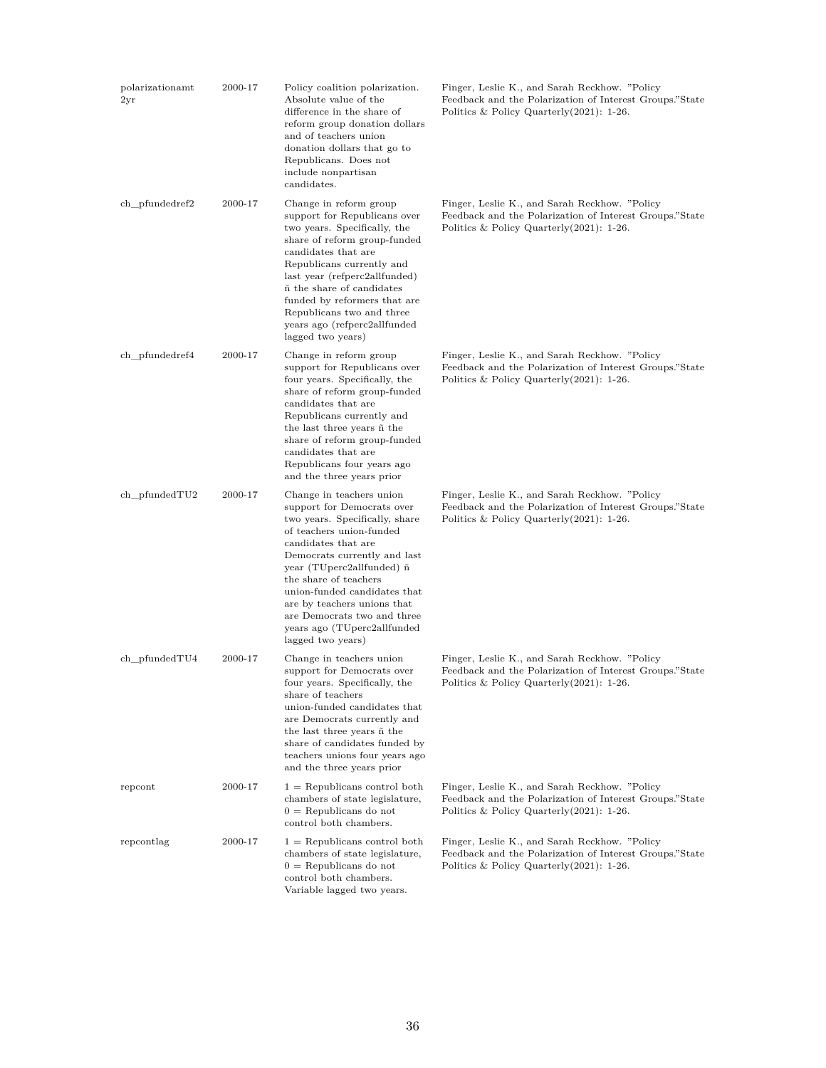| | | | |
|---|---|---|---|
| polarizationamt 2yr | 2000-17 | Policy coalition polarization. Absolute value of the difference in the share of reform group donation dollars and of teachers union donation dollars that go to Republicans. Does not include nonpartisan candidates. | Finger, Leslie K., and Sarah Reckhow. "Policy Feedback and the Polarization of Interest Groups."State Politics & Policy Quarterly(2021): 1-26. |
| ch_pfundedref2 | 2000-17 | Change in reform group support for Republicans over two years. Specifically, the share of reform group-funded candidates that are Republicans currently and last year (refperc2allfunded) ñ the share of candidates funded by reformers that are Republicans two and three years ago (refperc2allfunded lagged two years) | Finger, Leslie K., and Sarah Reckhow. "Policy Feedback and the Polarization of Interest Groups."State Politics & Policy Quarterly(2021): 1-26. |
| ch_pfundedref4 | 2000-17 | Change in reform group support for Republicans over four years. Specifically, the share of reform group-funded candidates that are Republicans currently and the last three years ñ the share of reform group-funded candidates that are Republicans four years ago and the three years prior | Finger, Leslie K., and Sarah Reckhow. "Policy Feedback and the Polarization of Interest Groups."State Politics & Policy Quarterly(2021): 1-26. |
| ch_pfundedTU2 | 2000-17 | Change in teachers union support for Democrats over two years. Specifically, share of teachers union-funded candidates that are Democrats currently and last year (TUperc2allfunded) ñ the share of teachers union-funded candidates that are by teachers unions that are Democrats two and three years ago (TUperc2allfunded lagged two years) | Finger, Leslie K., and Sarah Reckhow. "Policy Feedback and the Polarization of Interest Groups."State Politics & Policy Quarterly(2021): 1-26. |
| ch_pfundedTU4 | 2000-17 | Change in teachers union support for Democrats over four years. Specifically, the share of teachers union-funded candidates that are Democrats currently and the last three years ñ the share of candidates funded by teachers unions four years ago and the three years prior | Finger, Leslie K., and Sarah Reckhow. "Policy Feedback and the Polarization of Interest Groups."State Politics & Policy Quarterly(2021): 1-26. |
| repcont | 2000-17 | 1 = Republicans control both chambers of state legislature, 0 = Republicans do not control both chambers. | Finger, Leslie K., and Sarah Reckhow. "Policy Feedback and the Polarization of Interest Groups."State Politics & Policy Quarterly(2021): 1-26. |
| repcontlag | 2000-17 | 1 = Republicans control both chambers of state legislature, 0 = Republicans do not control both chambers. Variable lagged two years. | Finger, Leslie K., and Sarah Reckhow. "Policy Feedback and the Polarization of Interest Groups."State Politics & Policy Quarterly(2021): 1-26. |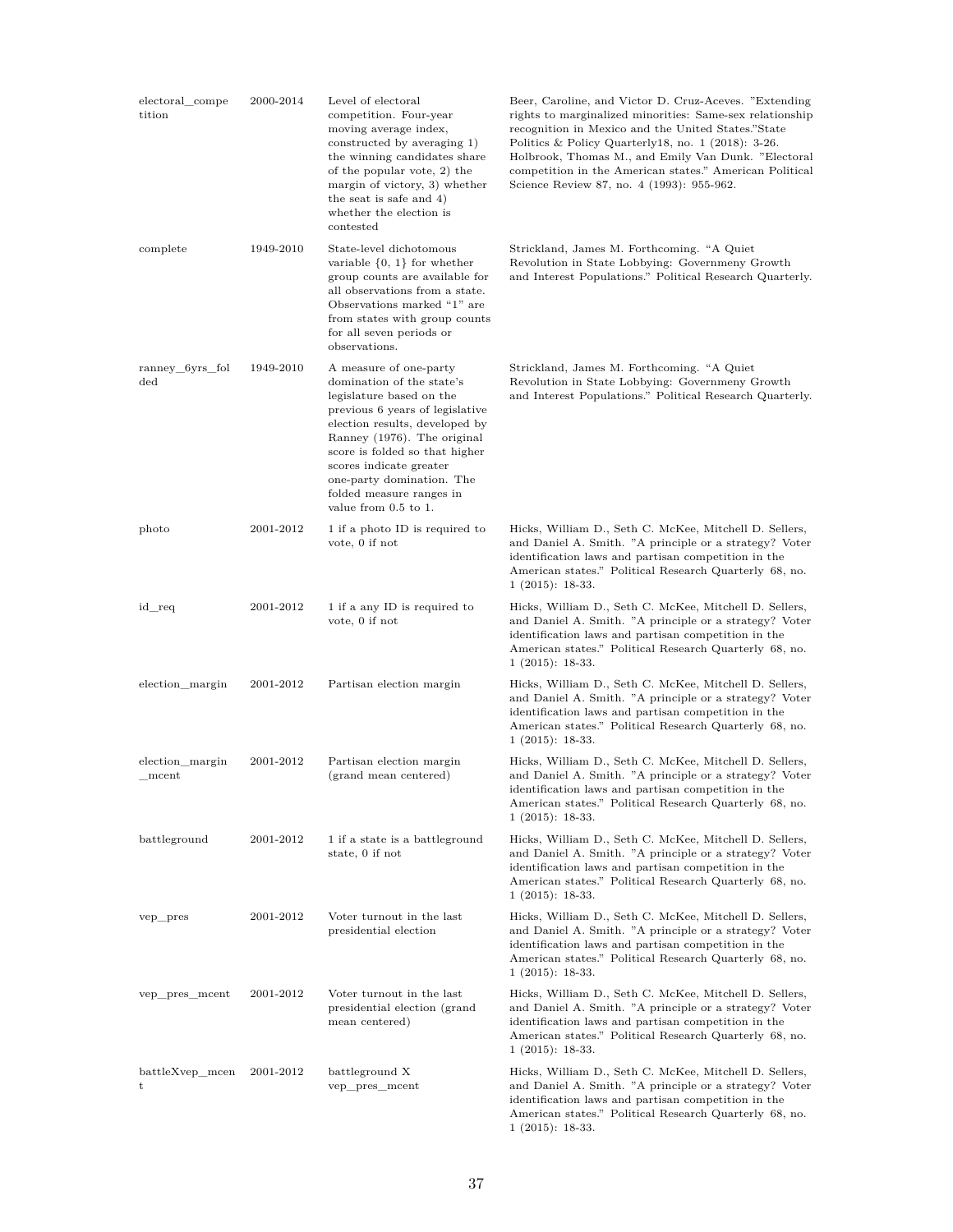| | | | |
|---|---|---|---|
| electoral_competition | 2000-2014 | Level of electoral competition. Four-year moving average index, constructed by averaging 1) the winning candidates share of the popular vote, 2) the margin of victory, 3) whether the seat is safe and 4) whether the election is contested | Beer, Caroline, and Victor D. Cruz-Aceves. "Extending rights to marginalized minorities: Same-sex relationship recognition in Mexico and the United States."State Politics & Policy Quarterly18, no. 1 (2018): 3-26. Holbrook, Thomas M., and Emily Van Dunk. "Electoral competition in the American states." American Political Science Review 87, no. 4 (1993): 955-962. |
| complete | 1949-2010 | State-level dichotomous variable {0, 1} for whether group counts are available for all observations from a state. Observations marked "1" are from states with group counts for all seven periods or observations. | Strickland, James M. Forthcoming. "A Quiet Revolution in State Lobbying: Governmeny Growth and Interest Populations." Political Research Quarterly. |
| ranney_6yrs_folded | 1949-2010 | A measure of one-party domination of the state's legislature based on the previous 6 years of legislative election results, developed by Ranney (1976). The original score is folded so that higher scores indicate greater one-party domination. The folded measure ranges in value from 0.5 to 1. | Strickland, James M. Forthcoming. "A Quiet Revolution in State Lobbying: Governmeny Growth and Interest Populations." Political Research Quarterly. |
| photo | 2001-2012 | 1 if a photo ID is required to vote, 0 if not | Hicks, William D., Seth C. McKee, Mitchell D. Sellers, and Daniel A. Smith. "A principle or a strategy? Voter identification laws and partisan competition in the American states." Political Research Quarterly 68, no. 1 (2015): 18-33. |
| id_req | 2001-2012 | 1 if a any ID is required to vote, 0 if not | Hicks, William D., Seth C. McKee, Mitchell D. Sellers, and Daniel A. Smith. "A principle or a strategy? Voter identification laws and partisan competition in the American states." Political Research Quarterly 68, no. 1 (2015): 18-33. |
| election_margin | 2001-2012 | Partisan election margin | Hicks, William D., Seth C. McKee, Mitchell D. Sellers, and Daniel A. Smith. "A principle or a strategy? Voter identification laws and partisan competition in the American states." Political Research Quarterly 68, no. 1 (2015): 18-33. |
| election_margin_mcent | 2001-2012 | Partisan election margin (grand mean centered) | Hicks, William D., Seth C. McKee, Mitchell D. Sellers, and Daniel A. Smith. "A principle or a strategy? Voter identification laws and partisan competition in the American states." Political Research Quarterly 68, no. 1 (2015): 18-33. |
| battleground | 2001-2012 | 1 if a state is a battleground state, 0 if not | Hicks, William D., Seth C. McKee, Mitchell D. Sellers, and Daniel A. Smith. "A principle or a strategy? Voter identification laws and partisan competition in the American states." Political Research Quarterly 68, no. 1 (2015): 18-33. |
| vep_pres | 2001-2012 | Voter turnout in the last presidential election | Hicks, William D., Seth C. McKee, Mitchell D. Sellers, and Daniel A. Smith. "A principle or a strategy? Voter identification laws and partisan competition in the American states." Political Research Quarterly 68, no. 1 (2015): 18-33. |
| vep_pres_mcent | 2001-2012 | Voter turnout in the last presidential election (grand mean centered) | Hicks, William D., Seth C. McKee, Mitchell D. Sellers, and Daniel A. Smith. "A principle or a strategy? Voter identification laws and partisan competition in the American states." Political Research Quarterly 68, no. 1 (2015): 18-33. |
| battleXvep_mcent | 2001-2012 | battleground X vep_pres_mcent | Hicks, William D., Seth C. McKee, Mitchell D. Sellers, and Daniel A. Smith. "A principle or a strategy? Voter identification laws and partisan competition in the American states." Political Research Quarterly 68, no. 1 (2015): 18-33. |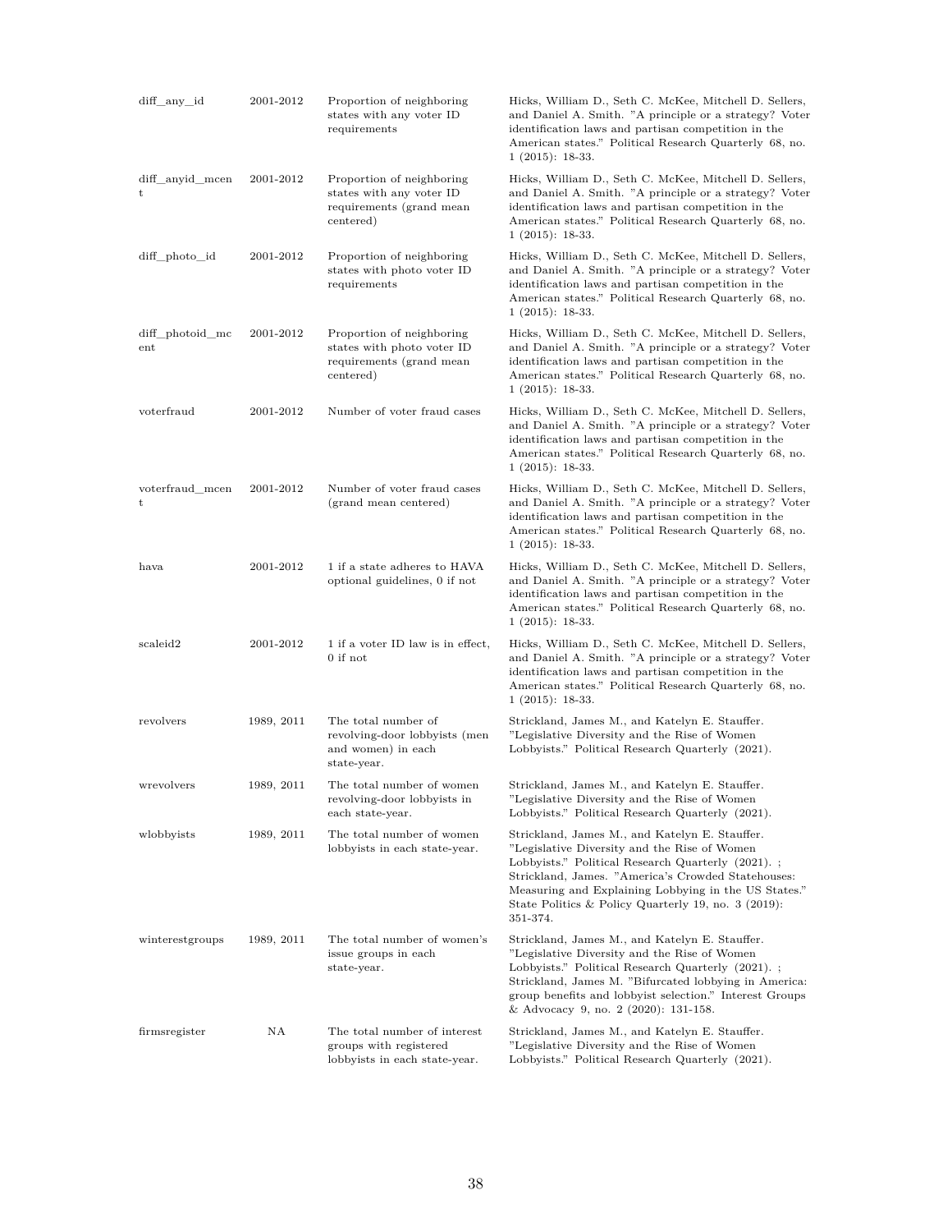| | | | |
|---|---|---|---|
| diff_any_id | 2001-2012 | Proportion of neighboring states with any voter ID requirements | Hicks, William D., Seth C. McKee, Mitchell D. Sellers, and Daniel A. Smith. "A principle or a strategy? Voter identification laws and partisan competition in the American states." Political Research Quarterly 68, no. 1 (2015): 18-33. |
| diff_anyid_mcent | 2001-2012 | Proportion of neighboring states with any voter ID requirements (grand mean centered) | Hicks, William D., Seth C. McKee, Mitchell D. Sellers, and Daniel A. Smith. "A principle or a strategy? Voter identification laws and partisan competition in the American states." Political Research Quarterly 68, no. 1 (2015): 18-33. |
| diff_photo_id | 2001-2012 | Proportion of neighboring states with photo voter ID requirements | Hicks, William D., Seth C. McKee, Mitchell D. Sellers, and Daniel A. Smith. "A principle or a strategy? Voter identification laws and partisan competition in the American states." Political Research Quarterly 68, no. 1 (2015): 18-33. |
| diff_photoid_mcent | 2001-2012 | Proportion of neighboring states with photo voter ID requirements (grand mean centered) | Hicks, William D., Seth C. McKee, Mitchell D. Sellers, and Daniel A. Smith. "A principle or a strategy? Voter identification laws and partisan competition in the American states." Political Research Quarterly 68, no. 1 (2015): 18-33. |
| voterfraud | 2001-2012 | Number of voter fraud cases | Hicks, William D., Seth C. McKee, Mitchell D. Sellers, and Daniel A. Smith. "A principle or a strategy? Voter identification laws and partisan competition in the American states." Political Research Quarterly 68, no. 1 (2015): 18-33. |
| voterfraud_mcent | 2001-2012 | Number of voter fraud cases (grand mean centered) | Hicks, William D., Seth C. McKee, Mitchell D. Sellers, and Daniel A. Smith. "A principle or a strategy? Voter identification laws and partisan competition in the American states." Political Research Quarterly 68, no. 1 (2015): 18-33. |
| hava | 2001-2012 | 1 if a state adheres to HAVA optional guidelines, 0 if not | Hicks, William D., Seth C. McKee, Mitchell D. Sellers, and Daniel A. Smith. "A principle or a strategy? Voter identification laws and partisan competition in the American states." Political Research Quarterly 68, no. 1 (2015): 18-33. |
| scaleid2 | 2001-2012 | 1 if a voter ID law is in effect, 0 if not | Hicks, William D., Seth C. McKee, Mitchell D. Sellers, and Daniel A. Smith. "A principle or a strategy? Voter identification laws and partisan competition in the American states." Political Research Quarterly 68, no. 1 (2015): 18-33. |
| revolvers | 1989, 2011 | The total number of revolving-door lobbyists (men and women) in each state-year. | Strickland, James M., and Katelyn E. Stauffer. "Legislative Diversity and the Rise of Women Lobbyists." Political Research Quarterly (2021). |
| wrevolvers | 1989, 2011 | The total number of women revolving-door lobbyists in each state-year. | Strickland, James M., and Katelyn E. Stauffer. "Legislative Diversity and the Rise of Women Lobbyists." Political Research Quarterly (2021). |
| wlobbyists | 1989, 2011 | The total number of women lobbyists in each state-year. | Strickland, James M., and Katelyn E. Stauffer. "Legislative Diversity and the Rise of Women Lobbyists." Political Research Quarterly (2021). ; Strickland, James. "America's Crowded Statehouses: Measuring and Explaining Lobbying in the US States." State Politics & Policy Quarterly 19, no. 3 (2019): 351-374. |
| winterestgroups | 1989, 2011 | The total number of women's issue groups in each state-year. | Strickland, James M., and Katelyn E. Stauffer. "Legislative Diversity and the Rise of Women Lobbyists." Political Research Quarterly (2021). ; Strickland, James M. "Bifurcated lobbying in America: group benefits and lobbyist selection." Interest Groups & Advocacy 9, no. 2 (2020): 131-158. |
| firmsregister | NA | The total number of interest groups with registered lobbyists in each state-year. | Strickland, James M., and Katelyn E. Stauffer. "Legislative Diversity and the Rise of Women Lobbyists." Political Research Quarterly (2021). |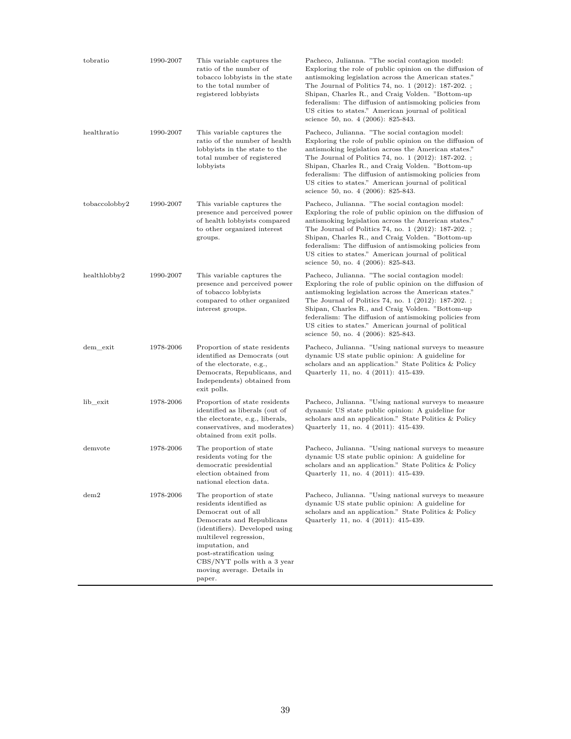| | | | |
|---|---|---|---|
| tobratio | 1990-2007 | This variable captures the ratio of the number of tobacco lobbyists in the state to the total number of registered lobbyists | Pacheco, Julianna. "The social contagion model: Exploring the role of public opinion on the diffusion of antismoking legislation across the American states." The Journal of Politics 74, no. 1 (2012): 187-202. ; Shipan, Charles R., and Craig Volden. "Bottom-up federalism: The diffusion of antismoking policies from US cities to states." American journal of political science 50, no. 4 (2006): 825-843. |
| healthratio | 1990-2007 | This variable captures the ratio of the number of health lobbyists in the state to the total number of registered lobbyists | Pacheco, Julianna. "The social contagion model: Exploring the role of public opinion on the diffusion of antismoking legislation across the American states." The Journal of Politics 74, no. 1 (2012): 187-202. ; Shipan, Charles R., and Craig Volden. "Bottom-up federalism: The diffusion of antismoking policies from US cities to states." American journal of political science 50, no. 4 (2006): 825-843. |
| tobaccolobby2 | 1990-2007 | This variable captures the presence and perceived power of health lobbyists compared to other organized interest groups. | Pacheco, Julianna. "The social contagion model: Exploring the role of public opinion on the diffusion of antismoking legislation across the American states." The Journal of Politics 74, no. 1 (2012): 187-202. ; Shipan, Charles R., and Craig Volden. "Bottom-up federalism: The diffusion of antismoking policies from US cities to states." American journal of political science 50, no. 4 (2006): 825-843. |
| healthlobby2 | 1990-2007 | This variable captures the presence and perceived power of tobacco lobbyists compared to other organized interest groups. | Pacheco, Julianna. "The social contagion model: Exploring the role of public opinion on the diffusion of antismoking legislation across the American states." The Journal of Politics 74, no. 1 (2012): 187-202. ; Shipan, Charles R., and Craig Volden. "Bottom-up federalism: The diffusion of antismoking policies from US cities to states." American journal of political science 50, no. 4 (2006): 825-843. |
| dem_exit | 1978-2006 | Proportion of state residents identified as Democrats (out of the electorate, e.g., Democrats, Republicans, and Independents) obtained from exit polls. | Pacheco, Julianna. "Using national surveys to measure dynamic US state public opinion: A guideline for scholars and an application." State Politics & Policy Quarterly 11, no. 4 (2011): 415-439. |
| lib_exit | 1978-2006 | Proportion of state residents identified as liberals (out of the electorate, e.g., liberals, conservatives, and moderates) obtained from exit polls. | Pacheco, Julianna. "Using national surveys to measure dynamic US state public opinion: A guideline for scholars and an application." State Politics & Policy Quarterly 11, no. 4 (2011): 415-439. |
| demvote | 1978-2006 | The proportion of state residents voting for the democratic presidential election obtained from national election data. | Pacheco, Julianna. "Using national surveys to measure dynamic US state public opinion: A guideline for scholars and an application." State Politics & Policy Quarterly 11, no. 4 (2011): 415-439. |
| dem2 | 1978-2006 | The proportion of state residents identified as Democrat out of all Democrats and Republicans (identifiers). Developed using multilevel regression, imputation, and post-stratification using CBS/NYT polls with a 3 year moving average. Details in paper. | Pacheco, Julianna. "Using national surveys to measure dynamic US state public opinion: A guideline for scholars and an application." State Politics & Policy Quarterly 11, no. 4 (2011): 415-439. |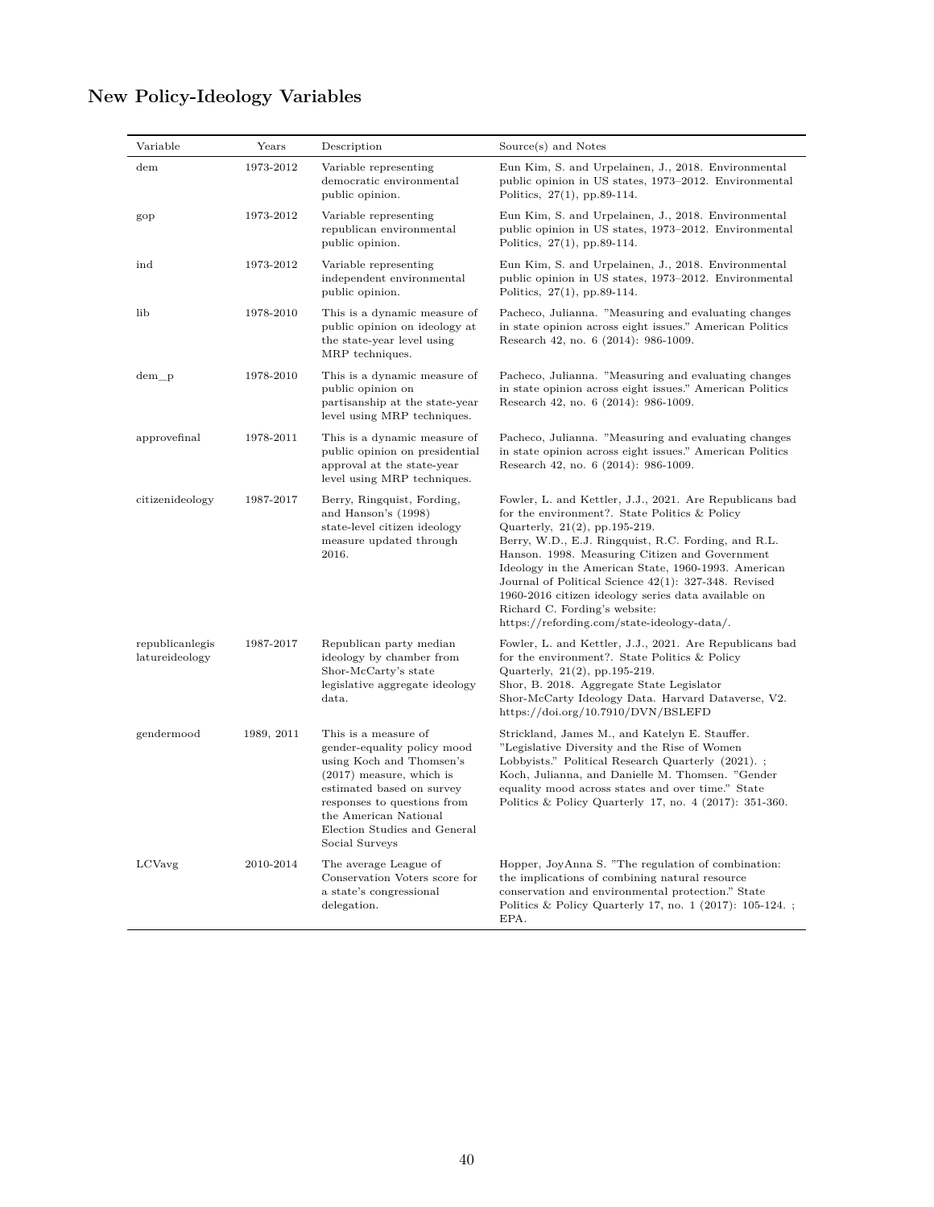## New Policy-Ideology Variables

| Variable | Years | Description | Source(s) and Notes |
|---|---|---|---|
| dem | 1973-2012 | Variable representing democratic environmental public opinion. | Eun Kim, S. and Urpelainen, J., 2018. Environmental public opinion in US states, 1973–2012. Environmental Politics, 27(1), pp.89-114. |
| gop | 1973-2012 | Variable representing republican environmental public opinion. | Eun Kim, S. and Urpelainen, J., 2018. Environmental public opinion in US states, 1973–2012. Environmental Politics, 27(1), pp.89-114. |
| ind | 1973-2012 | Variable representing independent environmental public opinion. | Eun Kim, S. and Urpelainen, J., 2018. Environmental public opinion in US states, 1973–2012. Environmental Politics, 27(1), pp.89-114. |
| lib | 1978-2010 | This is a dynamic measure of public opinion on ideology at the state-year level using MRP techniques. | Pacheco, Julianna. "Measuring and evaluating changes in state opinion across eight issues." American Politics Research 42, no. 6 (2014): 986-1009. |
| dem_p | 1978-2010 | This is a dynamic measure of public opinion on partisanship at the state-year level using MRP techniques. | Pacheco, Julianna. "Measuring and evaluating changes in state opinion across eight issues." American Politics Research 42, no. 6 (2014): 986-1009. |
| approvefinal | 1978-2011 | This is a dynamic measure of public opinion on presidential approval at the state-year level using MRP techniques. | Pacheco, Julianna. "Measuring and evaluating changes in state opinion across eight issues." American Politics Research 42, no. 6 (2014): 986-1009. |
| citizenideology | 1987-2017 | Berry, Ringquist, Fording, and Hanson's (1998) state-level citizen ideology measure updated through 2016. | Fowler, L. and Kettler, J.J., 2021. Are Republicans bad for the environment?. State Politics & Policy Quarterly, 21(2), pp.195-219. Berry, W.D., E.J. Ringquist, R.C. Fording, and R.L. Hanson. 1998. Measuring Citizen and Government Ideology in the American State, 1960-1993. American Journal of Political Science 42(1): 327-348. Revised 1960-2016 citizen ideology series data available on Richard C. Fording's website: https://refording.com/state-ideology-data/. |
| republicanlegislatureideology | 1987-2017 | Republican party median ideology by chamber from Shor-McCarty's state legislative aggregate ideology data. | Fowler, L. and Kettler, J.J., 2021. Are Republicans bad for the environment?. State Politics & Policy Quarterly, 21(2), pp.195-219. Shor, B. 2018. Aggregate State Legislator Shor-McCarty Ideology Data. Harvard Dataverse, V2. https://doi.org/10.7910/DVN/BSLEFD |
| gendermood | 1989, 2011 | This is a measure of gender-equality policy mood using Koch and Thomsen's (2017) measure, which is estimated based on survey responses to questions from the American National Election Studies and General Social Surveys | Strickland, James M., and Katelyn E. Stauffer. "Legislative Diversity and the Rise of Women Lobbyists." Political Research Quarterly (2021). ; Koch, Julianna, and Danielle M. Thomsen. "Gender equality mood across states and over time." State Politics & Policy Quarterly 17, no. 4 (2017): 351-360. |
| LCVavg | 2010-2014 | The average League of Conservation Voters score for a state's congressional delegation. | Hopper, JoyAnna S. "The regulation of combination: the implications of combining natural resource conservation and environmental protection." State Politics & Policy Quarterly 17, no. 1 (2017): 105-124. ; EPA. |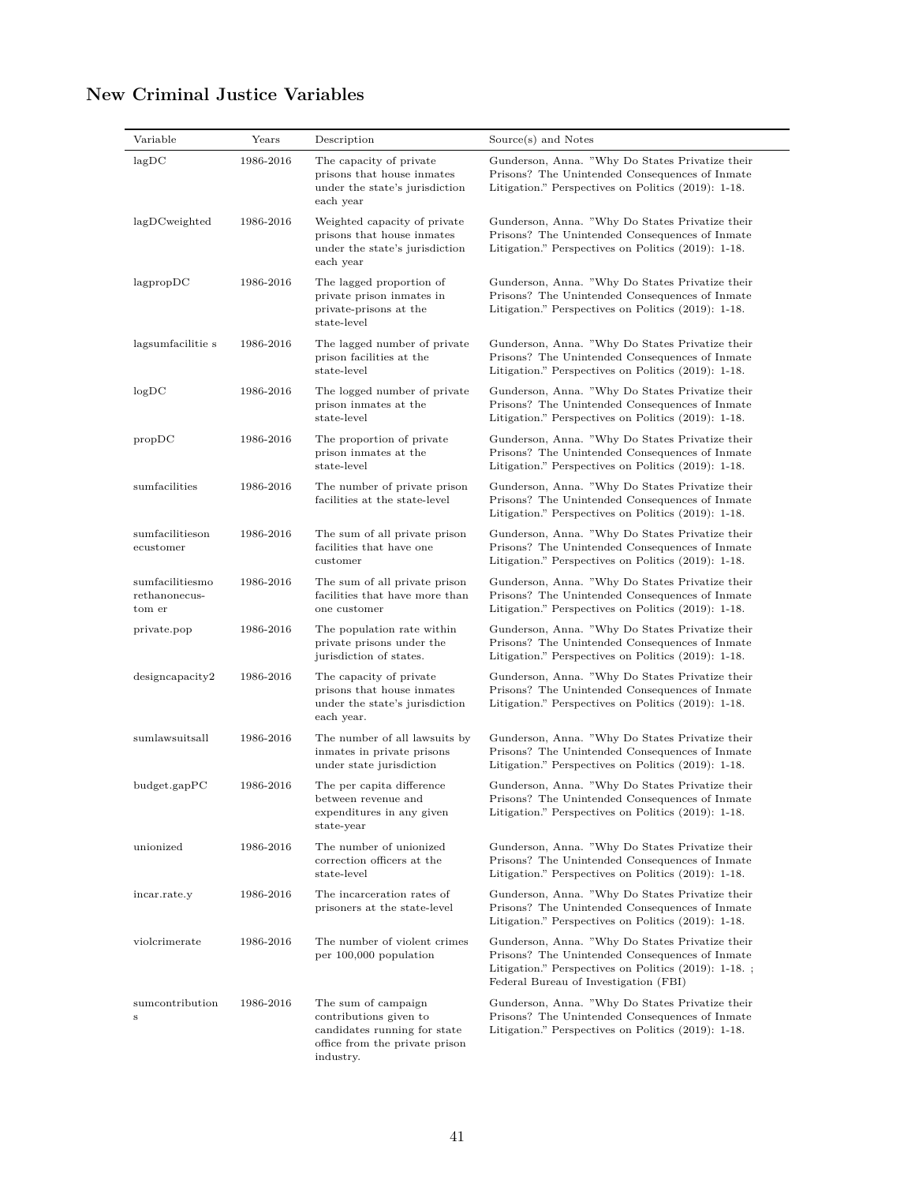## New Criminal Justice Variables

| Variable | Years | Description | Source(s) and Notes |
|---|---|---|---|
| lagDC | 1986-2016 | The capacity of private prisons that house inmates under the state's jurisdiction each year | Gunderson, Anna. "Why Do States Privatize their Prisons? The Unintended Consequences of Inmate Litigation." Perspectives on Politics (2019): 1-18. |
| lagDCweighted | 1986-2016 | Weighted capacity of private prisons that house inmates under the state's jurisdiction each year | Gunderson, Anna. "Why Do States Privatize their Prisons? The Unintended Consequences of Inmate Litigation." Perspectives on Politics (2019): 1-18. |
| lagpropDC | 1986-2016 | The lagged proportion of private prison inmates in private-prisons at the state-level | Gunderson, Anna. "Why Do States Privatize their Prisons? The Unintended Consequences of Inmate Litigation." Perspectives on Politics (2019): 1-18. |
| lagsumfacilitie s | 1986-2016 | The lagged number of private prison facilities at the state-level | Gunderson, Anna. "Why Do States Privatize their Prisons? The Unintended Consequences of Inmate Litigation." Perspectives on Politics (2019): 1-18. |
| logDC | 1986-2016 | The logged number of private prison inmates at the state-level | Gunderson, Anna. "Why Do States Privatize their Prisons? The Unintended Consequences of Inmate Litigation." Perspectives on Politics (2019): 1-18. |
| propDC | 1986-2016 | The proportion of private prison inmates at the state-level | Gunderson, Anna. "Why Do States Privatize their Prisons? The Unintended Consequences of Inmate Litigation." Perspectives on Politics (2019): 1-18. |
| sumfacilities | 1986-2016 | The number of private prison facilities at the state-level | Gunderson, Anna. "Why Do States Privatize their Prisons? The Unintended Consequences of Inmate Litigation." Perspectives on Politics (2019): 1-18. |
| sumfacilitieson ecustomer | 1986-2016 | The sum of all private prison facilities that have one customer | Gunderson, Anna. "Why Do States Privatize their Prisons? The Unintended Consequences of Inmate Litigation." Perspectives on Politics (2019): 1-18. |
| sumfacilitiesmo rethanonecus-tom er | 1986-2016 | The sum of all private prison facilities that have more than one customer | Gunderson, Anna. "Why Do States Privatize their Prisons? The Unintended Consequences of Inmate Litigation." Perspectives on Politics (2019): 1-18. |
| private.pop | 1986-2016 | The population rate within private prisons under the jurisdiction of states. | Gunderson, Anna. "Why Do States Privatize their Prisons? The Unintended Consequences of Inmate Litigation." Perspectives on Politics (2019): 1-18. |
| designcapacity2 | 1986-2016 | The capacity of private prisons that house inmates under the state's jurisdiction each year. | Gunderson, Anna. "Why Do States Privatize their Prisons? The Unintended Consequences of Inmate Litigation." Perspectives on Politics (2019): 1-18. |
| sumlawsuitsall | 1986-2016 | The number of all lawsuits by inmates in private prisons under state jurisdiction | Gunderson, Anna. "Why Do States Privatize their Prisons? The Unintended Consequences of Inmate Litigation." Perspectives on Politics (2019): 1-18. |
| budget.gapPC | 1986-2016 | The per capita difference between revenue and expenditures in any given state-year | Gunderson, Anna. "Why Do States Privatize their Prisons? The Unintended Consequences of Inmate Litigation." Perspectives on Politics (2019): 1-18. |
| unionized | 1986-2016 | The number of unionized correction officers at the state-level | Gunderson, Anna. "Why Do States Privatize their Prisons? The Unintended Consequences of Inmate Litigation." Perspectives on Politics (2019): 1-18. |
| incar.rate.y | 1986-2016 | The incarceration rates of prisoners at the state-level | Gunderson, Anna. "Why Do States Privatize their Prisons? The Unintended Consequences of Inmate Litigation." Perspectives on Politics (2019): 1-18. |
| violcrimerate | 1986-2016 | The number of violent crimes per 100,000 population | Gunderson, Anna. "Why Do States Privatize their Prisons? The Unintended Consequences of Inmate Litigation." Perspectives on Politics (2019): 1-18. ; Federal Bureau of Investigation (FBI) |
| sumcontribution s | 1986-2016 | The sum of campaign contributions given to candidates running for state office from the private prison industry. | Gunderson, Anna. "Why Do States Privatize their Prisons? The Unintended Consequences of Inmate Litigation." Perspectives on Politics (2019): 1-18. |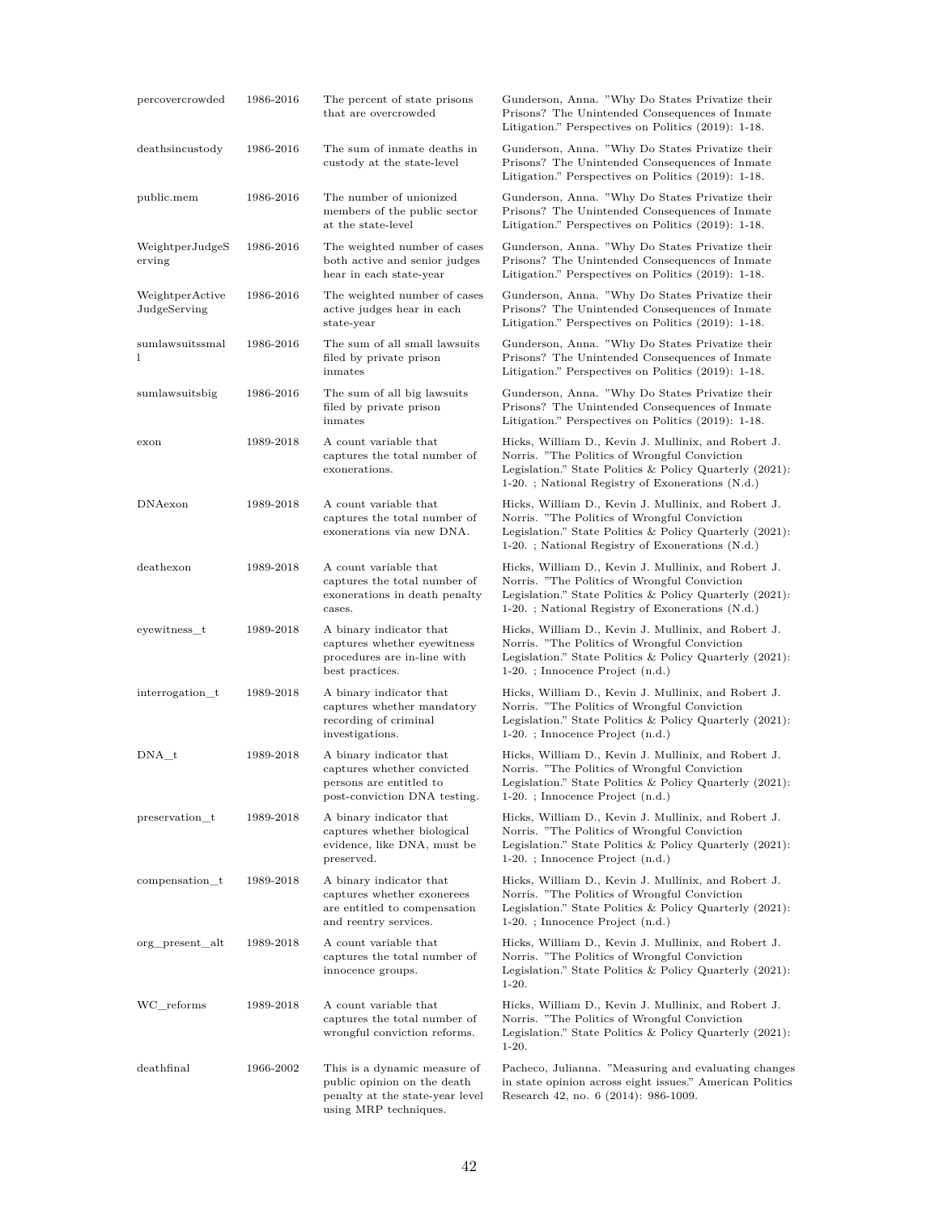| | | | |
|---|---|---|---|
| percovercrowded | 1986-2016 | The percent of state prisons that are overcrowded | Gunderson, Anna. "Why Do States Privatize their Prisons? The Unintended Consequences of Inmate Litigation." Perspectives on Politics (2019): 1-18. |
| deathsincustody | 1986-2016 | The sum of inmate deaths in custody at the state-level | Gunderson, Anna. "Why Do States Privatize their Prisons? The Unintended Consequences of Inmate Litigation." Perspectives on Politics (2019): 1-18. |
| public.mem | 1986-2016 | The number of unionized members of the public sector at the state-level | Gunderson, Anna. "Why Do States Privatize their Prisons? The Unintended Consequences of Inmate Litigation." Perspectives on Politics (2019): 1-18. |
| WeightperJudgeServing | 1986-2016 | The weighted number of cases both active and senior judges hear in each state-year | Gunderson, Anna. "Why Do States Privatize their Prisons? The Unintended Consequences of Inmate Litigation." Perspectives on Politics (2019): 1-18. |
| WeightperActiveJudgeServing | 1986-2016 | The weighted number of cases active judges hear in each state-year | Gunderson, Anna. "Why Do States Privatize their Prisons? The Unintended Consequences of Inmate Litigation." Perspectives on Politics (2019): 1-18. |
| sumlawsuitssmall | 1986-2016 | The sum of all small lawsuits filed by private prison inmates | Gunderson, Anna. "Why Do States Privatize their Prisons? The Unintended Consequences of Inmate Litigation." Perspectives on Politics (2019): 1-18. |
| sumlawsuitsbig | 1986-2016 | The sum of all big lawsuits filed by private prison inmates | Gunderson, Anna. "Why Do States Privatize their Prisons? The Unintended Consequences of Inmate Litigation." Perspectives on Politics (2019): 1-18. |
| exon | 1989-2018 | A count variable that captures the total number of exonerations. | Hicks, William D., Kevin J. Mullinix, and Robert J. Norris. "The Politics of Wrongful Conviction Legislation." State Politics & Policy Quarterly (2021): 1-20. ; National Registry of Exonerations (N.d.) |
| DNAexon | 1989-2018 | A count variable that captures the total number of exonerations via new DNA. | Hicks, William D., Kevin J. Mullinix, and Robert J. Norris. "The Politics of Wrongful Conviction Legislation." State Politics & Policy Quarterly (2021): 1-20. ; National Registry of Exonerations (N.d.) |
| deathexon | 1989-2018 | A count variable that captures the total number of exonerations in death penalty cases. | Hicks, William D., Kevin J. Mullinix, and Robert J. Norris. "The Politics of Wrongful Conviction Legislation." State Politics & Policy Quarterly (2021): 1-20. ; National Registry of Exonerations (N.d.) |
| eyewitness_t | 1989-2018 | A binary indicator that captures whether eyewitness procedures are in-line with best practices. | Hicks, William D., Kevin J. Mullinix, and Robert J. Norris. "The Politics of Wrongful Conviction Legislation." State Politics & Policy Quarterly (2021): 1-20. ; Innocence Project (n.d.) |
| interrogation_t | 1989-2018 | A binary indicator that captures whether mandatory recording of criminal investigations. | Hicks, William D., Kevin J. Mullinix, and Robert J. Norris. "The Politics of Wrongful Conviction Legislation." State Politics & Policy Quarterly (2021): 1-20. ; Innocence Project (n.d.) |
| DNA_t | 1989-2018 | A binary indicator that captures whether convicted persons are entitled to post-conviction DNA testing. | Hicks, William D., Kevin J. Mullinix, and Robert J. Norris. "The Politics of Wrongful Conviction Legislation." State Politics & Policy Quarterly (2021): 1-20. ; Innocence Project (n.d.) |
| preservation_t | 1989-2018 | A binary indicator that captures whether biological evidence, like DNA, must be preserved. | Hicks, William D., Kevin J. Mullinix, and Robert J. Norris. "The Politics of Wrongful Conviction Legislation." State Politics & Policy Quarterly (2021): 1-20. ; Innocence Project (n.d.) |
| compensation_t | 1989-2018 | A binary indicator that captures whether exonerees are entitled to compensation and reentry services. | Hicks, William D., Kevin J. Mullinix, and Robert J. Norris. "The Politics of Wrongful Conviction Legislation." State Politics & Policy Quarterly (2021): 1-20. ; Innocence Project (n.d.) |
| org_present_alt | 1989-2018 | A count variable that captures the total number of innocence groups. | Hicks, William D., Kevin J. Mullinix, and Robert J. Norris. "The Politics of Wrongful Conviction Legislation." State Politics & Policy Quarterly (2021): 1-20. |
| WC_reforms | 1989-2018 | A count variable that captures the total number of wrongful conviction reforms. | Hicks, William D., Kevin J. Mullinix, and Robert J. Norris. "The Politics of Wrongful Conviction Legislation." State Politics & Policy Quarterly (2021): 1-20. |
| deathfinal | 1966-2002 | This is a dynamic measure of public opinion on the death penalty at the state-year level using MRP techniques. | Pacheco, Julianna. "Measuring and evaluating changes in state opinion across eight issues." American Politics Research 42, no. 6 (2014): 986-1009. |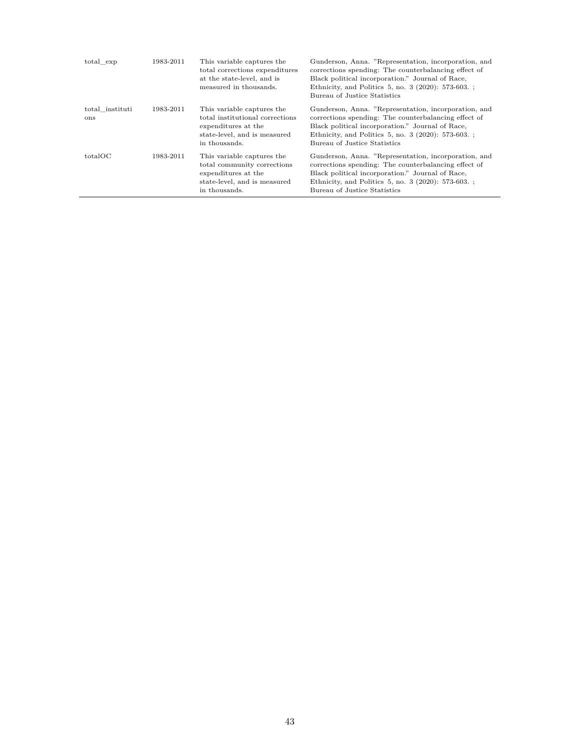| | | | |
|---|---|---|---|
| total_exp | 1983-2011 | This variable captures the total corrections expenditures at the state-level, and is measured in thousands. | Gunderson, Anna. "Representation, incorporation, and corrections spending: The counterbalancing effect of Black political incorporation." Journal of Race, Ethnicity, and Politics 5, no. 3 (2020): 573-603. ; Bureau of Justice Statistics |
| total_institutions | 1983-2011 | This variable captures the total institutional corrections expenditures at the state-level, and is measured in thousands. | Gunderson, Anna. "Representation, incorporation, and corrections spending: The counterbalancing effect of Black political incorporation." Journal of Race, Ethnicity, and Politics 5, no. 3 (2020): 573-603. ; Bureau of Justice Statistics |
| totalOC | 1983-2011 | This variable captures the total community corrections expenditures at the state-level, and is measured in thousands. | Gunderson, Anna. "Representation, incorporation, and corrections spending: The counterbalancing effect of Black political incorporation." Journal of Race, Ethnicity, and Politics 5, no. 3 (2020): 573-603. ; Bureau of Justice Statistics |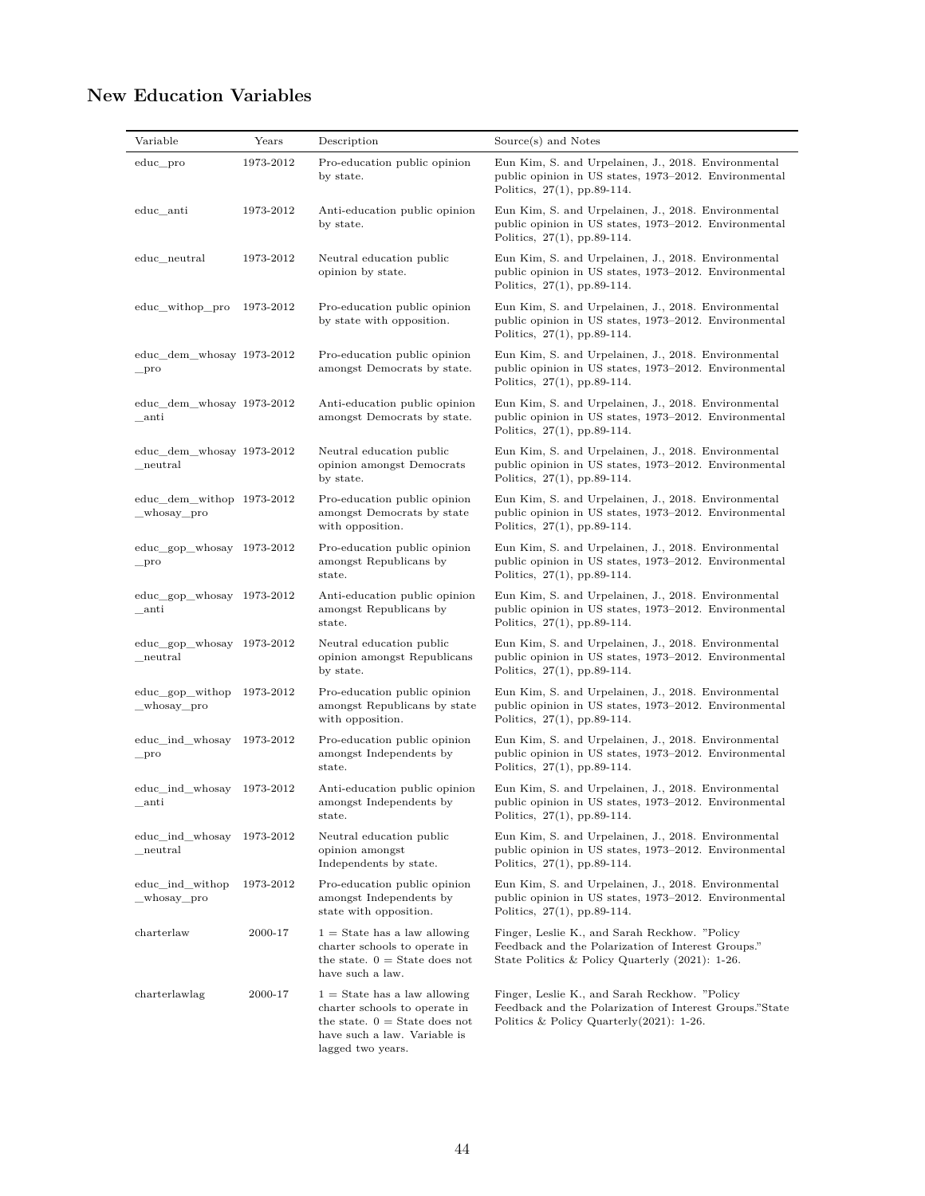## New Education Variables

| Variable | Years | Description | Source(s) and Notes |
|---|---|---|---|
| educ_pro | 1973-2012 | Pro-education public opinion by state. | Eun Kim, S. and Urpelainen, J., 2018. Environmental public opinion in US states, 1973–2012. Environmental Politics, 27(1), pp.89-114. |
| educ_anti | 1973-2012 | Anti-education public opinion by state. | Eun Kim, S. and Urpelainen, J., 2018. Environmental public opinion in US states, 1973–2012. Environmental Politics, 27(1), pp.89-114. |
| educ_neutral | 1973-2012 | Neutral education public opinion by state. | Eun Kim, S. and Urpelainen, J., 2018. Environmental public opinion in US states, 1973–2012. Environmental Politics, 27(1), pp.89-114. |
| educ_withop_pro | 1973-2012 | Pro-education public opinion by state with opposition. | Eun Kim, S. and Urpelainen, J., 2018. Environmental public opinion in US states, 1973–2012. Environmental Politics, 27(1), pp.89-114. |
| educ_dem_whosay_pro | 1973-2012 | Pro-education public opinion amongst Democrats by state. | Eun Kim, S. and Urpelainen, J., 2018. Environmental public opinion in US states, 1973–2012. Environmental Politics, 27(1), pp.89-114. |
| educ_dem_whosay_anti | 1973-2012 | Anti-education public opinion amongst Democrats by state. | Eun Kim, S. and Urpelainen, J., 2018. Environmental public opinion in US states, 1973–2012. Environmental Politics, 27(1), pp.89-114. |
| educ_dem_whosay_neutral | 1973-2012 | Neutral education public opinion amongst Democrats by state. | Eun Kim, S. and Urpelainen, J., 2018. Environmental public opinion in US states, 1973–2012. Environmental Politics, 27(1), pp.89-114. |
| educ_dem_withop_whosay_pro | 1973-2012 | Pro-education public opinion amongst Democrats by state with opposition. | Eun Kim, S. and Urpelainen, J., 2018. Environmental public opinion in US states, 1973–2012. Environmental Politics, 27(1), pp.89-114. |
| educ_gop_whosay_pro | 1973-2012 | Pro-education public opinion amongst Republicans by state. | Eun Kim, S. and Urpelainen, J., 2018. Environmental public opinion in US states, 1973–2012. Environmental Politics, 27(1), pp.89-114. |
| educ_gop_whosay_anti | 1973-2012 | Anti-education public opinion amongst Republicans by state. | Eun Kim, S. and Urpelainen, J., 2018. Environmental public opinion in US states, 1973–2012. Environmental Politics, 27(1), pp.89-114. |
| educ_gop_whosay_neutral | 1973-2012 | Neutral education public opinion amongst Republicans by state. | Eun Kim, S. and Urpelainen, J., 2018. Environmental public opinion in US states, 1973–2012. Environmental Politics, 27(1), pp.89-114. |
| educ_gop_withop_whosay_pro | 1973-2012 | Pro-education public opinion amongst Republicans by state with opposition. | Eun Kim, S. and Urpelainen, J., 2018. Environmental public opinion in US states, 1973–2012. Environmental Politics, 27(1), pp.89-114. |
| educ_ind_whosay_pro | 1973-2012 | Pro-education public opinion amongst Independents by state. | Eun Kim, S. and Urpelainen, J., 2018. Environmental public opinion in US states, 1973–2012. Environmental Politics, 27(1), pp.89-114. |
| educ_ind_whosay_anti | 1973-2012 | Anti-education public opinion amongst Independents by state. | Eun Kim, S. and Urpelainen, J., 2018. Environmental public opinion in US states, 1973–2012. Environmental Politics, 27(1), pp.89-114. |
| educ_ind_whosay_neutral | 1973-2012 | Neutral education public opinion amongst Independents by state. | Eun Kim, S. and Urpelainen, J., 2018. Environmental public opinion in US states, 1973–2012. Environmental Politics, 27(1), pp.89-114. |
| educ_ind_withop_whosay_pro | 1973-2012 | Pro-education public opinion amongst Independents by state with opposition. | Eun Kim, S. and Urpelainen, J., 2018. Environmental public opinion in US states, 1973–2012. Environmental Politics, 27(1), pp.89-114. |
| charterlaw | 2000-17 | 1 = State has a law allowing charter schools to operate in the state. 0 = State does not have such a law. | Finger, Leslie K., and Sarah Reckhow. "Policy Feedback and the Polarization of Interest Groups." State Politics & Policy Quarterly (2021): 1-26. |
| charterlawlag | 2000-17 | 1 = State has a law allowing charter schools to operate in the state. 0 = State does not have such a law. Variable is lagged two years. | Finger, Leslie K., and Sarah Reckhow. "Policy Feedback and the Polarization of Interest Groups."State Politics & Policy Quarterly(2021): 1-26. |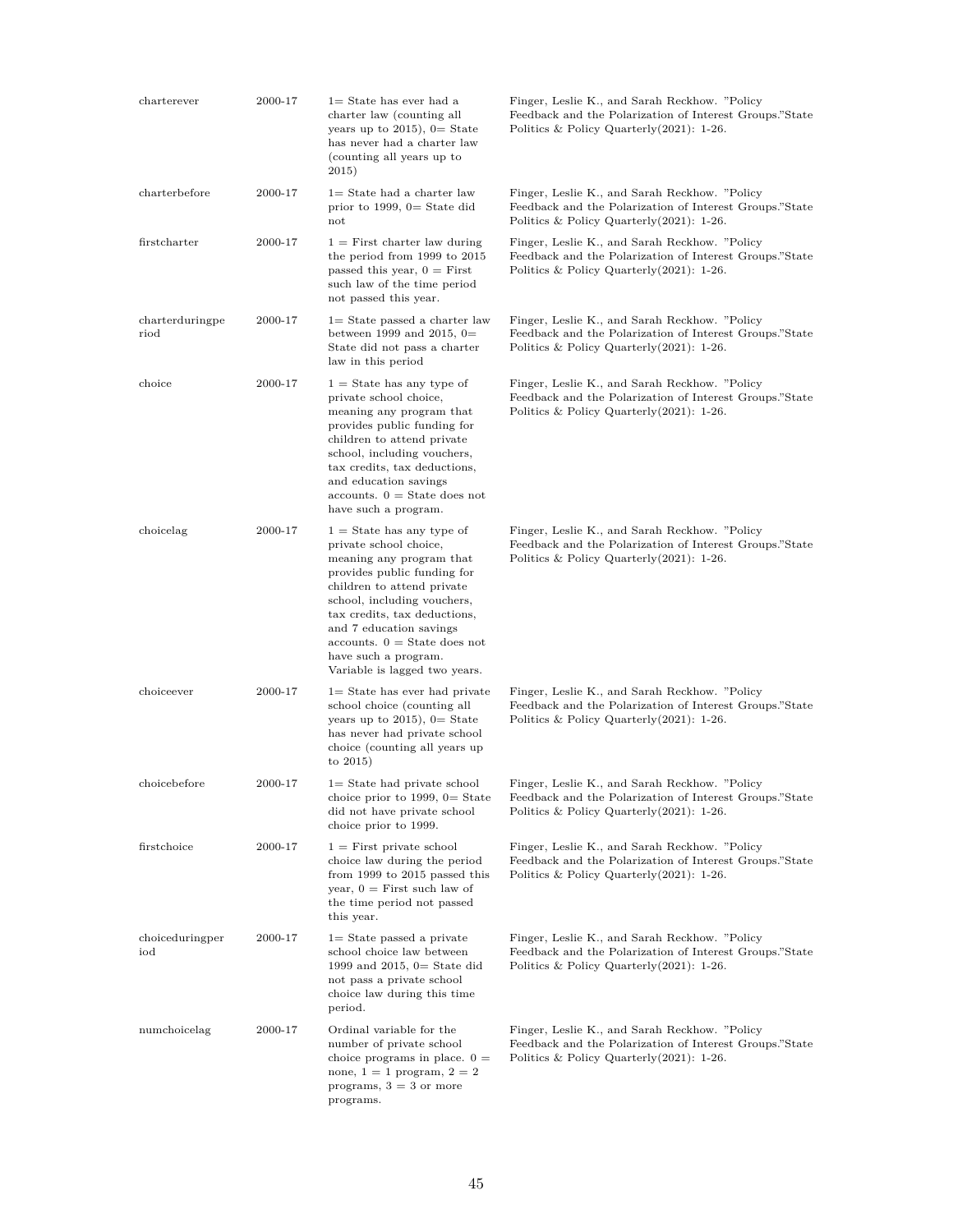| | | | |
|---|---|---|---|
| charterever | 2000-17 | 1= State has ever had a charter law (counting all years up to 2015), 0= State has never had a charter law (counting all years up to 2015) | Finger, Leslie K., and Sarah Reckhow. "Policy Feedback and the Polarization of Interest Groups."State Politics & Policy Quarterly(2021): 1-26. |
| charterbefore | 2000-17 | 1= State had a charter law prior to 1999, 0= State did not | Finger, Leslie K., and Sarah Reckhow. "Policy Feedback and the Polarization of Interest Groups."State Politics & Policy Quarterly(2021): 1-26. |
| firstcharter | 2000-17 | 1 = First charter law during the period from 1999 to 2015 passed this year, 0 = First such law of the time period not passed this year. | Finger, Leslie K., and Sarah Reckhow. "Policy Feedback and the Polarization of Interest Groups."State Politics & Policy Quarterly(2021): 1-26. |
| charterduringperiod | 2000-17 | 1= State passed a charter law between 1999 and 2015, 0= State did not pass a charter law in this period | Finger, Leslie K., and Sarah Reckhow. "Policy Feedback and the Polarization of Interest Groups."State Politics & Policy Quarterly(2021): 1-26. |
| choice | 2000-17 | 1 = State has any type of private school choice, meaning any program that provides public funding for children to attend private school, including vouchers, tax credits, tax deductions, and education savings accounts. 0 = State does not have such a program. | Finger, Leslie K., and Sarah Reckhow. "Policy Feedback and the Polarization of Interest Groups."State Politics & Policy Quarterly(2021): 1-26. |
| choicelag | 2000-17 | 1 = State has any type of private school choice, meaning any program that provides public funding for children to attend private school, including vouchers, tax credits, tax deductions, and 7 education savings accounts. 0 = State does not have such a program. Variable is lagged two years. | Finger, Leslie K., and Sarah Reckhow. "Policy Feedback and the Polarization of Interest Groups."State Politics & Policy Quarterly(2021): 1-26. |
| choiceever | 2000-17 | 1= State has ever had private school choice (counting all years up to 2015), 0= State has never had private school choice (counting all years up to 2015) | Finger, Leslie K., and Sarah Reckhow. "Policy Feedback and the Polarization of Interest Groups."State Politics & Policy Quarterly(2021): 1-26. |
| choicebefore | 2000-17 | 1= State had private school choice prior to 1999, 0= State did not have private school choice prior to 1999. | Finger, Leslie K., and Sarah Reckhow. "Policy Feedback and the Polarization of Interest Groups."State Politics & Policy Quarterly(2021): 1-26. |
| firstchoice | 2000-17 | 1 = First private school choice law during the period from 1999 to 2015 passed this year, 0 = First such law of the time period not passed this year. | Finger, Leslie K., and Sarah Reckhow. "Policy Feedback and the Polarization of Interest Groups."State Politics & Policy Quarterly(2021): 1-26. |
| choiceduringperiod | 2000-17 | 1= State passed a private school choice law between 1999 and 2015, 0= State did not pass a private school choice law during this time period. | Finger, Leslie K., and Sarah Reckhow. "Policy Feedback and the Polarization of Interest Groups."State Politics & Policy Quarterly(2021): 1-26. |
| numchoicelag | 2000-17 | Ordinal variable for the number of private school choice programs in place. 0 = none, 1 = 1 program, 2 = 2 programs, 3 = 3 or more programs. | Finger, Leslie K., and Sarah Reckhow. "Policy Feedback and the Polarization of Interest Groups."State Politics & Policy Quarterly(2021): 1-26. |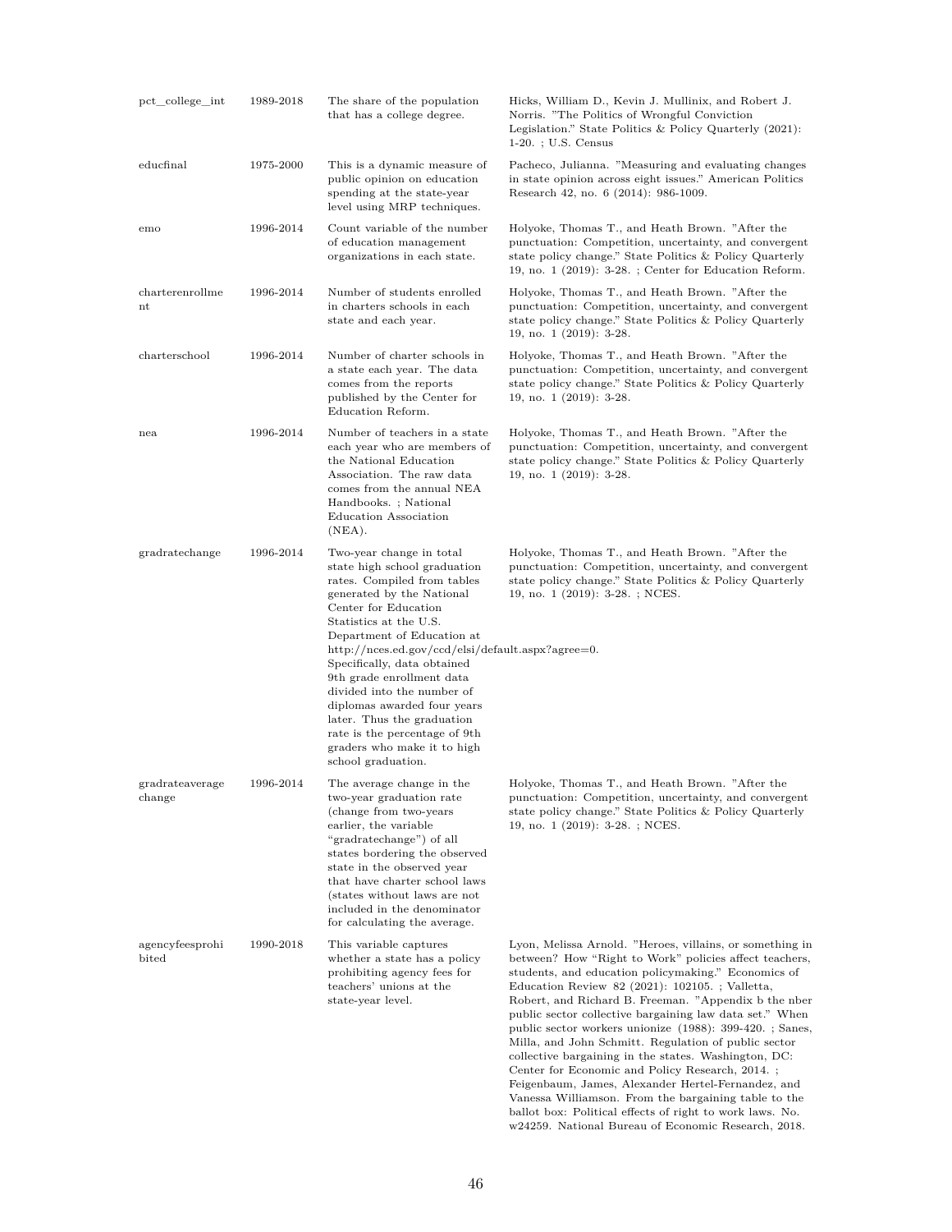| | | | |
|---|---|---|---|
| pct_college_int | 1989-2018 | The share of the population that has a college degree. | Hicks, William D., Kevin J. Mullinix, and Robert J. Norris. "The Politics of Wrongful Conviction Legislation." State Politics & Policy Quarterly (2021): 1-20. ; U.S. Census |
| educfinal | 1975-2000 | This is a dynamic measure of public opinion on education spending at the state-year level using MRP techniques. | Pacheco, Julianna. "Measuring and evaluating changes in state opinion across eight issues." American Politics Research 42, no. 6 (2014): 986-1009. |
| emo | 1996-2014 | Count variable of the number of education management organizations in each state. | Holyoke, Thomas T., and Heath Brown. "After the punctuation: Competition, uncertainty, and convergent state policy change." State Politics & Policy Quarterly 19, no. 1 (2019): 3-28. ; Center for Education Reform. |
| charterenrollment | 1996-2014 | Number of students enrolled in charters schools in each state and each year. | Holyoke, Thomas T., and Heath Brown. "After the punctuation: Competition, uncertainty, and convergent state policy change." State Politics & Policy Quarterly 19, no. 1 (2019): 3-28. |
| charterschool | 1996-2014 | Number of charter schools in a state each year. The data comes from the reports published by the Center for Education Reform. | Holyoke, Thomas T., and Heath Brown. "After the punctuation: Competition, uncertainty, and convergent state policy change." State Politics & Policy Quarterly 19, no. 1 (2019): 3-28. |
| nea | 1996-2014 | Number of teachers in a state each year who are members of the National Education Association. The raw data comes from the annual NEA Handbooks. ; National Education Association (NEA). | Holyoke, Thomas T., and Heath Brown. "After the punctuation: Competition, uncertainty, and convergent state policy change." State Politics & Policy Quarterly 19, no. 1 (2019): 3-28. |
| gradratechange | 1996-2014 | Two-year change in total state high school graduation rates. Compiled from tables generated by the National Center for Education Statistics at the U.S. Department of Education at http://nces.ed.gov/ccd/elsi/default.aspx?agree=0. Specifically, data obtained 9th grade enrollment data divided into the number of diplomas awarded four years later. Thus the graduation rate is the percentage of 9th graders who make it to high school graduation. | Holyoke, Thomas T., and Heath Brown. "After the punctuation: Competition, uncertainty, and convergent state policy change." State Politics & Policy Quarterly 19, no. 1 (2019): 3-28. ; NCES. |
| gradrateaverage change | 1996-2014 | The average change in the two-year graduation rate (change from two-years earlier, the variable "gradratechange") of all states bordering the observed state in the observed year that have charter school laws (states without laws are not included in the denominator for calculating the average. | Holyoke, Thomas T., and Heath Brown. "After the punctuation: Competition, uncertainty, and convergent state policy change." State Politics & Policy Quarterly 19, no. 1 (2019): 3-28. ; NCES. |
| agencyfeesprohibited | 1990-2018 | This variable captures whether a state has a policy prohibiting agency fees for teachers' unions at the state-year level. | Lyon, Melissa Arnold. "Heroes, villains, or something in between? How "Right to Work" policies affect teachers, students, and education policymaking." Economics of Education Review 82 (2021): 102105. ; Valletta, Robert, and Richard B. Freeman. "Appendix b the nber public sector collective bargaining law data set." When public sector workers unionize (1988): 399-420. ; Sanes, Milla, and John Schmitt. Regulation of public sector collective bargaining in the states. Washington, DC: Center for Economic and Policy Research, 2014. ; Feigenbaum, James, Alexander Hertel-Fernandez, and Vanessa Williamson. From the bargaining table to the ballot box: Political effects of right to work laws. No. w24259. National Bureau of Economic Research, 2018. |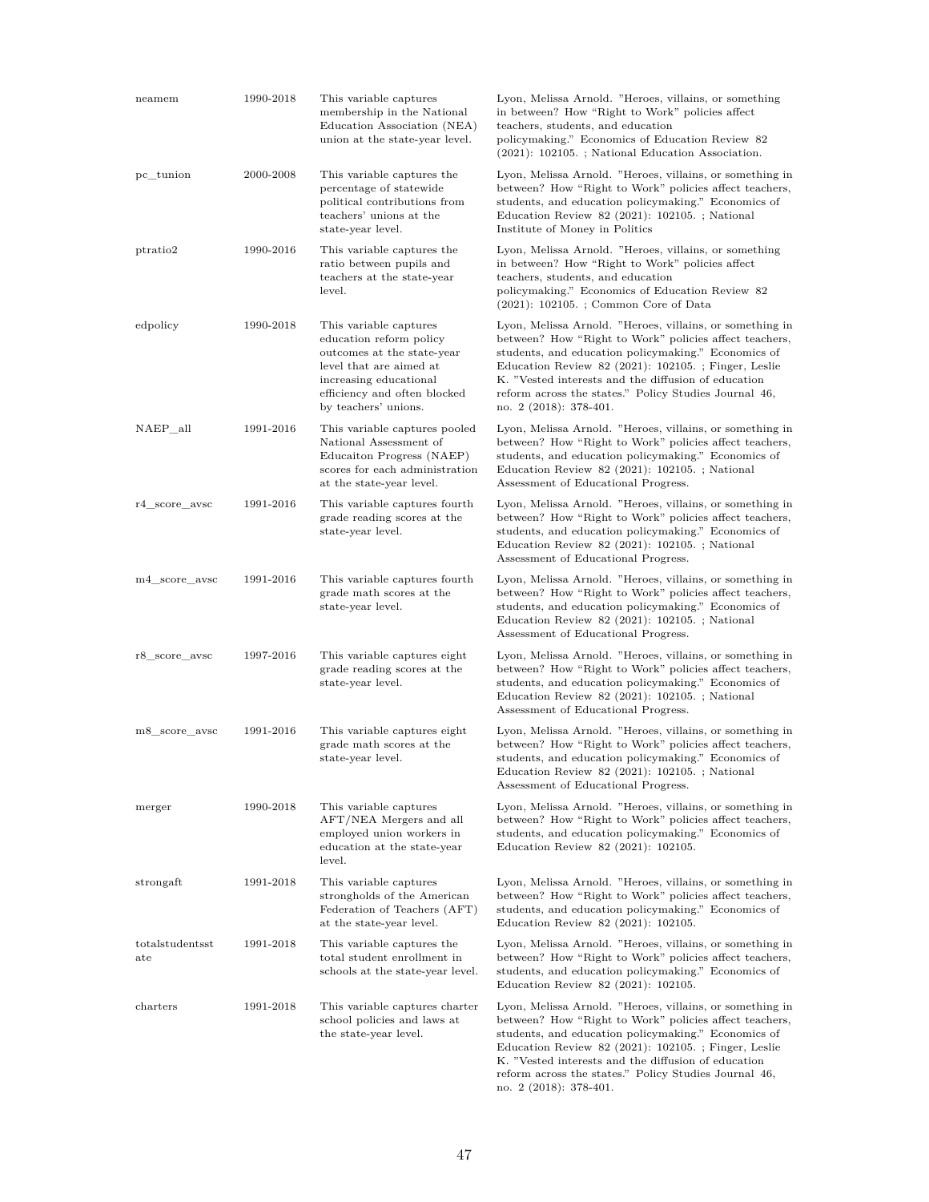| | | | |
|---|---|---|---|
| neamem | 1990-2018 | This variable captures membership in the National Education Association (NEA) union at the state-year level. | Lyon, Melissa Arnold. "Heroes, villains, or something in between? How "Right to Work" policies affect teachers, students, and education policymaking." Economics of Education Review 82 (2021): 102105. ; National Education Association. |
| pc_tunion | 2000-2008 | This variable captures the percentage of statewide political contributions from teachers' unions at the state-year level. | Lyon, Melissa Arnold. "Heroes, villains, or something in between? How "Right to Work" policies affect teachers, students, and education policymaking." Economics of Education Review 82 (2021): 102105. ; National Institute of Money in Politics |
| ptratio2 | 1990-2016 | This variable captures the ratio between pupils and teachers at the state-year level. | Lyon, Melissa Arnold. "Heroes, villains, or something in between? How "Right to Work" policies affect teachers, students, and education policymaking." Economics of Education Review 82 (2021): 102105. ; Common Core of Data |
| edpolicy | 1990-2018 | This variable captures education reform policy outcomes at the state-year level that are aimed at increasing educational efficiency and often blocked by teachers' unions. | Lyon, Melissa Arnold. "Heroes, villains, or something in between? How "Right to Work" policies affect teachers, students, and education policymaking." Economics of Education Review 82 (2021): 102105. ; Finger, Leslie K. "Vested interests and the diffusion of education reform across the states." Policy Studies Journal 46, no. 2 (2018): 378-401. |
| NAEP_all | 1991-2016 | This variable captures pooled National Assessment of Educaiton Progress (NAEP) scores for each administration at the state-year level. | Lyon, Melissa Arnold. "Heroes, villains, or something in between? How "Right to Work" policies affect teachers, students, and education policymaking." Economics of Education Review 82 (2021): 102105. ; National Assessment of Educational Progress. |
| r4_score_avsc | 1991-2016 | This variable captures fourth grade reading scores at the state-year level. | Lyon, Melissa Arnold. "Heroes, villains, or something in between? How "Right to Work" policies affect teachers, students, and education policymaking." Economics of Education Review 82 (2021): 102105. ; National Assessment of Educational Progress. |
| m4_score_avsc | 1991-2016 | This variable captures fourth grade math scores at the state-year level. | Lyon, Melissa Arnold. "Heroes, villains, or something in between? How "Right to Work" policies affect teachers, students, and education policymaking." Economics of Education Review 82 (2021): 102105. ; National Assessment of Educational Progress. |
| r8_score_avsc | 1997-2016 | This variable captures eight grade reading scores at the state-year level. | Lyon, Melissa Arnold. "Heroes, villains, or something in between? How "Right to Work" policies affect teachers, students, and education policymaking." Economics of Education Review 82 (2021): 102105. ; National Assessment of Educational Progress. |
| m8_score_avsc | 1991-2016 | This variable captures eight grade math scores at the state-year level. | Lyon, Melissa Arnold. "Heroes, villains, or something in between? How "Right to Work" policies affect teachers, students, and education policymaking." Economics of Education Review 82 (2021): 102105. ; National Assessment of Educational Progress. |
| merger | 1990-2018 | This variable captures AFT/NEA Mergers and all employed union workers in education at the state-year level. | Lyon, Melissa Arnold. "Heroes, villains, or something in between? How "Right to Work" policies affect teachers, students, and education policymaking." Economics of Education Review 82 (2021): 102105. |
| strongaft | 1991-2018 | This variable captures strongholds of the American Federation of Teachers (AFT) at the state-year level. | Lyon, Melissa Arnold. "Heroes, villains, or something in between? How "Right to Work" policies affect teachers, students, and education policymaking." Economics of Education Review 82 (2021): 102105. |
| totalstudentsstate | 1991-2018 | This variable captures the total student enrollment in schools at the state-year level. | Lyon, Melissa Arnold. "Heroes, villains, or something in between? How "Right to Work" policies affect teachers, students, and education policymaking." Economics of Education Review 82 (2021): 102105. |
| charters | 1991-2018 | This variable captures charter school policies and laws at the state-year level. | Lyon, Melissa Arnold. "Heroes, villains, or something in between? How "Right to Work" policies affect teachers, students, and education policymaking." Economics of Education Review 82 (2021): 102105. ; Finger, Leslie K. "Vested interests and the diffusion of education reform across the states." Policy Studies Journal 46, no. 2 (2018): 378-401. |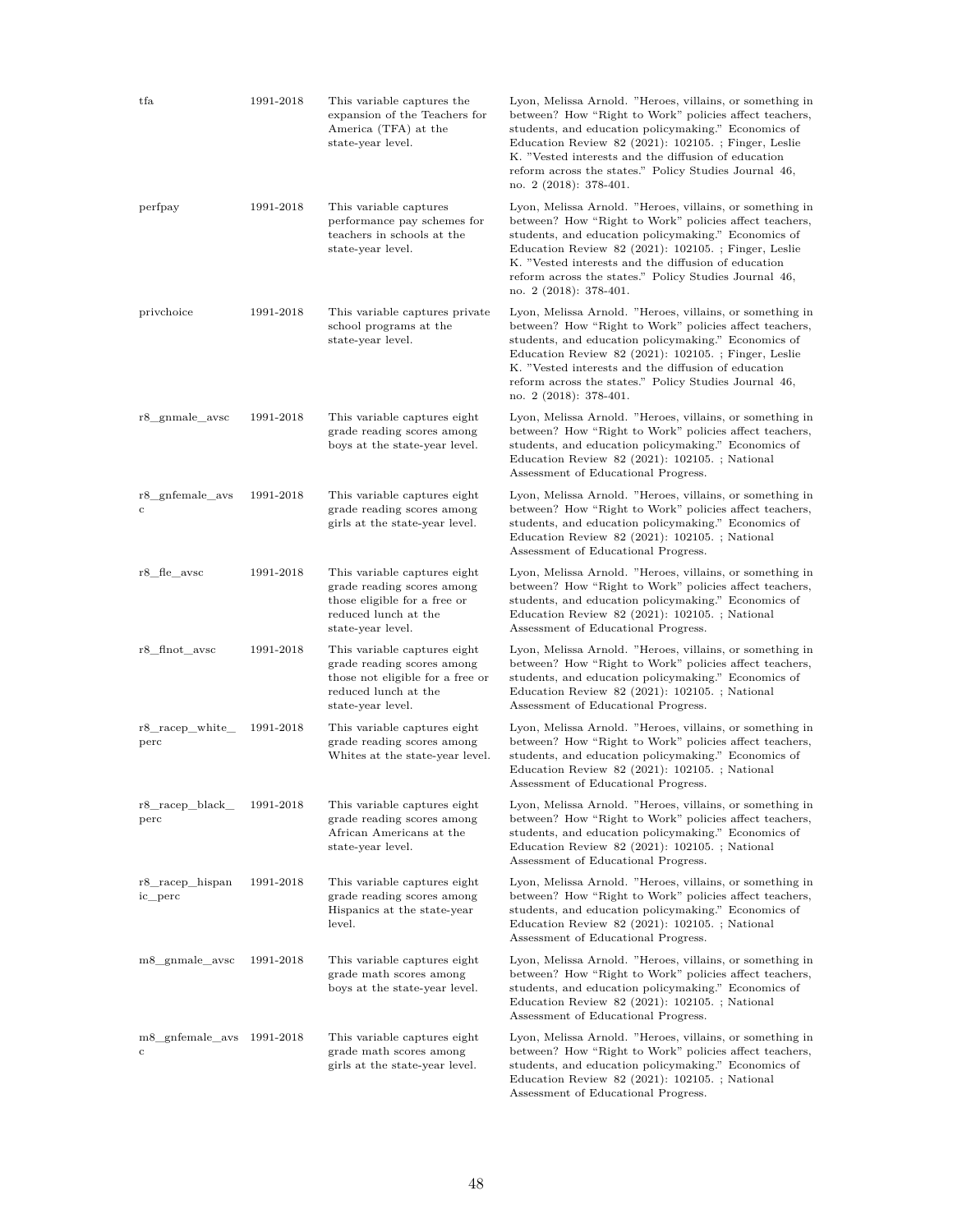| | | | |
|---|---|---|---|
| tfa | 1991-2018 | This variable captures the expansion of the Teachers for America (TFA) at the state-year level. | Lyon, Melissa Arnold. "Heroes, villains, or something in between? How "Right to Work" policies affect teachers, students, and education policymaking." Economics of Education Review 82 (2021): 102105. ; Finger, Leslie K. "Vested interests and the diffusion of education reform across the states." Policy Studies Journal 46, no. 2 (2018): 378-401. |
| perfpay | 1991-2018 | This variable captures performance pay schemes for teachers in schools at the state-year level. | Lyon, Melissa Arnold. "Heroes, villains, or something in between? How "Right to Work" policies affect teachers, students, and education policymaking." Economics of Education Review 82 (2021): 102105. ; Finger, Leslie K. "Vested interests and the diffusion of education reform across the states." Policy Studies Journal 46, no. 2 (2018): 378-401. |
| privchoice | 1991-2018 | This variable captures private school programs at the state-year level. | Lyon, Melissa Arnold. "Heroes, villains, or something in between? How "Right to Work" policies affect teachers, students, and education policymaking." Economics of Education Review 82 (2021): 102105. ; Finger, Leslie K. "Vested interests and the diffusion of education reform across the states." Policy Studies Journal 46, no. 2 (2018): 378-401. |
| r8_gnmale_avsc | 1991-2018 | This variable captures eight grade reading scores among boys at the state-year level. | Lyon, Melissa Arnold. "Heroes, villains, or something in between? How "Right to Work" policies affect teachers, students, and education policymaking." Economics of Education Review 82 (2021): 102105. ; National Assessment of Educational Progress. |
| r8_gnfemale_avsc | 1991-2018 | This variable captures eight grade reading scores among girls at the state-year level. | Lyon, Melissa Arnold. "Heroes, villains, or something in between? How "Right to Work" policies affect teachers, students, and education policymaking." Economics of Education Review 82 (2021): 102105. ; National Assessment of Educational Progress. |
| r8_fle_avsc | 1991-2018 | This variable captures eight grade reading scores among those eligible for a free or reduced lunch at the state-year level. | Lyon, Melissa Arnold. "Heroes, villains, or something in between? How "Right to Work" policies affect teachers, students, and education policymaking." Economics of Education Review 82 (2021): 102105. ; National Assessment of Educational Progress. |
| r8_flnot_avsc | 1991-2018 | This variable captures eight grade reading scores among those not eligible for a free or reduced lunch at the state-year level. | Lyon, Melissa Arnold. "Heroes, villains, or something in between? How "Right to Work" policies affect teachers, students, and education policymaking." Economics of Education Review 82 (2021): 102105. ; National Assessment of Educational Progress. |
| r8_racep_white_perc | 1991-2018 | This variable captures eight grade reading scores among Whites at the state-year level. | Lyon, Melissa Arnold. "Heroes, villains, or something in between? How "Right to Work" policies affect teachers, students, and education policymaking." Economics of Education Review 82 (2021): 102105. ; National Assessment of Educational Progress. |
| r8_racep_black_perc | 1991-2018 | This variable captures eight grade reading scores among African Americans at the state-year level. | Lyon, Melissa Arnold. "Heroes, villains, or something in between? How "Right to Work" policies affect teachers, students, and education policymaking." Economics of Education Review 82 (2021): 102105. ; National Assessment of Educational Progress. |
| r8_racep_hispanic_perc | 1991-2018 | This variable captures eight grade reading scores among Hispanics at the state-year level. | Lyon, Melissa Arnold. "Heroes, villains, or something in between? How "Right to Work" policies affect teachers, students, and education policymaking." Economics of Education Review 82 (2021): 102105. ; National Assessment of Educational Progress. |
| m8_gnmale_avsc | 1991-2018 | This variable captures eight grade math scores among boys at the state-year level. | Lyon, Melissa Arnold. "Heroes, villains, or something in between? How "Right to Work" policies affect teachers, students, and education policymaking." Economics of Education Review 82 (2021): 102105. ; National Assessment of Educational Progress. |
| m8_gnfemale_avsc | 1991-2018 | This variable captures eight grade math scores among girls at the state-year level. | Lyon, Melissa Arnold. "Heroes, villains, or something in between? How "Right to Work" policies affect teachers, students, and education policymaking." Economics of Education Review 82 (2021): 102105. ; National Assessment of Educational Progress. |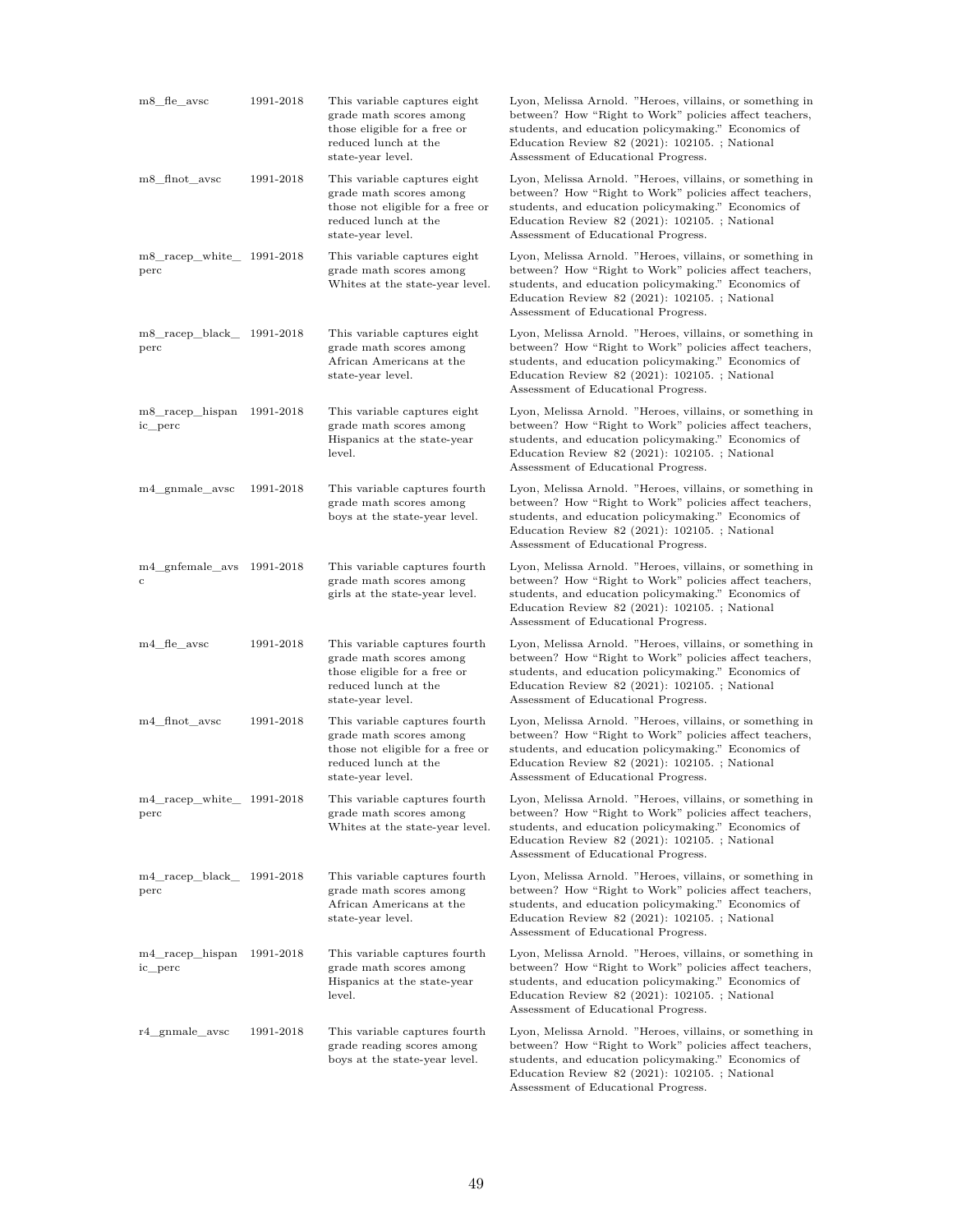| | | | |
|---|---|---|---|
| m8_fle_avsc | 1991-2018 | This variable captures eight grade math scores among those eligible for a free or reduced lunch at the state-year level. | Lyon, Melissa Arnold. "Heroes, villains, or something in between? How "Right to Work" policies affect teachers, students, and education policymaking." Economics of Education Review 82 (2021): 102105. ; National Assessment of Educational Progress. |
| m8_flnot_avsc | 1991-2018 | This variable captures eight grade math scores among those not eligible for a free or reduced lunch at the state-year level. | Lyon, Melissa Arnold. "Heroes, villains, or something in between? How "Right to Work" policies affect teachers, students, and education policymaking." Economics of Education Review 82 (2021): 102105. ; National Assessment of Educational Progress. |
| m8_racep_white_perc | 1991-2018 | This variable captures eight grade math scores among Whites at the state-year level. | Lyon, Melissa Arnold. "Heroes, villains, or something in between? How "Right to Work" policies affect teachers, students, and education policymaking." Economics of Education Review 82 (2021): 102105. ; National Assessment of Educational Progress. |
| m8_racep_black_perc | 1991-2018 | This variable captures eight grade math scores among African Americans at the state-year level. | Lyon, Melissa Arnold. "Heroes, villains, or something in between? How "Right to Work" policies affect teachers, students, and education policymaking." Economics of Education Review 82 (2021): 102105. ; National Assessment of Educational Progress. |
| m8_racep_hispanic_perc | 1991-2018 | This variable captures eight grade math scores among Hispanics at the state-year level. | Lyon, Melissa Arnold. "Heroes, villains, or something in between? How "Right to Work" policies affect teachers, students, and education policymaking." Economics of Education Review 82 (2021): 102105. ; National Assessment of Educational Progress. |
| m4_gnmale_avsc | 1991-2018 | This variable captures fourth grade math scores among boys at the state-year level. | Lyon, Melissa Arnold. "Heroes, villains, or something in between? How "Right to Work" policies affect teachers, students, and education policymaking." Economics of Education Review 82 (2021): 102105. ; National Assessment of Educational Progress. |
| m4_gnfemale_avsc | 1991-2018 | This variable captures fourth grade math scores among girls at the state-year level. | Lyon, Melissa Arnold. "Heroes, villains, or something in between? How "Right to Work" policies affect teachers, students, and education policymaking." Economics of Education Review 82 (2021): 102105. ; National Assessment of Educational Progress. |
| m4_fle_avsc | 1991-2018 | This variable captures fourth grade math scores among those eligible for a free or reduced lunch at the state-year level. | Lyon, Melissa Arnold. "Heroes, villains, or something in between? How "Right to Work" policies affect teachers, students, and education policymaking." Economics of Education Review 82 (2021): 102105. ; National Assessment of Educational Progress. |
| m4_flnot_avsc | 1991-2018 | This variable captures fourth grade math scores among those not eligible for a free or reduced lunch at the state-year level. | Lyon, Melissa Arnold. "Heroes, villains, or something in between? How "Right to Work" policies affect teachers, students, and education policymaking." Economics of Education Review 82 (2021): 102105. ; National Assessment of Educational Progress. |
| m4_racep_white_perc | 1991-2018 | This variable captures fourth grade math scores among Whites at the state-year level. | Lyon, Melissa Arnold. "Heroes, villains, or something in between? How "Right to Work" policies affect teachers, students, and education policymaking." Economics of Education Review 82 (2021): 102105. ; National Assessment of Educational Progress. |
| m4_racep_black_perc | 1991-2018 | This variable captures fourth grade math scores among African Americans at the state-year level. | Lyon, Melissa Arnold. "Heroes, villains, or something in between? How "Right to Work" policies affect teachers, students, and education policymaking." Economics of Education Review 82 (2021): 102105. ; National Assessment of Educational Progress. |
| m4_racep_hispanic_perc | 1991-2018 | This variable captures fourth grade math scores among Hispanics at the state-year level. | Lyon, Melissa Arnold. "Heroes, villains, or something in between? How "Right to Work" policies affect teachers, students, and education policymaking." Economics of Education Review 82 (2021): 102105. ; National Assessment of Educational Progress. |
| r4_gnmale_avsc | 1991-2018 | This variable captures fourth grade reading scores among boys at the state-year level. | Lyon, Melissa Arnold. "Heroes, villains, or something in between? How "Right to Work" policies affect teachers, students, and education policymaking." Economics of Education Review 82 (2021): 102105. ; National Assessment of Educational Progress. |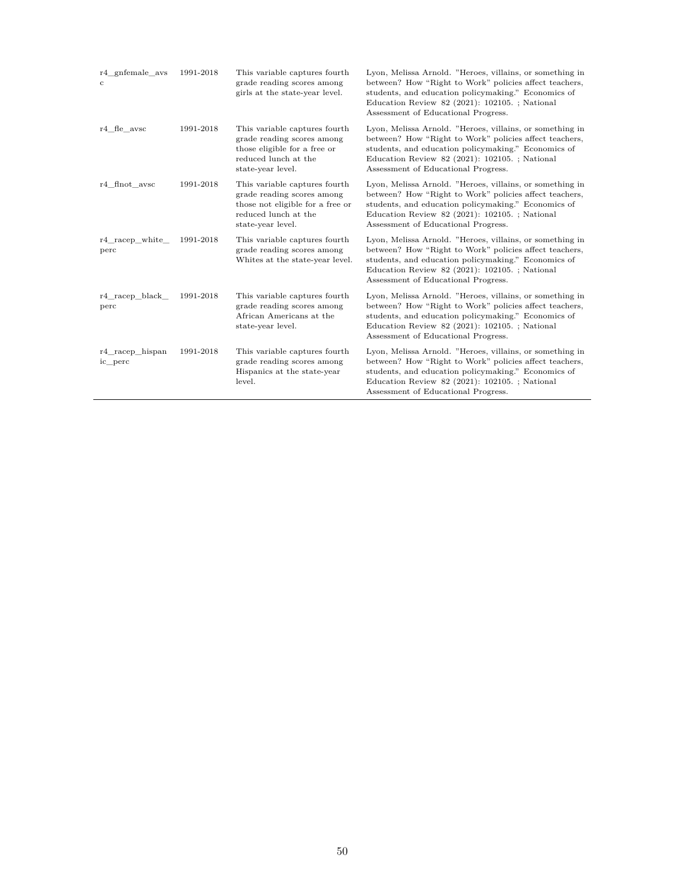| | | | |
|---|---|---|---|
| r4_gnfemale_avsc | 1991-2018 | This variable captures fourth grade reading scores among girls at the state-year level. | Lyon, Melissa Arnold. "Heroes, villains, or something in between? How "Right to Work" policies affect teachers, students, and education policymaking." Economics of Education Review 82 (2021): 102105. ; National Assessment of Educational Progress. |
| r4_fle_avsc | 1991-2018 | This variable captures fourth grade reading scores among those eligible for a free or reduced lunch at the state-year level. | Lyon, Melissa Arnold. "Heroes, villains, or something in between? How "Right to Work" policies affect teachers, students, and education policymaking." Economics of Education Review 82 (2021): 102105. ; National Assessment of Educational Progress. |
| r4_flnot_avsc | 1991-2018 | This variable captures fourth grade reading scores among those not eligible for a free or reduced lunch at the state-year level. | Lyon, Melissa Arnold. "Heroes, villains, or something in between? How "Right to Work" policies affect teachers, students, and education policymaking." Economics of Education Review 82 (2021): 102105. ; National Assessment of Educational Progress. |
| r4_racep_white_perc | 1991-2018 | This variable captures fourth grade reading scores among Whites at the state-year level. | Lyon, Melissa Arnold. "Heroes, villains, or something in between? How "Right to Work" policies affect teachers, students, and education policymaking." Economics of Education Review 82 (2021): 102105. ; National Assessment of Educational Progress. |
| r4_racep_black_perc | 1991-2018 | This variable captures fourth grade reading scores among African Americans at the state-year level. | Lyon, Melissa Arnold. "Heroes, villains, or something in between? How "Right to Work" policies affect teachers, students, and education policymaking." Economics of Education Review 82 (2021): 102105. ; National Assessment of Educational Progress. |
| r4_racep_hispanic_perc | 1991-2018 | This variable captures fourth grade reading scores among Hispanics at the state-year level. | Lyon, Melissa Arnold. "Heroes, villains, or something in between? How "Right to Work" policies affect teachers, students, and education policymaking." Economics of Education Review 82 (2021): 102105. ; National Assessment of Educational Progress. |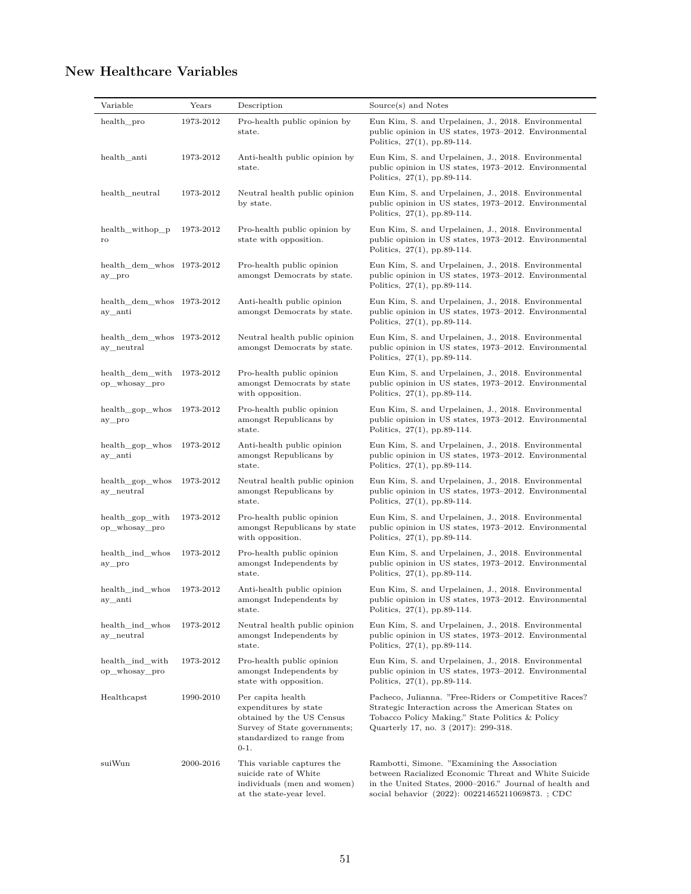## New Healthcare Variables

| Variable | Years | Description | Source(s) and Notes |
|---|---|---|---|
| health_pro | 1973-2012 | Pro-health public opinion by state. | Eun Kim, S. and Urpelainen, J., 2018. Environmental public opinion in US states, 1973–2012. Environmental Politics, 27(1), pp.89-114. |
| health_anti | 1973-2012 | Anti-health public opinion by state. | Eun Kim, S. and Urpelainen, J., 2018. Environmental public opinion in US states, 1973–2012. Environmental Politics, 27(1), pp.89-114. |
| health_neutral | 1973-2012 | Neutral health public opinion by state. | Eun Kim, S. and Urpelainen, J., 2018. Environmental public opinion in US states, 1973–2012. Environmental Politics, 27(1), pp.89-114. |
| health_withop_pro | 1973-2012 | Pro-health public opinion by state with opposition. | Eun Kim, S. and Urpelainen, J., 2018. Environmental public opinion in US states, 1973–2012. Environmental Politics, 27(1), pp.89-114. |
| health_dem_whosay_pro | 1973-2012 | Pro-health public opinion amongst Democrats by state. | Eun Kim, S. and Urpelainen, J., 2018. Environmental public opinion in US states, 1973–2012. Environmental Politics, 27(1), pp.89-114. |
| health_dem_whosay_anti | 1973-2012 | Anti-health public opinion amongst Democrats by state. | Eun Kim, S. and Urpelainen, J., 2018. Environmental public opinion in US states, 1973–2012. Environmental Politics, 27(1), pp.89-114. |
| health_dem_whosay_neutral | 1973-2012 | Neutral health public opinion amongst Democrats by state. | Eun Kim, S. and Urpelainen, J., 2018. Environmental public opinion in US states, 1973–2012. Environmental Politics, 27(1), pp.89-114. |
| health_dem_withop_whosay_pro | 1973-2012 | Pro-health public opinion amongst Democrats by state with opposition. | Eun Kim, S. and Urpelainen, J., 2018. Environmental public opinion in US states, 1973–2012. Environmental Politics, 27(1), pp.89-114. |
| health_gop_whosay_pro | 1973-2012 | Pro-health public opinion amongst Republicans by state. | Eun Kim, S. and Urpelainen, J., 2018. Environmental public opinion in US states, 1973–2012. Environmental Politics, 27(1), pp.89-114. |
| health_gop_whosay_anti | 1973-2012 | Anti-health public opinion amongst Republicans by state. | Eun Kim, S. and Urpelainen, J., 2018. Environmental public opinion in US states, 1973–2012. Environmental Politics, 27(1), pp.89-114. |
| health_gop_whosay_neutral | 1973-2012 | Neutral health public opinion amongst Republicans by state. | Eun Kim, S. and Urpelainen, J., 2018. Environmental public opinion in US states, 1973–2012. Environmental Politics, 27(1), pp.89-114. |
| health_gop_withop_whosay_pro | 1973-2012 | Pro-health public opinion amongst Republicans by state with opposition. | Eun Kim, S. and Urpelainen, J., 2018. Environmental public opinion in US states, 1973–2012. Environmental Politics, 27(1), pp.89-114. |
| health_ind_whosay_pro | 1973-2012 | Pro-health public opinion amongst Independents by state. | Eun Kim, S. and Urpelainen, J., 2018. Environmental public opinion in US states, 1973–2012. Environmental Politics, 27(1), pp.89-114. |
| health_ind_whosay_anti | 1973-2012 | Anti-health public opinion amongst Independents by state. | Eun Kim, S. and Urpelainen, J., 2018. Environmental public opinion in US states, 1973–2012. Environmental Politics, 27(1), pp.89-114. |
| health_ind_whosay_neutral | 1973-2012 | Neutral health public opinion amongst Independents by state. | Eun Kim, S. and Urpelainen, J., 2018. Environmental public opinion in US states, 1973–2012. Environmental Politics, 27(1), pp.89-114. |
| health_ind_withop_whosay_pro | 1973-2012 | Pro-health public opinion amongst Independents by state with opposition. | Eun Kim, S. and Urpelainen, J., 2018. Environmental public opinion in US states, 1973–2012. Environmental Politics, 27(1), pp.89-114. |
| Healthcapst | 1990-2010 | Per capita health expenditures by state obtained by the US Census Survey of State governments; standardized to range from 0-1. | Pacheco, Julianna. "Free-Riders or Competitive Races? Strategic Interaction across the American States on Tobacco Policy Making." State Politics & Policy Quarterly 17, no. 3 (2017): 299-318. |
| suiWun | 2000-2016 | This variable captures the suicide rate of White individuals (men and women) at the state-year level. | Rambotti, Simone. "Examining the Association between Racialized Economic Threat and White Suicide in the United States, 2000–2016." Journal of health and social behavior (2022): 00221465211069873. ; CDC |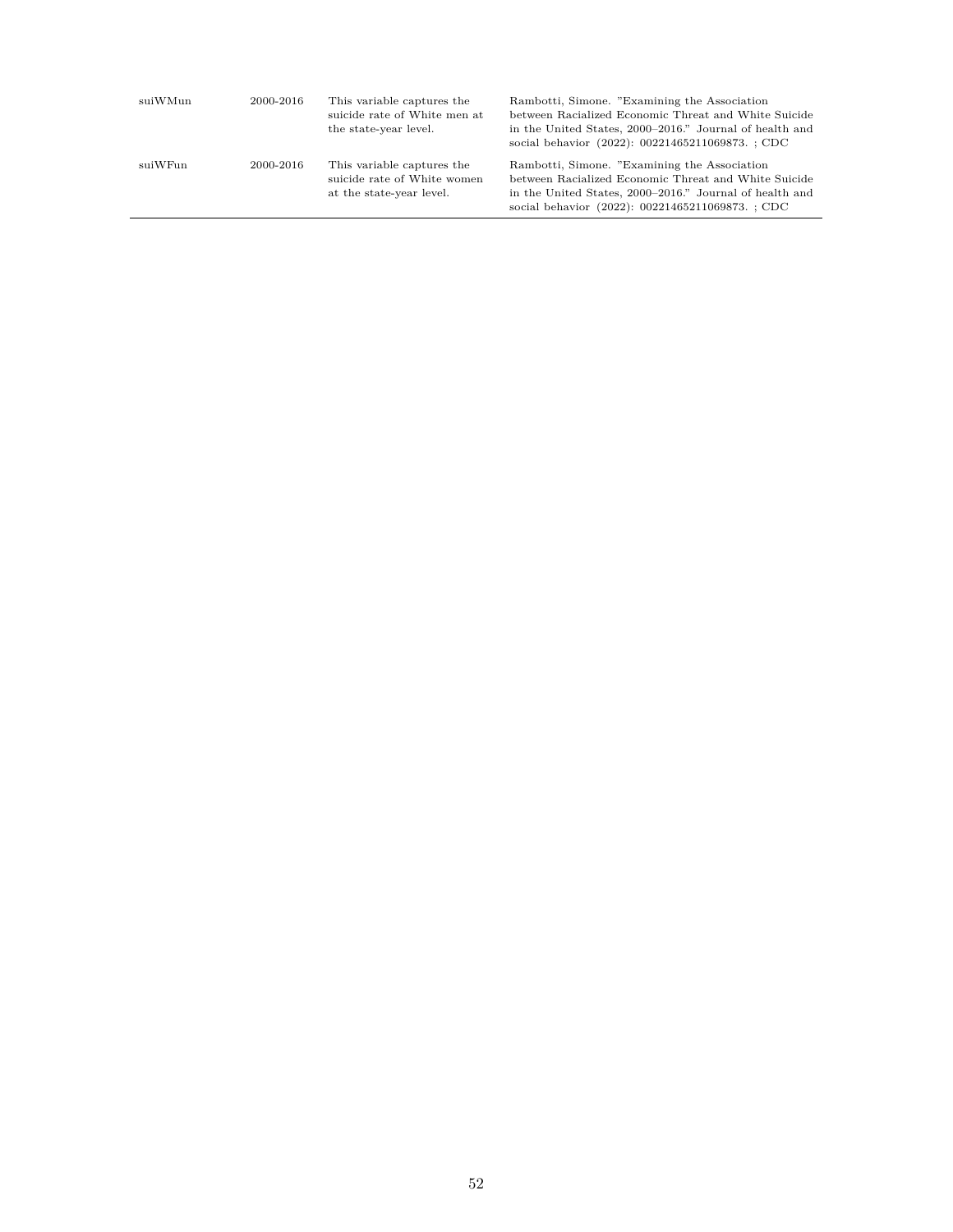| | | | |
|---|---|---|---|
| suiWMun | 2000-2016 | This variable captures the suicide rate of White men at the state-year level. | Rambotti, Simone. "Examining the Association between Racialized Economic Threat and White Suicide in the United States, 2000–2016." Journal of health and social behavior (2022): 00221465211069873. ; CDC |
| suiWFun | 2000-2016 | This variable captures the suicide rate of White women at the state-year level. | Rambotti, Simone. "Examining the Association between Racialized Economic Threat and White Suicide in the United States, 2000–2016." Journal of health and social behavior (2022): 00221465211069873. ; CDC |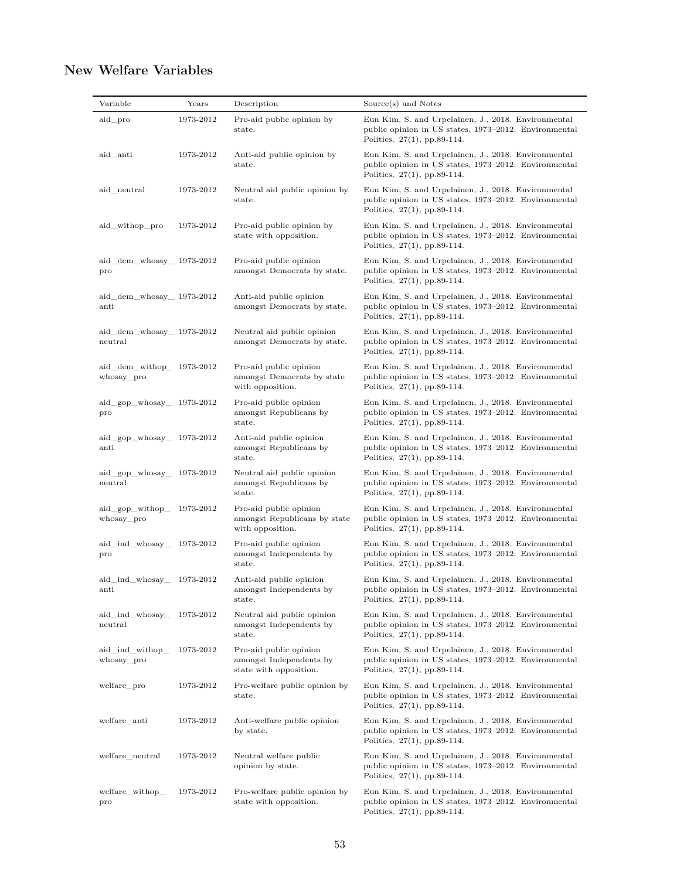## New Welfare Variables

| Variable | Years | Description | Source(s) and Notes |
|---|---|---|---|
| aid_pro | 1973-2012 | Pro-aid public opinion by state. | Eun Kim, S. and Urpelainen, J., 2018. Environmental public opinion in US states, 1973–2012. Environmental Politics, 27(1), pp.89-114. |
| aid_anti | 1973-2012 | Anti-aid public opinion by state. | Eun Kim, S. and Urpelainen, J., 2018. Environmental public opinion in US states, 1973–2012. Environmental Politics, 27(1), pp.89-114. |
| aid_neutral | 1973-2012 | Neutral aid public opinion by state. | Eun Kim, S. and Urpelainen, J., 2018. Environmental public opinion in US states, 1973–2012. Environmental Politics, 27(1), pp.89-114. |
| aid_withop_pro | 1973-2012 | Pro-aid public opinion by state with opposition. | Eun Kim, S. and Urpelainen, J., 2018. Environmental public opinion in US states, 1973–2012. Environmental Politics, 27(1), pp.89-114. |
| aid_dem_whosay_pro | 1973-2012 | Pro-aid public opinion amongst Democrats by state. | Eun Kim, S. and Urpelainen, J., 2018. Environmental public opinion in US states, 1973–2012. Environmental Politics, 27(1), pp.89-114. |
| aid_dem_whosay_anti | 1973-2012 | Anti-aid public opinion amongst Democrats by state. | Eun Kim, S. and Urpelainen, J., 2018. Environmental public opinion in US states, 1973–2012. Environmental Politics, 27(1), pp.89-114. |
| aid_dem_whosay_neutral | 1973-2012 | Neutral aid public opinion amongst Democrats by state. | Eun Kim, S. and Urpelainen, J., 2018. Environmental public opinion in US states, 1973–2012. Environmental Politics, 27(1), pp.89-114. |
| aid_dem_withop_whosay_pro | 1973-2012 | Pro-aid public opinion amongst Democrats by state with opposition. | Eun Kim, S. and Urpelainen, J., 2018. Environmental public opinion in US states, 1973–2012. Environmental Politics, 27(1), pp.89-114. |
| aid_gop_whosay_pro | 1973-2012 | Pro-aid public opinion amongst Republicans by state. | Eun Kim, S. and Urpelainen, J., 2018. Environmental public opinion in US states, 1973–2012. Environmental Politics, 27(1), pp.89-114. |
| aid_gop_whosay_anti | 1973-2012 | Anti-aid public opinion amongst Republicans by state. | Eun Kim, S. and Urpelainen, J., 2018. Environmental public opinion in US states, 1973–2012. Environmental Politics, 27(1), pp.89-114. |
| aid_gop_whosay_neutral | 1973-2012 | Neutral aid public opinion amongst Republicans by state. | Eun Kim, S. and Urpelainen, J., 2018. Environmental public opinion in US states, 1973–2012. Environmental Politics, 27(1), pp.89-114. |
| aid_gop_withop_whosay_pro | 1973-2012 | Pro-aid public opinion amongst Republicans by state with opposition. | Eun Kim, S. and Urpelainen, J., 2018. Environmental public opinion in US states, 1973–2012. Environmental Politics, 27(1), pp.89-114. |
| aid_ind_whosay_pro | 1973-2012 | Pro-aid public opinion amongst Independents by state. | Eun Kim, S. and Urpelainen, J., 2018. Environmental public opinion in US states, 1973–2012. Environmental Politics, 27(1), pp.89-114. |
| aid_ind_whosay_anti | 1973-2012 | Anti-aid public opinion amongst Independents by state. | Eun Kim, S. and Urpelainen, J., 2018. Environmental public opinion in US states, 1973–2012. Environmental Politics, 27(1), pp.89-114. |
| aid_ind_whosay_neutral | 1973-2012 | Neutral aid public opinion amongst Independents by state. | Eun Kim, S. and Urpelainen, J., 2018. Environmental public opinion in US states, 1973–2012. Environmental Politics, 27(1), pp.89-114. |
| aid_ind_withop_whosay_pro | 1973-2012 | Pro-aid public opinion amongst Independents by state with opposition. | Eun Kim, S. and Urpelainen, J., 2018. Environmental public opinion in US states, 1973–2012. Environmental Politics, 27(1), pp.89-114. |
| welfare_pro | 1973-2012 | Pro-welfare public opinion by state. | Eun Kim, S. and Urpelainen, J., 2018. Environmental public opinion in US states, 1973–2012. Environmental Politics, 27(1), pp.89-114. |
| welfare_anti | 1973-2012 | Anti-welfare public opinion by state. | Eun Kim, S. and Urpelainen, J., 2018. Environmental public opinion in US states, 1973–2012. Environmental Politics, 27(1), pp.89-114. |
| welfare_neutral | 1973-2012 | Neutral welfare public opinion by state. | Eun Kim, S. and Urpelainen, J., 2018. Environmental public opinion in US states, 1973–2012. Environmental Politics, 27(1), pp.89-114. |
| welfare_withop_pro | 1973-2012 | Pro-welfare public opinion by state with opposition. | Eun Kim, S. and Urpelainen, J., 2018. Environmental public opinion in US states, 1973–2012. Environmental Politics, 27(1), pp.89-114. |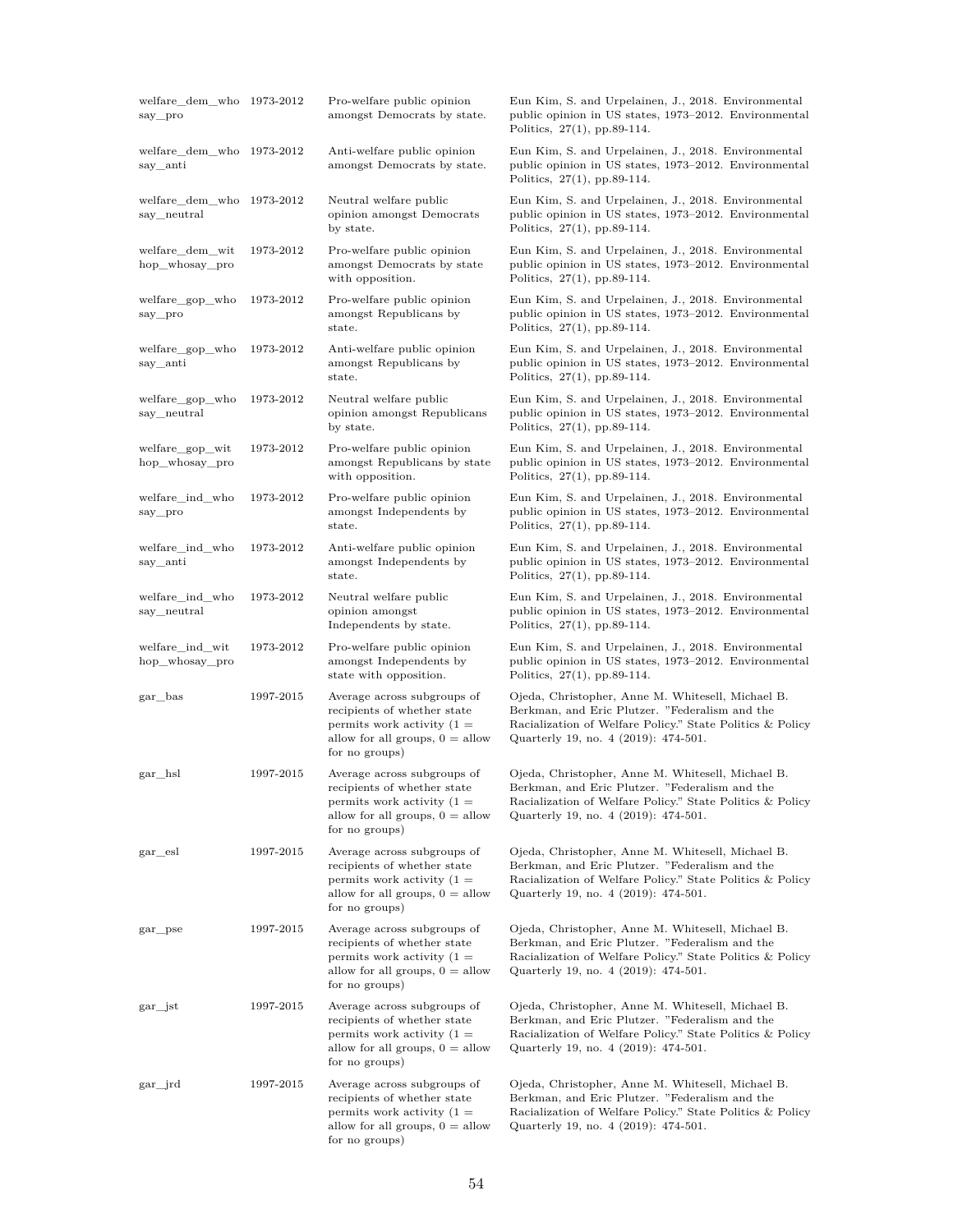| | | | |
|---|---|---|---|
| welfare_dem_whosay_pro | 1973-2012 | Pro-welfare public opinion amongst Democrats by state. | Eun Kim, S. and Urpelainen, J., 2018. Environmental public opinion in US states, 1973–2012. Environmental Politics, 27(1), pp.89-114. |
| welfare_dem_whosay_anti | 1973-2012 | Anti-welfare public opinion amongst Democrats by state. | Eun Kim, S. and Urpelainen, J., 2018. Environmental public opinion in US states, 1973–2012. Environmental Politics, 27(1), pp.89-114. |
| welfare_dem_whosay_neutral | 1973-2012 | Neutral welfare public opinion amongst Democrats by state. | Eun Kim, S. and Urpelainen, J., 2018. Environmental public opinion in US states, 1973–2012. Environmental Politics, 27(1), pp.89-114. |
| welfare_dem_withop_whosay_pro | 1973-2012 | Pro-welfare public opinion amongst Democrats by state with opposition. | Eun Kim, S. and Urpelainen, J., 2018. Environmental public opinion in US states, 1973–2012. Environmental Politics, 27(1), pp.89-114. |
| welfare_gop_whosay_pro | 1973-2012 | Pro-welfare public opinion amongst Republicans by state. | Eun Kim, S. and Urpelainen, J., 2018. Environmental public opinion in US states, 1973–2012. Environmental Politics, 27(1), pp.89-114. |
| welfare_gop_whosay_anti | 1973-2012 | Anti-welfare public opinion amongst Republicans by state. | Eun Kim, S. and Urpelainen, J., 2018. Environmental public opinion in US states, 1973–2012. Environmental Politics, 27(1), pp.89-114. |
| welfare_gop_whosay_neutral | 1973-2012 | Neutral welfare public opinion amongst Republicans by state. | Eun Kim, S. and Urpelainen, J., 2018. Environmental public opinion in US states, 1973–2012. Environmental Politics, 27(1), pp.89-114. |
| welfare_gop_withop_whosay_pro | 1973-2012 | Pro-welfare public opinion amongst Republicans by state with opposition. | Eun Kim, S. and Urpelainen, J., 2018. Environmental public opinion in US states, 1973–2012. Environmental Politics, 27(1), pp.89-114. |
| welfare_ind_whosay_pro | 1973-2012 | Pro-welfare public opinion amongst Independents by state. | Eun Kim, S. and Urpelainen, J., 2018. Environmental public opinion in US states, 1973–2012. Environmental Politics, 27(1), pp.89-114. |
| welfare_ind_whosay_anti | 1973-2012 | Anti-welfare public opinion amongst Independents by state. | Eun Kim, S. and Urpelainen, J., 2018. Environmental public opinion in US states, 1973–2012. Environmental Politics, 27(1), pp.89-114. |
| welfare_ind_whosay_neutral | 1973-2012 | Neutral welfare public opinion amongst Independents by state. | Eun Kim, S. and Urpelainen, J., 2018. Environmental public opinion in US states, 1973–2012. Environmental Politics, 27(1), pp.89-114. |
| welfare_ind_withop_whosay_pro | 1973-2012 | Pro-welfare public opinion amongst Independents by state with opposition. | Eun Kim, S. and Urpelainen, J., 2018. Environmental public opinion in US states, 1973–2012. Environmental Politics, 27(1), pp.89-114. |
| gar_bas | 1997-2015 | Average across subgroups of recipients of whether state permits work activity (1 = allow for all groups, 0 = allow for no groups) | Ojeda, Christopher, Anne M. Whitesell, Michael B. Berkman, and Eric Plutzer. "Federalism and the Racialization of Welfare Policy." State Politics & Policy Quarterly 19, no. 4 (2019): 474-501. |
| gar_hsl | 1997-2015 | Average across subgroups of recipients of whether state permits work activity (1 = allow for all groups, 0 = allow for no groups) | Ojeda, Christopher, Anne M. Whitesell, Michael B. Berkman, and Eric Plutzer. "Federalism and the Racialization of Welfare Policy." State Politics & Policy Quarterly 19, no. 4 (2019): 474-501. |
| gar_esl | 1997-2015 | Average across subgroups of recipients of whether state permits work activity (1 = allow for all groups, 0 = allow for no groups) | Ojeda, Christopher, Anne M. Whitesell, Michael B. Berkman, and Eric Plutzer. "Federalism and the Racialization of Welfare Policy." State Politics & Policy Quarterly 19, no. 4 (2019): 474-501. |
| gar_pse | 1997-2015 | Average across subgroups of recipients of whether state permits work activity (1 = allow for all groups, 0 = allow for no groups) | Ojeda, Christopher, Anne M. Whitesell, Michael B. Berkman, and Eric Plutzer. "Federalism and the Racialization of Welfare Policy." State Politics & Policy Quarterly 19, no. 4 (2019): 474-501. |
| gar_jst | 1997-2015 | Average across subgroups of recipients of whether state permits work activity (1 = allow for all groups, 0 = allow for no groups) | Ojeda, Christopher, Anne M. Whitesell, Michael B. Berkman, and Eric Plutzer. "Federalism and the Racialization of Welfare Policy." State Politics & Policy Quarterly 19, no. 4 (2019): 474-501. |
| gar_jrd | 1997-2015 | Average across subgroups of recipients of whether state permits work activity (1 = allow for all groups, 0 = allow for no groups) | Ojeda, Christopher, Anne M. Whitesell, Michael B. Berkman, and Eric Plutzer. "Federalism and the Racialization of Welfare Policy." State Politics & Policy Quarterly 19, no. 4 (2019): 474-501. |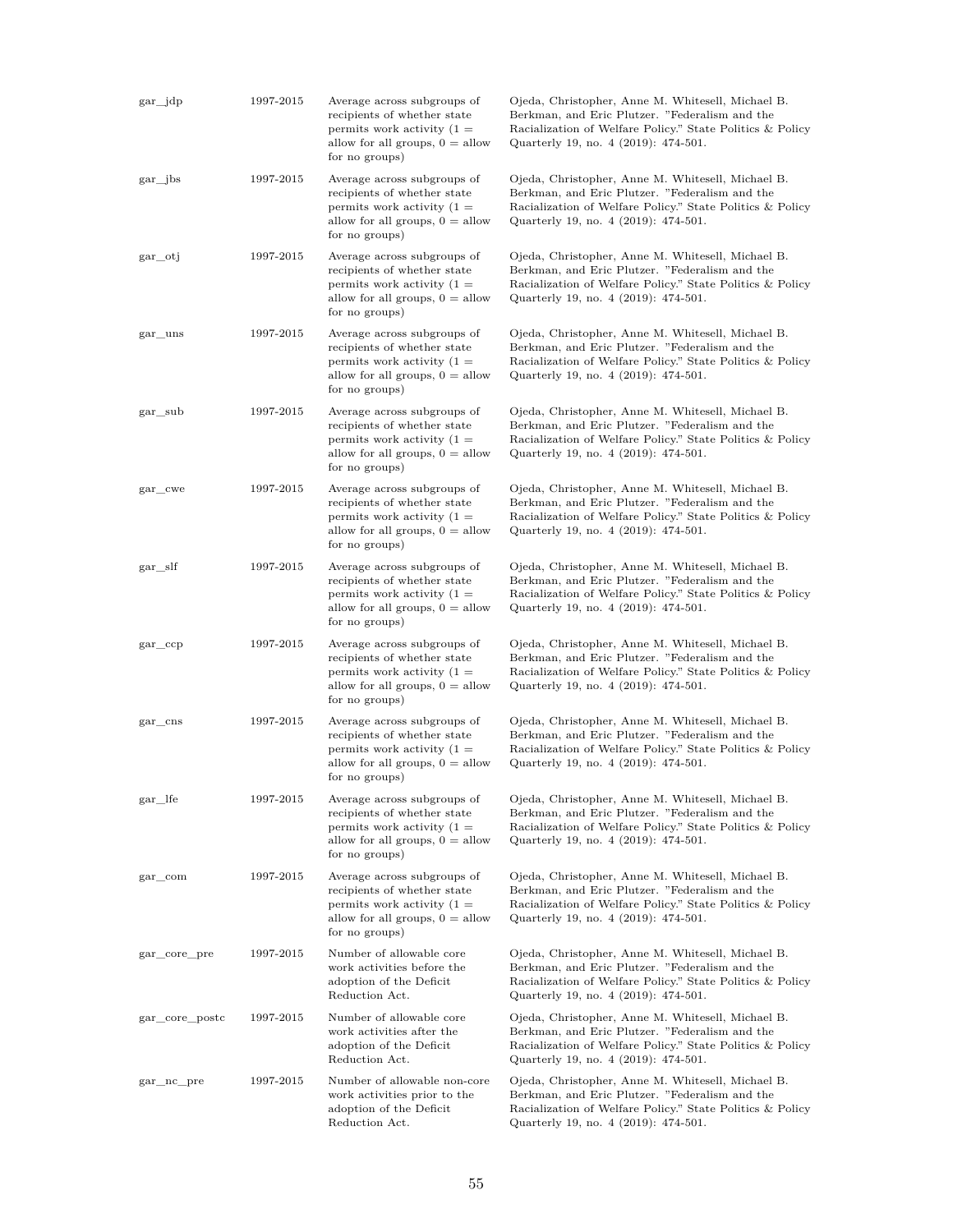| | | | |
|---|---|---|---|
| gar_jdp | 1997-2015 | Average across subgroups of recipients of whether state permits work activity (1 = allow for all groups, 0 = allow for no groups) | Ojeda, Christopher, Anne M. Whitesell, Michael B. Berkman, and Eric Plutzer. "Federalism and the Racialization of Welfare Policy." State Politics & Policy Quarterly 19, no. 4 (2019): 474-501. |
| gar_jbs | 1997-2015 | Average across subgroups of recipients of whether state permits work activity (1 = allow for all groups, 0 = allow for no groups) | Ojeda, Christopher, Anne M. Whitesell, Michael B. Berkman, and Eric Plutzer. "Federalism and the Racialization of Welfare Policy." State Politics & Policy Quarterly 19, no. 4 (2019): 474-501. |
| gar_otj | 1997-2015 | Average across subgroups of recipients of whether state permits work activity (1 = allow for all groups, 0 = allow for no groups) | Ojeda, Christopher, Anne M. Whitesell, Michael B. Berkman, and Eric Plutzer. "Federalism and the Racialization of Welfare Policy." State Politics & Policy Quarterly 19, no. 4 (2019): 474-501. |
| gar_uns | 1997-2015 | Average across subgroups of recipients of whether state permits work activity (1 = allow for all groups, 0 = allow for no groups) | Ojeda, Christopher, Anne M. Whitesell, Michael B. Berkman, and Eric Plutzer. "Federalism and the Racialization of Welfare Policy." State Politics & Policy Quarterly 19, no. 4 (2019): 474-501. |
| gar_sub | 1997-2015 | Average across subgroups of recipients of whether state permits work activity (1 = allow for all groups, 0 = allow for no groups) | Ojeda, Christopher, Anne M. Whitesell, Michael B. Berkman, and Eric Plutzer. "Federalism and the Racialization of Welfare Policy." State Politics & Policy Quarterly 19, no. 4 (2019): 474-501. |
| gar_cwe | 1997-2015 | Average across subgroups of recipients of whether state permits work activity (1 = allow for all groups, 0 = allow for no groups) | Ojeda, Christopher, Anne M. Whitesell, Michael B. Berkman, and Eric Plutzer. "Federalism and the Racialization of Welfare Policy." State Politics & Policy Quarterly 19, no. 4 (2019): 474-501. |
| gar_slf | 1997-2015 | Average across subgroups of recipients of whether state permits work activity (1 = allow for all groups, 0 = allow for no groups) | Ojeda, Christopher, Anne M. Whitesell, Michael B. Berkman, and Eric Plutzer. "Federalism and the Racialization of Welfare Policy." State Politics & Policy Quarterly 19, no. 4 (2019): 474-501. |
| gar_ccp | 1997-2015 | Average across subgroups of recipients of whether state permits work activity (1 = allow for all groups, 0 = allow for no groups) | Ojeda, Christopher, Anne M. Whitesell, Michael B. Berkman, and Eric Plutzer. "Federalism and the Racialization of Welfare Policy." State Politics & Policy Quarterly 19, no. 4 (2019): 474-501. |
| gar_cns | 1997-2015 | Average across subgroups of recipients of whether state permits work activity (1 = allow for all groups, 0 = allow for no groups) | Ojeda, Christopher, Anne M. Whitesell, Michael B. Berkman, and Eric Plutzer. "Federalism and the Racialization of Welfare Policy." State Politics & Policy Quarterly 19, no. 4 (2019): 474-501. |
| gar_lfe | 1997-2015 | Average across subgroups of recipients of whether state permits work activity (1 = allow for all groups, 0 = allow for no groups) | Ojeda, Christopher, Anne M. Whitesell, Michael B. Berkman, and Eric Plutzer. "Federalism and the Racialization of Welfare Policy." State Politics & Policy Quarterly 19, no. 4 (2019): 474-501. |
| gar_com | 1997-2015 | Average across subgroups of recipients of whether state permits work activity (1 = allow for all groups, 0 = allow for no groups) | Ojeda, Christopher, Anne M. Whitesell, Michael B. Berkman, and Eric Plutzer. "Federalism and the Racialization of Welfare Policy." State Politics & Policy Quarterly 19, no. 4 (2019): 474-501. |
| gar_core_pre | 1997-2015 | Number of allowable core work activities before the adoption of the Deficit Reduction Act. | Ojeda, Christopher, Anne M. Whitesell, Michael B. Berkman, and Eric Plutzer. "Federalism and the Racialization of Welfare Policy." State Politics & Policy Quarterly 19, no. 4 (2019): 474-501. |
| gar_core_postc | 1997-2015 | Number of allowable core work activities after the adoption of the Deficit Reduction Act. | Ojeda, Christopher, Anne M. Whitesell, Michael B. Berkman, and Eric Plutzer. "Federalism and the Racialization of Welfare Policy." State Politics & Policy Quarterly 19, no. 4 (2019): 474-501. |
| gar_nc_pre | 1997-2015 | Number of allowable non-core work activities prior to the adoption of the Deficit Reduction Act. | Ojeda, Christopher, Anne M. Whitesell, Michael B. Berkman, and Eric Plutzer. "Federalism and the Racialization of Welfare Policy." State Politics & Policy Quarterly 19, no. 4 (2019): 474-501. |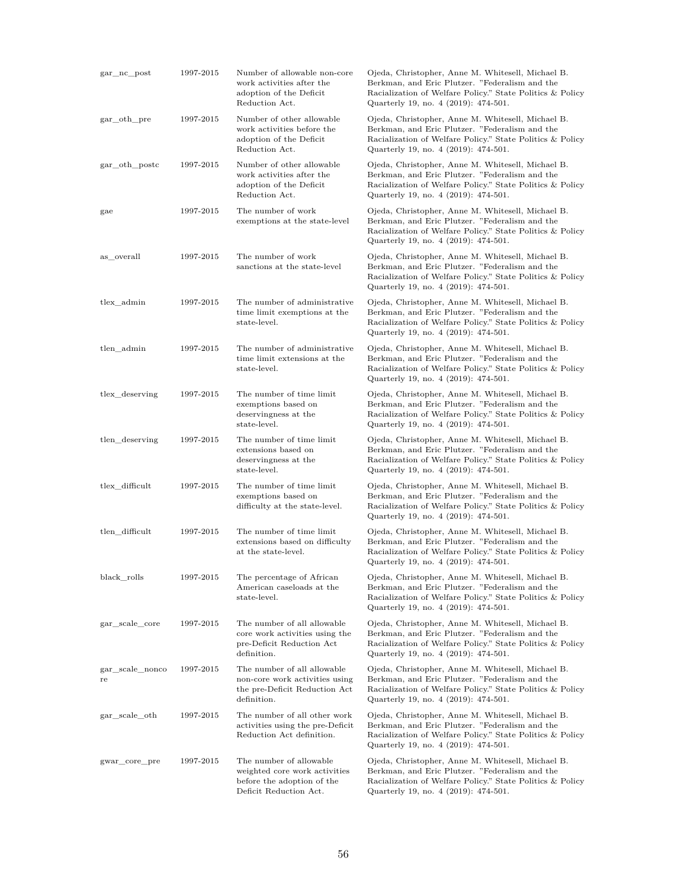| | | | |
|---|---|---|---|
| gar_nc_post | 1997-2015 | Number of allowable non-core work activities after the adoption of the Deficit Reduction Act. | Ojeda, Christopher, Anne M. Whitesell, Michael B. Berkman, and Eric Plutzer. "Federalism and the Racialization of Welfare Policy." State Politics & Policy Quarterly 19, no. 4 (2019): 474-501. |
| gar_oth_pre | 1997-2015 | Number of other allowable work activities before the adoption of the Deficit Reduction Act. | Ojeda, Christopher, Anne M. Whitesell, Michael B. Berkman, and Eric Plutzer. "Federalism and the Racialization of Welfare Policy." State Politics & Policy Quarterly 19, no. 4 (2019): 474-501. |
| gar_oth_postc | 1997-2015 | Number of other allowable work activities after the adoption of the Deficit Reduction Act. | Ojeda, Christopher, Anne M. Whitesell, Michael B. Berkman, and Eric Plutzer. "Federalism and the Racialization of Welfare Policy." State Politics & Policy Quarterly 19, no. 4 (2019): 474-501. |
| gae | 1997-2015 | The number of work exemptions at the state-level | Ojeda, Christopher, Anne M. Whitesell, Michael B. Berkman, and Eric Plutzer. "Federalism and the Racialization of Welfare Policy." State Politics & Policy Quarterly 19, no. 4 (2019): 474-501. |
| as_overall | 1997-2015 | The number of work sanctions at the state-level | Ojeda, Christopher, Anne M. Whitesell, Michael B. Berkman, and Eric Plutzer. "Federalism and the Racialization of Welfare Policy." State Politics & Policy Quarterly 19, no. 4 (2019): 474-501. |
| tlex_admin | 1997-2015 | The number of administrative time limit exemptions at the state-level. | Ojeda, Christopher, Anne M. Whitesell, Michael B. Berkman, and Eric Plutzer. "Federalism and the Racialization of Welfare Policy." State Politics & Policy Quarterly 19, no. 4 (2019): 474-501. |
| tlen_admin | 1997-2015 | The number of administrative time limit extensions at the state-level. | Ojeda, Christopher, Anne M. Whitesell, Michael B. Berkman, and Eric Plutzer. "Federalism and the Racialization of Welfare Policy." State Politics & Policy Quarterly 19, no. 4 (2019): 474-501. |
| tlex_deserving | 1997-2015 | The number of time limit exemptions based on deservingness at the state-level. | Ojeda, Christopher, Anne M. Whitesell, Michael B. Berkman, and Eric Plutzer. "Federalism and the Racialization of Welfare Policy." State Politics & Policy Quarterly 19, no. 4 (2019): 474-501. |
| tlen_deserving | 1997-2015 | The number of time limit extensions based on deservingness at the state-level. | Ojeda, Christopher, Anne M. Whitesell, Michael B. Berkman, and Eric Plutzer. "Federalism and the Racialization of Welfare Policy." State Politics & Policy Quarterly 19, no. 4 (2019): 474-501. |
| tlex_difficult | 1997-2015 | The number of time limit exemptions based on difficulty at the state-level. | Ojeda, Christopher, Anne M. Whitesell, Michael B. Berkman, and Eric Plutzer. "Federalism and the Racialization of Welfare Policy." State Politics & Policy Quarterly 19, no. 4 (2019): 474-501. |
| tlen_difficult | 1997-2015 | The number of time limit extensions based on difficulty at the state-level. | Ojeda, Christopher, Anne M. Whitesell, Michael B. Berkman, and Eric Plutzer. "Federalism and the Racialization of Welfare Policy." State Politics & Policy Quarterly 19, no. 4 (2019): 474-501. |
| black_rolls | 1997-2015 | The percentage of African American caseloads at the state-level. | Ojeda, Christopher, Anne M. Whitesell, Michael B. Berkman, and Eric Plutzer. "Federalism and the Racialization of Welfare Policy." State Politics & Policy Quarterly 19, no. 4 (2019): 474-501. |
| gar_scale_core | 1997-2015 | The number of all allowable core work activities using the pre-Deficit Reduction Act definition. | Ojeda, Christopher, Anne M. Whitesell, Michael B. Berkman, and Eric Plutzer. "Federalism and the Racialization of Welfare Policy." State Politics & Policy Quarterly 19, no. 4 (2019): 474-501. |
| gar_scale_noncore | 1997-2015 | The number of all allowable non-core work activities using the pre-Deficit Reduction Act definition. | Ojeda, Christopher, Anne M. Whitesell, Michael B. Berkman, and Eric Plutzer. "Federalism and the Racialization of Welfare Policy." State Politics & Policy Quarterly 19, no. 4 (2019): 474-501. |
| gar_scale_oth | 1997-2015 | The number of all other work activities using the pre-Deficit Reduction Act definition. | Ojeda, Christopher, Anne M. Whitesell, Michael B. Berkman, and Eric Plutzer. "Federalism and the Racialization of Welfare Policy." State Politics & Policy Quarterly 19, no. 4 (2019): 474-501. |
| gwar_core_pre | 1997-2015 | The number of allowable weighted core work activities before the adoption of the Deficit Reduction Act. | Ojeda, Christopher, Anne M. Whitesell, Michael B. Berkman, and Eric Plutzer. "Federalism and the Racialization of Welfare Policy." State Politics & Policy Quarterly 19, no. 4 (2019): 474-501. |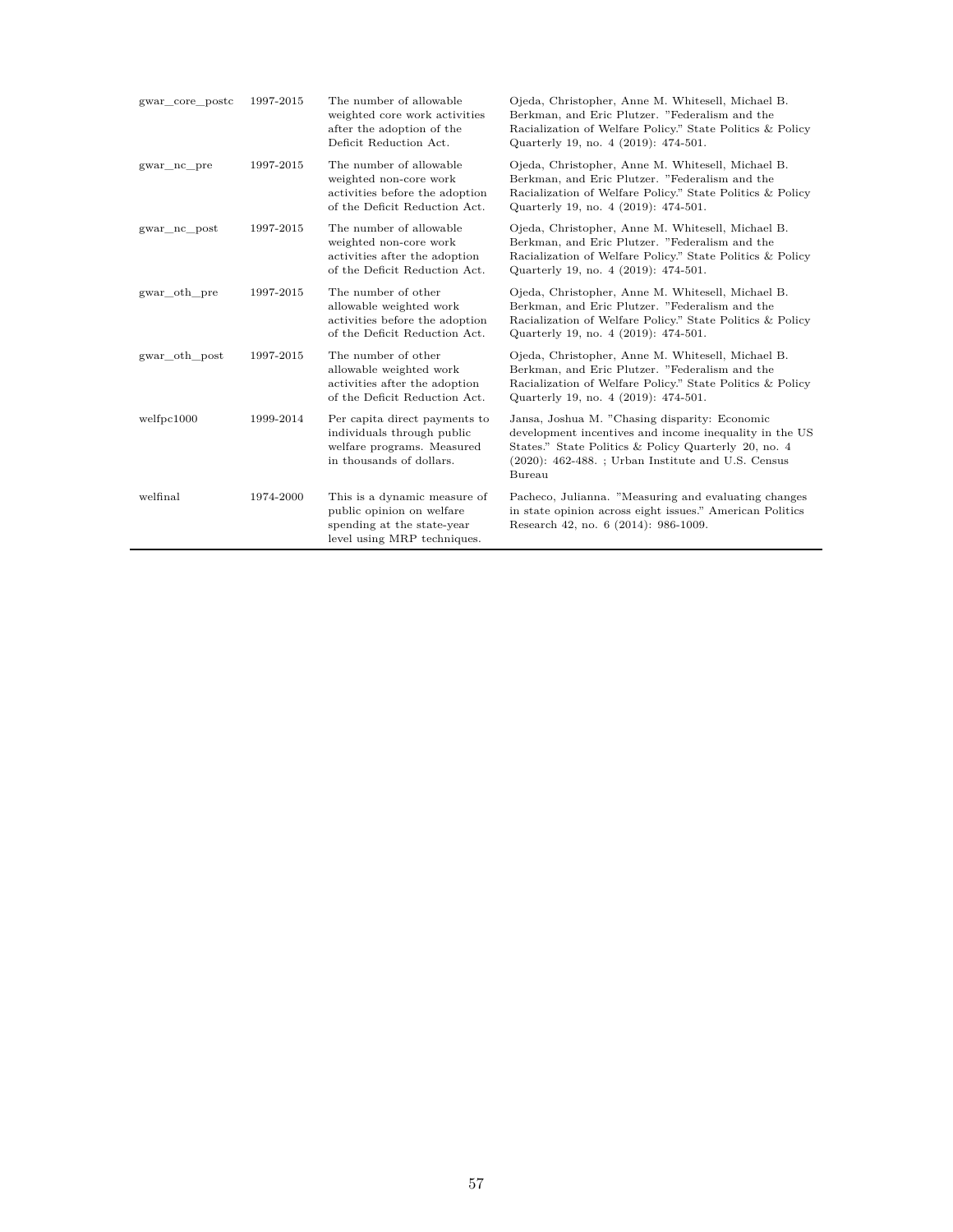| gwar_core_postc | 1997-2015 | The number of allowable weighted core work activities after the adoption of the Deficit Reduction Act. | Ojeda, Christopher, Anne M. Whitesell, Michael B. Berkman, and Eric Plutzer. "Federalism and the Racialization of Welfare Policy." State Politics & Policy Quarterly 19, no. 4 (2019): 474-501. |
|---|---|---|---|
| gwar_nc_pre | 1997-2015 | The number of allowable weighted non-core work activities before the adoption of the Deficit Reduction Act. | Ojeda, Christopher, Anne M. Whitesell, Michael B. Berkman, and Eric Plutzer. "Federalism and the Racialization of Welfare Policy." State Politics & Policy Quarterly 19, no. 4 (2019): 474-501. |
| gwar_nc_post | 1997-2015 | The number of allowable weighted non-core work activities after the adoption of the Deficit Reduction Act. | Ojeda, Christopher, Anne M. Whitesell, Michael B. Berkman, and Eric Plutzer. "Federalism and the Racialization of Welfare Policy." State Politics & Policy Quarterly 19, no. 4 (2019): 474-501. |
| gwar_oth_pre | 1997-2015 | The number of other allowable weighted work activities before the adoption of the Deficit Reduction Act. | Ojeda, Christopher, Anne M. Whitesell, Michael B. Berkman, and Eric Plutzer. "Federalism and the Racialization of Welfare Policy." State Politics & Policy Quarterly 19, no. 4 (2019): 474-501. |
| gwar_oth_post | 1997-2015 | The number of other allowable weighted work activities after the adoption of the Deficit Reduction Act. | Ojeda, Christopher, Anne M. Whitesell, Michael B. Berkman, and Eric Plutzer. "Federalism and the Racialization of Welfare Policy." State Politics & Policy Quarterly 19, no. 4 (2019): 474-501. |
| welfpc1000 | 1999-2014 | Per capita direct payments to individuals through public welfare programs. Measured in thousands of dollars. | Jansa, Joshua M. "Chasing disparity: Economic development incentives and income inequality in the US States." State Politics & Policy Quarterly 20, no. 4 (2020): 462-488. ; Urban Institute and U.S. Census Bureau |
| welfinal | 1974-2000 | This is a dynamic measure of public opinion on welfare spending at the state-year level using MRP techniques. | Pacheco, Julianna. "Measuring and evaluating changes in state opinion across eight issues." American Politics Research 42, no. 6 (2014): 986-1009. |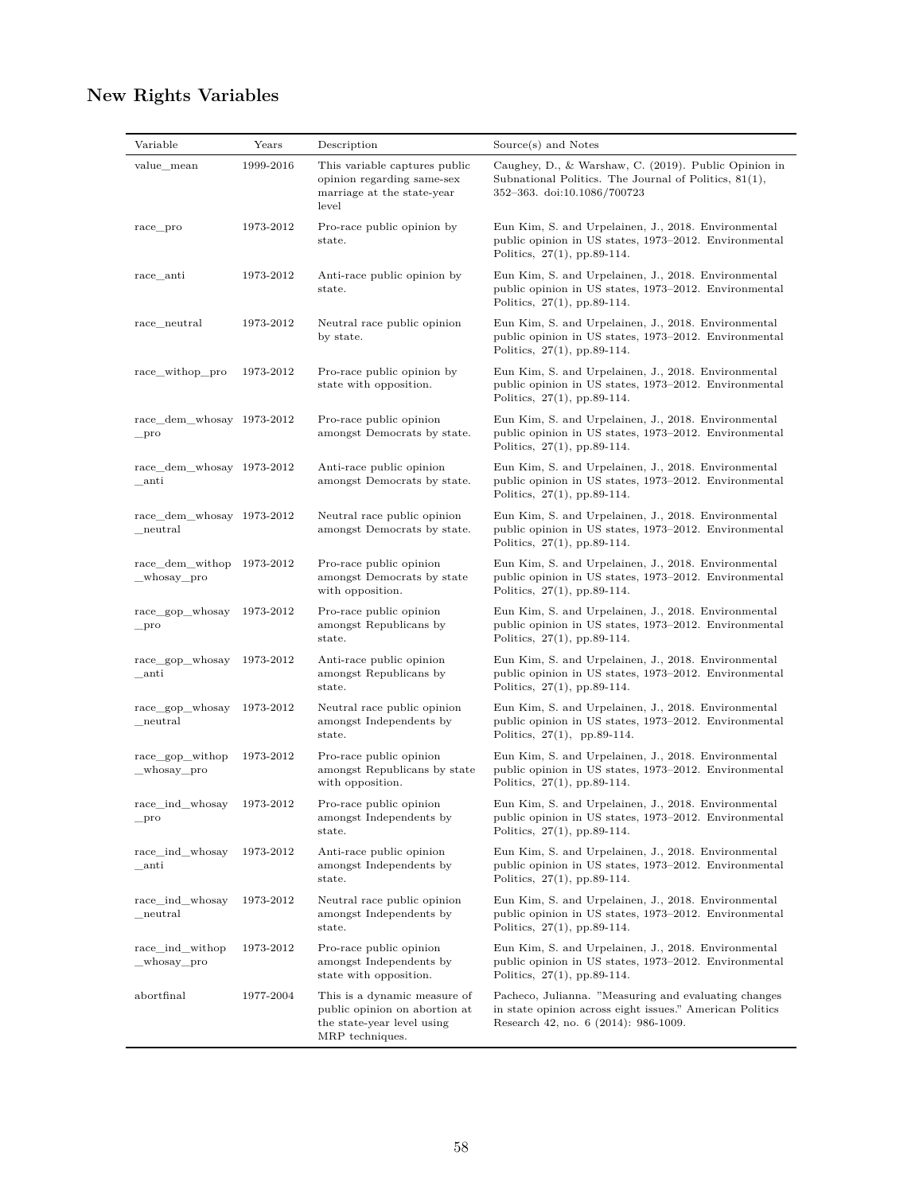## New Rights Variables

| Variable | Years | Description | Source(s) and Notes |
|---|---|---|---|
| value_mean | 1999-2016 | This variable captures public opinion regarding same-sex marriage at the state-year level | Caughey, D., & Warshaw, C. (2019). Public Opinion in Subnational Politics. The Journal of Politics, 81(1), 352–363. doi:10.1086/700723 |
| race_pro | 1973-2012 | Pro-race public opinion by state. | Eun Kim, S. and Urpelainen, J., 2018. Environmental public opinion in US states, 1973–2012. Environmental Politics, 27(1), pp.89-114. |
| race_anti | 1973-2012 | Anti-race public opinion by state. | Eun Kim, S. and Urpelainen, J., 2018. Environmental public opinion in US states, 1973–2012. Environmental Politics, 27(1), pp.89-114. |
| race_neutral | 1973-2012 | Neutral race public opinion by state. | Eun Kim, S. and Urpelainen, J., 2018. Environmental public opinion in US states, 1973–2012. Environmental Politics, 27(1), pp.89-114. |
| race_withop_pro | 1973-2012 | Pro-race public opinion by state with opposition. | Eun Kim, S. and Urpelainen, J., 2018. Environmental public opinion in US states, 1973–2012. Environmental Politics, 27(1), pp.89-114. |
| race_dem_whosay_pro | 1973-2012 | Pro-race public opinion amongst Democrats by state. | Eun Kim, S. and Urpelainen, J., 2018. Environmental public opinion in US states, 1973–2012. Environmental Politics, 27(1), pp.89-114. |
| race_dem_whosay_anti | 1973-2012 | Anti-race public opinion amongst Democrats by state. | Eun Kim, S. and Urpelainen, J., 2018. Environmental public opinion in US states, 1973–2012. Environmental Politics, 27(1), pp.89-114. |
| race_dem_whosay_neutral | 1973-2012 | Neutral race public opinion amongst Democrats by state. | Eun Kim, S. and Urpelainen, J., 2018. Environmental public opinion in US states, 1973–2012. Environmental Politics, 27(1), pp.89-114. |
| race_dem_withop_whosay_pro | 1973-2012 | Pro-race public opinion amongst Democrats by state with opposition. | Eun Kim, S. and Urpelainen, J., 2018. Environmental public opinion in US states, 1973–2012. Environmental Politics, 27(1), pp.89-114. |
| race_gop_whosay_pro | 1973-2012 | Pro-race public opinion amongst Republicans by state. | Eun Kim, S. and Urpelainen, J., 2018. Environmental public opinion in US states, 1973–2012. Environmental Politics, 27(1), pp.89-114. |
| race_gop_whosay_anti | 1973-2012 | Anti-race public opinion amongst Republicans by state. | Eun Kim, S. and Urpelainen, J., 2018. Environmental public opinion in US states, 1973–2012. Environmental Politics, 27(1), pp.89-114. |
| race_gop_whosay_neutral | 1973-2012 | Neutral race public opinion amongst Independents by state. | Eun Kim, S. and Urpelainen, J., 2018. Environmental public opinion in US states, 1973–2012. Environmental Politics, 27(1), pp.89-114. |
| race_gop_withop_whosay_pro | 1973-2012 | Pro-race public opinion amongst Republicans by state with opposition. | Eun Kim, S. and Urpelainen, J., 2018. Environmental public opinion in US states, 1973–2012. Environmental Politics, 27(1), pp.89-114. |
| race_ind_whosay_pro | 1973-2012 | Pro-race public opinion amongst Independents by state. | Eun Kim, S. and Urpelainen, J., 2018. Environmental public opinion in US states, 1973–2012. Environmental Politics, 27(1), pp.89-114. |
| race_ind_whosay_anti | 1973-2012 | Anti-race public opinion amongst Independents by state. | Eun Kim, S. and Urpelainen, J., 2018. Environmental public opinion in US states, 1973–2012. Environmental Politics, 27(1), pp.89-114. |
| race_ind_whosay_neutral | 1973-2012 | Neutral race public opinion amongst Independents by state. | Eun Kim, S. and Urpelainen, J., 2018. Environmental public opinion in US states, 1973–2012. Environmental Politics, 27(1), pp.89-114. |
| race_ind_withop_whosay_pro | 1973-2012 | Pro-race public opinion amongst Independents by state with opposition. | Eun Kim, S. and Urpelainen, J., 2018. Environmental public opinion in US states, 1973–2012. Environmental Politics, 27(1), pp.89-114. |
| abortfinal | 1977-2004 | This is a dynamic measure of public opinion on abortion at the state-year level using MRP techniques. | Pacheco, Julianna. "Measuring and evaluating changes in state opinion across eight issues." American Politics Research 42, no. 6 (2014): 986-1009. |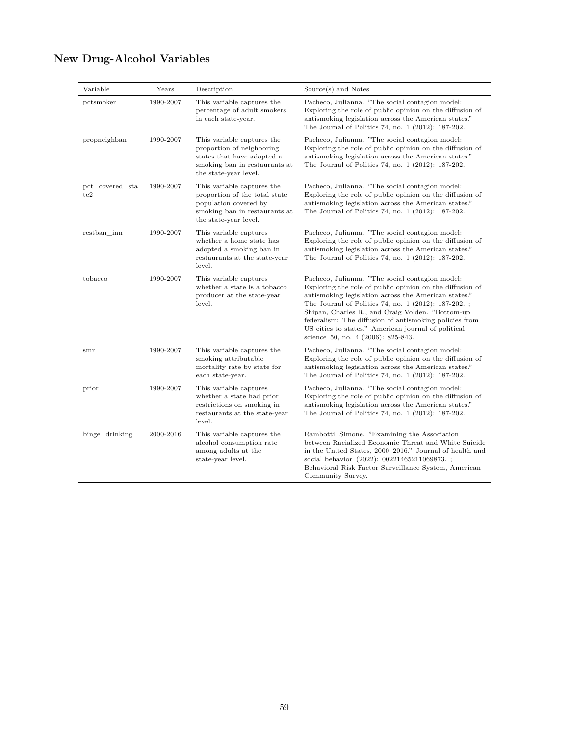## New Drug-Alcohol Variables

| Variable | Years | Description | Source(s) and Notes |
|---|---|---|---|
| pctsmoker | 1990-2007 | This variable captures the percentage of adult smokers in each state-year. | Pacheco, Julianna. "The social contagion model: Exploring the role of public opinion on the diffusion of antismoking legislation across the American states." The Journal of Politics 74, no. 1 (2012): 187-202. |
| propneighban | 1990-2007 | This variable captures the proportion of neighboring states that have adopted a smoking ban in restaurants at the state-year level. | Pacheco, Julianna. "The social contagion model: Exploring the role of public opinion on the diffusion of antismoking legislation across the American states." The Journal of Politics 74, no. 1 (2012): 187-202. |
| pct_covered_state2 | 1990-2007 | This variable captures the proportion of the total state population covered by smoking ban in restaurants at the state-year level. | Pacheco, Julianna. "The social contagion model: Exploring the role of public opinion on the diffusion of antismoking legislation across the American states." The Journal of Politics 74, no. 1 (2012): 187-202. |
| restban_inn | 1990-2007 | This variable captures whether a home state has adopted a smoking ban in restaurants at the state-year level. | Pacheco, Julianna. "The social contagion model: Exploring the role of public opinion on the diffusion of antismoking legislation across the American states." The Journal of Politics 74, no. 1 (2012): 187-202. |
| tobacco | 1990-2007 | This variable captures whether a state is a tobacco producer at the state-year level. | Pacheco, Julianna. "The social contagion model: Exploring the role of public opinion on the diffusion of antismoking legislation across the American states." The Journal of Politics 74, no. 1 (2012): 187-202. ; Shipan, Charles R., and Craig Volden. "Bottom-up federalism: The diffusion of antismoking policies from US cities to states." American journal of political science 50, no. 4 (2006): 825-843. |
| smr | 1990-2007 | This variable captures the smoking attributable mortality rate by state for each state-year. | Pacheco, Julianna. "The social contagion model: Exploring the role of public opinion on the diffusion of antismoking legislation across the American states." The Journal of Politics 74, no. 1 (2012): 187-202. |
| prior | 1990-2007 | This variable captures whether a state had prior restrictions on smoking in restaurants at the state-year level. | Pacheco, Julianna. "The social contagion model: Exploring the role of public opinion on the diffusion of antismoking legislation across the American states." The Journal of Politics 74, no. 1 (2012): 187-202. |
| binge_drinking | 2000-2016 | This variable captures the alcohol consumption rate among adults at the state-year level. | Rambotti, Simone. "Examining the Association between Racialized Economic Threat and White Suicide in the United States, 2000–2016." Journal of health and social behavior (2022): 00221465211069873. ; Behavioral Risk Factor Surveillance System, American Community Survey. |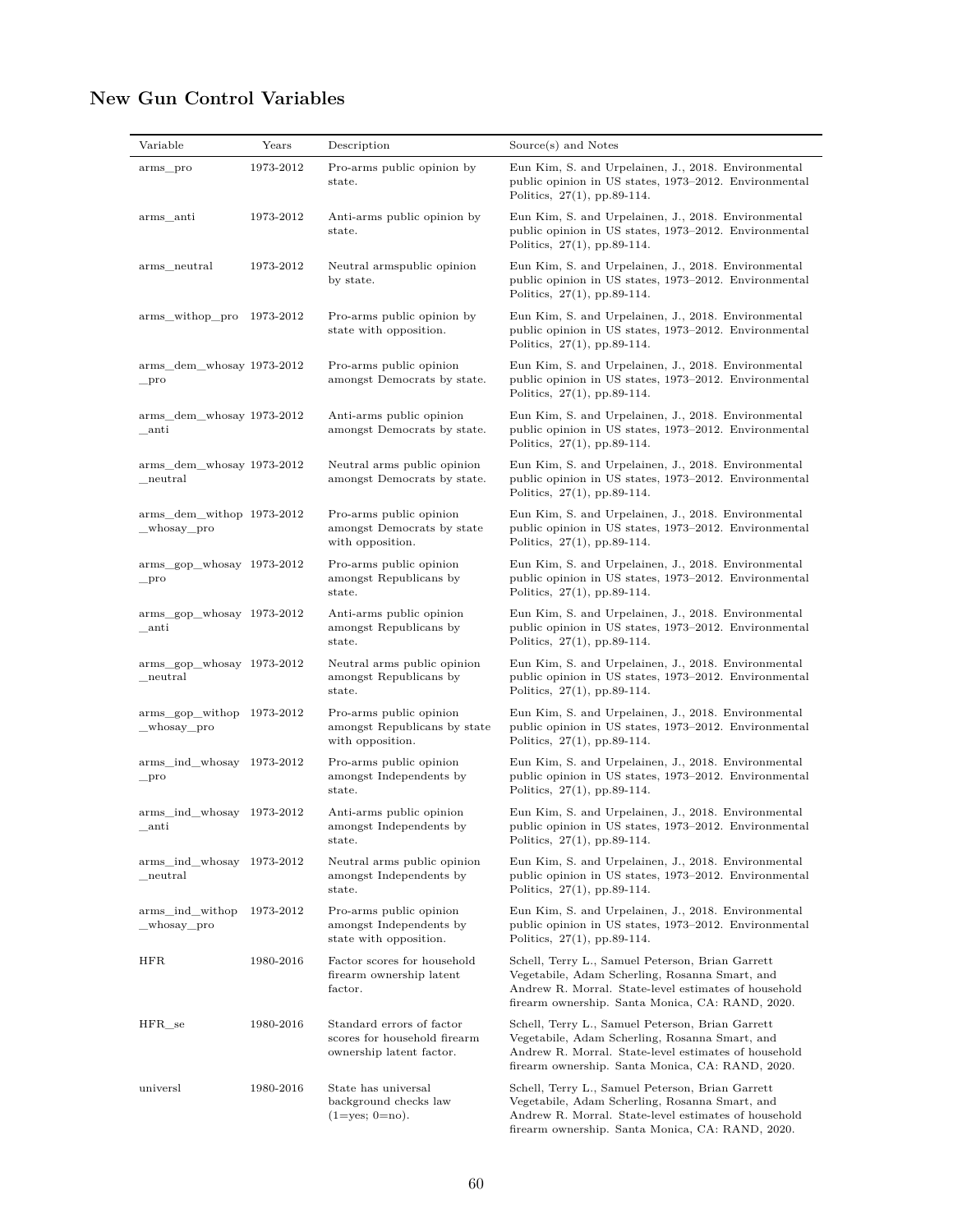## New Gun Control Variables

| Variable | Years | Description | Source(s) and Notes |
|---|---|---|---|
| arms_pro | 1973-2012 | Pro-arms public opinion by state. | Eun Kim, S. and Urpelainen, J., 2018. Environmental public opinion in US states, 1973–2012. Environmental Politics, 27(1), pp.89-114. |
| arms_anti | 1973-2012 | Anti-arms public opinion by state. | Eun Kim, S. and Urpelainen, J., 2018. Environmental public opinion in US states, 1973–2012. Environmental Politics, 27(1), pp.89-114. |
| arms_neutral | 1973-2012 | Neutral armspublic opinion by state. | Eun Kim, S. and Urpelainen, J., 2018. Environmental public opinion in US states, 1973–2012. Environmental Politics, 27(1), pp.89-114. |
| arms_withop_pro | 1973-2012 | Pro-arms public opinion by state with opposition. | Eun Kim, S. and Urpelainen, J., 2018. Environmental public opinion in US states, 1973–2012. Environmental Politics, 27(1), pp.89-114. |
| arms_dem_whosay_pro | 1973-2012 | Pro-arms public opinion amongst Democrats by state. | Eun Kim, S. and Urpelainen, J., 2018. Environmental public opinion in US states, 1973–2012. Environmental Politics, 27(1), pp.89-114. |
| arms_dem_whosay_anti | 1973-2012 | Anti-arms public opinion amongst Democrats by state. | Eun Kim, S. and Urpelainen, J., 2018. Environmental public opinion in US states, 1973–2012. Environmental Politics, 27(1), pp.89-114. |
| arms_dem_whosay_neutral | 1973-2012 | Neutral arms public opinion amongst Democrats by state. | Eun Kim, S. and Urpelainen, J., 2018. Environmental public opinion in US states, 1973–2012. Environmental Politics, 27(1), pp.89-114. |
| arms_dem_withop_whosay_pro | 1973-2012 | Pro-arms public opinion amongst Democrats by state with opposition. | Eun Kim, S. and Urpelainen, J., 2018. Environmental public opinion in US states, 1973–2012. Environmental Politics, 27(1), pp.89-114. |
| arms_gop_whosay_pro | 1973-2012 | Pro-arms public opinion amongst Republicans by state. | Eun Kim, S. and Urpelainen, J., 2018. Environmental public opinion in US states, 1973–2012. Environmental Politics, 27(1), pp.89-114. |
| arms_gop_whosay_anti | 1973-2012 | Anti-arms public opinion amongst Republicans by state. | Eun Kim, S. and Urpelainen, J., 2018. Environmental public opinion in US states, 1973–2012. Environmental Politics, 27(1), pp.89-114. |
| arms_gop_whosay_neutral | 1973-2012 | Neutral arms public opinion amongst Republicans by state. | Eun Kim, S. and Urpelainen, J., 2018. Environmental public opinion in US states, 1973–2012. Environmental Politics, 27(1), pp.89-114. |
| arms_gop_withop_whosay_pro | 1973-2012 | Pro-arms public opinion amongst Republicans by state with opposition. | Eun Kim, S. and Urpelainen, J., 2018. Environmental public opinion in US states, 1973–2012. Environmental Politics, 27(1), pp.89-114. |
| arms_ind_whosay_pro | 1973-2012 | Pro-arms public opinion amongst Independents by state. | Eun Kim, S. and Urpelainen, J., 2018. Environmental public opinion in US states, 1973–2012. Environmental Politics, 27(1), pp.89-114. |
| arms_ind_whosay_anti | 1973-2012 | Anti-arms public opinion amongst Independents by state. | Eun Kim, S. and Urpelainen, J., 2018. Environmental public opinion in US states, 1973–2012. Environmental Politics, 27(1), pp.89-114. |
| arms_ind_whosay_neutral | 1973-2012 | Neutral arms public opinion amongst Independents by state. | Eun Kim, S. and Urpelainen, J., 2018. Environmental public opinion in US states, 1973–2012. Environmental Politics, 27(1), pp.89-114. |
| arms_ind_withop_whosay_pro | 1973-2012 | Pro-arms public opinion amongst Independents by state with opposition. | Eun Kim, S. and Urpelainen, J., 2018. Environmental public opinion in US states, 1973–2012. Environmental Politics, 27(1), pp.89-114. |
| HFR | 1980-2016 | Factor scores for household firearm ownership latent factor. | Schell, Terry L., Samuel Peterson, Brian Garrett Vegetabile, Adam Scherling, Rosanna Smart, and Andrew R. Morral. State-level estimates of household firearm ownership. Santa Monica, CA: RAND, 2020. |
| HFR_se | 1980-2016 | Standard errors of factor scores for household firearm ownership latent factor. | Schell, Terry L., Samuel Peterson, Brian Garrett Vegetabile, Adam Scherling, Rosanna Smart, and Andrew R. Morral. State-level estimates of household firearm ownership. Santa Monica, CA: RAND, 2020. |
| universl | 1980-2016 | State has universal background checks law (1=yes; 0=no). | Schell, Terry L., Samuel Peterson, Brian Garrett Vegetabile, Adam Scherling, Rosanna Smart, and Andrew R. Morral. State-level estimates of household firearm ownership. Santa Monica, CA: RAND, 2020. |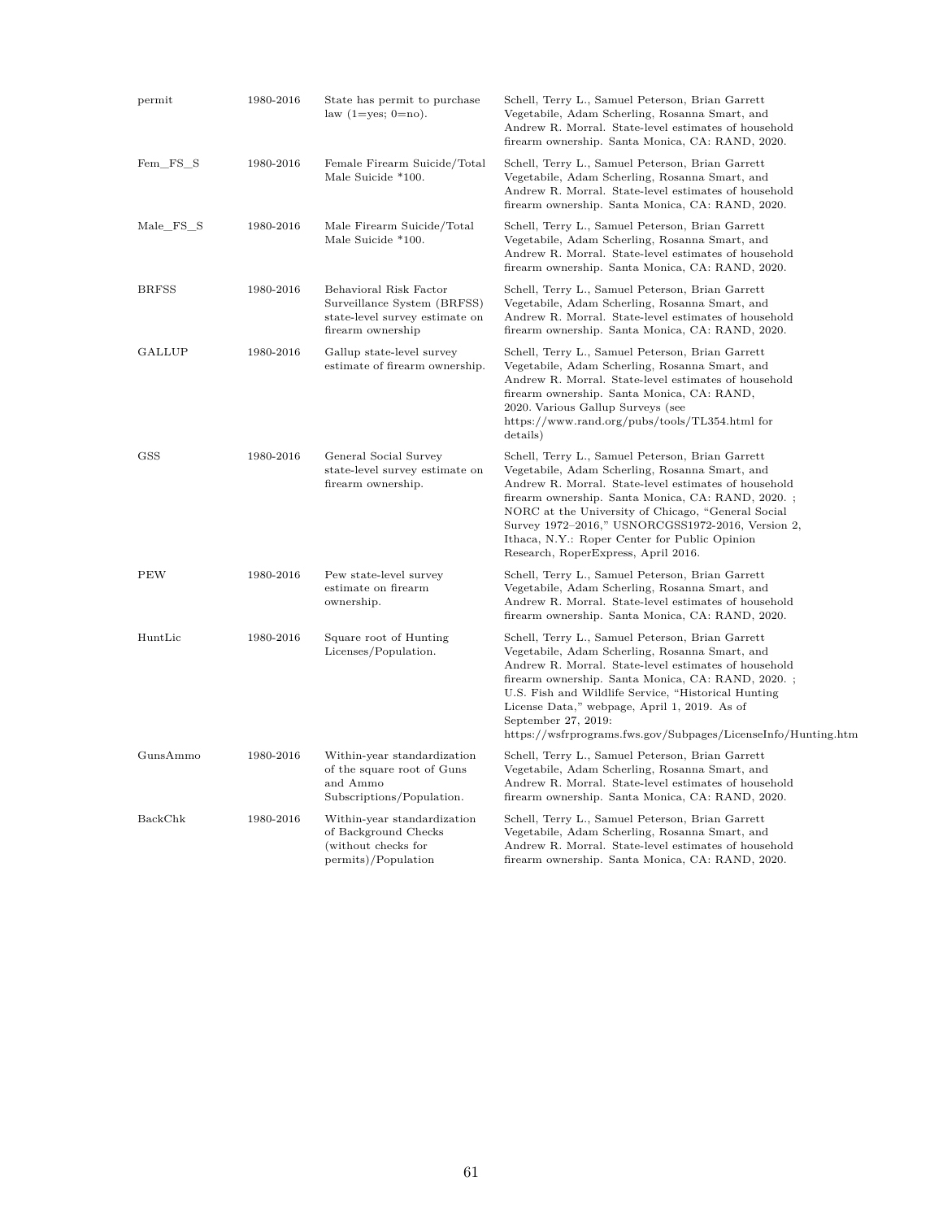| | | | |
|---|---|---|---|
| permit | 1980-2016 | State has permit to purchase law (1=yes; 0=no). | Schell, Terry L., Samuel Peterson, Brian Garrett Vegetabile, Adam Scherling, Rosanna Smart, and Andrew R. Morral. State-level estimates of household firearm ownership. Santa Monica, CA: RAND, 2020. |
| Fem_FS_S | 1980-2016 | Female Firearm Suicide/Total Male Suicide *100. | Schell, Terry L., Samuel Peterson, Brian Garrett Vegetabile, Adam Scherling, Rosanna Smart, and Andrew R. Morral. State-level estimates of household firearm ownership. Santa Monica, CA: RAND, 2020. |
| Male_FS_S | 1980-2016 | Male Firearm Suicide/Total Male Suicide *100. | Schell, Terry L., Samuel Peterson, Brian Garrett Vegetabile, Adam Scherling, Rosanna Smart, and Andrew R. Morral. State-level estimates of household firearm ownership. Santa Monica, CA: RAND, 2020. |
| BRFSS | 1980-2016 | Behavioral Risk Factor Surveillance System (BRFSS) state-level survey estimate on firearm ownership | Schell, Terry L., Samuel Peterson, Brian Garrett Vegetabile, Adam Scherling, Rosanna Smart, and Andrew R. Morral. State-level estimates of household firearm ownership. Santa Monica, CA: RAND, 2020. |
| GALLUP | 1980-2016 | Gallup state-level survey estimate of firearm ownership. | Schell, Terry L., Samuel Peterson, Brian Garrett Vegetabile, Adam Scherling, Rosanna Smart, and Andrew R. Morral. State-level estimates of household firearm ownership. Santa Monica, CA: RAND, 2020. Various Gallup Surveys (see https://www.rand.org/pubs/tools/TL354.html for details) |
| GSS | 1980-2016 | General Social Survey state-level survey estimate on firearm ownership. | Schell, Terry L., Samuel Peterson, Brian Garrett Vegetabile, Adam Scherling, Rosanna Smart, and Andrew R. Morral. State-level estimates of household firearm ownership. Santa Monica, CA: RAND, 2020. ; NORC at the University of Chicago, "General Social Survey 1972–2016," USNORCGSS1972-2016, Version 2, Ithaca, N.Y.: Roper Center for Public Opinion Research, RoperExpress, April 2016. |
| PEW | 1980-2016 | Pew state-level survey estimate on firearm ownership. | Schell, Terry L., Samuel Peterson, Brian Garrett Vegetabile, Adam Scherling, Rosanna Smart, and Andrew R. Morral. State-level estimates of household firearm ownership. Santa Monica, CA: RAND, 2020. |
| HuntLic | 1980-2016 | Square root of Hunting Licenses/Population. | Schell, Terry L., Samuel Peterson, Brian Garrett Vegetabile, Adam Scherling, Rosanna Smart, and Andrew R. Morral. State-level estimates of household firearm ownership. Santa Monica, CA: RAND, 2020. ; U.S. Fish and Wildlife Service, "Historical Hunting License Data," webpage, April 1, 2019. As of September 27, 2019: https://wsfrprograms.fws.gov/Subpages/LicenseInfo/Hunting.htm |
| GunsAmmo | 1980-2016 | Within-year standardization of the square root of Guns and Ammo Subscriptions/Population. | Schell, Terry L., Samuel Peterson, Brian Garrett Vegetabile, Adam Scherling, Rosanna Smart, and Andrew R. Morral. State-level estimates of household firearm ownership. Santa Monica, CA: RAND, 2020. |
| BackChk | 1980-2016 | Within-year standardization of Background Checks (without checks for permits)/Population | Schell, Terry L., Samuel Peterson, Brian Garrett Vegetabile, Adam Scherling, Rosanna Smart, and Andrew R. Morral. State-level estimates of household firearm ownership. Santa Monica, CA: RAND, 2020. |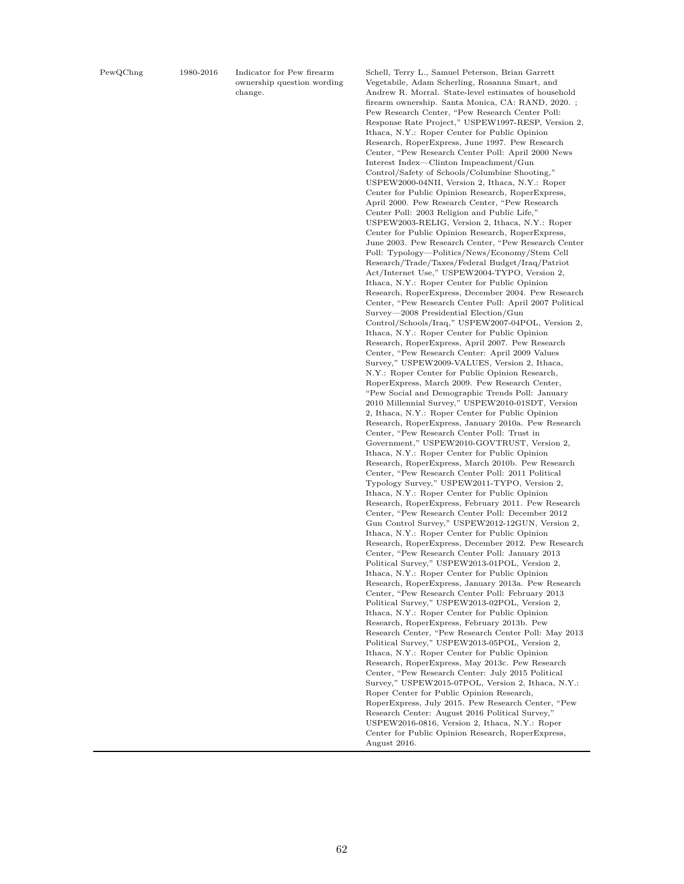| | | | |
|---|---|---|---|
| PewQChng | 1980-2016 | Indicator for Pew firearm ownership question wording change. | Schell, Terry L., Samuel Peterson, Brian Garrett Vegetabile, Adam Scherling, Rosanna Smart, and Andrew R. Morral. State-level estimates of household firearm ownership. Santa Monica, CA: RAND, 2020. ; Pew Research Center, "Pew Research Center Poll: Response Rate Project," USPEW1997-RESP, Version 2, Ithaca, N.Y.: Roper Center for Public Opinion Research, RoperExpress, June 1997. Pew Research Center, "Pew Research Center Poll: April 2000 News Interest Index—Clinton Impeachment/Gun Control/Safety of Schools/Columbine Shooting," USPEW2000-04NII, Version 2, Ithaca, N.Y.: Roper Center for Public Opinion Research, RoperExpress, April 2000. Pew Research Center, "Pew Research Center Poll: 2003 Religion and Public Life," USPEW2003-RELIG, Version 2, Ithaca, N.Y.: Roper Center for Public Opinion Research, RoperExpress, June 2003. Pew Research Center, "Pew Research Center Poll: Typology—Politics/News/Economy/Stem Cell Research/Trade/Taxes/Federal Budget/Iraq/Patriot Act/Internet Use," USPEW2004-TYPO, Version 2, Ithaca, N.Y.: Roper Center for Public Opinion Research, RoperExpress, December 2004. Pew Research Center, "Pew Research Center Poll: April 2007 Political Survey—2008 Presidential Election/Gun Control/Schools/Iraq," USPEW2007-04POL, Version 2, Ithaca, N.Y.: Roper Center for Public Opinion Research, RoperExpress, April 2007. Pew Research Center, "Pew Research Center: April 2009 Values Survey," USPEW2009-VALUES, Version 2, Ithaca, N.Y.: Roper Center for Public Opinion Research, RoperExpress, March 2009. Pew Research Center, "Pew Social and Demographic Trends Poll: January 2010 Millennial Survey," USPEW2010-01SDT, Version 2, Ithaca, N.Y.: Roper Center for Public Opinion Research, RoperExpress, January 2010a. Pew Research Center, "Pew Research Center Poll: Trust in Government," USPEW2010-GOVTRUST, Version 2, Ithaca, N.Y.: Roper Center for Public Opinion Research, RoperExpress, March 2010b. Pew Research Center, "Pew Research Center Poll: 2011 Political Typology Survey," USPEW2011-TYPO, Version 2, Ithaca, N.Y.: Roper Center for Public Opinion Research, RoperExpress, February 2011. Pew Research Center, "Pew Research Center Poll: December 2012 Gun Control Survey," USPEW2012-12GUN, Version 2, Ithaca, N.Y.: Roper Center for Public Opinion Research, RoperExpress, December 2012. Pew Research Center, "Pew Research Center Poll: January 2013 Political Survey," USPEW2013-01POL, Version 2, Ithaca, N.Y.: Roper Center for Public Opinion Research, RoperExpress, January 2013a. Pew Research Center, "Pew Research Center Poll: February 2013 Political Survey," USPEW2013-02POL, Version 2, Ithaca, N.Y.: Roper Center for Public Opinion Research, RoperExpress, February 2013b. Pew Research Center, "Pew Research Center Poll: May 2013 Political Survey," USPEW2013-05POL, Version 2, Ithaca, N.Y.: Roper Center for Public Opinion Research, RoperExpress, May 2013c. Pew Research Center, "Pew Research Center: July 2015 Political Survey," USPEW2015-07POL, Version 2, Ithaca, N.Y.: Roper Center for Public Opinion Research, RoperExpress, July 2015. Pew Research Center, "Pew Research Center: August 2016 Political Survey," USPEW2016-0816, Version 2, Ithaca, N.Y.: Roper Center for Public Opinion Research, RoperExpress, August 2016. |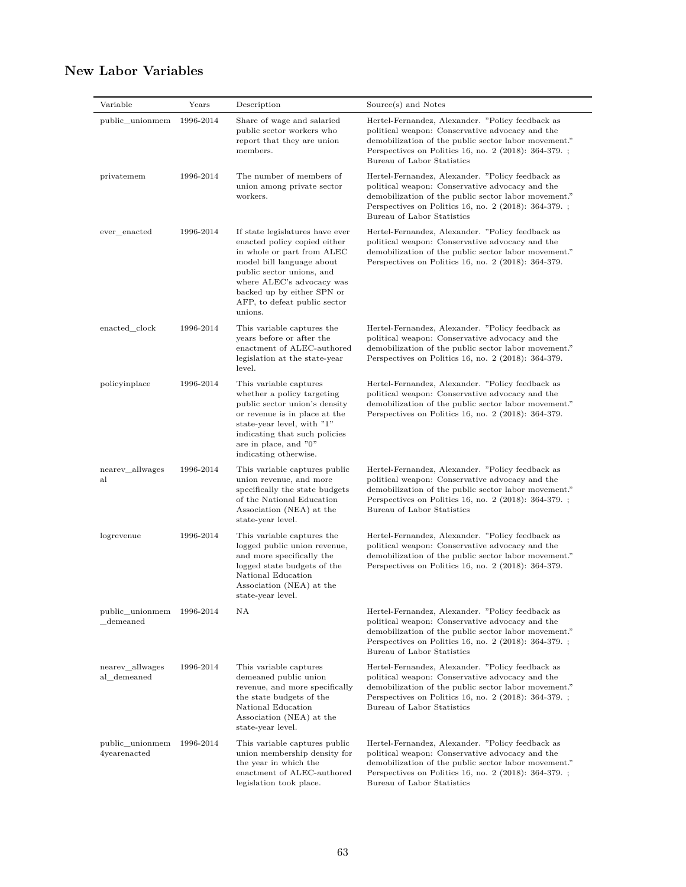## New Labor Variables

| Variable | Years | Description | Source(s) and Notes |
|---|---|---|---|
| public_unionmem | 1996-2014 | Share of wage and salaried public sector workers who report that they are union members. | Hertel-Fernandez, Alexander. "Policy feedback as political weapon: Conservative advocacy and the demobilization of the public sector labor movement." Perspectives on Politics 16, no. 2 (2018): 364-379. ; Bureau of Labor Statistics |
| privatemem | 1996-2014 | The number of members of union among private sector workers. | Hertel-Fernandez, Alexander. "Policy feedback as political weapon: Conservative advocacy and the demobilization of the public sector labor movement." Perspectives on Politics 16, no. 2 (2018): 364-379. ; Bureau of Labor Statistics |
| ever_enacted | 1996-2014 | If state legislatures have ever enacted policy copied either in whole or part from ALEC model bill language about public sector unions, and where ALEC's advocacy was backed up by either SPN or AFP, to defeat public sector unions. | Hertel-Fernandez, Alexander. "Policy feedback as political weapon: Conservative advocacy and the demobilization of the public sector labor movement." Perspectives on Politics 16, no. 2 (2018): 364-379. |
| enacted_clock | 1996-2014 | This variable captures the years before or after the enactment of ALEC-authored legislation at the state-year level. | Hertel-Fernandez, Alexander. "Policy feedback as political weapon: Conservative advocacy and the demobilization of the public sector labor movement." Perspectives on Politics 16, no. 2 (2018): 364-379. |
| policyinplace | 1996-2014 | This variable captures whether a policy targeting public sector union's density or revenue is in place at the state-year level, with "1" indicating that such policies are in place, and "0" indicating otherwise. | Hertel-Fernandez, Alexander. "Policy feedback as political weapon: Conservative advocacy and the demobilization of the public sector labor movement." Perspectives on Politics 16, no. 2 (2018): 364-379. |
| nearev_allwagesal | 1996-2014 | This variable captures public union revenue, and more specifically the state budgets of the National Education Association (NEA) at the state-year level. | Hertel-Fernandez, Alexander. "Policy feedback as political weapon: Conservative advocacy and the demobilization of the public sector labor movement." Perspectives on Politics 16, no. 2 (2018): 364-379. ; Bureau of Labor Statistics |
| logrevenue | 1996-2014 | This variable captures the logged public union revenue, and more specifically the logged state budgets of the National Education Association (NEA) at the state-year level. | Hertel-Fernandez, Alexander. "Policy feedback as political weapon: Conservative advocacy and the demobilization of the public sector labor movement." Perspectives on Politics 16, no. 2 (2018): 364-379. |
| public_unionmem_demeaned | 1996-2014 | NA | Hertel-Fernandez, Alexander. "Policy feedback as political weapon: Conservative advocacy and the demobilization of the public sector labor movement." Perspectives on Politics 16, no. 2 (2018): 364-379. ; Bureau of Labor Statistics |
| nearev_allwagesal_demeaned | 1996-2014 | This variable captures demeaned public union revenue, and more specifically the state budgets of the National Education Association (NEA) at the state-year level. | Hertel-Fernandez, Alexander. "Policy feedback as political weapon: Conservative advocacy and the demobilization of the public sector labor movement." Perspectives on Politics 16, no. 2 (2018): 364-379. ; Bureau of Labor Statistics |
| public_unionmem4yearenacted | 1996-2014 | This variable captures public union membership density for the year in which the enactment of ALEC-authored legislation took place. | Hertel-Fernandez, Alexander. "Policy feedback as political weapon: Conservative advocacy and the demobilization of the public sector labor movement." Perspectives on Politics 16, no. 2 (2018): 364-379. ; Bureau of Labor Statistics |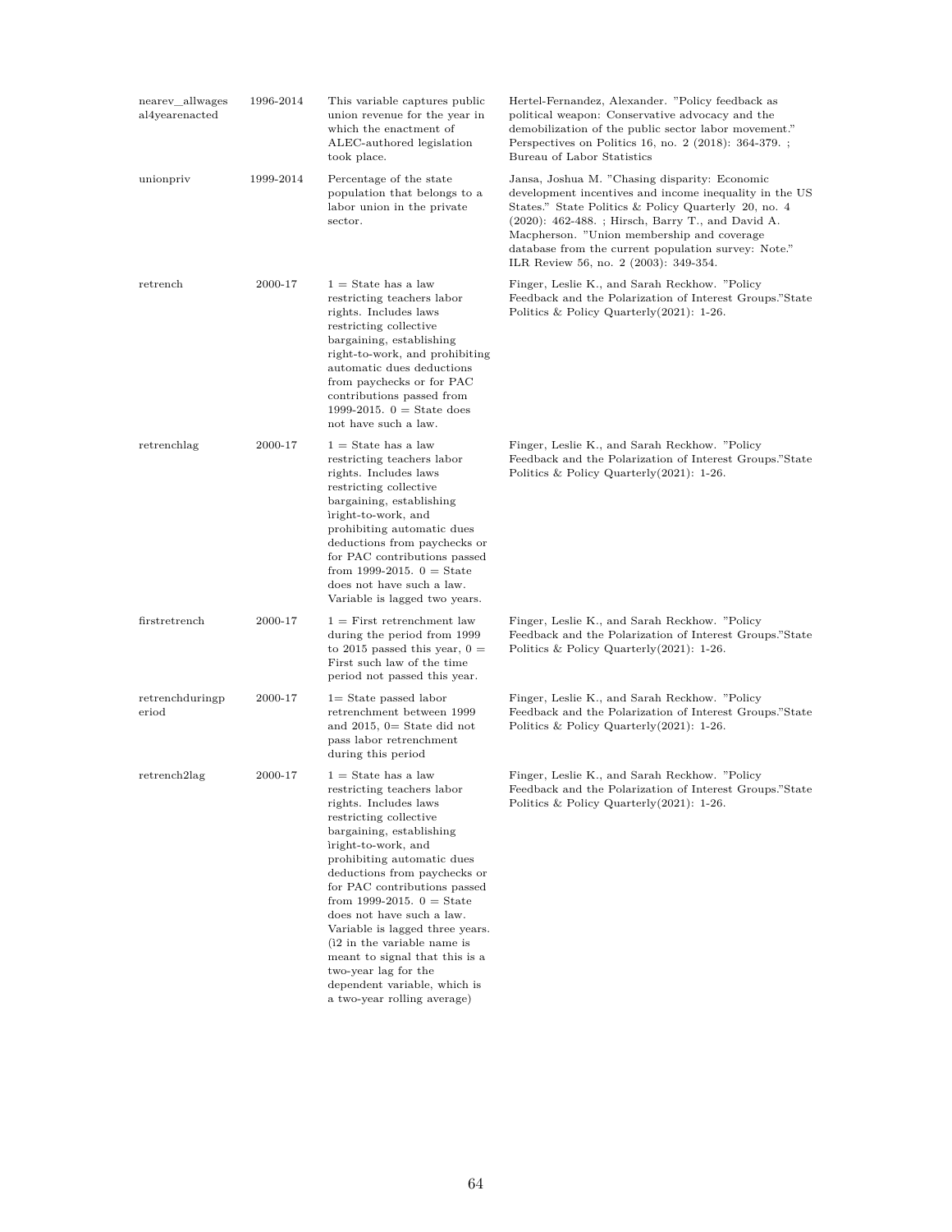| | | | |
|---|---|---|---|
| nearev_allwages al4yearenacted | 1996-2014 | This variable captures public union revenue for the year in which the enactment of ALEC-authored legislation took place. | Hertel-Fernandez, Alexander. "Policy feedback as political weapon: Conservative advocacy and the demobilization of the public sector labor movement." Perspectives on Politics 16, no. 2 (2018): 364-379. ; Bureau of Labor Statistics |
| unionpriv | 1999-2014 | Percentage of the state population that belongs to a labor union in the private sector. | Jansa, Joshua M. "Chasing disparity: Economic development incentives and income inequality in the US States." State Politics & Policy Quarterly 20, no. 4 (2020): 462-488. ; Hirsch, Barry T., and David A. Macpherson. "Union membership and coverage database from the current population survey: Note." ILR Review 56, no. 2 (2003): 349-354. |
| retrench | 2000-17 | 1 = State has a law restricting teachers labor rights. Includes laws restricting collective bargaining, establishing right-to-work, and prohibiting automatic dues deductions from paychecks or for PAC contributions passed from 1999-2015. 0 = State does not have such a law. | Finger, Leslie K., and Sarah Reckhow. "Policy Feedback and the Polarization of Interest Groups."State Politics & Policy Quarterly(2021): 1-26. |
| retrenchlag | 2000-17 | 1 = State has a law restricting teachers labor rights. Includes laws restricting collective bargaining, establishing ìright-to-work, and prohibiting automatic dues deductions from paychecks or for PAC contributions passed from 1999-2015. 0 = State does not have such a law. Variable is lagged two years. | Finger, Leslie K., and Sarah Reckhow. "Policy Feedback and the Polarization of Interest Groups."State Politics & Policy Quarterly(2021): 1-26. |
| firstretrench | 2000-17 | 1 = First retrenchment law during the period from 1999 to 2015 passed this year, 0 = First such law of the time period not passed this year. | Finger, Leslie K., and Sarah Reckhow. "Policy Feedback and the Polarization of Interest Groups."State Politics & Policy Quarterly(2021): 1-26. |
| retrenchduringp eriod | 2000-17 | 1= State passed labor retrenchment between 1999 and 2015, 0= State did not pass labor retrenchment during this period | Finger, Leslie K., and Sarah Reckhow. "Policy Feedback and the Polarization of Interest Groups."State Politics & Policy Quarterly(2021): 1-26. |
| retrench2lag | 2000-17 | 1 = State has a law restricting teachers labor rights. Includes laws restricting collective bargaining, establishing ìright-to-work, and prohibiting automatic dues deductions from paychecks or for PAC contributions passed from 1999-2015. 0 = State does not have such a law. Variable is lagged three years. (ì2 in the variable name is meant to signal that this is a two-year lag for the dependent variable, which is a two-year rolling average) | Finger, Leslie K., and Sarah Reckhow. "Policy Feedback and the Polarization of Interest Groups."State Politics & Policy Quarterly(2021): 1-26. |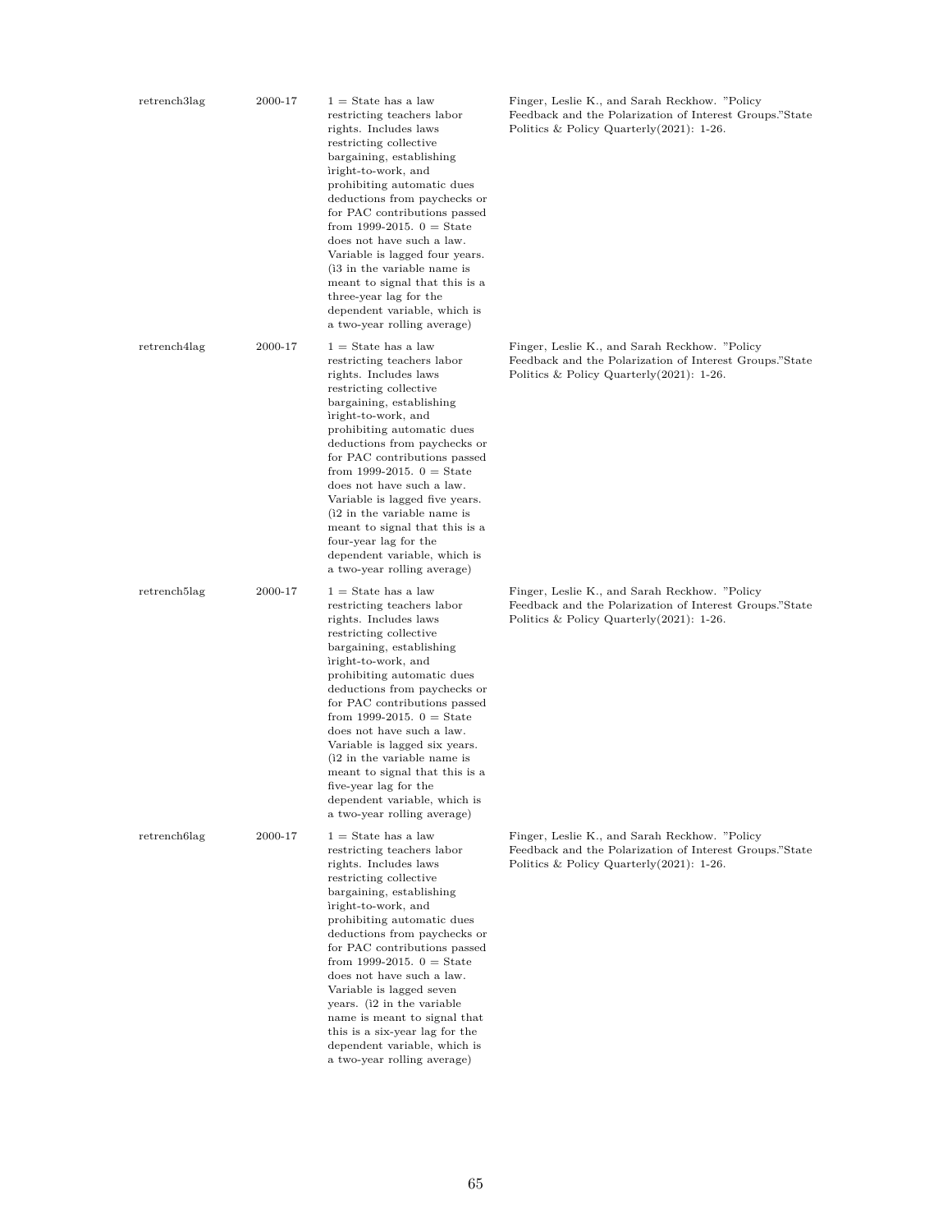| | | | |
|---|---|---|---|
| retrench3lag | 2000-17 | 1 = State has a law restricting teachers labor rights. Includes laws restricting collective bargaining, establishing ìright-to-work, and prohibiting automatic dues deductions from paychecks or for PAC contributions passed from 1999-2015. 0 = State does not have such a law. Variable is lagged four years. (ì3 in the variable name is meant to signal that this is a three-year lag for the dependent variable, which is a two-year rolling average) | Finger, Leslie K., and Sarah Reckhow. "Policy Feedback and the Polarization of Interest Groups."State Politics & Policy Quarterly(2021): 1-26. |
| retrench4lag | 2000-17 | 1 = State has a law restricting teachers labor rights. Includes laws restricting collective bargaining, establishing ìright-to-work, and prohibiting automatic dues deductions from paychecks or for PAC contributions passed from 1999-2015. 0 = State does not have such a law. Variable is lagged five years. (ì2 in the variable name is meant to signal that this is a four-year lag for the dependent variable, which is a two-year rolling average) | Finger, Leslie K., and Sarah Reckhow. "Policy Feedback and the Polarization of Interest Groups."State Politics & Policy Quarterly(2021): 1-26. |
| retrench5lag | 2000-17 | 1 = State has a law restricting teachers labor rights. Includes laws restricting collective bargaining, establishing ìright-to-work, and prohibiting automatic dues deductions from paychecks or for PAC contributions passed from 1999-2015. 0 = State does not have such a law. Variable is lagged six years. (ì2 in the variable name is meant to signal that this is a five-year lag for the dependent variable, which is a two-year rolling average) | Finger, Leslie K., and Sarah Reckhow. "Policy Feedback and the Polarization of Interest Groups."State Politics & Policy Quarterly(2021): 1-26. |
| retrench6lag | 2000-17 | 1 = State has a law restricting teachers labor rights. Includes laws restricting collective bargaining, establishing ìright-to-work, and prohibiting automatic dues deductions from paychecks or for PAC contributions passed from 1999-2015. 0 = State does not have such a law. Variable is lagged seven years. (ì2 in the variable name is meant to signal that this is a six-year lag for the dependent variable, which is a two-year rolling average) | Finger, Leslie K., and Sarah Reckhow. "Policy Feedback and the Polarization of Interest Groups."State Politics & Policy Quarterly(2021): 1-26. |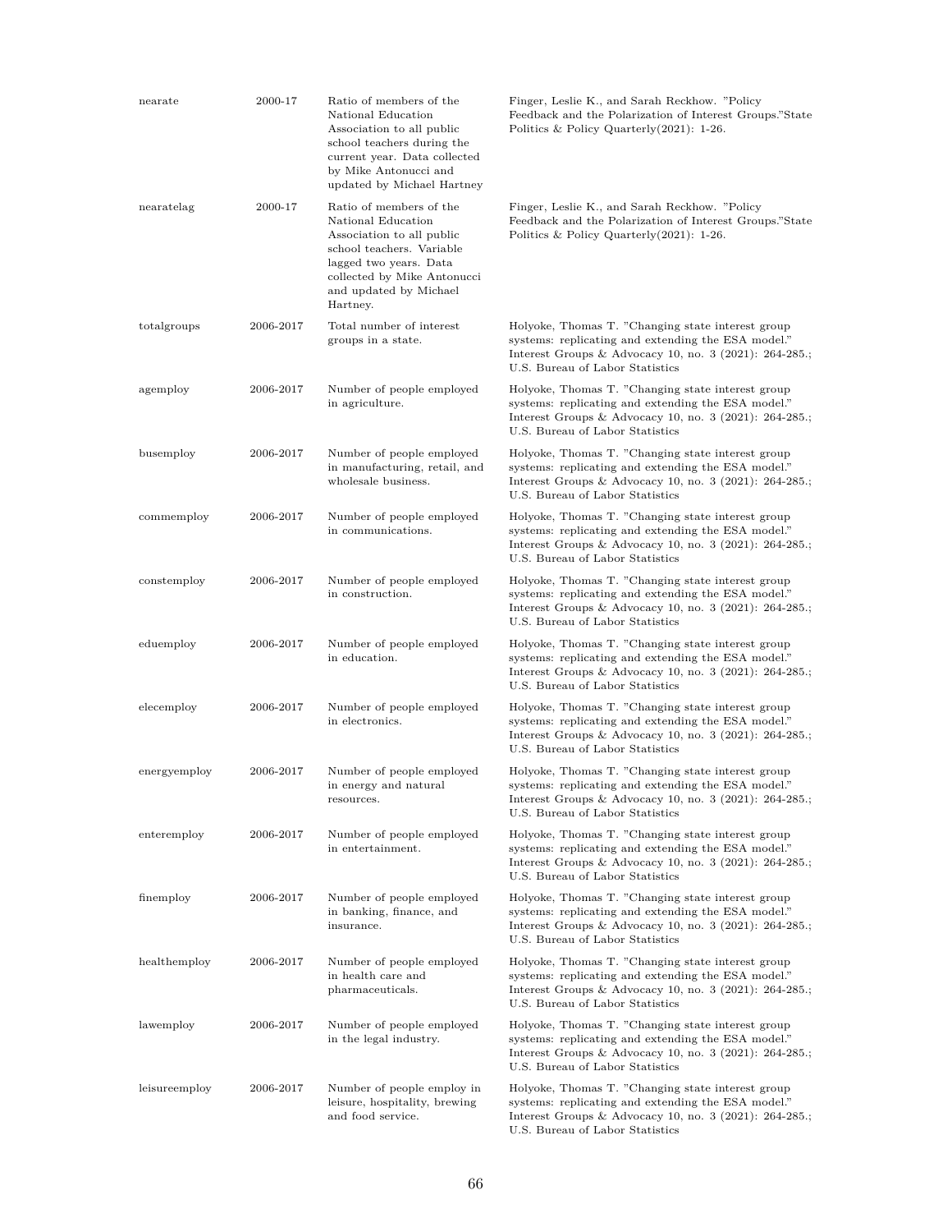| | | | |
|---|---|---|---|
| nearate | 2000-17 | Ratio of members of the National Education Association to all public school teachers during the current year. Data collected by Mike Antonucci and updated by Michael Hartney | Finger, Leslie K., and Sarah Reckhow. "Policy Feedback and the Polarization of Interest Groups."State Politics & Policy Quarterly(2021): 1-26. |
| nearatelag | 2000-17 | Ratio of members of the National Education Association to all public school teachers. Variable lagged two years. Data collected by Mike Antonucci and updated by Michael Hartney. | Finger, Leslie K., and Sarah Reckhow. "Policy Feedback and the Polarization of Interest Groups."State Politics & Policy Quarterly(2021): 1-26. |
| totalgroups | 2006-2017 | Total number of interest groups in a state. | Holyoke, Thomas T. "Changing state interest group systems: replicating and extending the ESA model." Interest Groups & Advocacy 10, no. 3 (2021): 264-285.; U.S. Bureau of Labor Statistics |
| agemploy | 2006-2017 | Number of people employed in agriculture. | Holyoke, Thomas T. "Changing state interest group systems: replicating and extending the ESA model." Interest Groups & Advocacy 10, no. 3 (2021): 264-285.; U.S. Bureau of Labor Statistics |
| busemploy | 2006-2017 | Number of people employed in manufacturing, retail, and wholesale business. | Holyoke, Thomas T. "Changing state interest group systems: replicating and extending the ESA model." Interest Groups & Advocacy 10, no. 3 (2021): 264-285.; U.S. Bureau of Labor Statistics |
| commemploy | 2006-2017 | Number of people employed in communications. | Holyoke, Thomas T. "Changing state interest group systems: replicating and extending the ESA model." Interest Groups & Advocacy 10, no. 3 (2021): 264-285.; U.S. Bureau of Labor Statistics |
| constemploy | 2006-2017 | Number of people employed in construction. | Holyoke, Thomas T. "Changing state interest group systems: replicating and extending the ESA model." Interest Groups & Advocacy 10, no. 3 (2021): 264-285.; U.S. Bureau of Labor Statistics |
| eduemploy | 2006-2017 | Number of people employed in education. | Holyoke, Thomas T. "Changing state interest group systems: replicating and extending the ESA model." Interest Groups & Advocacy 10, no. 3 (2021): 264-285.; U.S. Bureau of Labor Statistics |
| elecemploy | 2006-2017 | Number of people employed in electronics. | Holyoke, Thomas T. "Changing state interest group systems: replicating and extending the ESA model." Interest Groups & Advocacy 10, no. 3 (2021): 264-285.; U.S. Bureau of Labor Statistics |
| energyemploy | 2006-2017 | Number of people employed in energy and natural resources. | Holyoke, Thomas T. "Changing state interest group systems: replicating and extending the ESA model." Interest Groups & Advocacy 10, no. 3 (2021): 264-285.; U.S. Bureau of Labor Statistics |
| enteremploy | 2006-2017 | Number of people employed in entertainment. | Holyoke, Thomas T. "Changing state interest group systems: replicating and extending the ESA model." Interest Groups & Advocacy 10, no. 3 (2021): 264-285.; U.S. Bureau of Labor Statistics |
| finemploy | 2006-2017 | Number of people employed in banking, finance, and insurance. | Holyoke, Thomas T. "Changing state interest group systems: replicating and extending the ESA model." Interest Groups & Advocacy 10, no. 3 (2021): 264-285.; U.S. Bureau of Labor Statistics |
| healthemploy | 2006-2017 | Number of people employed in health care and pharmaceuticals. | Holyoke, Thomas T. "Changing state interest group systems: replicating and extending the ESA model." Interest Groups & Advocacy 10, no. 3 (2021): 264-285.; U.S. Bureau of Labor Statistics |
| lawemploy | 2006-2017 | Number of people employed in the legal industry. | Holyoke, Thomas T. "Changing state interest group systems: replicating and extending the ESA model." Interest Groups & Advocacy 10, no. 3 (2021): 264-285.; U.S. Bureau of Labor Statistics |
| leisureemploy | 2006-2017 | Number of people employ in leisure, hospitality, brewing and food service. | Holyoke, Thomas T. "Changing state interest group systems: replicating and extending the ESA model." Interest Groups & Advocacy 10, no. 3 (2021): 264-285.; U.S. Bureau of Labor Statistics |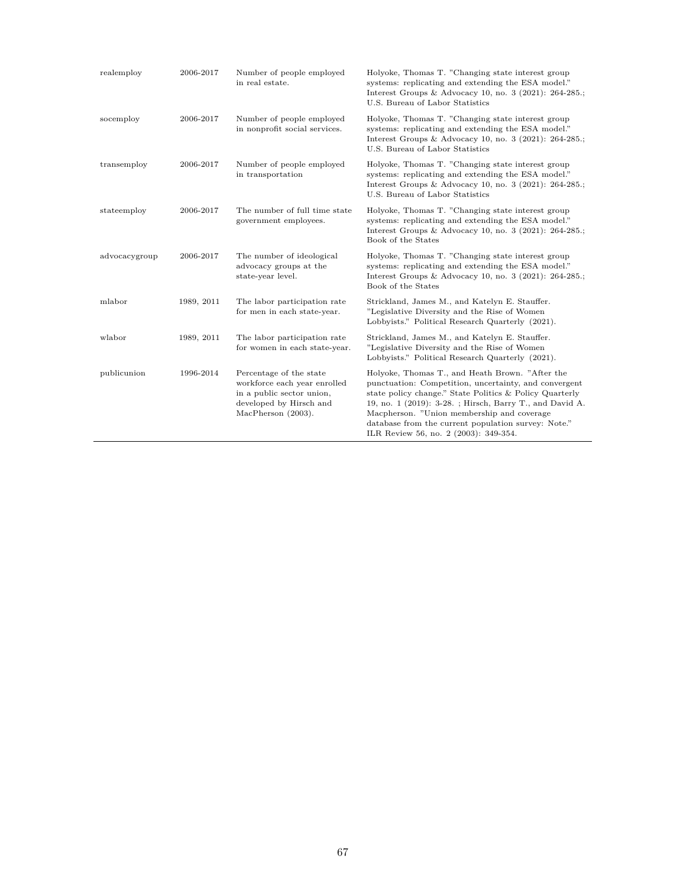| | | | |
|---|---|---|---|
| realemploy | 2006-2017 | Number of people employed in real estate. | Holyoke, Thomas T. "Changing state interest group systems: replicating and extending the ESA model." Interest Groups & Advocacy 10, no. 3 (2021): 264-285.; U.S. Bureau of Labor Statistics |
| socemploy | 2006-2017 | Number of people employed in nonprofit social services. | Holyoke, Thomas T. "Changing state interest group systems: replicating and extending the ESA model." Interest Groups & Advocacy 10, no. 3 (2021): 264-285.; U.S. Bureau of Labor Statistics |
| transemploy | 2006-2017 | Number of people employed in transportation | Holyoke, Thomas T. "Changing state interest group systems: replicating and extending the ESA model." Interest Groups & Advocacy 10, no. 3 (2021): 264-285.; U.S. Bureau of Labor Statistics |
| stateemploy | 2006-2017 | The number of full time state government employees. | Holyoke, Thomas T. "Changing state interest group systems: replicating and extending the ESA model." Interest Groups & Advocacy 10, no. 3 (2021): 264-285.; Book of the States |
| advocacygroup | 2006-2017 | The number of ideological advocacy groups at the state-year level. | Holyoke, Thomas T. "Changing state interest group systems: replicating and extending the ESA model." Interest Groups & Advocacy 10, no. 3 (2021): 264-285.; Book of the States |
| mlabor | 1989, 2011 | The labor participation rate for men in each state-year. | Strickland, James M., and Katelyn E. Stauffer. "Legislative Diversity and the Rise of Women Lobbyists." Political Research Quarterly (2021). |
| wlabor | 1989, 2011 | The labor participation rate for women in each state-year. | Strickland, James M., and Katelyn E. Stauffer. "Legislative Diversity and the Rise of Women Lobbyists." Political Research Quarterly (2021). |
| publicunion | 1996-2014 | Percentage of the state workforce each year enrolled in a public sector union, developed by Hirsch and MacPherson (2003). | Holyoke, Thomas T., and Heath Brown. "After the punctuation: Competition, uncertainty, and convergent state policy change." State Politics & Policy Quarterly 19, no. 1 (2019): 3-28. ; Hirsch, Barry T., and David A. Macpherson. "Union membership and coverage database from the current population survey: Note." ILR Review 56, no. 2 (2003): 349-354. |